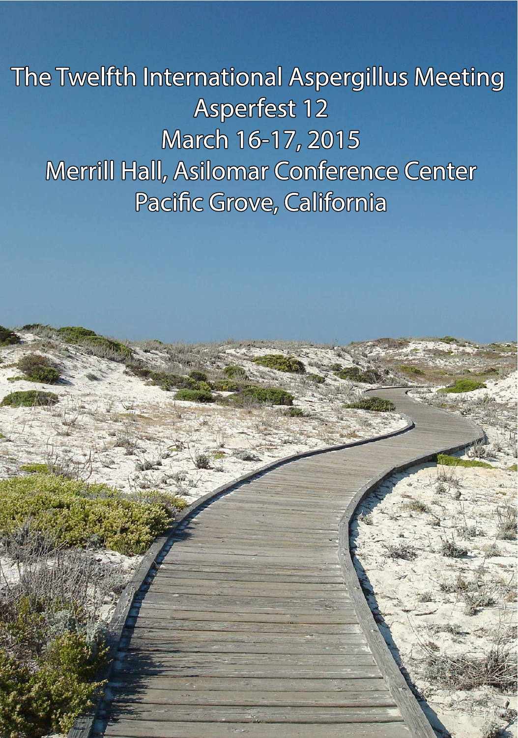# The Twelfth International Aspergillus Meeting

## Asperfest 12

March 16-17, 2015

Merrill Hall, Asilomar Conference Center

Pacific Grove, California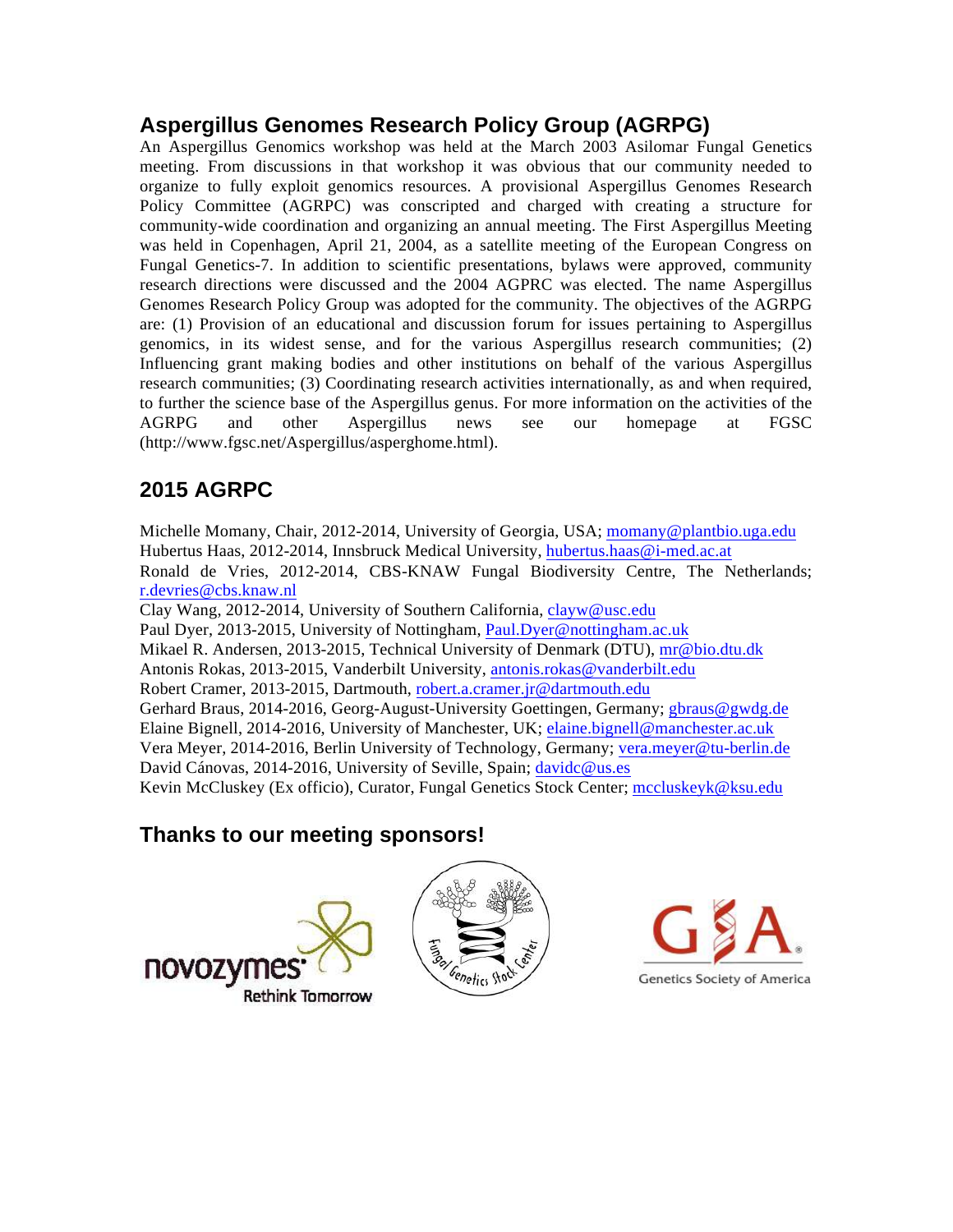## Aspergillus Genomes Research Policy Group (AGRPG)

An Aspergillus Genomics workshop was held at the March 2003 Asilomar Fungal Genetics meeting. From discussions in that workshop it was obvious that our community needed to organize to fully exploit genomics resources. A provisional Aspergillus Genomes Research Policy Committee (AGRPC) was conscripted and charged with creating a structure for community-wide coordination and organizing an annual meeting. The First Aspergillus Meeting was held in Copenhagen, April 21, 2004, as a satellite meeting of the European Congress on Fungal Genetics-7. In addition to scientific presentations, bylaws were approved, community research directions were discussed and the 2004 AGPRC was elected. The name Aspergillus Genomes Research Policy Group was adopted for the community. The objectives of the AGRPG are: (1) Provision of an educational and discussion forum for issues pertaining to Aspergillus genomics, in its widest sense, and for the various Aspergillus research communities; (2) Influencing grant making bodies and other institutions on behalf of the various Aspergillus research communities; (3) Coordinating research activities internationally, as and when required, to further the science base of the Aspergillus genus. For more information on the activities of the AGRPG and other Aspergillus news see our homepage at FGSC (http://www.fgsc.net/Aspergillus/asperghome.html).

## 2015 AGRPC

Michelle Momany, Chair, 2012-2014, University of Georgia, USA; momany@plantbio.uga.edu
Hubertus Haas, 2012-2014, Innsbruck Medical University, hubertus.haas@i-med.ac.at
Ronald de Vries, 2012-2014, CBS-KNAW Fungal Biodiversity Centre, The Netherlands; r.devries@cbs.knaw.nl
Clay Wang, 2012-2014, University of Southern California, clayw@usc.edu
Paul Dyer, 2013-2015, University of Nottingham, Paul.Dyer@nottingham.ac.uk
Mikael R. Andersen, 2013-2015, Technical University of Denmark (DTU), mr@bio.dtu.dk
Antonis Rokas, 2013-2015, Vanderbilt University, antonis.rokas@vanderbilt.edu
Robert Cramer, 2013-2015, Dartmouth, robert.a.cramer.jr@dartmouth.edu
Gerhard Braus, 2014-2016, Georg-August-University Goettingen, Germany; gbraus@gwdg.de
Elaine Bignell, 2014-2016, University of Manchester, UK; elaine.bignell@manchester.ac.uk
Vera Meyer, 2014-2016, Berlin University of Technology, Germany; vera.meyer@tu-berlin.de
David Cánovas, 2014-2016, University of Seville, Spain; davidc@us.es
Kevin McCluskey (Ex officio), Curator, Fungal Genetics Stock Center; mccluskeyk@ksu.edu

## Thanks to our meeting sponsors!

novozymes Rethink Tomorrow

Fungal Genetics Stock Center

GSA Genetics Society of America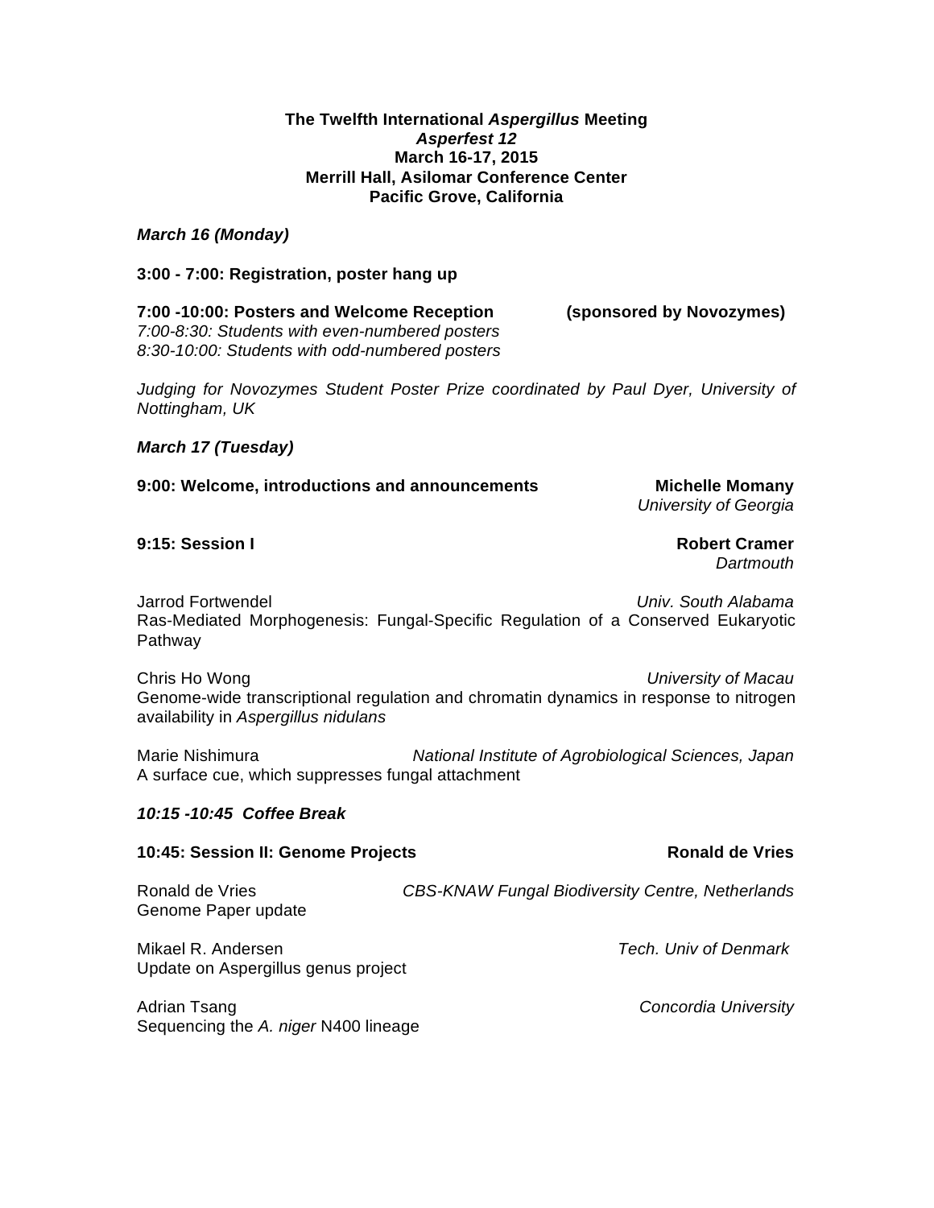**The Twelfth International *Aspergillus* Meeting**
***Asperfest 12***
**March 16-17, 2015**
**Merrill Hall, Asilomar Conference Center**
**Pacific Grove, California**

***March 16 (Monday)***

**3:00 - 7:00: Registration, poster hang up**

**7:00 -10:00: Posters and Welcome Reception (sponsored by Novozymes)**
*7:00-8:30: Students with even-numbered posters*
*8:30-10:00: Students with odd-numbered posters*

*Judging for Novozymes Student Poster Prize coordinated by Paul Dyer, University of Nottingham, UK*

***March 17 (Tuesday)***

**9:00: Welcome, introductions and announcements** — **Michelle Momany**, *University of Georgia*

**9:15: Session I** — **Robert Cramer**, *Dartmouth*

Jarrod Fortwendel — *Univ. South Alabama*
Ras-Mediated Morphogenesis: Fungal-Specific Regulation of a Conserved Eukaryotic Pathway

Chris Ho Wong — *University of Macau*
Genome-wide transcriptional regulation and chromatin dynamics in response to nitrogen availability in *Aspergillus nidulans*

Marie Nishimura — *National Institute of Agrobiological Sciences, Japan*
A surface cue, which suppresses fungal attachment

***10:15 -10:45 Coffee Break***

**10:45: Session II: Genome Projects** — **Ronald de Vries**

Ronald de Vries — *CBS-KNAW Fungal Biodiversity Centre, Netherlands*
Genome Paper update

Mikael R. Andersen — *Tech. Univ of Denmark*
Update on Aspergillus genus project

Adrian Tsang — *Concordia University*
Sequencing the *A. niger* N400 lineage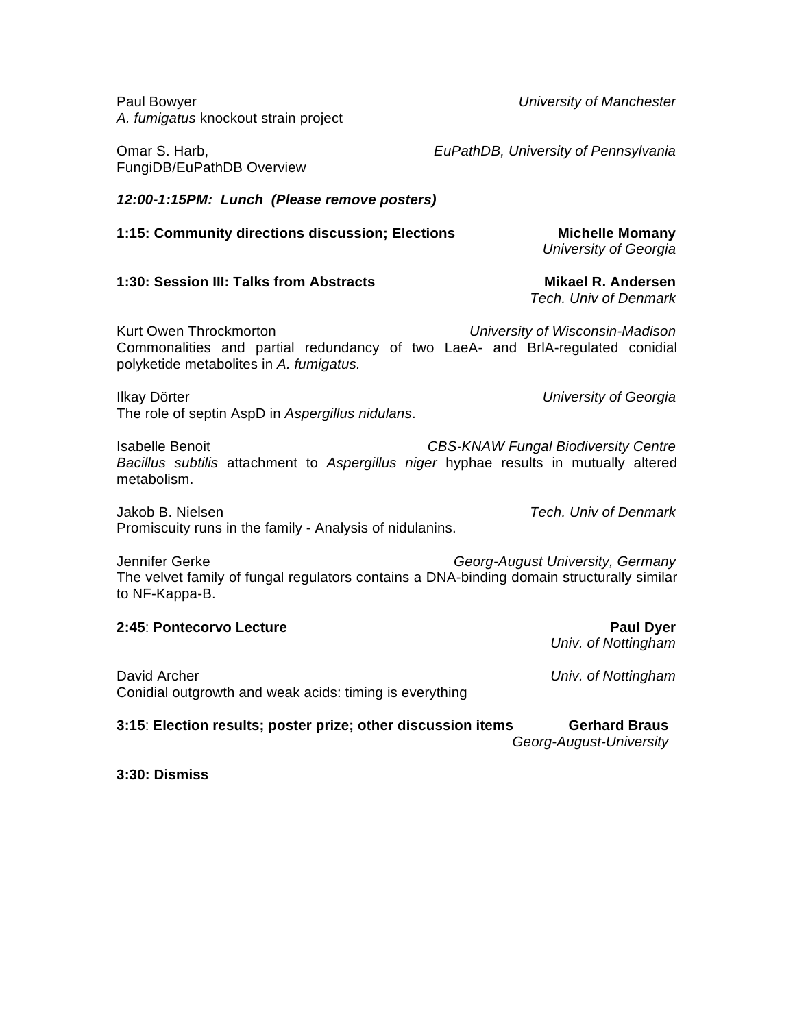Paul Bowyer *University of Manchester*
*A. fumigatus* knockout strain project

Omar S. Harb, *EuPathDB, University of Pennsylvania*
FungiDB/EuPathDB Overview

***12:00-1:15PM: Lunch (Please remove posters)***

**1:15: Community directions discussion; Elections** **Michelle Momany**
*University of Georgia*

**1:30: Session III: Talks from Abstracts** **Mikael R. Andersen**
*Tech. Univ of Denmark*

Kurt Owen Throckmorton *University of Wisconsin-Madison*
Commonalities and partial redundancy of two LaeA- and BrlA-regulated conidial polyketide metabolites in *A. fumigatus.*

Ilkay Dörter *University of Georgia*
The role of septin AspD in *Aspergillus nidulans*.

Isabelle Benoit *CBS-KNAW Fungal Biodiversity Centre*
*Bacillus subtilis* attachment to *Aspergillus niger* hyphae results in mutually altered metabolism.

Jakob B. Nielsen *Tech. Univ of Denmark*
Promiscuity runs in the family - Analysis of nidulanins.

Jennifer Gerke *Georg-August University, Germany*
The velvet family of fungal regulators contains a DNA-binding domain structurally similar to NF-Kappa-B.

**2:45**: **Pontecorvo Lecture** **Paul Dyer**
*Univ. of Nottingham*

David Archer *Univ. of Nottingham*
Conidial outgrowth and weak acids: timing is everything

**3:15**: **Election results; poster prize; other discussion items** **Gerhard Braus**
*Georg-August-University*

**3:30: Dismiss**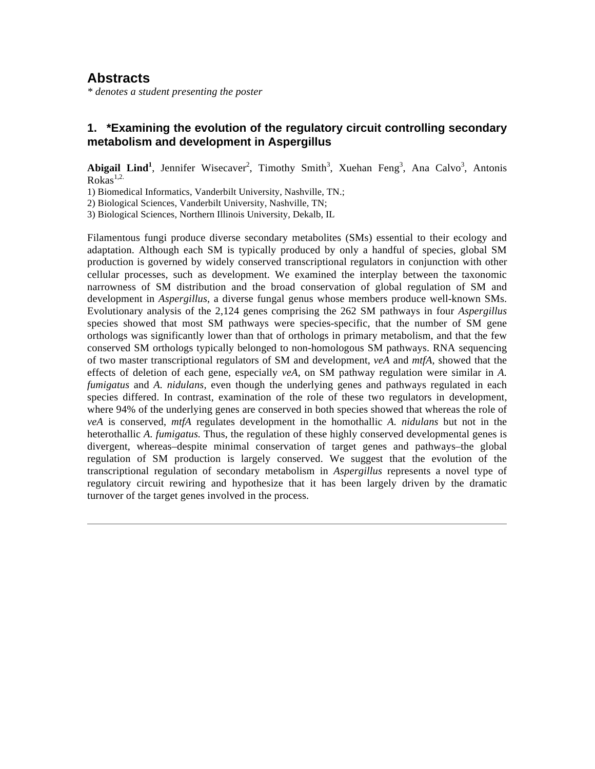# Abstracts

*\* denotes a student presenting the poster*

## 1. *Examining the evolution of the regulatory circuit controlling secondary metabolism and development in Aspergillus

**Abigail Lind**[1], Jennifer Wisecaver[2], Timothy Smith[3], Xuehan Feng[3], Ana Calvo[3], Antonis Rokas[1,2.]

1) Biomedical Informatics, Vanderbilt University, Nashville, TN.;
2) Biological Sciences, Vanderbilt University, Nashville, TN;
3) Biological Sciences, Northern Illinois University, Dekalb, IL

Filamentous fungi produce diverse secondary metabolites (SMs) essential to their ecology and adaptation. Although each SM is typically produced by only a handful of species, global SM production is governed by widely conserved transcriptional regulators in conjunction with other cellular processes, such as development. We examined the interplay between the taxonomic narrowness of SM distribution and the broad conservation of global regulation of SM and development in *Aspergillus*, a diverse fungal genus whose members produce well-known SMs. Evolutionary analysis of the 2,124 genes comprising the 262 SM pathways in four *Aspergillus* species showed that most SM pathways were species-specific, that the number of SM gene orthologs was significantly lower than that of orthologs in primary metabolism, and that the few conserved SM orthologs typically belonged to non-homologous SM pathways. RNA sequencing of two master transcriptional regulators of SM and development, *veA* and *mtfA,* showed that the effects of deletion of each gene, especially *veA*, on SM pathway regulation were similar in *A. fumigatus* and *A. nidulans*, even though the underlying genes and pathways regulated in each species differed. In contrast, examination of the role of these two regulators in development, where 94% of the underlying genes are conserved in both species showed that whereas the role of *veA* is conserved, *mtfA* regulates development in the homothallic *A. nidulans* but not in the heterothallic *A. fumigatus.* Thus, the regulation of these highly conserved developmental genes is divergent, whereas–despite minimal conservation of target genes and pathways–the global regulation of SM production is largely conserved. We suggest that the evolution of the transcriptional regulation of secondary metabolism in *Aspergillus* represents a novel type of regulatory circuit rewiring and hypothesize that it has been largely driven by the dramatic turnover of the target genes involved in the process.

---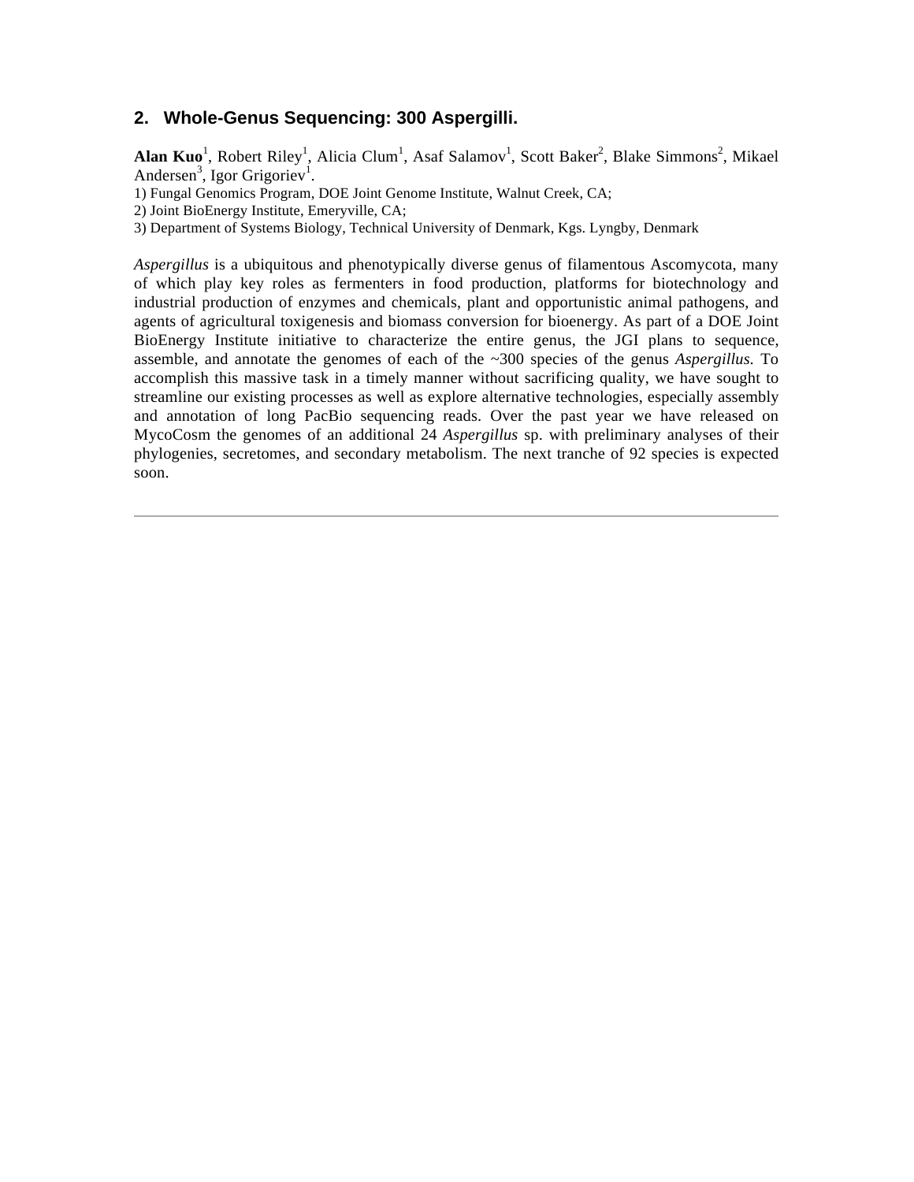## 2. Whole-Genus Sequencing: 300 Aspergilli.

**Alan Kuo**[1], Robert Riley[1], Alicia Clum[1], Asaf Salamov[1], Scott Baker[2], Blake Simmons[2], Mikael Andersen[3], Igor Grigoriev[1].

1) Fungal Genomics Program, DOE Joint Genome Institute, Walnut Creek, CA;
2) Joint BioEnergy Institute, Emeryville, CA;
3) Department of Systems Biology, Technical University of Denmark, Kgs. Lyngby, Denmark

*Aspergillus* is a ubiquitous and phenotypically diverse genus of filamentous Ascomycota, many of which play key roles as fermenters in food production, platforms for biotechnology and industrial production of enzymes and chemicals, plant and opportunistic animal pathogens, and agents of agricultural toxigenesis and biomass conversion for bioenergy. As part of a DOE Joint BioEnergy Institute initiative to characterize the entire genus, the JGI plans to sequence, assemble, and annotate the genomes of each of the ~300 species of the genus *Aspergillus.* To accomplish this massive task in a timely manner without sacrificing quality, we have sought to streamline our existing processes as well as explore alternative technologies, especially assembly and annotation of long PacBio sequencing reads. Over the past year we have released on MycoCosm the genomes of an additional 24 *Aspergillus* sp. with preliminary analyses of their phylogenies, secretomes, and secondary metabolism. The next tranche of 92 species is expected soon.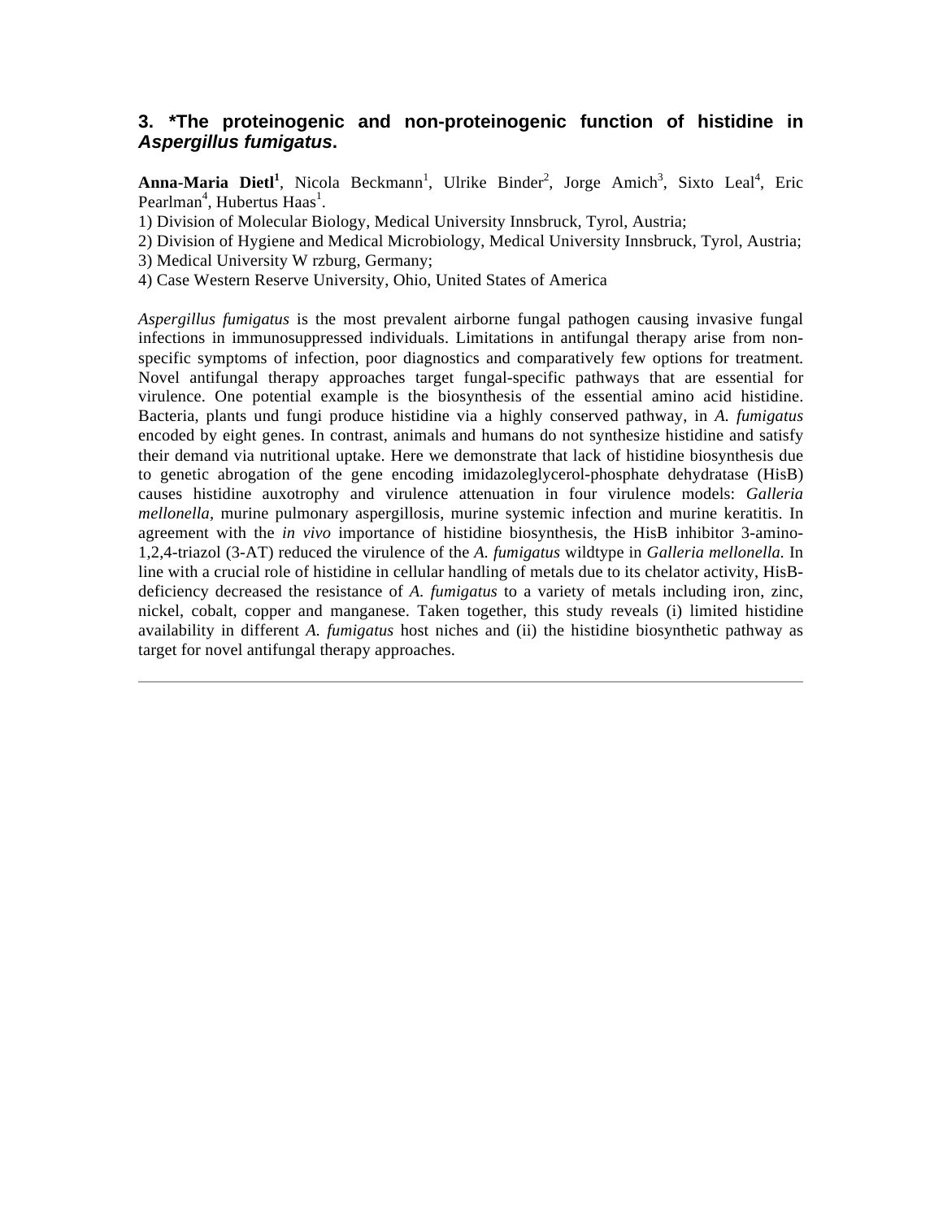### 3. *The proteinogenic and non-proteinogenic function of histidine in *Aspergillus fumigatus*.

**Anna-Maria Dietl[1]**, Nicola Beckmann[1], Ulrike Binder[2], Jorge Amich[3], Sixto Leal[4], Eric Pearlman[4], Hubertus Haas[1].

1) Division of Molecular Biology, Medical University Innsbruck, Tyrol, Austria;
2) Division of Hygiene and Medical Microbiology, Medical University Innsbruck, Tyrol, Austria;
3) Medical University W rzburg, Germany;
4) Case Western Reserve University, Ohio, United States of America

*Aspergillus fumigatus* is the most prevalent airborne fungal pathogen causing invasive fungal infections in immunosuppressed individuals. Limitations in antifungal therapy arise from non-specific symptoms of infection, poor diagnostics and comparatively few options for treatment. Novel antifungal therapy approaches target fungal-specific pathways that are essential for virulence. One potential example is the biosynthesis of the essential amino acid histidine. Bacteria, plants und fungi produce histidine via a highly conserved pathway, in *A. fumigatus* encoded by eight genes. In contrast, animals and humans do not synthesize histidine and satisfy their demand via nutritional uptake. Here we demonstrate that lack of histidine biosynthesis due to genetic abrogation of the gene encoding imidazoleglycerol-phosphate dehydratase (HisB) causes histidine auxotrophy and virulence attenuation in four virulence models: *Galleria mellonella,* murine pulmonary aspergillosis, murine systemic infection and murine keratitis. In agreement with the *in vivo* importance of histidine biosynthesis, the HisB inhibitor 3-amino-1,2,4-triazol (3-AT) reduced the virulence of the *A. fumigatus* wildtype in *Galleria mellonella*. In line with a crucial role of histidine in cellular handling of metals due to its chelator activity, HisB-deficiency decreased the resistance of *A. fumigatus* to a variety of metals including iron, zinc, nickel, cobalt, copper and manganese. Taken together, this study reveals (i) limited histidine availability in different *A. fumigatus* host niches and (ii) the histidine biosynthetic pathway as target for novel antifungal therapy approaches.

---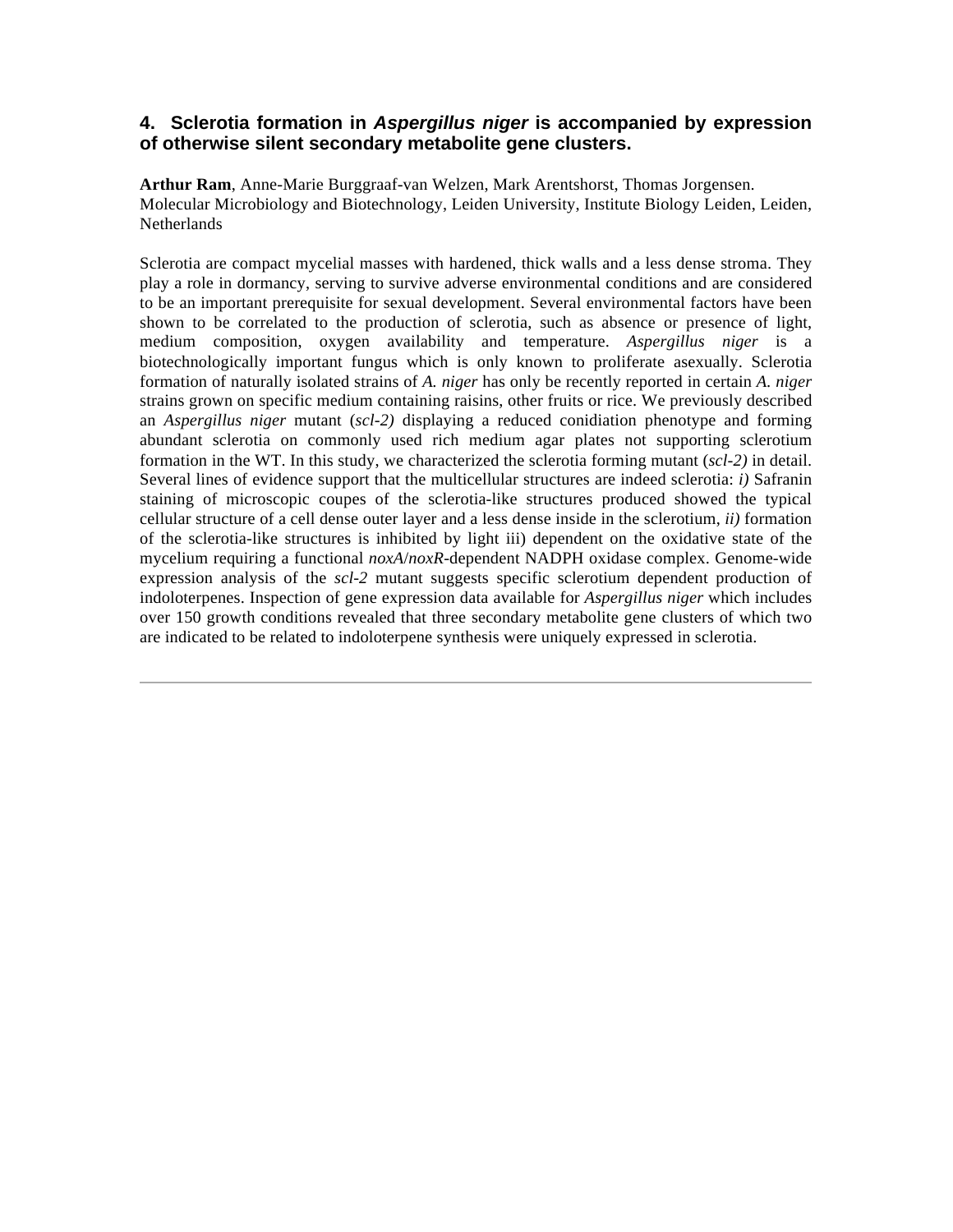## 4. Sclerotia formation in *Aspergillus niger* is accompanied by expression of otherwise silent secondary metabolite gene clusters.

**Arthur Ram**, Anne-Marie Burggraaf-van Welzen, Mark Arentshorst, Thomas Jorgensen.
Molecular Microbiology and Biotechnology, Leiden University, Institute Biology Leiden, Leiden, Netherlands

Sclerotia are compact mycelial masses with hardened, thick walls and a less dense stroma. They play a role in dormancy, serving to survive adverse environmental conditions and are considered to be an important prerequisite for sexual development. Several environmental factors have been shown to be correlated to the production of sclerotia, such as absence or presence of light, medium composition, oxygen availability and temperature. *Aspergillus niger* is a biotechnologically important fungus which is only known to proliferate asexually. Sclerotia formation of naturally isolated strains of *A. niger* has only be recently reported in certain *A. niger* strains grown on specific medium containing raisins, other fruits or rice. We previously described an *Aspergillus niger* mutant (*scl-2)* displaying a reduced conidiation phenotype and forming abundant sclerotia on commonly used rich medium agar plates not supporting sclerotium formation in the WT. In this study, we characterized the sclerotia forming mutant (*scl-2)* in detail. Several lines of evidence support that the multicellular structures are indeed sclerotia: *i)* Safranin staining of microscopic coupes of the sclerotia-like structures produced showed the typical cellular structure of a cell dense outer layer and a less dense inside in the sclerotium, *ii)* formation of the sclerotia-like structures is inhibited by light iii) dependent on the oxidative state of the mycelium requiring a functional *noxA*/*noxR*-dependent NADPH oxidase complex. Genome-wide expression analysis of the *scl-2* mutant suggests specific sclerotium dependent production of indoloterpenes. Inspection of gene expression data available for *Aspergillus niger* which includes over 150 growth conditions revealed that three secondary metabolite gene clusters of which two are indicated to be related to indoloterpene synthesis were uniquely expressed in sclerotia.

---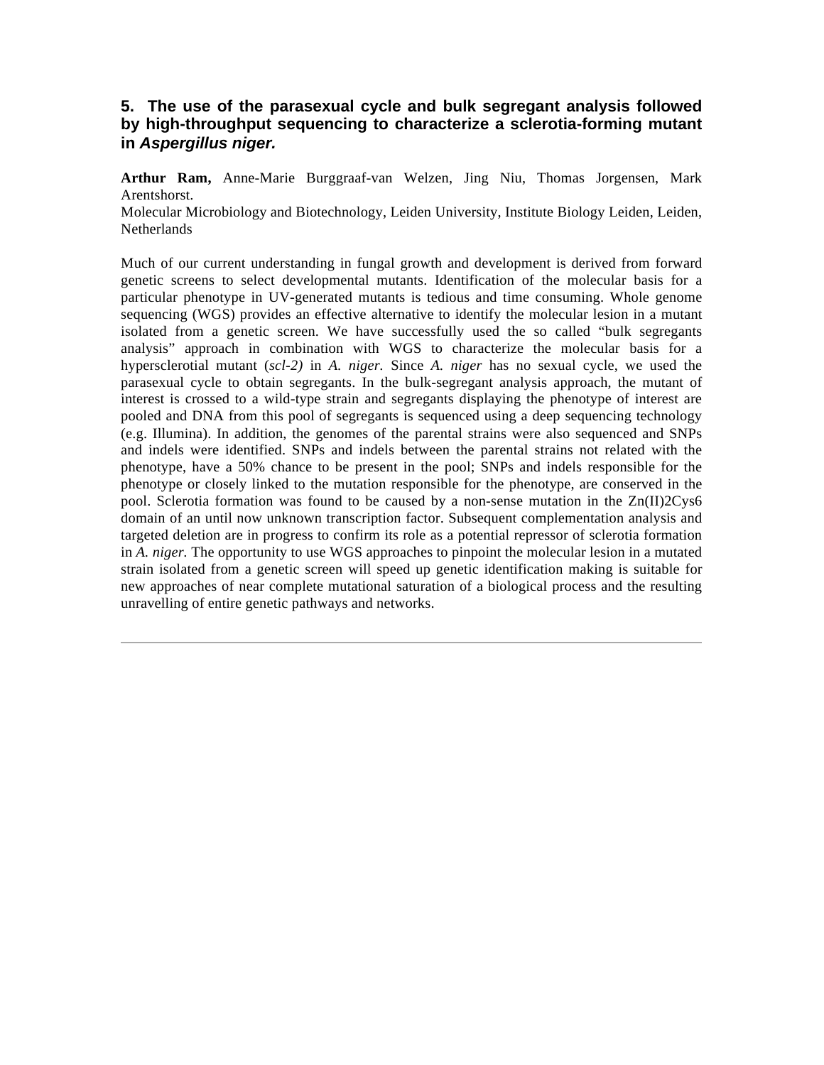### 5. The use of the parasexual cycle and bulk segregant analysis followed by high-throughput sequencing to characterize a sclerotia-forming mutant in *Aspergillus niger.*

**Arthur Ram,** Anne-Marie Burggraaf-van Welzen, Jing Niu, Thomas Jorgensen, Mark Arentshorst.
Molecular Microbiology and Biotechnology, Leiden University, Institute Biology Leiden, Leiden, Netherlands

Much of our current understanding in fungal growth and development is derived from forward genetic screens to select developmental mutants. Identification of the molecular basis for a particular phenotype in UV-generated mutants is tedious and time consuming. Whole genome sequencing (WGS) provides an effective alternative to identify the molecular lesion in a mutant isolated from a genetic screen. We have successfully used the so called "bulk segregants analysis" approach in combination with WGS to characterize the molecular basis for a hypersclerotial mutant (*scl-2)* in *A. niger.* Since *A. niger* has no sexual cycle, we used the parasexual cycle to obtain segregants. In the bulk-segregant analysis approach, the mutant of interest is crossed to a wild-type strain and segregants displaying the phenotype of interest are pooled and DNA from this pool of segregants is sequenced using a deep sequencing technology (e.g. Illumina). In addition, the genomes of the parental strains were also sequenced and SNPs and indels were identified. SNPs and indels between the parental strains not related with the phenotype, have a 50% chance to be present in the pool; SNPs and indels responsible for the phenotype or closely linked to the mutation responsible for the phenotype, are conserved in the pool. Sclerotia formation was found to be caused by a non-sense mutation in the Zn(II)2Cys6 domain of an until now unknown transcription factor. Subsequent complementation analysis and targeted deletion are in progress to confirm its role as a potential repressor of sclerotia formation in *A. niger.* The opportunity to use WGS approaches to pinpoint the molecular lesion in a mutated strain isolated from a genetic screen will speed up genetic identification making is suitable for new approaches of near complete mutational saturation of a biological process and the resulting unravelling of entire genetic pathways and networks.

---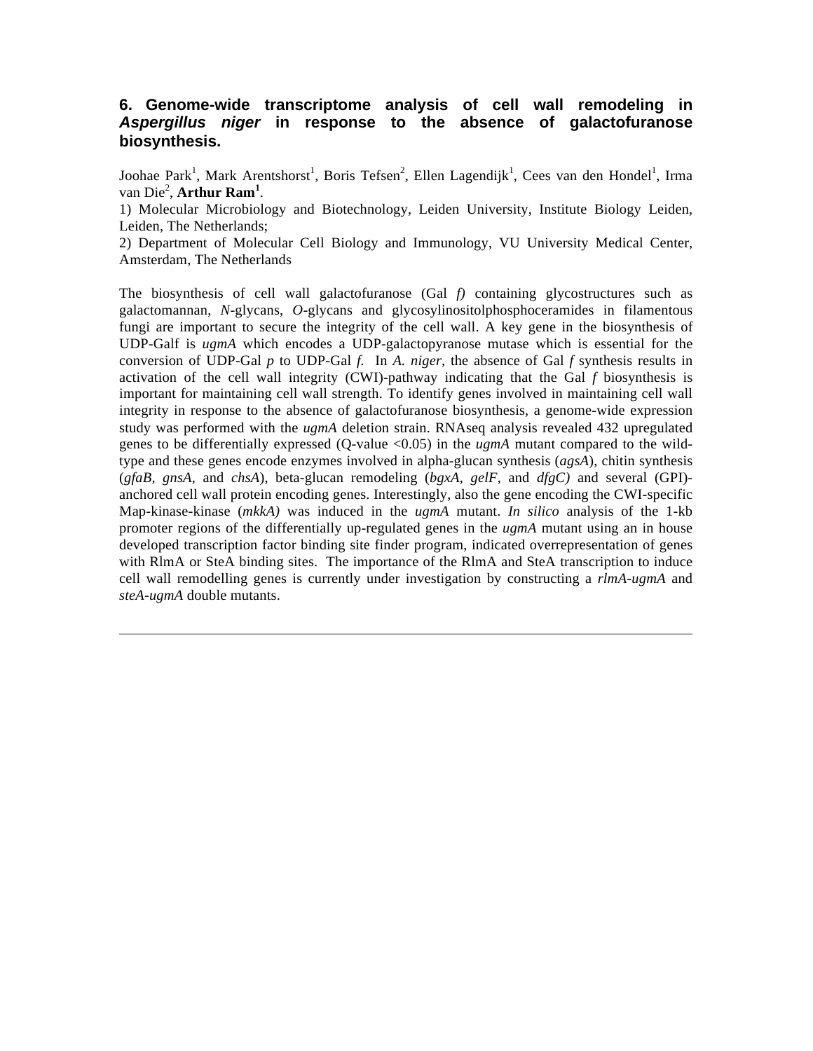## 6. Genome-wide transcriptome analysis of cell wall remodeling in *Aspergillus niger* in response to the absence of galactofuranose biosynthesis.

Joohae Park[1], Mark Arentshorst[1], Boris Tefsen[2], Ellen Lagendijk[1], Cees van den Hondel[1], Irma van Die[2], **Arthur Ram[1]**.

1) Molecular Microbiology and Biotechnology, Leiden University, Institute Biology Leiden, Leiden, The Netherlands;

2) Department of Molecular Cell Biology and Immunology, VU University Medical Center, Amsterdam, The Netherlands

The biosynthesis of cell wall galactofuranose (Gal *f)* containing glycostructures such as galactomannan, *N*-glycans, *O*-glycans and glycosylinositolphosphoceramides in filamentous fungi are important to secure the integrity of the cell wall. A key gene in the biosynthesis of UDP-Galf is *ugmA* which encodes a UDP-galactopyranose mutase which is essential for the conversion of UDP-Gal *p* to UDP-Gal *f.* In *A. niger,* the absence of Gal *f* synthesis results in activation of the cell wall integrity (CWI)-pathway indicating that the Gal *f* biosynthesis is important for maintaining cell wall strength. To identify genes involved in maintaining cell wall integrity in response to the absence of galactofuranose biosynthesis, a genome-wide expression study was performed with the *ugmA* deletion strain. RNAseq analysis revealed 432 upregulated genes to be differentially expressed (Q-value <0.05) in the *ugmA* mutant compared to the wild-type and these genes encode enzymes involved in alpha-glucan synthesis (*agsA*), chitin synthesis (*gfaB*, *gnsA*, and *chsA*), beta-glucan remodeling (*bgxA*, *gelF*, and *dfgC)* and several (GPI)-anchored cell wall protein encoding genes. Interestingly, also the gene encoding the CWI-specific Map-kinase-kinase (*mkkA)* was induced in the *ugmA* mutant. *In silico* analysis of the 1-kb promoter regions of the differentially up-regulated genes in the *ugmA* mutant using an in house developed transcription factor binding site finder program, indicated overrepresentation of genes with RlmA or SteA binding sites. The importance of the RlmA and SteA transcription to induce cell wall remodelling genes is currently under investigation by constructing a *rlmA-ugmA* and *steA-ugmA* double mutants.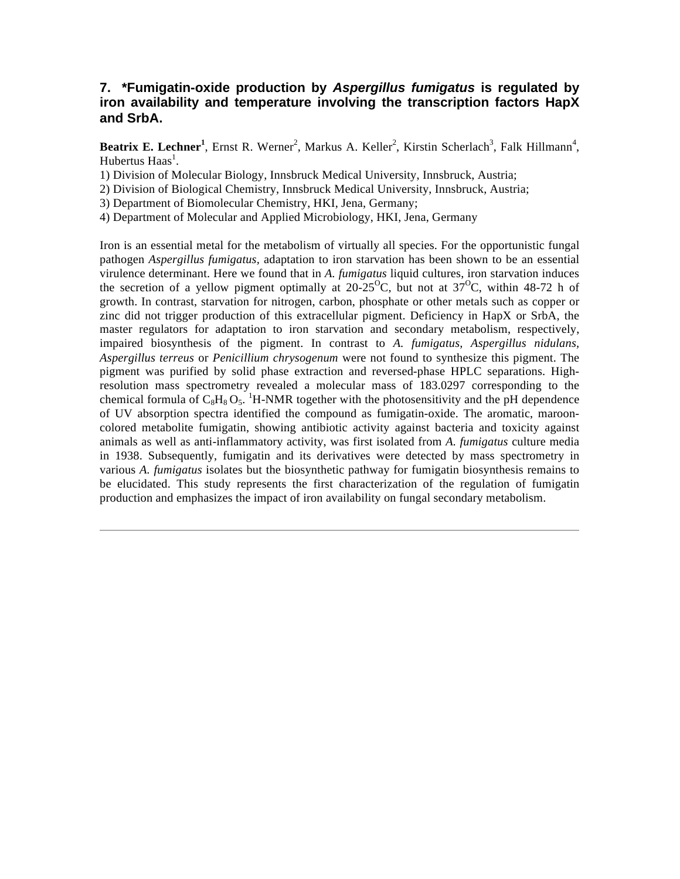### 7. *Fumigatin-oxide production by *Aspergillus fumigatus* is regulated by iron availability and temperature involving the transcription factors HapX and SrbA.

**Beatrix E. Lechner**[1], Ernst R. Werner[2], Markus A. Keller[2], Kirstin Scherlach[3], Falk Hillmann[4], Hubertus Haas[1].

1) Division of Molecular Biology, Innsbruck Medical University, Innsbruck, Austria;
2) Division of Biological Chemistry, Innsbruck Medical University, Innsbruck, Austria;
3) Department of Biomolecular Chemistry, HKI, Jena, Germany;
4) Department of Molecular and Applied Microbiology, HKI, Jena, Germany

Iron is an essential metal for the metabolism of virtually all species. For the opportunistic fungal pathogen *Aspergillus fumigatus*, adaptation to iron starvation has been shown to be an essential virulence determinant. Here we found that in *A. fumigatus* liquid cultures, iron starvation induces the secretion of a yellow pigment optimally at 20-25$^{O}$C, but not at 37$^{O}$C, within 48-72 h of growth. In contrast, starvation for nitrogen, carbon, phosphate or other metals such as copper or zinc did not trigger production of this extracellular pigment. Deficiency in HapX or SrbA, the master regulators for adaptation to iron starvation and secondary metabolism, respectively, impaired biosynthesis of the pigment. In contrast to *A. fumigatus, Aspergillus nidulans*, *Aspergillus terreus* or *Penicillium chrysogenum* were not found to synthesize this pigment. The pigment was purified by solid phase extraction and reversed-phase HPLC separations. High-resolution mass spectrometry revealed a molecular mass of 183.0297 corresponding to the chemical formula of $C_8H_8O_5$. $^1$H-NMR together with the photosensitivity and the pH dependence of UV absorption spectra identified the compound as fumigatin-oxide. The aromatic, maroon-colored metabolite fumigatin, showing antibiotic activity against bacteria and toxicity against animals as well as anti-inflammatory activity, was first isolated from *A. fumigatus* culture media in 1938. Subsequently, fumigatin and its derivatives were detected by mass spectrometry in various *A. fumigatus* isolates but the biosynthetic pathway for fumigatin biosynthesis remains to be elucidated. This study represents the first characterization of the regulation of fumigatin production and emphasizes the impact of iron availability on fungal secondary metabolism.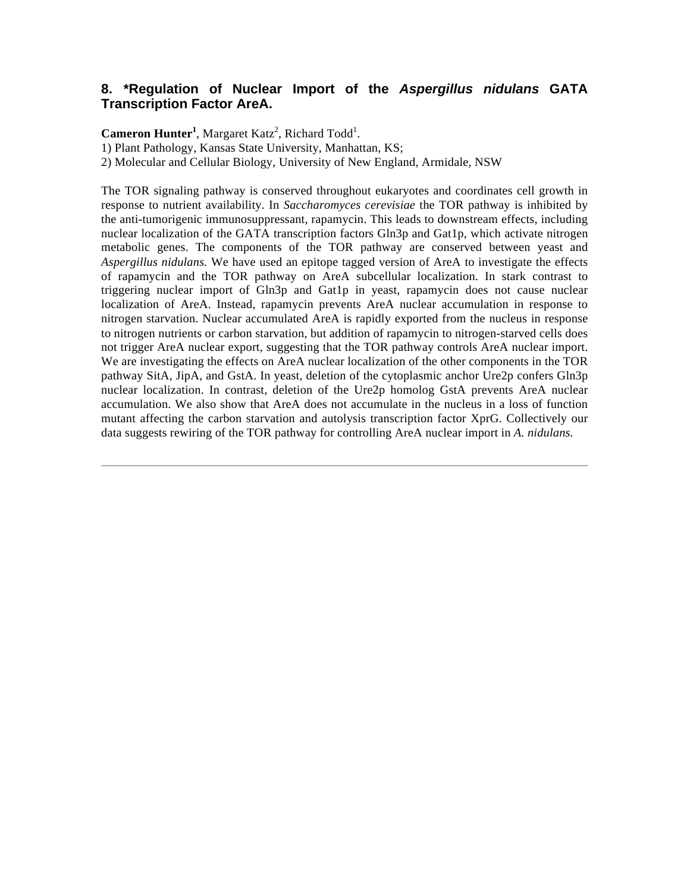## 8. *Regulation of Nuclear Import of the *Aspergillus nidulans* GATA Transcription Factor AreA.

**Cameron Hunter**[1], Margaret Katz[2], Richard Todd[1].

1) Plant Pathology, Kansas State University, Manhattan, KS;
2) Molecular and Cellular Biology, University of New England, Armidale, NSW

The TOR signaling pathway is conserved throughout eukaryotes and coordinates cell growth in response to nutrient availability. In *Saccharomyces cerevisiae* the TOR pathway is inhibited by the anti-tumorigenic immunosuppressant, rapamycin. This leads to downstream effects, including nuclear localization of the GATA transcription factors Gln3p and Gat1p, which activate nitrogen metabolic genes. The components of the TOR pathway are conserved between yeast and *Aspergillus nidulans.* We have used an epitope tagged version of AreA to investigate the effects of rapamycin and the TOR pathway on AreA subcellular localization. In stark contrast to triggering nuclear import of Gln3p and Gat1p in yeast, rapamycin does not cause nuclear localization of AreA. Instead, rapamycin prevents AreA nuclear accumulation in response to nitrogen starvation. Nuclear accumulated AreA is rapidly exported from the nucleus in response to nitrogen nutrients or carbon starvation, but addition of rapamycin to nitrogen-starved cells does not trigger AreA nuclear export, suggesting that the TOR pathway controls AreA nuclear import. We are investigating the effects on AreA nuclear localization of the other components in the TOR pathway SitA, JipA, and GstA. In yeast, deletion of the cytoplasmic anchor Ure2p confers Gln3p nuclear localization. In contrast, deletion of the Ure2p homolog GstA prevents AreA nuclear accumulation. We also show that AreA does not accumulate in the nucleus in a loss of function mutant affecting the carbon starvation and autolysis transcription factor XprG. Collectively our data suggests rewiring of the TOR pathway for controlling AreA nuclear import in *A. nidulans.*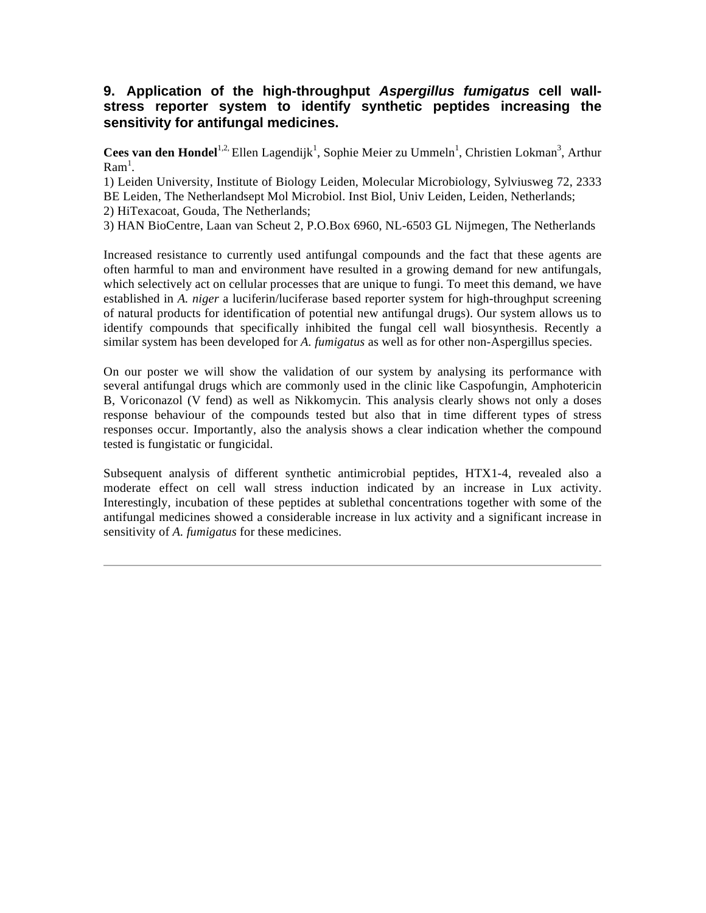## 9. Application of the high-throughput *Aspergillus fumigatus* cell wall-stress reporter system to identify synthetic peptides increasing the sensitivity for antifungal medicines.

**Cees van den Hondel**[1,2,] Ellen Lagendijk[1], Sophie Meier zu Ummeln[1], Christien Lokman[3], Arthur Ram[1].

1) Leiden University, Institute of Biology Leiden, Molecular Microbiology, Sylviusweg 72, 2333 BE Leiden, The Netherlandsept Mol Microbiol. Inst Biol, Univ Leiden, Leiden, Netherlands;
2) HiTexacoat, Gouda, The Netherlands;
3) HAN BioCentre, Laan van Scheut 2, P.O.Box 6960, NL-6503 GL Nijmegen, The Netherlands

Increased resistance to currently used antifungal compounds and the fact that these agents are often harmful to man and environment have resulted in a growing demand for new antifungals, which selectively act on cellular processes that are unique to fungi. To meet this demand, we have established in *A. niger* a luciferin/luciferase based reporter system for high-throughput screening of natural products for identification of potential new antifungal drugs). Our system allows us to identify compounds that specifically inhibited the fungal cell wall biosynthesis. Recently a similar system has been developed for *A. fumigatus* as well as for other non-Aspergillus species.

On our poster we will show the validation of our system by analysing its performance with several antifungal drugs which are commonly used in the clinic like Caspofungin, Amphotericin B, Voriconazol (V fend) as well as Nikkomycin. This analysis clearly shows not only a doses response behaviour of the compounds tested but also that in time different types of stress responses occur. Importantly, also the analysis shows a clear indication whether the compound tested is fungistatic or fungicidal.

Subsequent analysis of different synthetic antimicrobial peptides, HTX1-4, revealed also a moderate effect on cell wall stress induction indicated by an increase in Lux activity. Interestingly, incubation of these peptides at sublethal concentrations together with some of the antifungal medicines showed a considerable increase in lux activity and a significant increase in sensitivity of *A. fumigatus* for these medicines.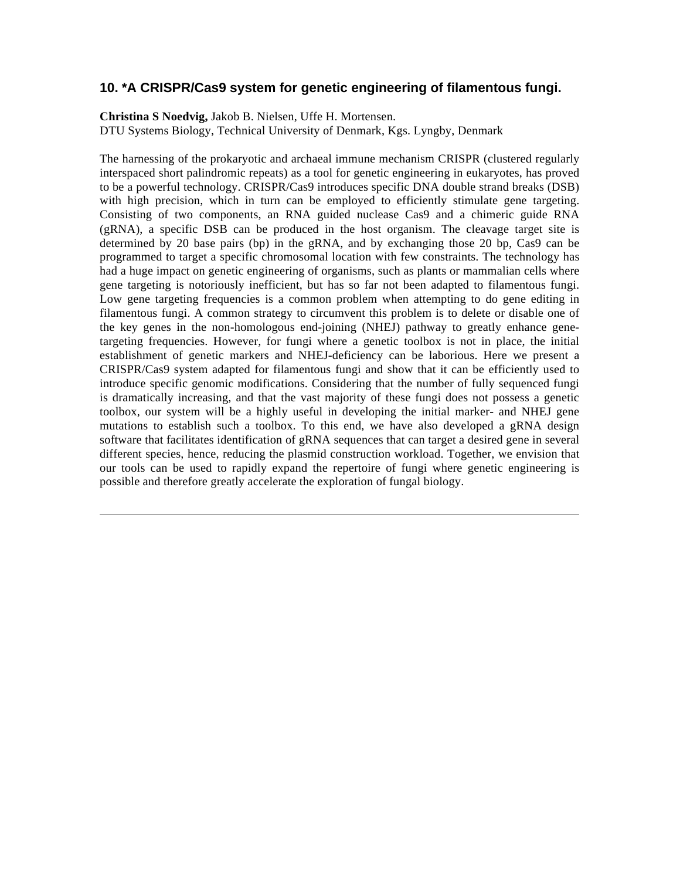## 10. *A CRISPR/Cas9 system for genetic engineering of filamentous fungi.

**Christina S Noedvig,** Jakob B. Nielsen, Uffe H. Mortensen.
DTU Systems Biology, Technical University of Denmark, Kgs. Lyngby, Denmark

The harnessing of the prokaryotic and archaeal immune mechanism CRISPR (clustered regularly interspaced short palindromic repeats) as a tool for genetic engineering in eukaryotes, has proved to be a powerful technology. CRISPR/Cas9 introduces specific DNA double strand breaks (DSB) with high precision, which in turn can be employed to efficiently stimulate gene targeting. Consisting of two components, an RNA guided nuclease Cas9 and a chimeric guide RNA (gRNA), a specific DSB can be produced in the host organism. The cleavage target site is determined by 20 base pairs (bp) in the gRNA, and by exchanging those 20 bp, Cas9 can be programmed to target a specific chromosomal location with few constraints. The technology has had a huge impact on genetic engineering of organisms, such as plants or mammalian cells where gene targeting is notoriously inefficient, but has so far not been adapted to filamentous fungi. Low gene targeting frequencies is a common problem when attempting to do gene editing in filamentous fungi. A common strategy to circumvent this problem is to delete or disable one of the key genes in the non-homologous end-joining (NHEJ) pathway to greatly enhance gene-targeting frequencies. However, for fungi where a genetic toolbox is not in place, the initial establishment of genetic markers and NHEJ-deficiency can be laborious. Here we present a CRISPR/Cas9 system adapted for filamentous fungi and show that it can be efficiently used to introduce specific genomic modifications. Considering that the number of fully sequenced fungi is dramatically increasing, and that the vast majority of these fungi does not possess a genetic toolbox, our system will be a highly useful in developing the initial marker- and NHEJ gene mutations to establish such a toolbox. To this end, we have also developed a gRNA design software that facilitates identification of gRNA sequences that can target a desired gene in several different species, hence, reducing the plasmid construction workload. Together, we envision that our tools can be used to rapidly expand the repertoire of fungi where genetic engineering is possible and therefore greatly accelerate the exploration of fungal biology.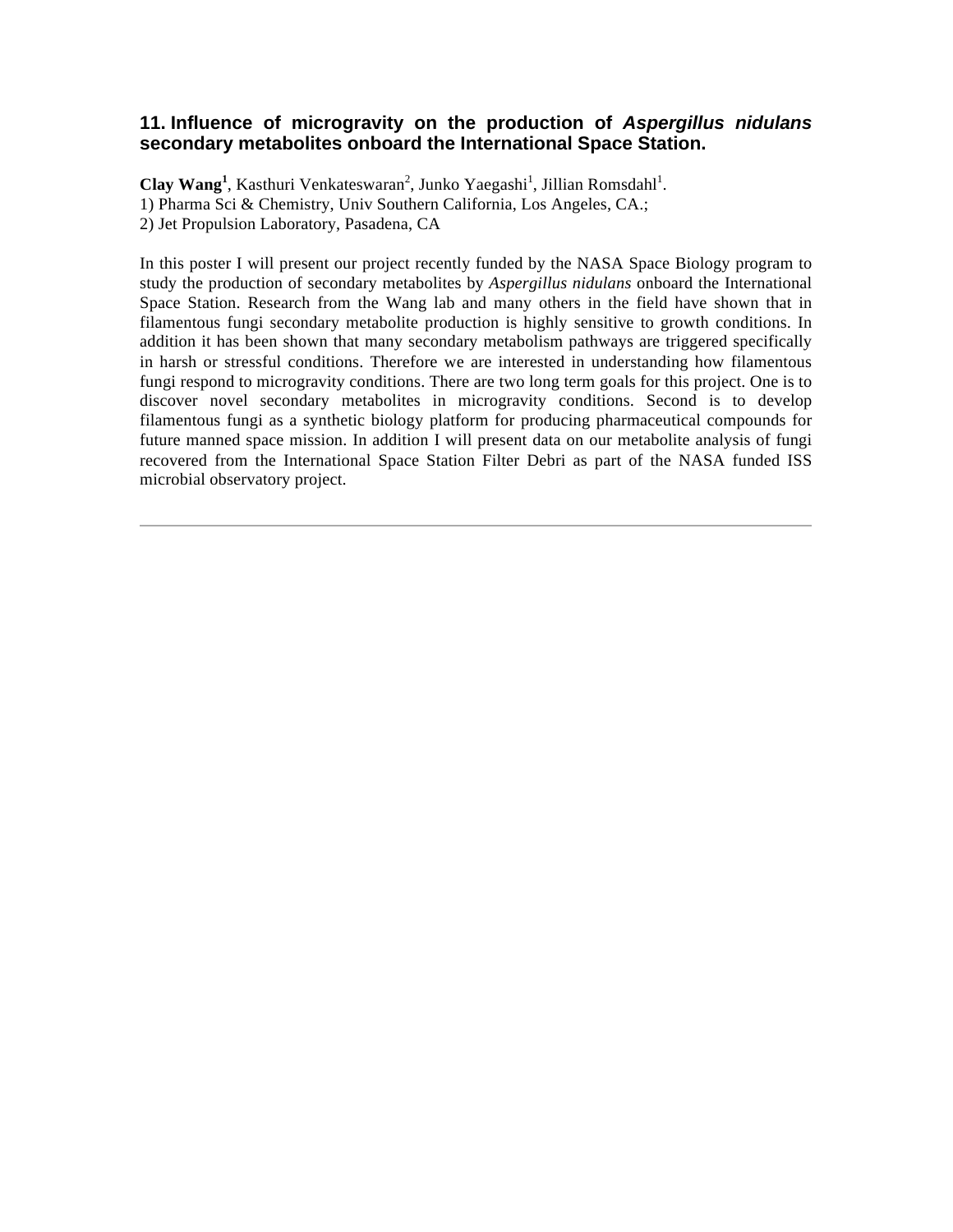### 11. Influence of microgravity on the production of *Aspergillus nidulans* secondary metabolites onboard the International Space Station.

**Clay Wang**[1], Kasthuri Venkateswaran[2], Junko Yaegashi[1], Jillian Romsdahl[1].
1) Pharma Sci & Chemistry, Univ Southern California, Los Angeles, CA.;
2) Jet Propulsion Laboratory, Pasadena, CA

In this poster I will present our project recently funded by the NASA Space Biology program to study the production of secondary metabolites by *Aspergillus nidulans* onboard the International Space Station. Research from the Wang lab and many others in the field have shown that in filamentous fungi secondary metabolite production is highly sensitive to growth conditions. In addition it has been shown that many secondary metabolism pathways are triggered specifically in harsh or stressful conditions. Therefore we are interested in understanding how filamentous fungi respond to microgravity conditions. There are two long term goals for this project. One is to discover novel secondary metabolites in microgravity conditions. Second is to develop filamentous fungi as a synthetic biology platform for producing pharmaceutical compounds for future manned space mission. In addition I will present data on our metabolite analysis of fungi recovered from the International Space Station Filter Debri as part of the NASA funded ISS microbial observatory project.

---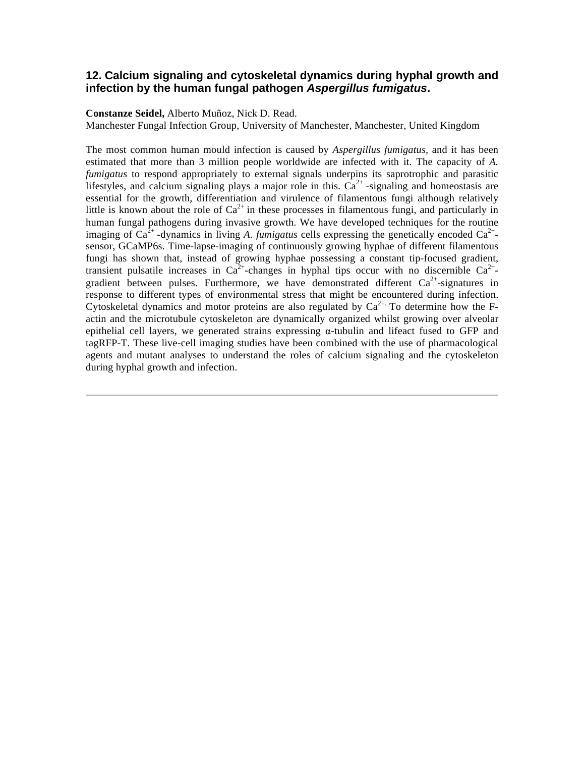## 12. Calcium signaling and cytoskeletal dynamics during hyphal growth and infection by the human fungal pathogen *Aspergillus fumigatus*.

**Constanze Seidel,** Alberto Muñoz, Nick D. Read.
Manchester Fungal Infection Group, University of Manchester, Manchester, United Kingdom

The most common human mould infection is caused by *Aspergillus fumigatus*, and it has been estimated that more than 3 million people worldwide are infected with it. The capacity of *A. fumigatus* to respond appropriately to external signals underpins its saprotrophic and parasitic lifestyles, and calcium signaling plays a major role in this. $Ca^{2+}$ -signaling and homeostasis are essential for the growth, differentiation and virulence of filamentous fungi although relatively little is known about the role of $Ca^{2+}$ in these processes in filamentous fungi, and particularly in human fungal pathogens during invasive growth. We have developed techniques for the routine imaging of $Ca^{2+}$ -dynamics in living *A. fumigatus* cells expressing the genetically encoded $Ca^{2+}$-sensor, GCaMP6s. Time-lapse-imaging of continuously growing hyphae of different filamentous fungi has shown that, instead of growing hyphae possessing a constant tip-focused gradient, transient pulsatile increases in $Ca^{2+}$-changes in hyphal tips occur with no discernible $Ca^{2+}$-gradient between pulses. Furthermore, we have demonstrated different $Ca^{2+}$-signatures in response to different types of environmental stress that might be encountered during infection. Cytoskeletal dynamics and motor proteins are also regulated by $Ca^{2+.}$ To determine how the F-actin and the microtubule cytoskeleton are dynamically organized whilst growing over alveolar epithelial cell layers, we generated strains expressing α-tubulin and lifeact fused to GFP and tagRFP-T. These live-cell imaging studies have been combined with the use of pharmacological agents and mutant analyses to understand the roles of calcium signaling and the cytoskeleton during hyphal growth and infection.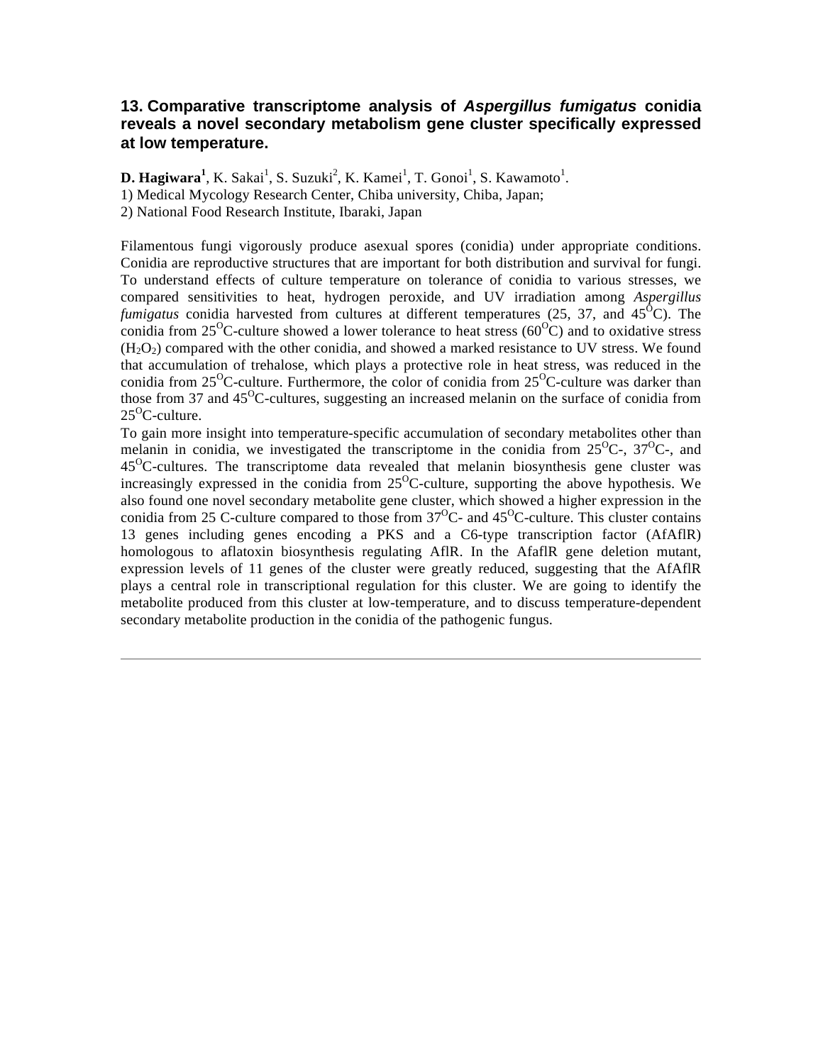### 13. Comparative transcriptome analysis of *Aspergillus fumigatus* conidia reveals a novel secondary metabolism gene cluster specifically expressed at low temperature.

**D. Hagiwara**[1], K. Sakai[1], S. Suzuki[2], K. Kamei[1], T. Gonoi[1], S. Kawamoto[1].
1) Medical Mycology Research Center, Chiba university, Chiba, Japan;
2) National Food Research Institute, Ibaraki, Japan

Filamentous fungi vigorously produce asexual spores (conidia) under appropriate conditions. Conidia are reproductive structures that are important for both distribution and survival for fungi. To understand effects of culture temperature on tolerance of conidia to various stresses, we compared sensitivities to heat, hydrogen peroxide, and UV irradiation among *Aspergillus fumigatus* conidia harvested from cultures at different temperatures (25, 37, and 45$^{O}$C). The conidia from 25$^{O}$C-culture showed a lower tolerance to heat stress (60$^{O}$C) and to oxidative stress ($H_2O_2$) compared with the other conidia, and showed a marked resistance to UV stress. We found that accumulation of trehalose, which plays a protective role in heat stress, was reduced in the conidia from 25$^{O}$C-culture. Furthermore, the color of conidia from 25$^{O}$C-culture was darker than those from 37 and 45$^{O}$C-cultures, suggesting an increased melanin on the surface of conidia from 25$^{O}$C-culture.

To gain more insight into temperature-specific accumulation of secondary metabolites other than melanin in conidia, we investigated the transcriptome in the conidia from 25$^{O}$C-, 37$^{O}$C-, and 45$^{O}$C-cultures. The transcriptome data revealed that melanin biosynthesis gene cluster was increasingly expressed in the conidia from 25$^{O}$C-culture, supporting the above hypothesis. We also found one novel secondary metabolite gene cluster, which showed a higher expression in the conidia from 25 C-culture compared to those from 37$^{O}$C- and 45$^{O}$C-culture. This cluster contains 13 genes including genes encoding a PKS and a C6-type transcription factor (AfAflR) homologous to aflatoxin biosynthesis regulating AflR. In the AfaflR gene deletion mutant, expression levels of 11 genes of the cluster were greatly reduced, suggesting that the AfAflR plays a central role in transcriptional regulation for this cluster. We are going to identify the metabolite produced from this cluster at low-temperature, and to discuss temperature-dependent secondary metabolite production in the conidia of the pathogenic fungus.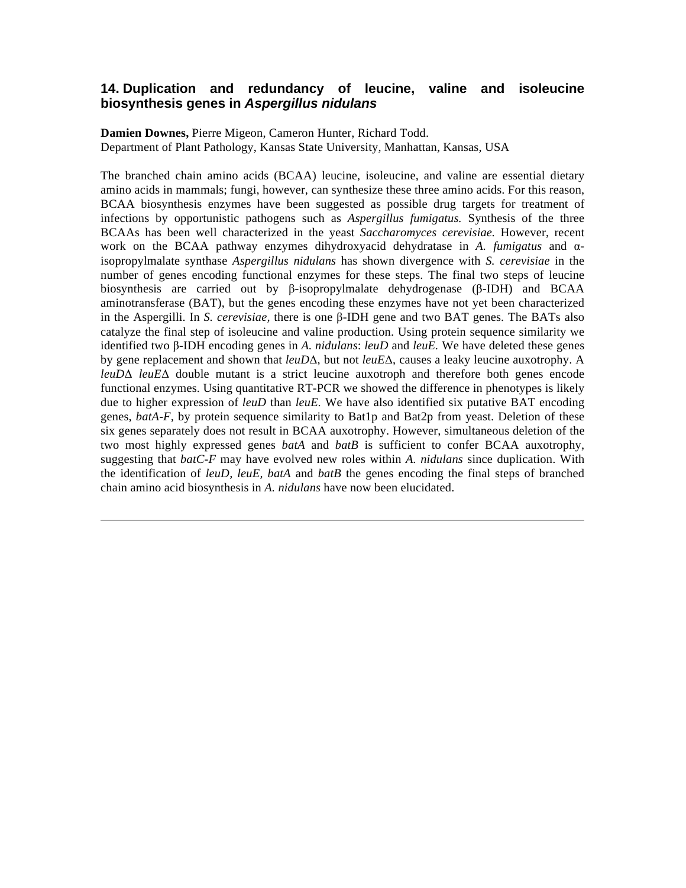## 14. Duplication and redundancy of leucine, valine and isoleucine biosynthesis genes in *Aspergillus nidulans*

**Damien Downes,** Pierre Migeon, Cameron Hunter, Richard Todd.
Department of Plant Pathology, Kansas State University, Manhattan, Kansas, USA

The branched chain amino acids (BCAA) leucine, isoleucine, and valine are essential dietary amino acids in mammals; fungi, however, can synthesize these three amino acids. For this reason, BCAA biosynthesis enzymes have been suggested as possible drug targets for treatment of infections by opportunistic pathogens such as *Aspergillus fumigatus.* Synthesis of the three BCAAs has been well characterized in the yeast *Saccharomyces cerevisiae.* However, recent work on the BCAA pathway enzymes dihydroxyacid dehydratase in *A. fumigatus* and α-isopropylmalate synthase *Aspergillus nidulans* has shown divergence with *S. cerevisiae* in the number of genes encoding functional enzymes for these steps. The final two steps of leucine biosynthesis are carried out by β-isopropylmalate dehydrogenase (β-IDH) and BCAA aminotransferase (BAT), but the genes encoding these enzymes have not yet been characterized in the Aspergilli. In *S. cerevisiae,* there is one β-IDH gene and two BAT genes. The BATs also catalyze the final step of isoleucine and valine production. Using protein sequence similarity we identified two β-IDH encoding genes in *A. nidulans*: *leuD* and *leuE.* We have deleted these genes by gene replacement and shown that *leuD*Δ, but not *leuE*Δ, causes a leaky leucine auxotrophy. A *leuD*Δ *leuE*Δ double mutant is a strict leucine auxotroph and therefore both genes encode functional enzymes. Using quantitative RT-PCR we showed the difference in phenotypes is likely due to higher expression of *leuD* than *leuE.* We have also identified six putative BAT encoding genes, *batA-F,* by protein sequence similarity to Bat1p and Bat2p from yeast. Deletion of these six genes separately does not result in BCAA auxotrophy. However, simultaneous deletion of the two most highly expressed genes *batA* and *batB* is sufficient to confer BCAA auxotrophy, suggesting that *batC-F* may have evolved new roles within *A. nidulans* since duplication. With the identification of *leuD, leuE, batA* and *batB* the genes encoding the final steps of branched chain amino acid biosynthesis in *A. nidulans* have now been elucidated.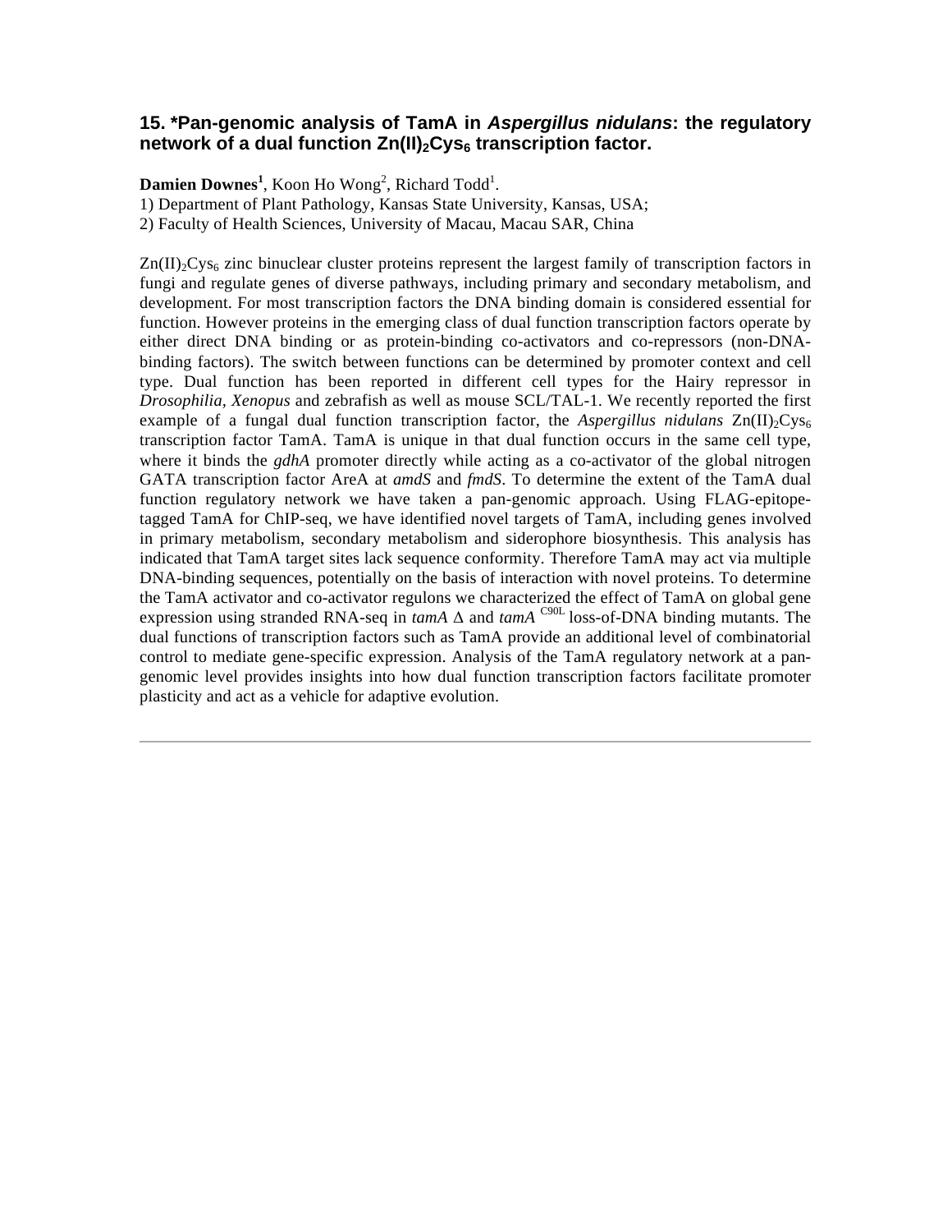### 15. *Pan-genomic analysis of TamA in *Aspergillus nidulans*: the regulatory network of a dual function $Zn(II)_2Cys_6$ transcription factor.

**Damien Downes[1]**, Koon Ho Wong[2], Richard Todd[1].

1) Department of Plant Pathology, Kansas State University, Kansas, USA;
2) Faculty of Health Sciences, University of Macau, Macau SAR, China

$Zn(II)_2Cys_6$ zinc binuclear cluster proteins represent the largest family of transcription factors in fungi and regulate genes of diverse pathways, including primary and secondary metabolism, and development. For most transcription factors the DNA binding domain is considered essential for function. However proteins in the emerging class of dual function transcription factors operate by either direct DNA binding or as protein-binding co-activators and co-repressors (non-DNA-binding factors). The switch between functions can be determined by promoter context and cell type. Dual function has been reported in different cell types for the Hairy repressor in *Drosophilia, Xenopus* and zebrafish as well as mouse SCL/TAL-1. We recently reported the first example of a fungal dual function transcription factor, the *Aspergillus nidulans* $Zn(II)_2Cys_6$ transcription factor TamA. TamA is unique in that dual function occurs in the same cell type, where it binds the *gdhA* promoter directly while acting as a co-activator of the global nitrogen GATA transcription factor AreA at *amdS* and *fmdS*. To determine the extent of the TamA dual function regulatory network we have taken a pan-genomic approach. Using FLAG-epitope-tagged TamA for ChIP-seq, we have identified novel targets of TamA, including genes involved in primary metabolism, secondary metabolism and siderophore biosynthesis. This analysis has indicated that TamA target sites lack sequence conformity. Therefore TamA may act via multiple DNA-binding sequences, potentially on the basis of interaction with novel proteins. To determine the TamA activator and co-activator regulons we characterized the effect of TamA on global gene expression using stranded RNA-seq in *tamA* Δ and *tamA* $^{C90L}$ loss-of-DNA binding mutants. The dual functions of transcription factors such as TamA provide an additional level of combinatorial control to mediate gene-specific expression. Analysis of the TamA regulatory network at a pan-genomic level provides insights into how dual function transcription factors facilitate promoter plasticity and act as a vehicle for adaptive evolution.

---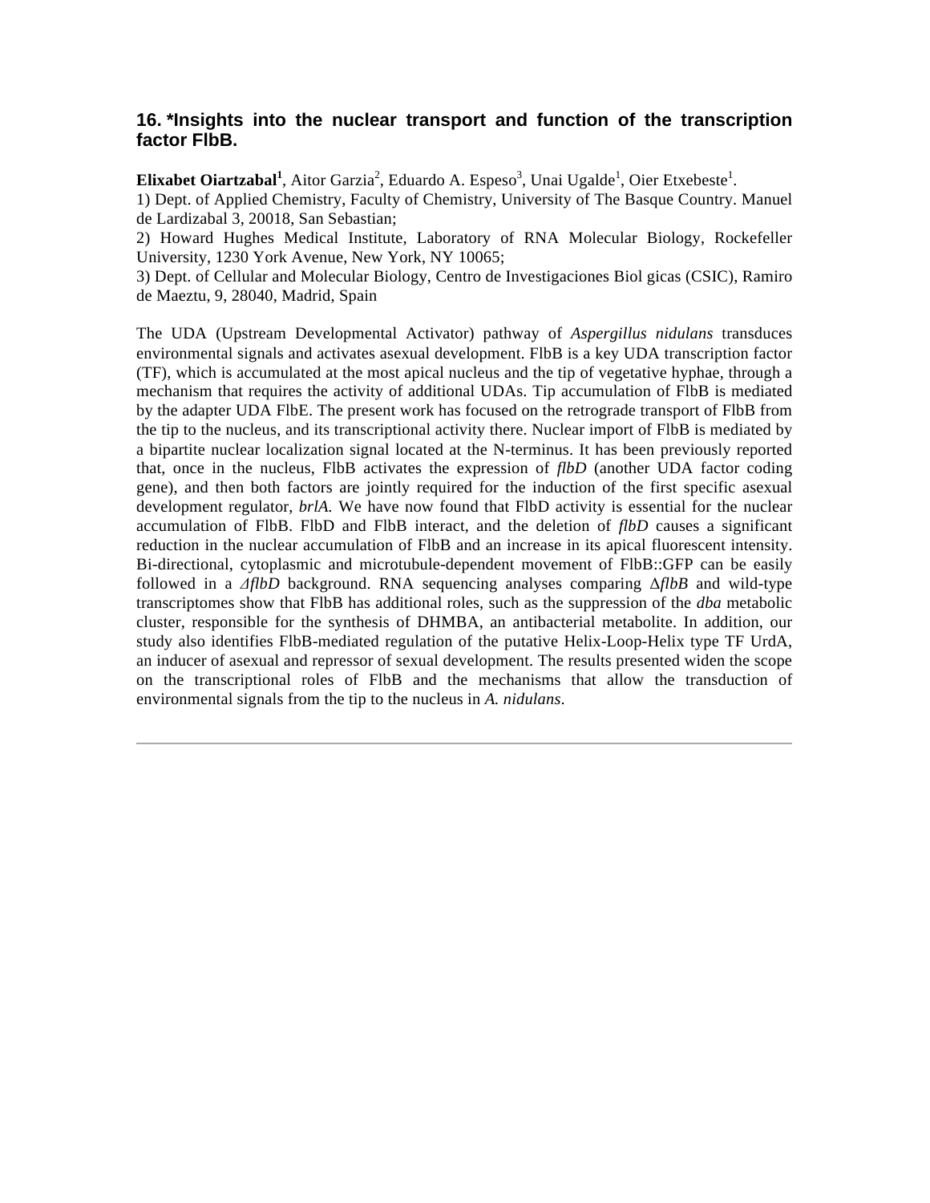### 16. *Insights into the nuclear transport and function of the transcription factor FlbB.

**Elixabet Oiartzabal**[1], Aitor Garzia[2], Eduardo A. Espeso[3], Unai Ugalde[1], Oier Etxebeste[1].

1) Dept. of Applied Chemistry, Faculty of Chemistry, University of The Basque Country. Manuel de Lardizabal 3, 20018, San Sebastian;

2) Howard Hughes Medical Institute, Laboratory of RNA Molecular Biology, Rockefeller University, 1230 York Avenue, New York, NY 10065;

3) Dept. of Cellular and Molecular Biology, Centro de Investigaciones Biol gicas (CSIC), Ramiro de Maeztu, 9, 28040, Madrid, Spain

The UDA (Upstream Developmental Activator) pathway of *Aspergillus nidulans* transduces environmental signals and activates asexual development. FlbB is a key UDA transcription factor (TF), which is accumulated at the most apical nucleus and the tip of vegetative hyphae, through a mechanism that requires the activity of additional UDAs. Tip accumulation of FlbB is mediated by the adapter UDA FlbE. The present work has focused on the retrograde transport of FlbB from the tip to the nucleus, and its transcriptional activity there. Nuclear import of FlbB is mediated by a bipartite nuclear localization signal located at the N-terminus. It has been previously reported that, once in the nucleus, FlbB activates the expression of *flbD* (another UDA factor coding gene), and then both factors are jointly required for the induction of the first specific asexual development regulator, *brlA*. We have now found that FlbD activity is essential for the nuclear accumulation of FlbB. FlbD and FlbB interact, and the deletion of *flbD* causes a significant reduction in the nuclear accumulation of FlbB and an increase in its apical fluorescent intensity. Bi-directional, cytoplasmic and microtubule-dependent movement of FlbB::GFP can be easily followed in a *ΔflbD* background. RNA sequencing analyses comparing Δ*flbB* and wild-type transcriptomes show that FlbB has additional roles, such as the suppression of the *dba* metabolic cluster, responsible for the synthesis of DHMBA, an antibacterial metabolite. In addition, our study also identifies FlbB-mediated regulation of the putative Helix-Loop-Helix type TF UrdA, an inducer of asexual and repressor of sexual development. The results presented widen the scope on the transcriptional roles of FlbB and the mechanisms that allow the transduction of environmental signals from the tip to the nucleus in *A. nidulans*.

---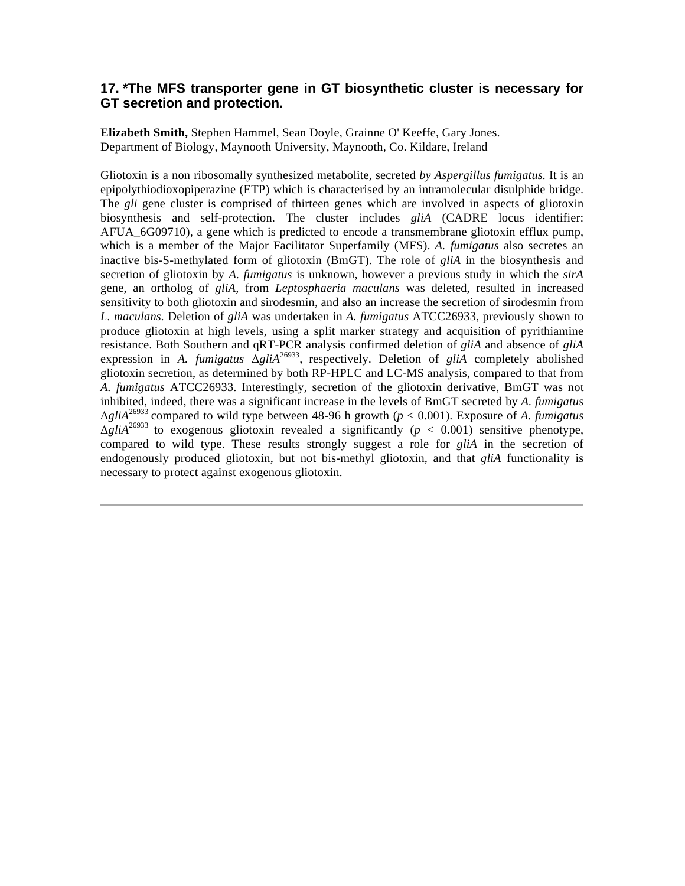### 17. *The MFS transporter gene in GT biosynthetic cluster is necessary for GT secretion and protection.

**Elizabeth Smith,** Stephen Hammel, Sean Doyle, Grainne O' Keeffe, Gary Jones.
Department of Biology, Maynooth University, Maynooth, Co. Kildare, Ireland

Gliotoxin is a non ribosomally synthesized metabolite, secreted *by Aspergillus fumigatus.* It is an epipolythiodioxopiperazine (ETP) which is characterised by an intramolecular disulphide bridge. The *gli* gene cluster is comprised of thirteen genes which are involved in aspects of gliotoxin biosynthesis and self-protection. The cluster includes *gliA* (CADRE locus identifier: AFUA_6G09710), a gene which is predicted to encode a transmembrane gliotoxin efflux pump, which is a member of the Major Facilitator Superfamily (MFS). *A. fumigatus* also secretes an inactive bis-S-methylated form of gliotoxin (BmGT). The role of *gliA* in the biosynthesis and secretion of gliotoxin by *A. fumigatus* is unknown, however a previous study in which the *sirA* gene, an ortholog of *gliA,* from *Leptosphaeria maculans* was deleted, resulted in increased sensitivity to both gliotoxin and sirodesmin, and also an increase the secretion of sirodesmin from *L. maculans.* Deletion of *gliA* was undertaken in *A. fumigatus* ATCC26933, previously shown to produce gliotoxin at high levels, using a split marker strategy and acquisition of pyrithiamine resistance. Both Southern and qRT-PCR analysis confirmed deletion of *gliA* and absence of *gliA* expression in *A. fumigatus* $\Delta$*gliA*$^{26933}$, respectively. Deletion of *gliA* completely abolished gliotoxin secretion, as determined by both RP-HPLC and LC-MS analysis, compared to that from *A. fumigatus* ATCC26933. Interestingly, secretion of the gliotoxin derivative, BmGT was not inhibited, indeed, there was a significant increase in the levels of BmGT secreted by *A. fumigatus* $\Delta$*gliA*$^{26933}$ compared to wild type between 48-96 h growth ($p < 0.001$). Exposure of *A. fumigatus* $\Delta$*gliA*$^{26933}$ to exogenous gliotoxin revealed a significantly ($p < 0.001$) sensitive phenotype, compared to wild type. These results strongly suggest a role for *gliA* in the secretion of endogenously produced gliotoxin, but not bis-methyl gliotoxin, and that *gliA* functionality is necessary to protect against exogenous gliotoxin.

---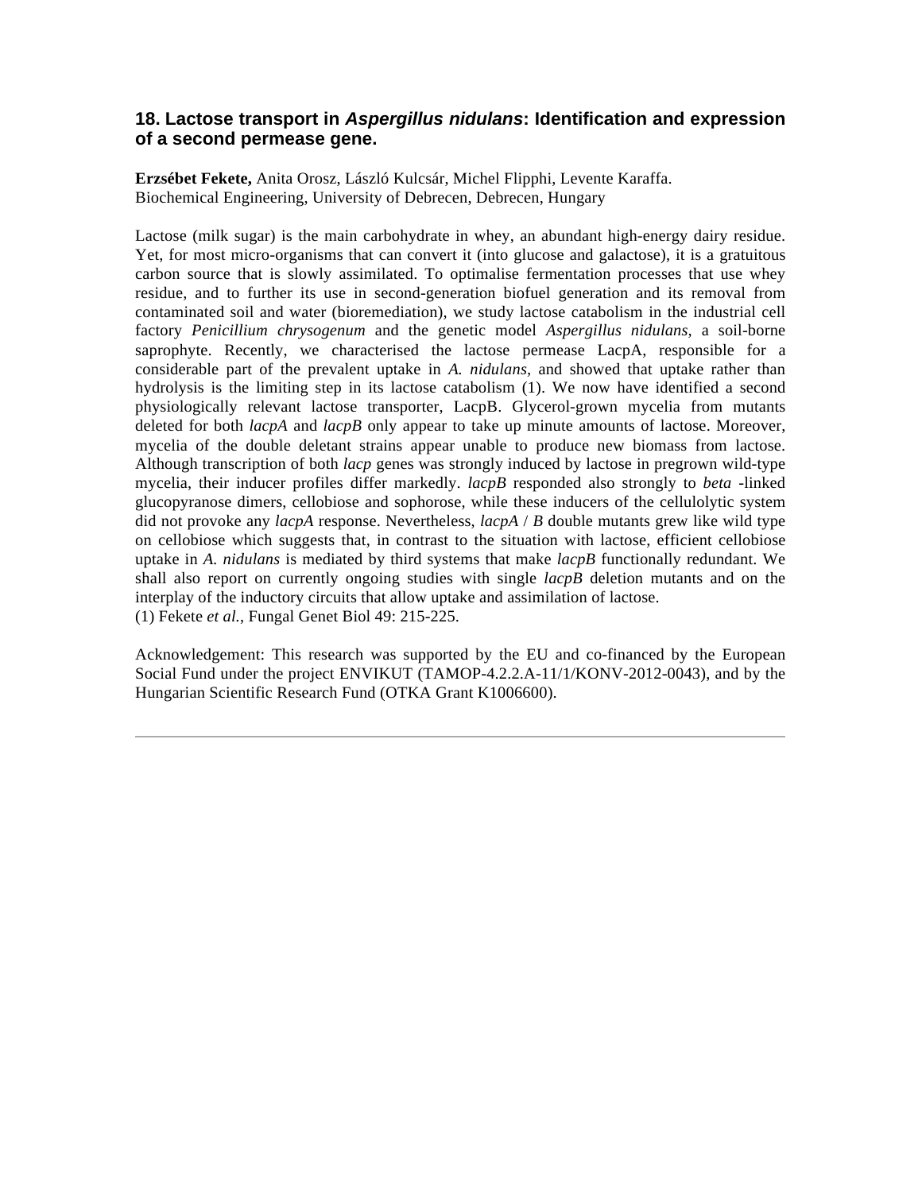### 18. Lactose transport in *Aspergillus nidulans*: Identification and expression of a second permease gene.

**Erzsébet Fekete,** Anita Orosz, László Kulcsár, Michel Flipphi, Levente Karaffa.
Biochemical Engineering, University of Debrecen, Debrecen, Hungary

Lactose (milk sugar) is the main carbohydrate in whey, an abundant high-energy dairy residue. Yet, for most micro-organisms that can convert it (into glucose and galactose), it is a gratuitous carbon source that is slowly assimilated. To optimalise fermentation processes that use whey residue, and to further its use in second-generation biofuel generation and its removal from contaminated soil and water (bioremediation), we study lactose catabolism in the industrial cell factory *Penicillium chrysogenum* and the genetic model *Aspergillus nidulans*, a soil-borne saprophyte. Recently, we characterised the lactose permease LacpA, responsible for a considerable part of the prevalent uptake in *A. nidulans*, and showed that uptake rather than hydrolysis is the limiting step in its lactose catabolism (1). We now have identified a second physiologically relevant lactose transporter, LacpB. Glycerol-grown mycelia from mutants deleted for both *lacpA* and *lacpB* only appear to take up minute amounts of lactose. Moreover, mycelia of the double deletant strains appear unable to produce new biomass from lactose. Although transcription of both *lacp* genes was strongly induced by lactose in pregrown wild-type mycelia, their inducer profiles differ markedly. *lacpB* responded also strongly to *beta* -linked glucopyranose dimers, cellobiose and sophorose, while these inducers of the cellulolytic system did not provoke any *lacpA* response. Nevertheless, *lacpA* / *B* double mutants grew like wild type on cellobiose which suggests that, in contrast to the situation with lactose, efficient cellobiose uptake in *A. nidulans* is mediated by third systems that make *lacpB* functionally redundant. We shall also report on currently ongoing studies with single *lacpB* deletion mutants and on the interplay of the inductory circuits that allow uptake and assimilation of lactose.
(1) Fekete *et al.*, Fungal Genet Biol 49: 215-225.

Acknowledgement: This research was supported by the EU and co-financed by the European Social Fund under the project ENVIKUT (TAMOP-4.2.2.A-11/1/KONV-2012-0043), and by the Hungarian Scientific Research Fund (OTKA Grant K1006600).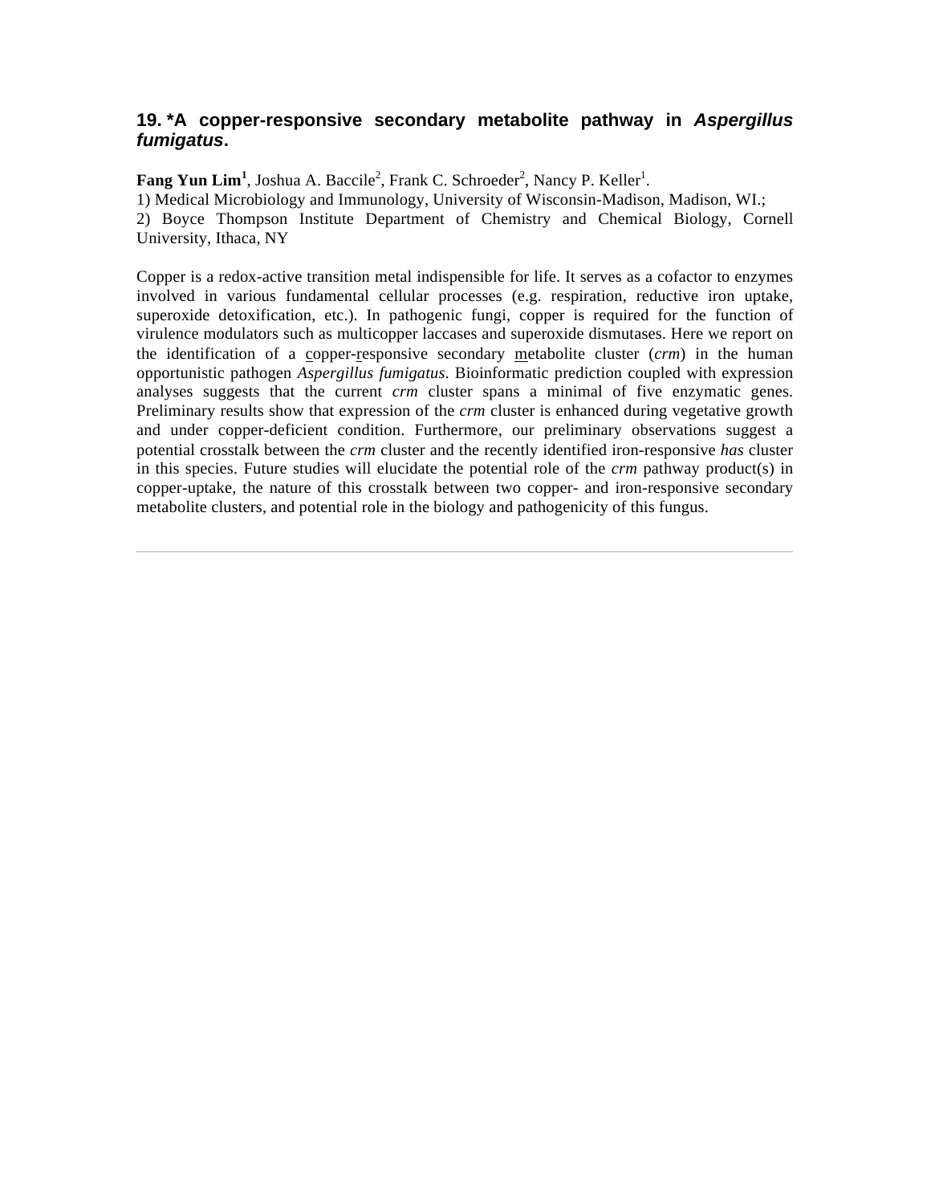### 19. *A copper-responsive secondary metabolite pathway in *Aspergillus fumigatus*.

**Fang Yun Lim**[1], Joshua A. Baccile[2], Frank C. Schroeder[2], Nancy P. Keller[1].

1) Medical Microbiology and Immunology, University of Wisconsin-Madison, Madison, WI.;
2) Boyce Thompson Institute Department of Chemistry and Chemical Biology, Cornell University, Ithaca, NY

Copper is a redox-active transition metal indispensible for life. It serves as a cofactor to enzymes involved in various fundamental cellular processes (e.g. respiration, reductive iron uptake, superoxide detoxification, etc.). In pathogenic fungi, copper is required for the function of virulence modulators such as multicopper laccases and superoxide dismutases. Here we report on the identification of a copper-responsive secondary metabolite cluster (*crm*) in the human opportunistic pathogen *Aspergillus fumigatus*. Bioinformatic prediction coupled with expression analyses suggests that the current *crm* cluster spans a minimal of five enzymatic genes. Preliminary results show that expression of the *crm* cluster is enhanced during vegetative growth and under copper-deficient condition. Furthermore, our preliminary observations suggest a potential crosstalk between the *crm* cluster and the recently identified iron-responsive *has* cluster in this species. Future studies will elucidate the potential role of the *crm* pathway product(s) in copper-uptake, the nature of this crosstalk between two copper- and iron-responsive secondary metabolite clusters, and potential role in the biology and pathogenicity of this fungus.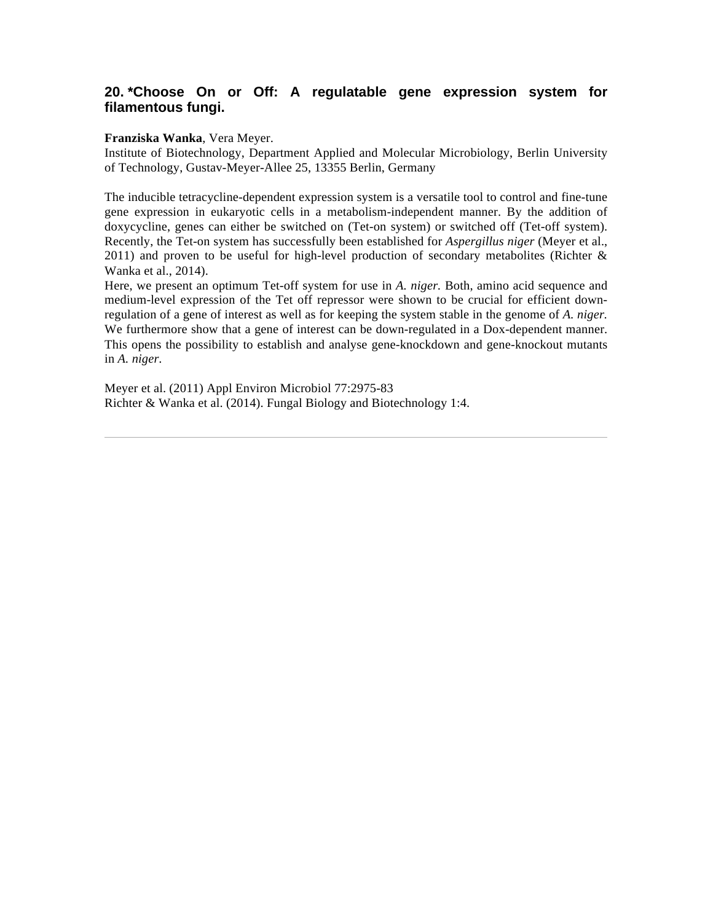## 20. *Choose On or Off: A regulatable gene expression system for filamentous fungi.

**Franziska Wanka**, Vera Meyer.
Institute of Biotechnology, Department Applied and Molecular Microbiology, Berlin University of Technology, Gustav-Meyer-Allee 25, 13355 Berlin, Germany

The inducible tetracycline-dependent expression system is a versatile tool to control and fine-tune gene expression in eukaryotic cells in a metabolism-independent manner. By the addition of doxycycline, genes can either be switched on (Tet-on system) or switched off (Tet-off system). Recently, the Tet-on system has successfully been established for *Aspergillus niger* (Meyer et al., 2011) and proven to be useful for high-level production of secondary metabolites (Richter & Wanka et al., 2014).
Here, we present an optimum Tet-off system for use in *A. niger*. Both, amino acid sequence and medium-level expression of the Tet off repressor were shown to be crucial for efficient down-regulation of a gene of interest as well as for keeping the system stable in the genome of *A. niger*. We furthermore show that a gene of interest can be down-regulated in a Dox-dependent manner. This opens the possibility to establish and analyse gene-knockdown and gene-knockout mutants in *A. niger*.

Meyer et al. (2011) Appl Environ Microbiol 77:2975-83
Richter & Wanka et al. (2014). Fungal Biology and Biotechnology 1:4.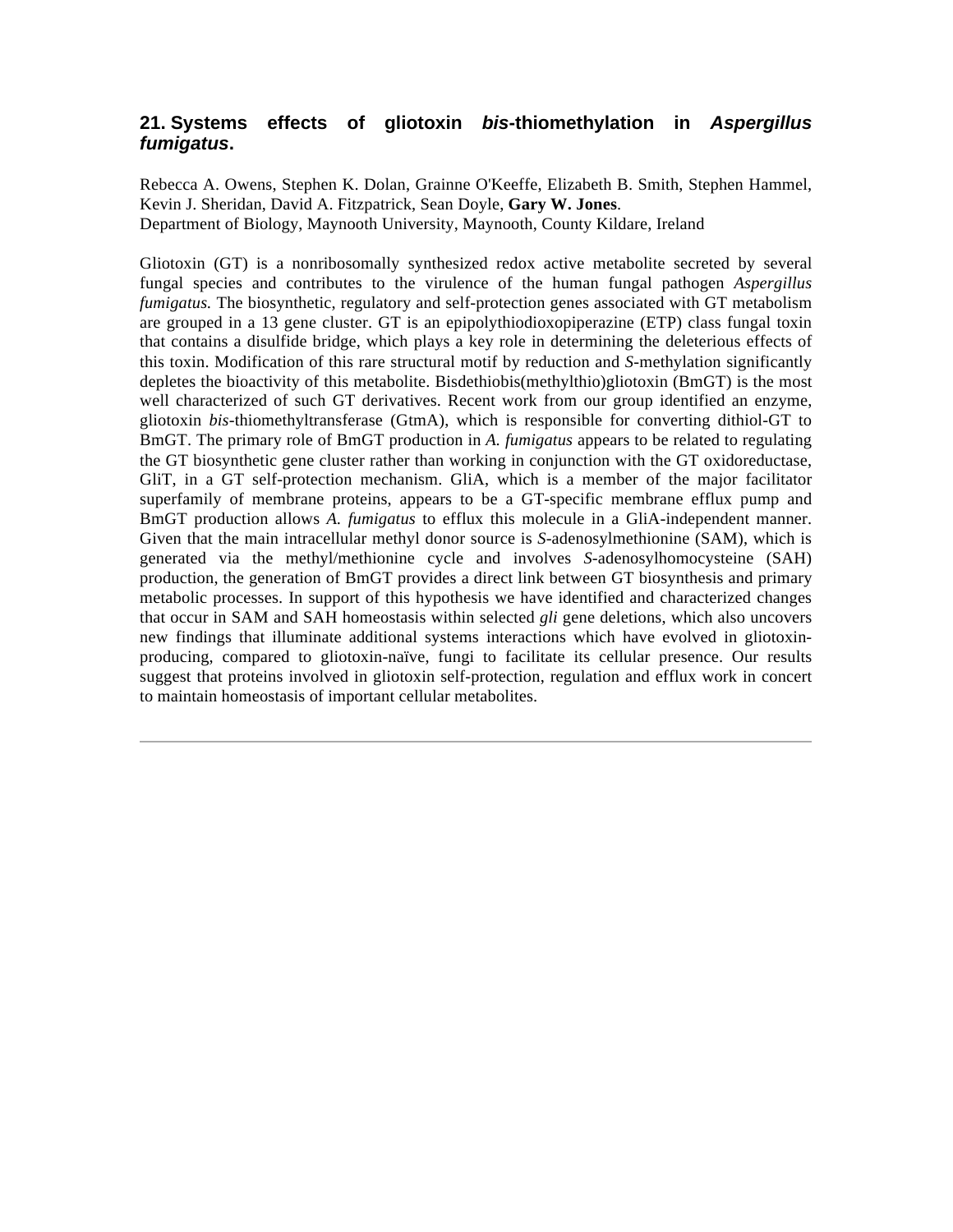## 21. Systems effects of gliotoxin *bis*-thiomethylation in *Aspergillus fumigatus*.

Rebecca A. Owens, Stephen K. Dolan, Grainne O'Keeffe, Elizabeth B. Smith, Stephen Hammel, Kevin J. Sheridan, David A. Fitzpatrick, Sean Doyle, **Gary W. Jones**.
Department of Biology, Maynooth University, Maynooth, County Kildare, Ireland

Gliotoxin (GT) is a nonribosomally synthesized redox active metabolite secreted by several fungal species and contributes to the virulence of the human fungal pathogen *Aspergillus fumigatus.* The biosynthetic, regulatory and self-protection genes associated with GT metabolism are grouped in a 13 gene cluster. GT is an epipolythiodioxopiperazine (ETP) class fungal toxin that contains a disulfide bridge, which plays a key role in determining the deleterious effects of this toxin. Modification of this rare structural motif by reduction and *S*-methylation significantly depletes the bioactivity of this metabolite. Bisdethiobis(methylthio)gliotoxin (BmGT) is the most well characterized of such GT derivatives. Recent work from our group identified an enzyme, gliotoxin *bis*-thiomethyltransferase (GtmA), which is responsible for converting dithiol-GT to BmGT. The primary role of BmGT production in *A. fumigatus* appears to be related to regulating the GT biosynthetic gene cluster rather than working in conjunction with the GT oxidoreductase, GliT, in a GT self-protection mechanism. GliA, which is a member of the major facilitator superfamily of membrane proteins, appears to be a GT-specific membrane efflux pump and BmGT production allows *A. fumigatus* to efflux this molecule in a GliA-independent manner. Given that the main intracellular methyl donor source is *S*-adenosylmethionine (SAM), which is generated via the methyl/methionine cycle and involves *S*-adenosylhomocysteine (SAH) production, the generation of BmGT provides a direct link between GT biosynthesis and primary metabolic processes. In support of this hypothesis we have identified and characterized changes that occur in SAM and SAH homeostasis within selected *gli* gene deletions, which also uncovers new findings that illuminate additional systems interactions which have evolved in gliotoxin-producing, compared to gliotoxin-naïve, fungi to facilitate its cellular presence. Our results suggest that proteins involved in gliotoxin self-protection, regulation and efflux work in concert to maintain homeostasis of important cellular metabolites.

---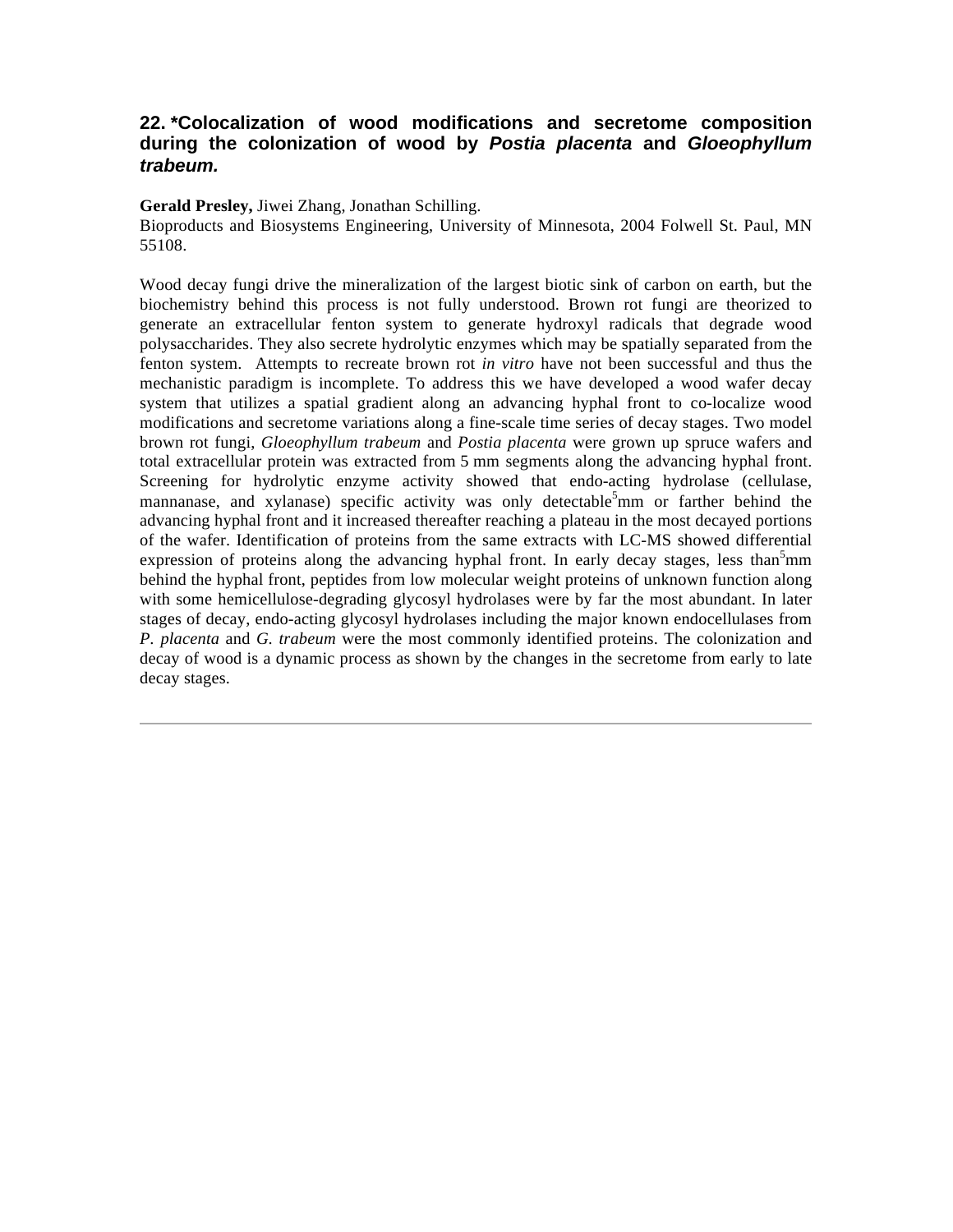## 22. *Colocalization of wood modifications and secretome composition during the colonization of wood by *Postia placenta* and *Gloeophyllum trabeum.*

**Gerald Presley,** Jiwei Zhang, Jonathan Schilling.
Bioproducts and Biosystems Engineering, University of Minnesota, 2004 Folwell St. Paul, MN 55108.

Wood decay fungi drive the mineralization of the largest biotic sink of carbon on earth, but the biochemistry behind this process is not fully understood. Brown rot fungi are theorized to generate an extracellular fenton system to generate hydroxyl radicals that degrade wood polysaccharides. They also secrete hydrolytic enzymes which may be spatially separated from the fenton system. Attempts to recreate brown rot *in vitro* have not been successful and thus the mechanistic paradigm is incomplete. To address this we have developed a wood wafer decay system that utilizes a spatial gradient along an advancing hyphal front to co-localize wood modifications and secretome variations along a fine-scale time series of decay stages. Two model brown rot fungi, *Gloeophyllum trabeum* and *Postia placenta* were grown up spruce wafers and total extracellular protein was extracted from 5 mm segments along the advancing hyphal front. Screening for hydrolytic enzyme activity showed that endo-acting hydrolase (cellulase, mannanase, and xylanase) specific activity was only detectable 5mm or farther behind the advancing hyphal front and it increased thereafter reaching a plateau in the most decayed portions of the wafer. Identification of proteins from the same extracts with LC-MS showed differential expression of proteins along the advancing hyphal front. In early decay stages, less than 5mm behind the hyphal front, peptides from low molecular weight proteins of unknown function along with some hemicellulose-degrading glycosyl hydrolases were by far the most abundant. In later stages of decay, endo-acting glycosyl hydrolases including the major known endocellulases from *P. placenta* and *G. trabeum* were the most commonly identified proteins. The colonization and decay of wood is a dynamic process as shown by the changes in the secretome from early to late decay stages.

---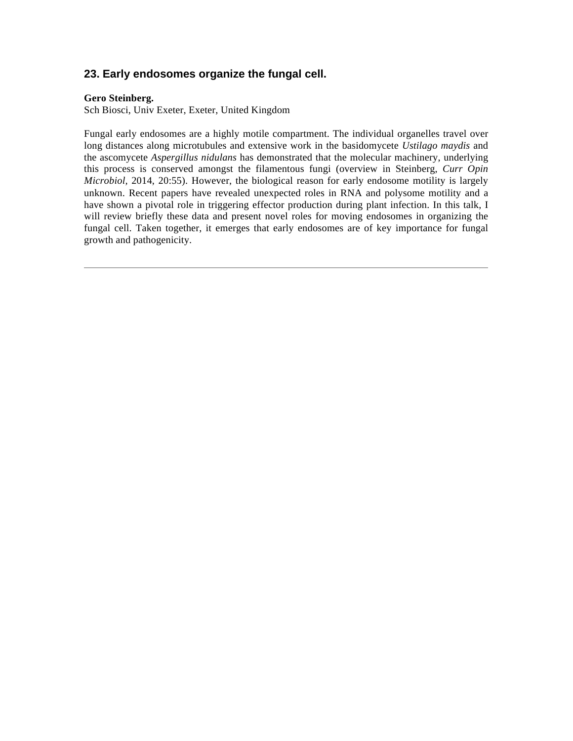### 23. Early endosomes organize the fungal cell.

**Gero Steinberg.**
Sch Biosci, Univ Exeter, Exeter, United Kingdom

Fungal early endosomes are a highly motile compartment. The individual organelles travel over long distances along microtubules and extensive work in the basidomycete *Ustilago maydis* and the ascomycete *Aspergillus nidulans* has demonstrated that the molecular machinery, underlying this process is conserved amongst the filamentous fungi (overview in Steinberg, *Curr Opin Microbiol,* 2014, 20:55). However, the biological reason for early endosome motility is largely unknown. Recent papers have revealed unexpected roles in RNA and polysome motility and a have shown a pivotal role in triggering effector production during plant infection. In this talk, I will review briefly these data and present novel roles for moving endosomes in organizing the fungal cell. Taken together, it emerges that early endosomes are of key importance for fungal growth and pathogenicity.

---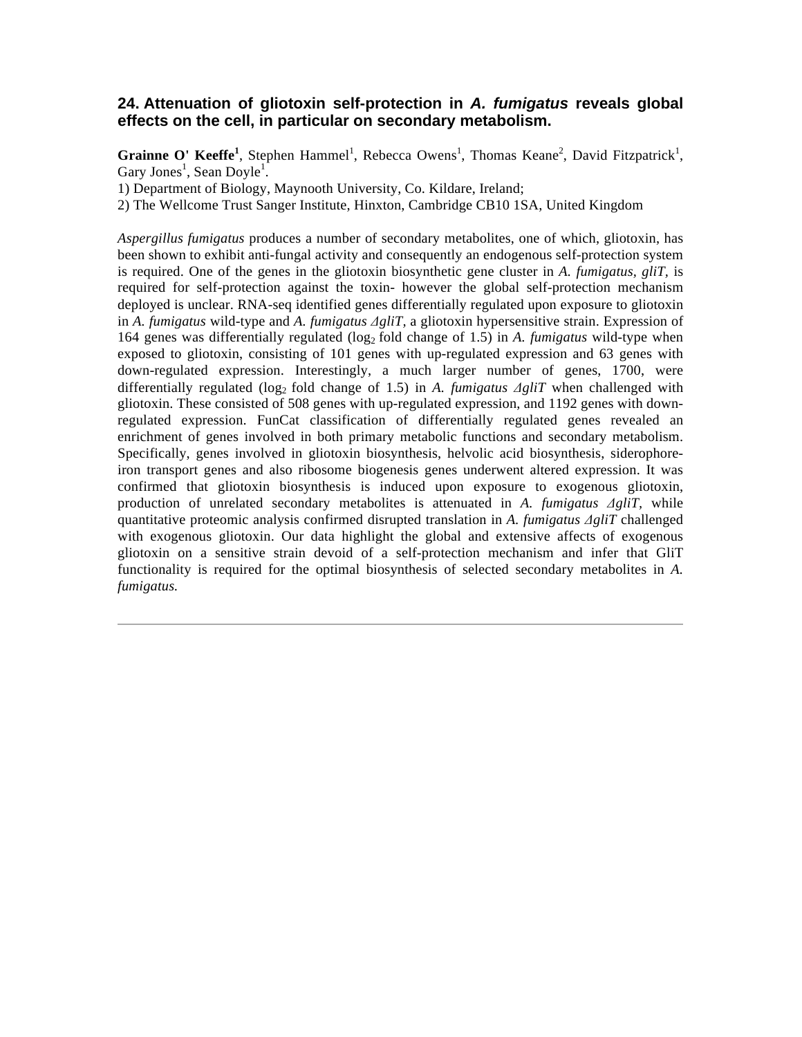## 24. Attenuation of gliotoxin self-protection in *A. fumigatus* reveals global effects on the cell, in particular on secondary metabolism.

**Grainne O' Keeffe**[1], Stephen Hammel[1], Rebecca Owens[1], Thomas Keane[2], David Fitzpatrick[1], Gary Jones[1], Sean Doyle[1].

1) Department of Biology, Maynooth University, Co. Kildare, Ireland;

2) The Wellcome Trust Sanger Institute, Hinxton, Cambridge CB10 1SA, United Kingdom

*Aspergillus fumigatus* produces a number of secondary metabolites, one of which, gliotoxin, has been shown to exhibit anti-fungal activity and consequently an endogenous self-protection system is required. One of the genes in the gliotoxin biosynthetic gene cluster in *A. fumigatus*, *gliT,* is required for self-protection against the toxin- however the global self-protection mechanism deployed is unclear. RNA-seq identified genes differentially regulated upon exposure to gliotoxin in *A. fumigatus* wild-type and *A. fumigatus ΔgliT,* a gliotoxin hypersensitive strain. Expression of 164 genes was differentially regulated ($log_2$ fold change of 1.5) in *A. fumigatus* wild-type when exposed to gliotoxin, consisting of 101 genes with up-regulated expression and 63 genes with down-regulated expression. Interestingly, a much larger number of genes, 1700, were differentially regulated ($log_2$ fold change of 1.5) in *A. fumigatus ΔgliT* when challenged with gliotoxin. These consisted of 508 genes with up-regulated expression, and 1192 genes with down-regulated expression. FunCat classification of differentially regulated genes revealed an enrichment of genes involved in both primary metabolic functions and secondary metabolism. Specifically, genes involved in gliotoxin biosynthesis, helvolic acid biosynthesis, siderophore-iron transport genes and also ribosome biogenesis genes underwent altered expression. It was confirmed that gliotoxin biosynthesis is induced upon exposure to exogenous gliotoxin, production of unrelated secondary metabolites is attenuated in *A. fumigatus ΔgliT,* while quantitative proteomic analysis confirmed disrupted translation in *A. fumigatus ΔgliT* challenged with exogenous gliotoxin. Our data highlight the global and extensive affects of exogenous gliotoxin on a sensitive strain devoid of a self-protection mechanism and infer that GliT functionality is required for the optimal biosynthesis of selected secondary metabolites in *A. fumigatus.*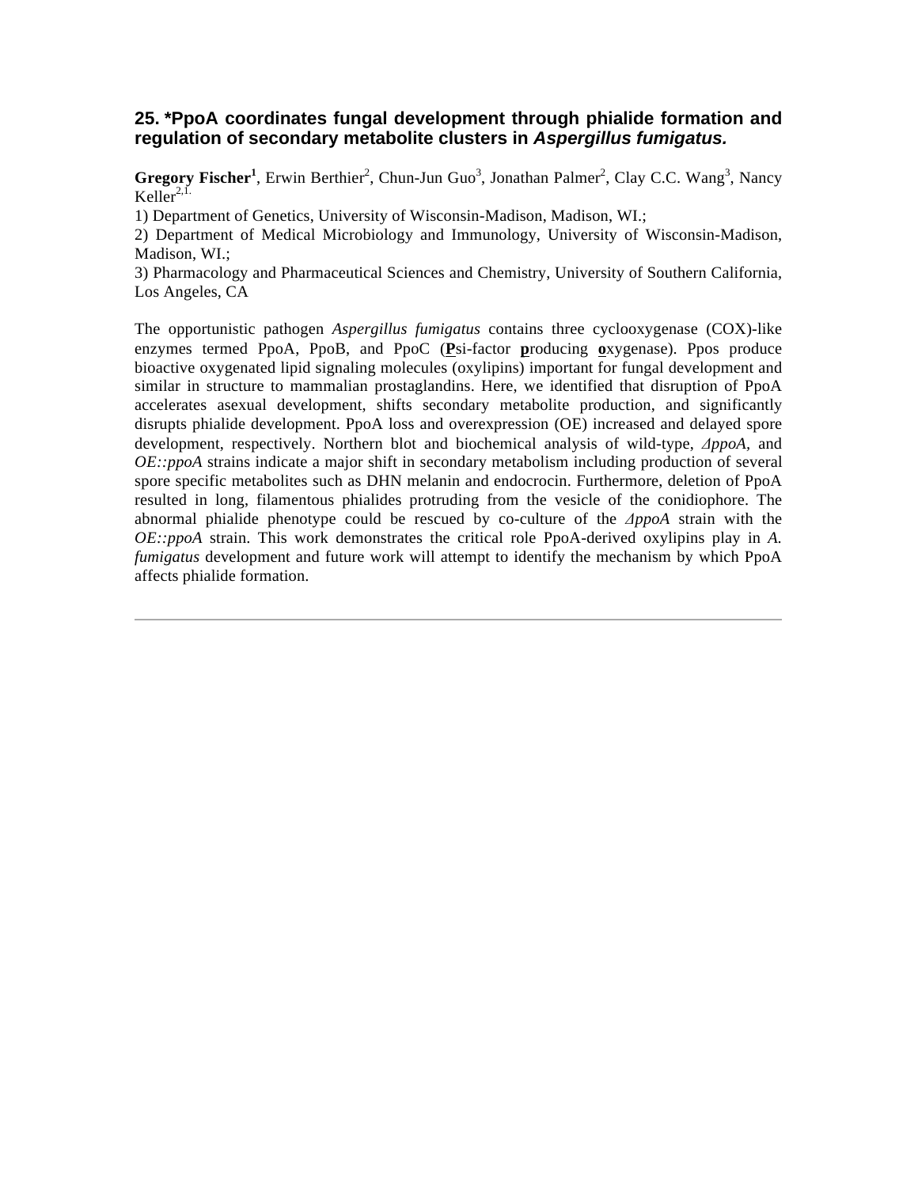## 25. *PpoA coordinates fungal development through phialide formation and regulation of secondary metabolite clusters in *Aspergillus fumigatus.*

**Gregory Fischer**[1], Erwin Berthier[2], Chun-Jun Guo[3], Jonathan Palmer[2], Clay C.C. Wang[3], Nancy Keller[2,1.]

1) Department of Genetics, University of Wisconsin-Madison, Madison, WI.;
2) Department of Medical Microbiology and Immunology, University of Wisconsin-Madison, Madison, WI.;
3) Pharmacology and Pharmaceutical Sciences and Chemistry, University of Southern California, Los Angeles, CA

The opportunistic pathogen *Aspergillus fumigatus* contains three cyclooxygenase (COX)-like enzymes termed PpoA, PpoB, and PpoC (**P**si-factor **p**roducing **o**xygenase). Ppos produce bioactive oxygenated lipid signaling molecules (oxylipins) important for fungal development and similar in structure to mammalian prostaglandins. Here, we identified that disruption of PpoA accelerates asexual development, shifts secondary metabolite production, and significantly disrupts phialide development. PpoA loss and overexpression (OE) increased and delayed spore development, respectively. Northern blot and biochemical analysis of wild-type, *ΔppoA*, and *OE::ppoA* strains indicate a major shift in secondary metabolism including production of several spore specific metabolites such as DHN melanin and endocrocin. Furthermore, deletion of PpoA resulted in long, filamentous phialides protruding from the vesicle of the conidiophore. The abnormal phialide phenotype could be rescued by co-culture of the *ΔppoA* strain with the *OE::ppoA* strain. This work demonstrates the critical role PpoA-derived oxylipins play in *A. fumigatus* development and future work will attempt to identify the mechanism by which PpoA affects phialide formation.

---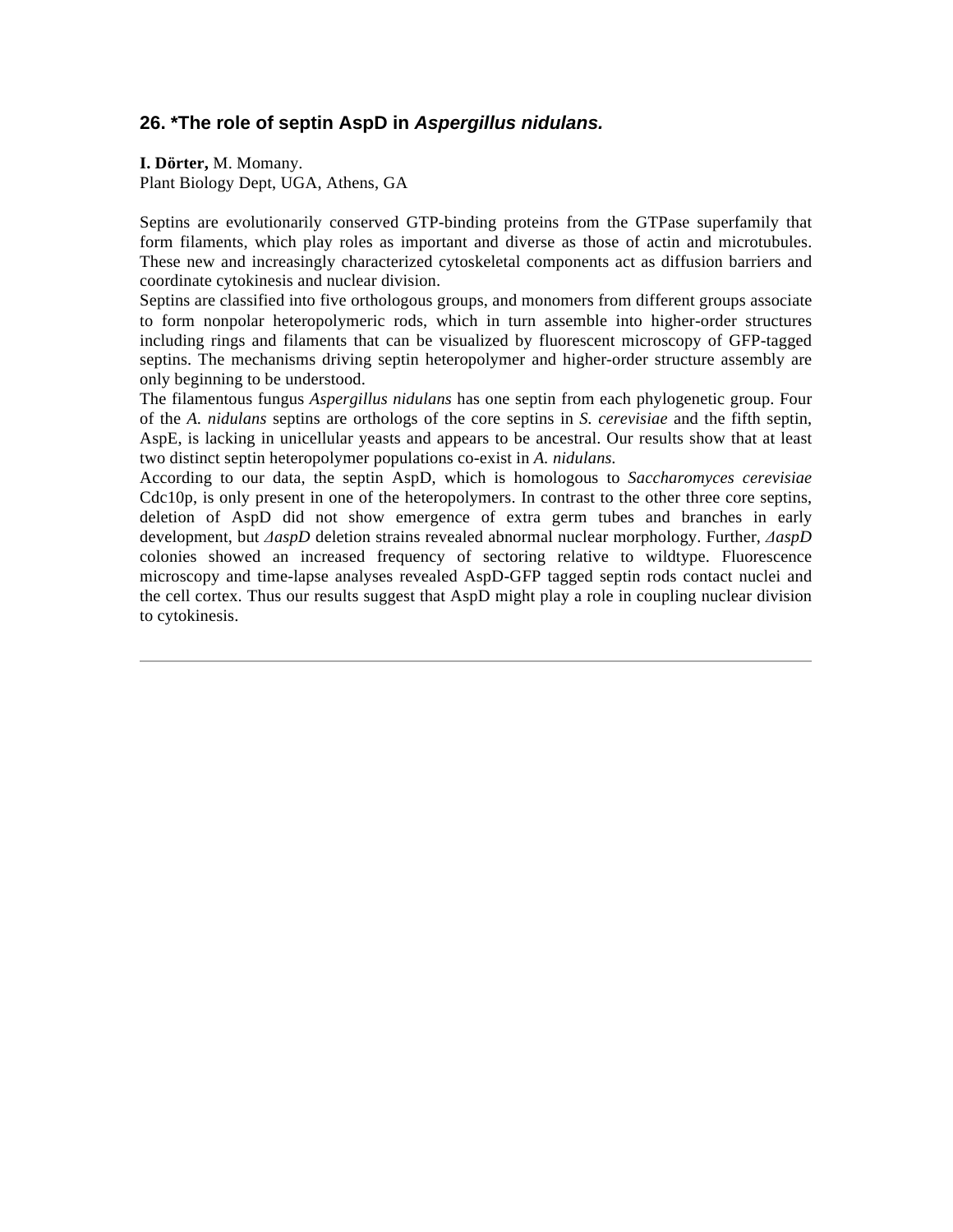## 26. *The role of septin AspD in *Aspergillus nidulans.*

**I. Dörter,** M. Momany.
Plant Biology Dept, UGA, Athens, GA

Septins are evolutionarily conserved GTP-binding proteins from the GTPase superfamily that form filaments, which play roles as important and diverse as those of actin and microtubules. These new and increasingly characterized cytoskeletal components act as diffusion barriers and coordinate cytokinesis and nuclear division.

Septins are classified into five orthologous groups, and monomers from different groups associate to form nonpolar heteropolymeric rods, which in turn assemble into higher-order structures including rings and filaments that can be visualized by fluorescent microscopy of GFP-tagged septins. The mechanisms driving septin heteropolymer and higher-order structure assembly are only beginning to be understood.

The filamentous fungus *Aspergillus nidulans* has one septin from each phylogenetic group. Four of the *A. nidulans* septins are orthologs of the core septins in *S. cerevisiae* and the fifth septin, AspE, is lacking in unicellular yeasts and appears to be ancestral. Our results show that at least two distinct septin heteropolymer populations co-exist in *A. nidulans.*

According to our data, the septin AspD, which is homologous to *Saccharomyces cerevisiae* Cdc10p, is only present in one of the heteropolymers. In contrast to the other three core septins, deletion of AspD did not show emergence of extra germ tubes and branches in early development, but *ΔaspD* deletion strains revealed abnormal nuclear morphology. Further, *ΔaspD* colonies showed an increased frequency of sectoring relative to wildtype. Fluorescence microscopy and time-lapse analyses revealed AspD-GFP tagged septin rods contact nuclei and the cell cortex. Thus our results suggest that AspD might play a role in coupling nuclear division to cytokinesis.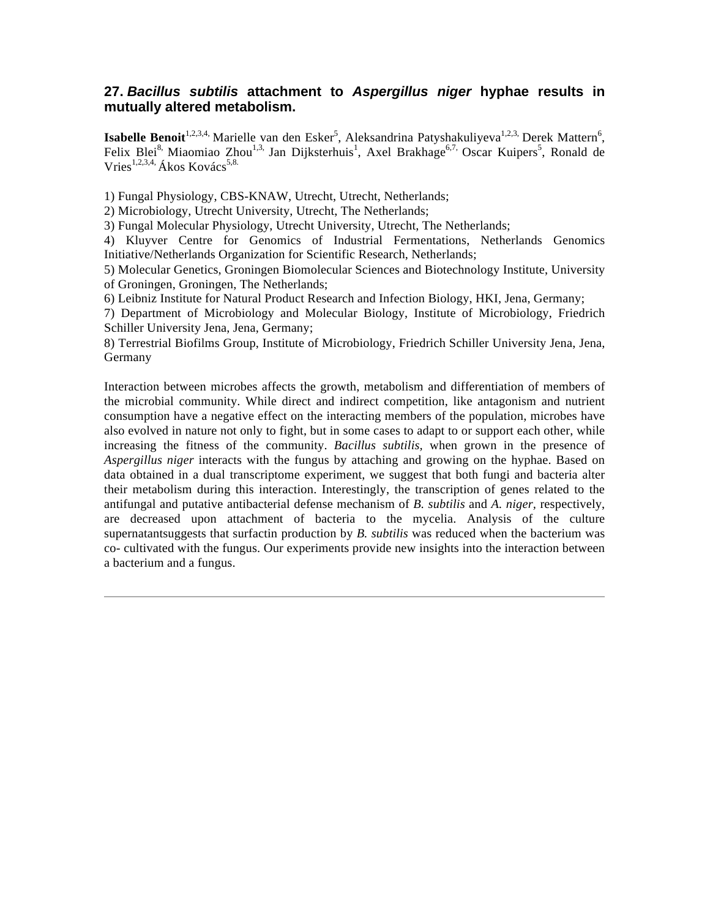## 27. ***Bacillus subtilis*** **attachment to** ***Aspergillus niger*** **hyphae results in mutually altered metabolism.**

**Isabelle Benoit**[1,2,3,4,] Marielle van den Esker[5], Aleksandrina Patyshakuliyeva[1,2,3,] Derek Mattern[6], Felix Blei[8,] Miaomiao Zhou[1,3,] Jan Dijksterhuis[1], Axel Brakhage[6,7,] Oscar Kuipers[5], Ronald de Vries[1,2,3,4,] Ákos Kovács[5,8.]

1) Fungal Physiology, CBS-KNAW, Utrecht, Utrecht, Netherlands;
2) Microbiology, Utrecht University, Utrecht, The Netherlands;
3) Fungal Molecular Physiology, Utrecht University, Utrecht, The Netherlands;
4) Kluyver Centre for Genomics of Industrial Fermentations, Netherlands Genomics Initiative/Netherlands Organization for Scientific Research, Netherlands;
5) Molecular Genetics, Groningen Biomolecular Sciences and Biotechnology Institute, University of Groningen, Groningen, The Netherlands;
6) Leibniz Institute for Natural Product Research and Infection Biology, HKI, Jena, Germany;
7) Department of Microbiology and Molecular Biology, Institute of Microbiology, Friedrich Schiller University Jena, Jena, Germany;
8) Terrestrial Biofilms Group, Institute of Microbiology, Friedrich Schiller University Jena, Jena, Germany

Interaction between microbes affects the growth, metabolism and differentiation of members of the microbial community. While direct and indirect competition, like antagonism and nutrient consumption have a negative effect on the interacting members of the population, microbes have also evolved in nature not only to fight, but in some cases to adapt to or support each other, while increasing the fitness of the community. *Bacillus subtilis,* when grown in the presence of *Aspergillus niger* interacts with the fungus by attaching and growing on the hyphae. Based on data obtained in a dual transcriptome experiment, we suggest that both fungi and bacteria alter their metabolism during this interaction. Interestingly, the transcription of genes related to the antifungal and putative antibacterial defense mechanism of *B. subtilis* and *A. niger,* respectively, are decreased upon attachment of bacteria to the mycelia. Analysis of the culture supernatantsuggests that surfactin production by *B. subtilis* was reduced when the bacterium was co- cultivated with the fungus. Our experiments provide new insights into the interaction between a bacterium and a fungus.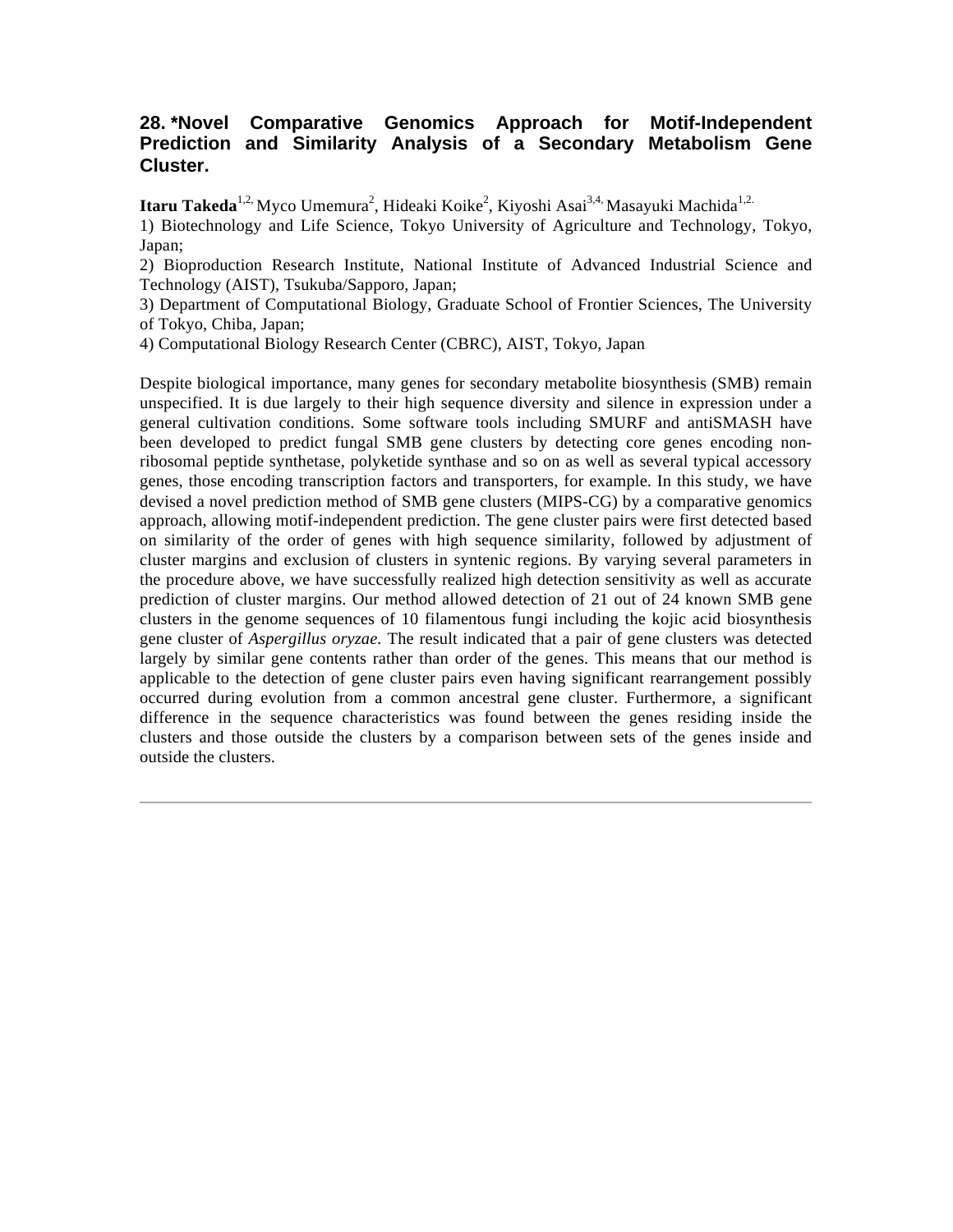## 28. *Novel Comparative Genomics Approach for Motif-Independent Prediction and Similarity Analysis of a Secondary Metabolism Gene Cluster.

**Itaru Takeda**[1,2,] Myco Umemura[2], Hideaki Koike[2], Kiyoshi Asai[3,4,] Masayuki Machida[1,2.]

1) Biotechnology and Life Science, Tokyo University of Agriculture and Technology, Tokyo, Japan;

2) Bioproduction Research Institute, National Institute of Advanced Industrial Science and Technology (AIST), Tsukuba/Sapporo, Japan;

3) Department of Computational Biology, Graduate School of Frontier Sciences, The University of Tokyo, Chiba, Japan;

4) Computational Biology Research Center (CBRC), AIST, Tokyo, Japan

Despite biological importance, many genes for secondary metabolite biosynthesis (SMB) remain unspecified. It is due largely to their high sequence diversity and silence in expression under a general cultivation conditions. Some software tools including SMURF and antiSMASH have been developed to predict fungal SMB gene clusters by detecting core genes encoding non-ribosomal peptide synthetase, polyketide synthase and so on as well as several typical accessory genes, those encoding transcription factors and transporters, for example. In this study, we have devised a novel prediction method of SMB gene clusters (MIPS-CG) by a comparative genomics approach, allowing motif-independent prediction. The gene cluster pairs were first detected based on similarity of the order of genes with high sequence similarity, followed by adjustment of cluster margins and exclusion of clusters in syntenic regions. By varying several parameters in the procedure above, we have successfully realized high detection sensitivity as well as accurate prediction of cluster margins. Our method allowed detection of 21 out of 24 known SMB gene clusters in the genome sequences of 10 filamentous fungi including the kojic acid biosynthesis gene cluster of *Aspergillus oryzae.* The result indicated that a pair of gene clusters was detected largely by similar gene contents rather than order of the genes. This means that our method is applicable to the detection of gene cluster pairs even having significant rearrangement possibly occurred during evolution from a common ancestral gene cluster. Furthermore, a significant difference in the sequence characteristics was found between the genes residing inside the clusters and those outside the clusters by a comparison between sets of the genes inside and outside the clusters.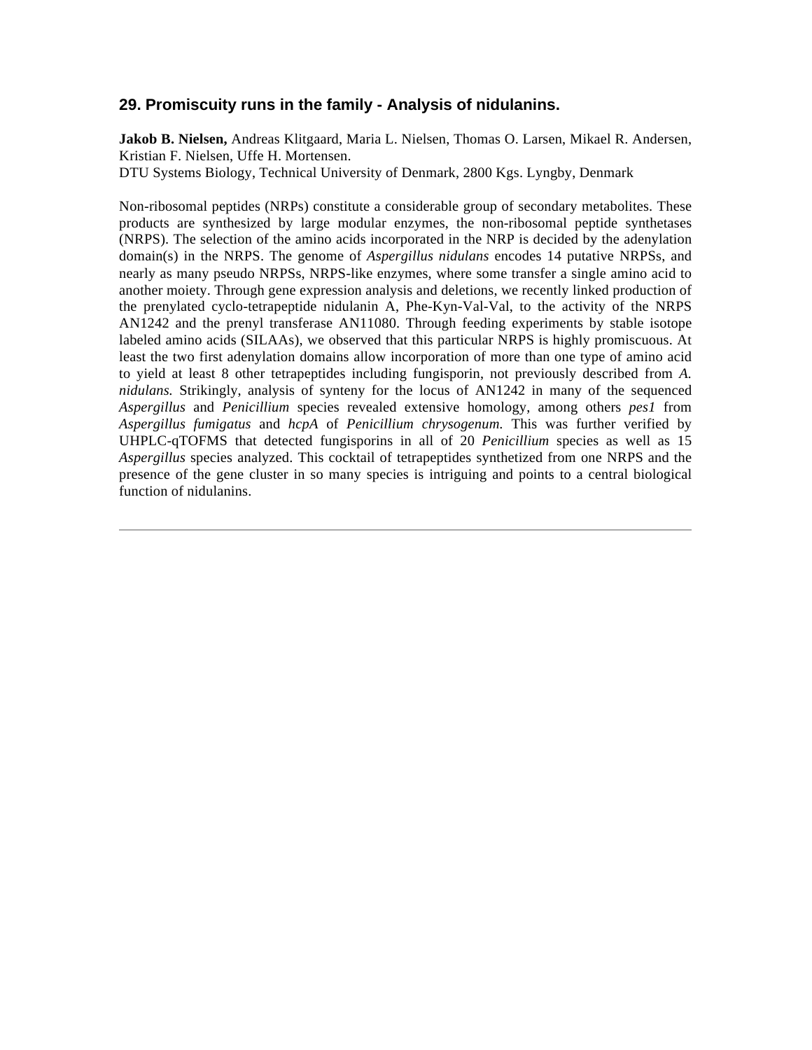## 29. Promiscuity runs in the family - Analysis of nidulanins.

**Jakob B. Nielsen,** Andreas Klitgaard, Maria L. Nielsen, Thomas O. Larsen, Mikael R. Andersen, Kristian F. Nielsen, Uffe H. Mortensen.
DTU Systems Biology, Technical University of Denmark, 2800 Kgs. Lyngby, Denmark

Non-ribosomal peptides (NRPs) constitute a considerable group of secondary metabolites. These products are synthesized by large modular enzymes, the non-ribosomal peptide synthetases (NRPS). The selection of the amino acids incorporated in the NRP is decided by the adenylation domain(s) in the NRPS. The genome of *Aspergillus nidulans* encodes 14 putative NRPSs, and nearly as many pseudo NRPSs, NRPS-like enzymes, where some transfer a single amino acid to another moiety. Through gene expression analysis and deletions, we recently linked production of the prenylated cyclo-tetrapeptide nidulanin A, Phe-Kyn-Val-Val, to the activity of the NRPS AN1242 and the prenyl transferase AN11080. Through feeding experiments by stable isotope labeled amino acids (SILAAs), we observed that this particular NRPS is highly promiscuous. At least the two first adenylation domains allow incorporation of more than one type of amino acid to yield at least 8 other tetrapeptides including fungisporin, not previously described from *A. nidulans.* Strikingly, analysis of synteny for the locus of AN1242 in many of the sequenced *Aspergillus* and *Penicillium* species revealed extensive homology, among others *pes1* from *Aspergillus fumigatus* and *hcpA* of *Penicillium chrysogenum.* This was further verified by UHPLC-qTOFMS that detected fungisporins in all of 20 *Penicillium* species as well as 15 *Aspergillus* species analyzed. This cocktail of tetrapeptides synthetized from one NRPS and the presence of the gene cluster in so many species is intriguing and points to a central biological function of nidulanins.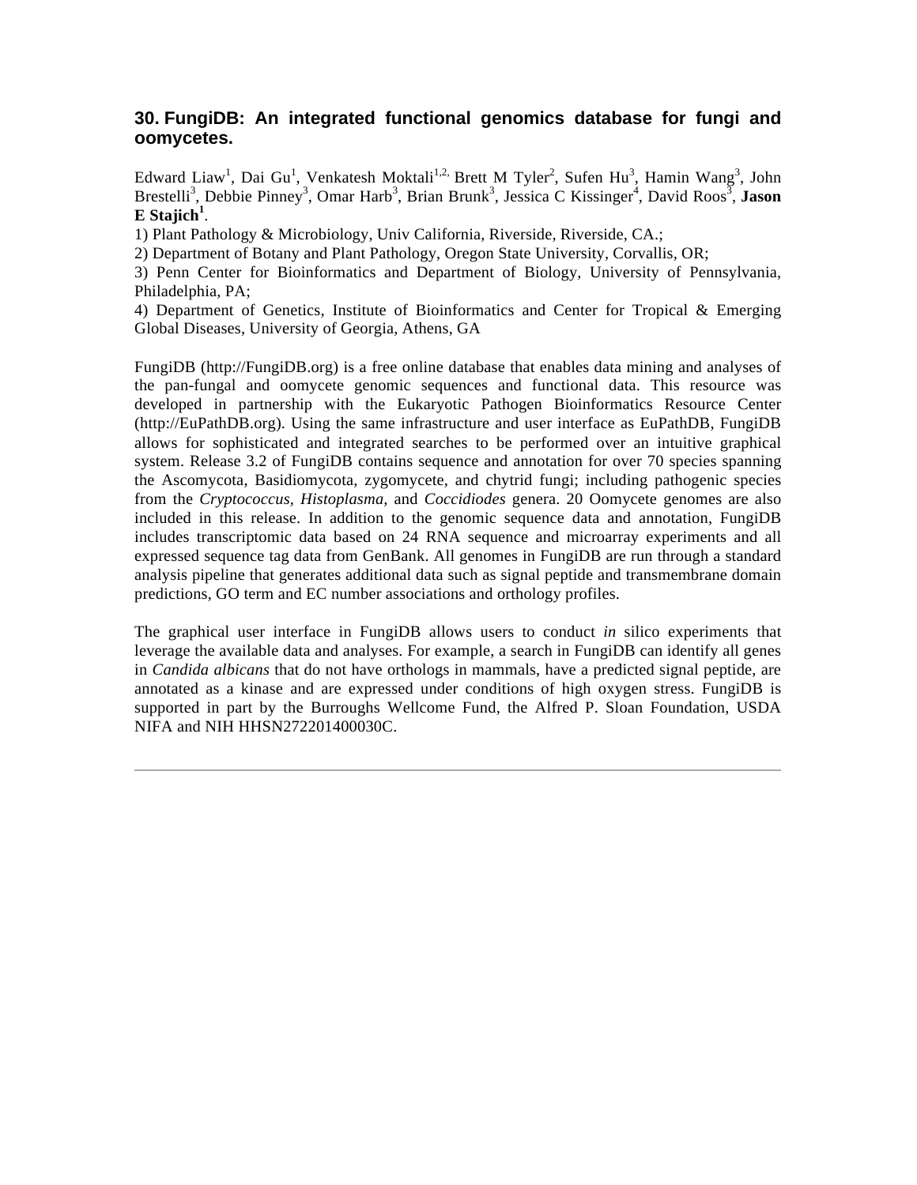### 30. FungiDB: An integrated functional genomics database for fungi and oomycetes.

Edward Liaw[1], Dai Gu[1], Venkatesh Moktali[1,2,] Brett M Tyler[2], Sufen Hu[3], Hamin Wang[3], John Brestelli[3], Debbie Pinney[3], Omar Harb[3], Brian Brunk[3], Jessica C Kissinger[4], David Roos[3], **Jason E Stajich[1]**.

1) Plant Pathology & Microbiology, Univ California, Riverside, Riverside, CA.;

2) Department of Botany and Plant Pathology, Oregon State University, Corvallis, OR;

3) Penn Center for Bioinformatics and Department of Biology, University of Pennsylvania, Philadelphia, PA;

4) Department of Genetics, Institute of Bioinformatics and Center for Tropical & Emerging Global Diseases, University of Georgia, Athens, GA

FungiDB (http://FungiDB.org) is a free online database that enables data mining and analyses of the pan-fungal and oomycete genomic sequences and functional data. This resource was developed in partnership with the Eukaryotic Pathogen Bioinformatics Resource Center (http://EuPathDB.org). Using the same infrastructure and user interface as EuPathDB, FungiDB allows for sophisticated and integrated searches to be performed over an intuitive graphical system. Release 3.2 of FungiDB contains sequence and annotation for over 70 species spanning the Ascomycota, Basidiomycota, zygomycete, and chytrid fungi; including pathogenic species from the *Cryptococcus, Histoplasma,* and *Coccidiodes* genera. 20 Oomycete genomes are also included in this release. In addition to the genomic sequence data and annotation, FungiDB includes transcriptomic data based on 24 RNA sequence and microarray experiments and all expressed sequence tag data from GenBank. All genomes in FungiDB are run through a standard analysis pipeline that generates additional data such as signal peptide and transmembrane domain predictions, GO term and EC number associations and orthology profiles.

The graphical user interface in FungiDB allows users to conduct *in* silico experiments that leverage the available data and analyses. For example, a search in FungiDB can identify all genes in *Candida albicans* that do not have orthologs in mammals, have a predicted signal peptide, are annotated as a kinase and are expressed under conditions of high oxygen stress. FungiDB is supported in part by the Burroughs Wellcome Fund, the Alfred P. Sloan Foundation, USDA NIFA and NIH HHSN272201400030C.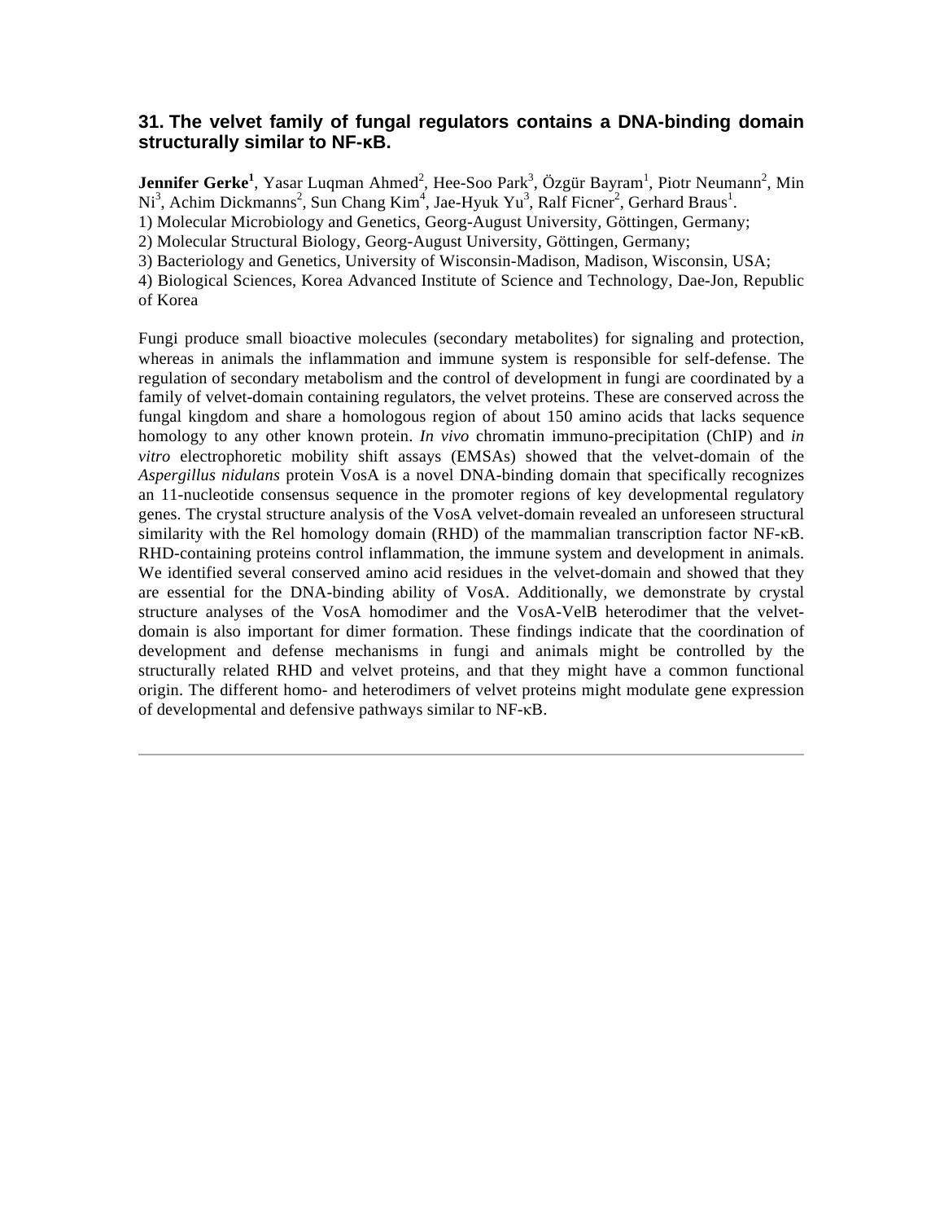### 31. The velvet family of fungal regulators contains a DNA-binding domain structurally similar to NF-κB.

**Jennifer Gerke**[1], Yasar Luqman Ahmed[2], Hee-Soo Park[3], Özgür Bayram[1], Piotr Neumann[2], Min Ni[3], Achim Dickmanns[2], Sun Chang Kim[4], Jae-Hyuk Yu[3], Ralf Ficner[2], Gerhard Braus[1].

1) Molecular Microbiology and Genetics, Georg-August University, Göttingen, Germany;
2) Molecular Structural Biology, Georg-August University, Göttingen, Germany;
3) Bacteriology and Genetics, University of Wisconsin-Madison, Madison, Wisconsin, USA;
4) Biological Sciences, Korea Advanced Institute of Science and Technology, Dae-Jon, Republic of Korea

Fungi produce small bioactive molecules (secondary metabolites) for signaling and protection, whereas in animals the inflammation and immune system is responsible for self-defense. The regulation of secondary metabolism and the control of development in fungi are coordinated by a family of velvet-domain containing regulators, the velvet proteins. These are conserved across the fungal kingdom and share a homologous region of about 150 amino acids that lacks sequence homology to any other known protein. *In vivo* chromatin immuno-precipitation (ChIP) and *in vitro* electrophoretic mobility shift assays (EMSAs) showed that the velvet-domain of the *Aspergillus nidulans* protein VosA is a novel DNA-binding domain that specifically recognizes an 11-nucleotide consensus sequence in the promoter regions of key developmental regulatory genes. The crystal structure analysis of the VosA velvet-domain revealed an unforeseen structural similarity with the Rel homology domain (RHD) of the mammalian transcription factor NF-κB. RHD-containing proteins control inflammation, the immune system and development in animals. We identified several conserved amino acid residues in the velvet-domain and showed that they are essential for the DNA-binding ability of VosA. Additionally, we demonstrate by crystal structure analyses of the VosA homodimer and the VosA-VelB heterodimer that the velvet-domain is also important for dimer formation. These findings indicate that the coordination of development and defense mechanisms in fungi and animals might be controlled by the structurally related RHD and velvet proteins, and that they might have a common functional origin. The different homo- and heterodimers of velvet proteins might modulate gene expression of developmental and defensive pathways similar to NF-κB.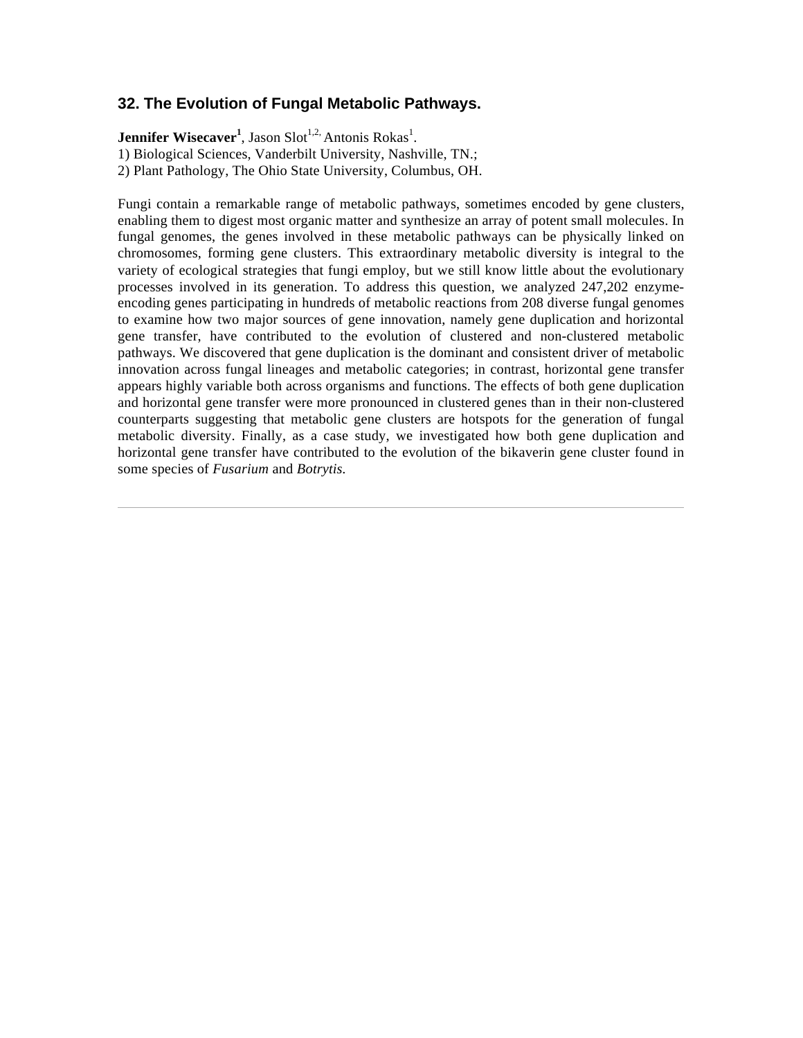### 32. The Evolution of Fungal Metabolic Pathways.

**Jennifer Wisecaver**[1], Jason Slot[1,2,] Antonis Rokas[1].
1) Biological Sciences, Vanderbilt University, Nashville, TN.;
2) Plant Pathology, The Ohio State University, Columbus, OH.

Fungi contain a remarkable range of metabolic pathways, sometimes encoded by gene clusters, enabling them to digest most organic matter and synthesize an array of potent small molecules. In fungal genomes, the genes involved in these metabolic pathways can be physically linked on chromosomes, forming gene clusters. This extraordinary metabolic diversity is integral to the variety of ecological strategies that fungi employ, but we still know little about the evolutionary processes involved in its generation. To address this question, we analyzed 247,202 enzyme-encoding genes participating in hundreds of metabolic reactions from 208 diverse fungal genomes to examine how two major sources of gene innovation, namely gene duplication and horizontal gene transfer, have contributed to the evolution of clustered and non-clustered metabolic pathways. We discovered that gene duplication is the dominant and consistent driver of metabolic innovation across fungal lineages and metabolic categories; in contrast, horizontal gene transfer appears highly variable both across organisms and functions. The effects of both gene duplication and horizontal gene transfer were more pronounced in clustered genes than in their non-clustered counterparts suggesting that metabolic gene clusters are hotspots for the generation of fungal metabolic diversity. Finally, as a case study, we investigated how both gene duplication and horizontal gene transfer have contributed to the evolution of the bikaverin gene cluster found in some species of *Fusarium* and *Botrytis.*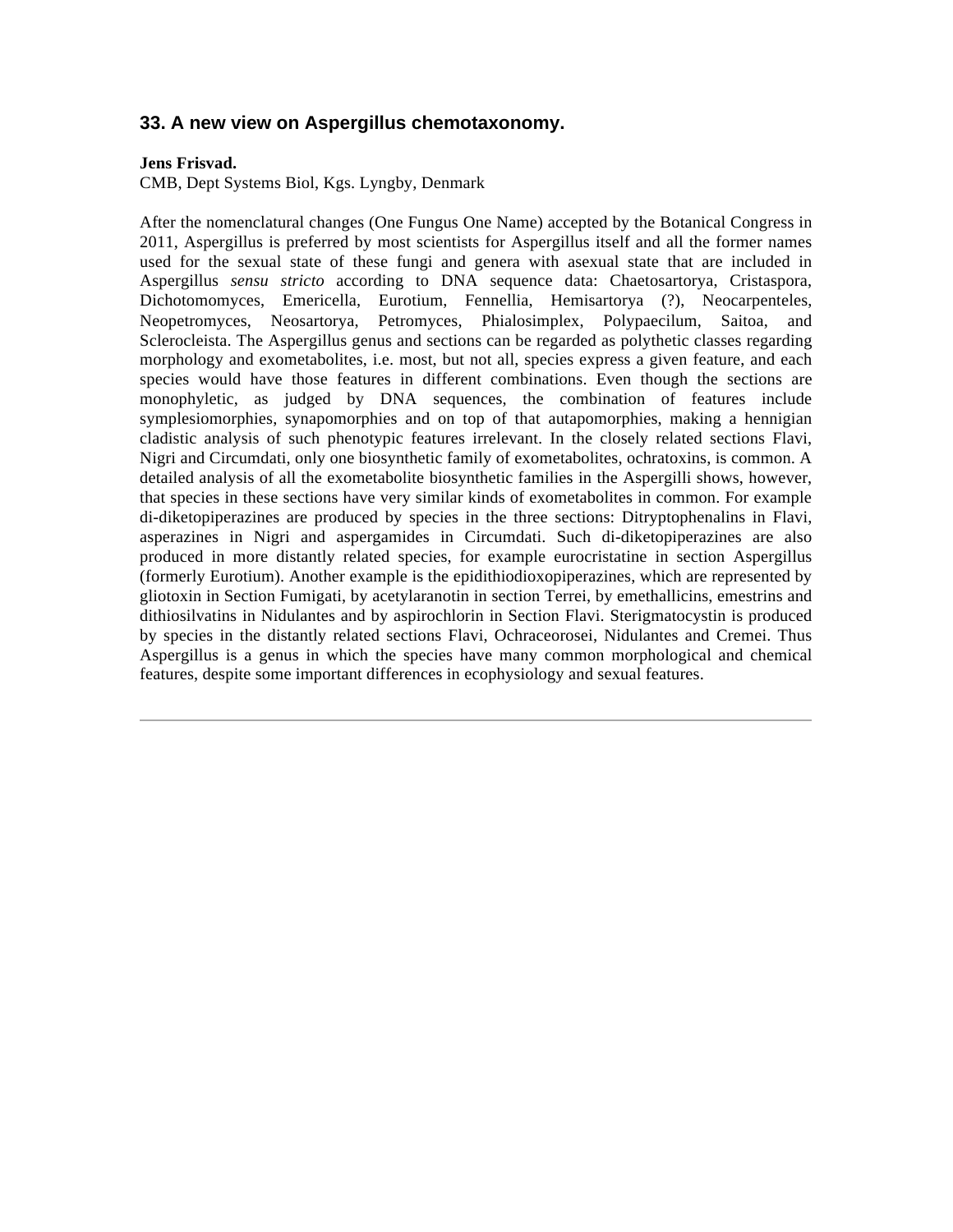## 33. A new view on Aspergillus chemotaxonomy.

**Jens Frisvad.**
CMB, Dept Systems Biol, Kgs. Lyngby, Denmark

After the nomenclatural changes (One Fungus One Name) accepted by the Botanical Congress in 2011, Aspergillus is preferred by most scientists for Aspergillus itself and all the former names used for the sexual state of these fungi and genera with asexual state that are included in Aspergillus *sensu stricto* according to DNA sequence data: Chaetosartorya, Cristaspora, Dichotomomyces, Emericella, Eurotium, Fennellia, Hemisartorya (?), Neocarpenteles, Neopetromyces, Neosartorya, Petromyces, Phialosimplex, Polypaecilum, Saitoa, and Sclerocleista. The Aspergillus genus and sections can be regarded as polythetic classes regarding morphology and exometabolites, i.e. most, but not all, species express a given feature, and each species would have those features in different combinations. Even though the sections are monophyletic, as judged by DNA sequences, the combination of features include symplesiomorphies, synapomorphies and on top of that autapomorphies, making a hennigian cladistic analysis of such phenotypic features irrelevant. In the closely related sections Flavi, Nigri and Circumdati, only one biosynthetic family of exometabolites, ochratoxins, is common. A detailed analysis of all the exometabolite biosynthetic families in the Aspergilli shows, however, that species in these sections have very similar kinds of exometabolites in common. For example di-diketopiperazines are produced by species in the three sections: Ditryptophenalins in Flavi, asperazines in Nigri and aspergamides in Circumdati. Such di-diketopiperazines are also produced in more distantly related species, for example eurocristatine in section Aspergillus (formerly Eurotium). Another example is the epidithiodioxopiperazines, which are represented by gliotoxin in Section Fumigati, by acetylaranotin in section Terrei, by emethallicins, emestrins and dithiosilvatins in Nidulantes and by aspirochlorin in Section Flavi. Sterigmatocystin is produced by species in the distantly related sections Flavi, Ochraceorosei, Nidulantes and Cremei. Thus Aspergillus is a genus in which the species have many common morphological and chemical features, despite some important differences in ecophysiology and sexual features.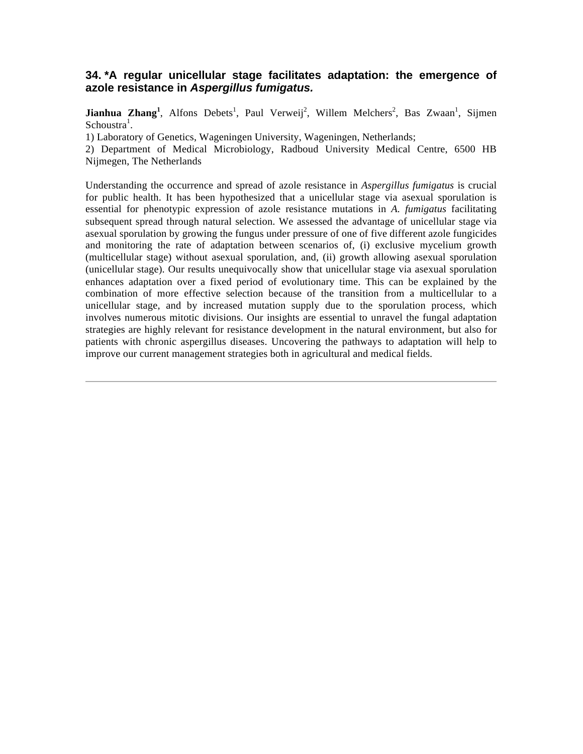### 34. *A regular unicellular stage facilitates adaptation: the emergence of azole resistance in *Aspergillus fumigatus.*

**Jianhua Zhang**[1], Alfons Debets[1], Paul Verweij[2], Willem Melchers[2], Bas Zwaan[1], Sijmen Schoustra[1].

1) Laboratory of Genetics, Wageningen University, Wageningen, Netherlands;

2) Department of Medical Microbiology, Radboud University Medical Centre, 6500 HB Nijmegen, The Netherlands

Understanding the occurrence and spread of azole resistance in *Aspergillus fumigatus* is crucial for public health. It has been hypothesized that a unicellular stage via asexual sporulation is essential for phenotypic expression of azole resistance mutations in *A. fumigatus* facilitating subsequent spread through natural selection. We assessed the advantage of unicellular stage via asexual sporulation by growing the fungus under pressure of one of five different azole fungicides and monitoring the rate of adaptation between scenarios of, (i) exclusive mycelium growth (multicellular stage) without asexual sporulation, and, (ii) growth allowing asexual sporulation (unicellular stage). Our results unequivocally show that unicellular stage via asexual sporulation enhances adaptation over a fixed period of evolutionary time. This can be explained by the combination of more effective selection because of the transition from a multicellular to a unicellular stage, and by increased mutation supply due to the sporulation process, which involves numerous mitotic divisions. Our insights are essential to unravel the fungal adaptation strategies are highly relevant for resistance development in the natural environment, but also for patients with chronic aspergillus diseases. Uncovering the pathways to adaptation will help to improve our current management strategies both in agricultural and medical fields.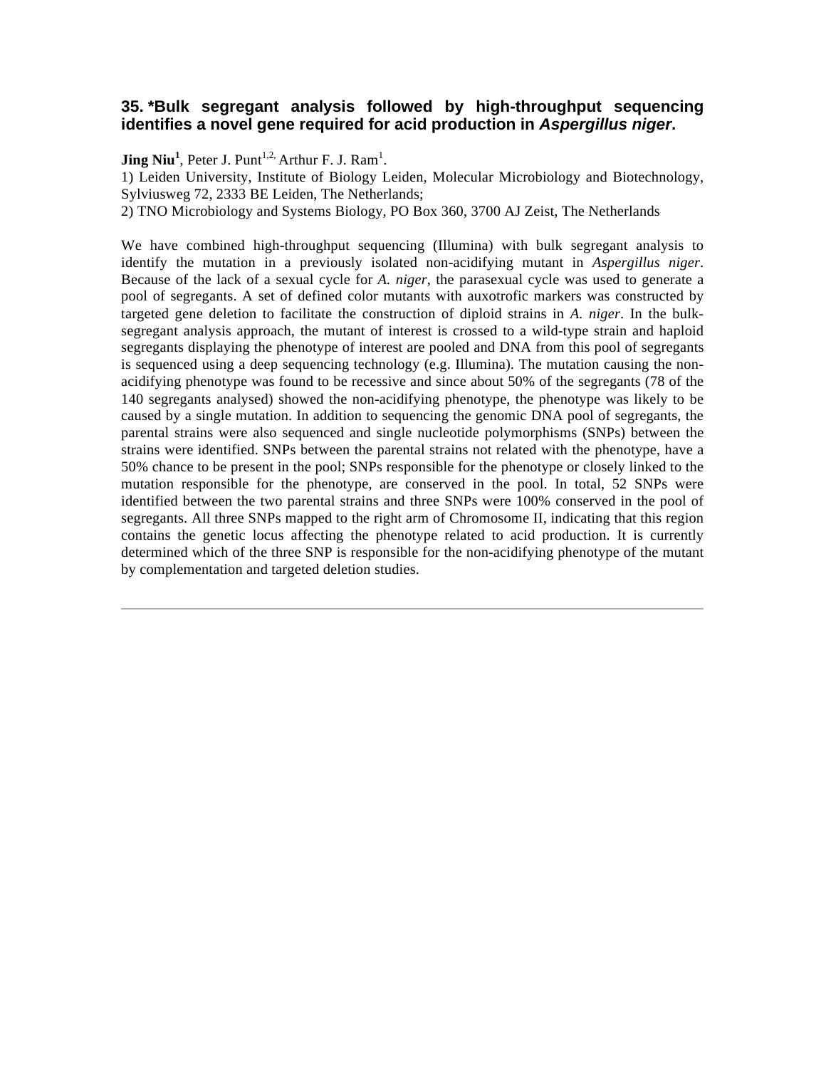### 35. *Bulk segregant analysis followed by high-throughput sequencing identifies a novel gene required for acid production in *Aspergillus niger*.

**Jing Niu[1]**, Peter J. Punt[1,2,] Arthur F. J. Ram[1].

1) Leiden University, Institute of Biology Leiden, Molecular Microbiology and Biotechnology, Sylviusweg 72, 2333 BE Leiden, The Netherlands;

2) TNO Microbiology and Systems Biology, PO Box 360, 3700 AJ Zeist, The Netherlands

We have combined high-throughput sequencing (Illumina) with bulk segregant analysis to identify the mutation in a previously isolated non-acidifying mutant in *Aspergillus niger*. Because of the lack of a sexual cycle for *A. niger*, the parasexual cycle was used to generate a pool of segregants. A set of defined color mutants with auxotrofic markers was constructed by targeted gene deletion to facilitate the construction of diploid strains in *A. niger*. In the bulk-segregant analysis approach, the mutant of interest is crossed to a wild-type strain and haploid segregants displaying the phenotype of interest are pooled and DNA from this pool of segregants is sequenced using a deep sequencing technology (e.g. Illumina). The mutation causing the non-acidifying phenotype was found to be recessive and since about 50% of the segregants (78 of the 140 segregants analysed) showed the non-acidifying phenotype, the phenotype was likely to be caused by a single mutation. In addition to sequencing the genomic DNA pool of segregants, the parental strains were also sequenced and single nucleotide polymorphisms (SNPs) between the strains were identified. SNPs between the parental strains not related with the phenotype, have a 50% chance to be present in the pool; SNPs responsible for the phenotype or closely linked to the mutation responsible for the phenotype, are conserved in the pool. In total, 52 SNPs were identified between the two parental strains and three SNPs were 100% conserved in the pool of segregants. All three SNPs mapped to the right arm of Chromosome II, indicating that this region contains the genetic locus affecting the phenotype related to acid production. It is currently determined which of the three SNP is responsible for the non-acidifying phenotype of the mutant by complementation and targeted deletion studies.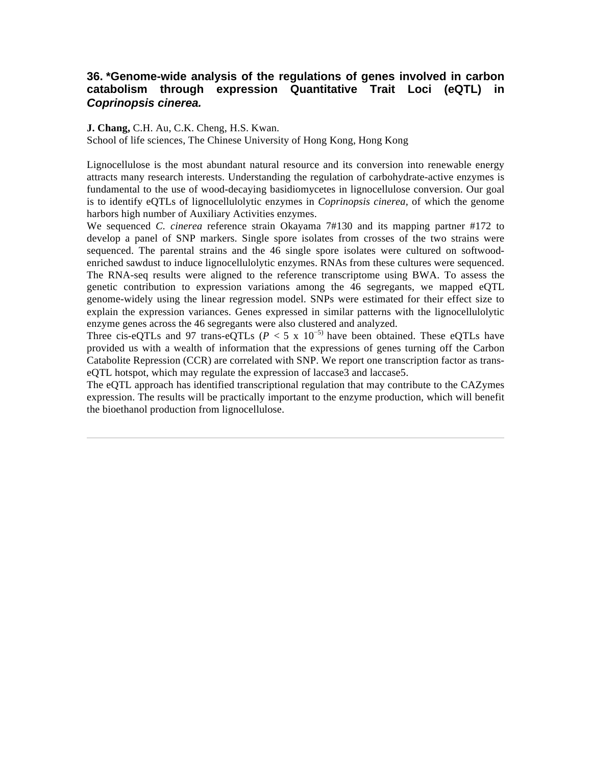## 36. *Genome-wide analysis of the regulations of genes involved in carbon catabolism through expression Quantitative Trait Loci (eQTL) in *Coprinopsis cinerea.*

**J. Chang,** C.H. Au, C.K. Cheng, H.S. Kwan.
School of life sciences, The Chinese University of Hong Kong, Hong Kong

Lignocellulose is the most abundant natural resource and its conversion into renewable energy attracts many research interests. Understanding the regulation of carbohydrate-active enzymes is fundamental to the use of wood-decaying basidiomycetes in lignocellulose conversion. Our goal is to identify eQTLs of lignocellulolytic enzymes in *Coprinopsis cinerea,* of which the genome harbors high number of Auxiliary Activities enzymes.
We sequenced *C. cinerea* reference strain Okayama 7#130 and its mapping partner #172 to develop a panel of SNP markers. Single spore isolates from crosses of the two strains were sequenced. The parental strains and the 46 single spore isolates were cultured on softwood-enriched sawdust to induce lignocellulolytic enzymes. RNAs from these cultures were sequenced. The RNA-seq results were aligned to the reference transcriptome using BWA. To assess the genetic contribution to expression variations among the 46 segregants, we mapped eQTL genome-widely using the linear regression model. SNPs were estimated for their effect size to explain the expression variances. Genes expressed in similar patterns with the lignocellulolytic enzyme genes across the 46 segregants were also clustered and analyzed.
Three cis-eQTLs and 97 trans-eQTLs ($P < 5 \times 10^{-5}$) have been obtained. These eQTLs have provided us with a wealth of information that the expressions of genes turning off the Carbon Catabolite Repression (CCR) are correlated with SNP. We report one transcription factor as trans-eQTL hotspot, which may regulate the expression of laccase3 and laccase5.
The eQTL approach has identified transcriptional regulation that may contribute to the CAZymes expression. The results will be practically important to the enzyme production, which will benefit the bioethanol production from lignocellulose.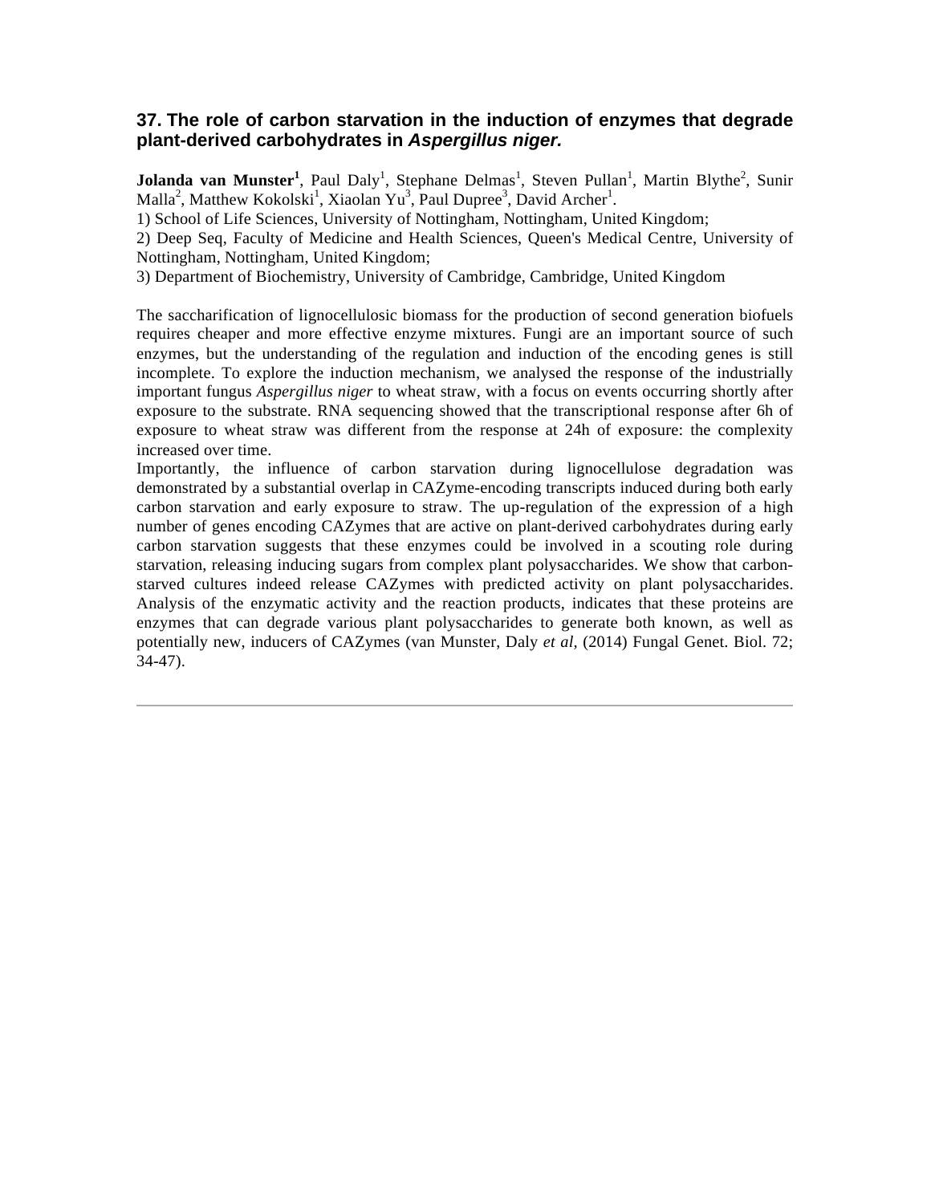### 37. The role of carbon starvation in the induction of enzymes that degrade plant-derived carbohydrates in *Aspergillus niger*.

**Jolanda van Munster**[1], Paul Daly[1], Stephane Delmas[1], Steven Pullan[1], Martin Blythe[2], Sunir Malla[2], Matthew Kokolski[1], Xiaolan Yu[3], Paul Dupree[3], David Archer[1].

1) School of Life Sciences, University of Nottingham, Nottingham, United Kingdom;
2) Deep Seq, Faculty of Medicine and Health Sciences, Queen's Medical Centre, University of Nottingham, Nottingham, United Kingdom;
3) Department of Biochemistry, University of Cambridge, Cambridge, United Kingdom

The saccharification of lignocellulosic biomass for the production of second generation biofuels requires cheaper and more effective enzyme mixtures. Fungi are an important source of such enzymes, but the understanding of the regulation and induction of the encoding genes is still incomplete. To explore the induction mechanism, we analysed the response of the industrially important fungus *Aspergillus niger* to wheat straw, with a focus on events occurring shortly after exposure to the substrate. RNA sequencing showed that the transcriptional response after 6h of exposure to wheat straw was different from the response at 24h of exposure: the complexity increased over time.

Importantly, the influence of carbon starvation during lignocellulose degradation was demonstrated by a substantial overlap in CAZyme-encoding transcripts induced during both early carbon starvation and early exposure to straw. The up-regulation of the expression of a high number of genes encoding CAZymes that are active on plant-derived carbohydrates during early carbon starvation suggests that these enzymes could be involved in a scouting role during starvation, releasing inducing sugars from complex plant polysaccharides. We show that carbon-starved cultures indeed release CAZymes with predicted activity on plant polysaccharides. Analysis of the enzymatic activity and the reaction products, indicates that these proteins are enzymes that can degrade various plant polysaccharides to generate both known, as well as potentially new, inducers of CAZymes (van Munster, Daly *et al*, (2014) Fungal Genet. Biol. 72; 34-47).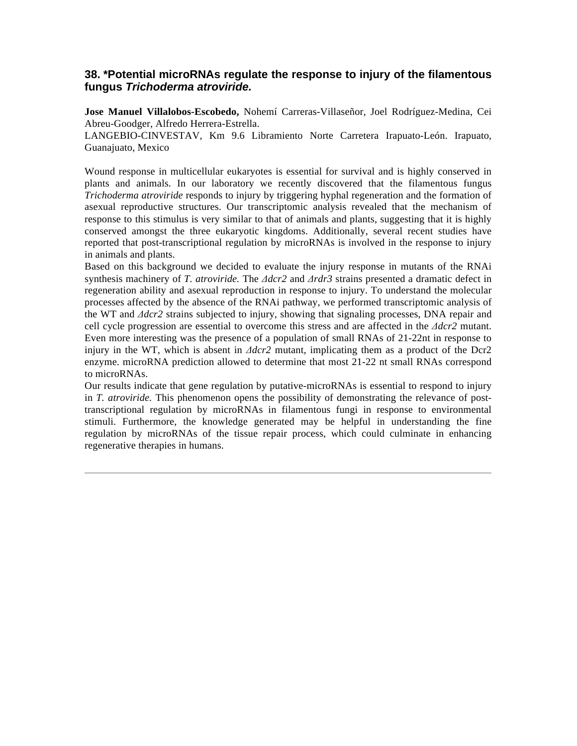### 38. *Potential microRNAs regulate the response to injury of the filamentous fungus *Trichoderma atroviride.*

**Jose Manuel Villalobos-Escobedo,** Nohemí Carreras-Villaseñor, Joel Rodríguez-Medina, Cei Abreu-Goodger, Alfredo Herrera-Estrella.
LANGEBIO-CINVESTAV, Km 9.6 Libramiento Norte Carretera Irapuato-León. Irapuato, Guanajuato, Mexico

Wound response in multicellular eukaryotes is essential for survival and is highly conserved in plants and animals. In our laboratory we recently discovered that the filamentous fungus *Trichoderma atroviride* responds to injury by triggering hyphal regeneration and the formation of asexual reproductive structures. Our transcriptomic analysis revealed that the mechanism of response to this stimulus is very similar to that of animals and plants, suggesting that it is highly conserved amongst the three eukaryotic kingdoms. Additionally, several recent studies have reported that post-transcriptional regulation by microRNAs is involved in the response to injury in animals and plants.
Based on this background we decided to evaluate the injury response in mutants of the RNAi synthesis machinery of *T. atroviride.* The *Δdcr2* and *Δrdr3* strains presented a dramatic defect in regeneration ability and asexual reproduction in response to injury. To understand the molecular processes affected by the absence of the RNAi pathway, we performed transcriptomic analysis of the WT and *Δdcr2* strains subjected to injury, showing that signaling processes, DNA repair and cell cycle progression are essential to overcome this stress and are affected in the *Δdcr2* mutant. Even more interesting was the presence of a population of small RNAs of 21-22nt in response to injury in the WT, which is absent in *Δdcr2* mutant, implicating them as a product of the Dcr2 enzyme. microRNA prediction allowed to determine that most 21-22 nt small RNAs correspond to microRNAs.
Our results indicate that gene regulation by putative-microRNAs is essential to respond to injury in *T. atroviride.* This phenomenon opens the possibility of demonstrating the relevance of post-transcriptional regulation by microRNAs in filamentous fungi in response to environmental stimuli. Furthermore, the knowledge generated may be helpful in understanding the fine regulation by microRNAs of the tissue repair process, which could culminate in enhancing regenerative therapies in humans.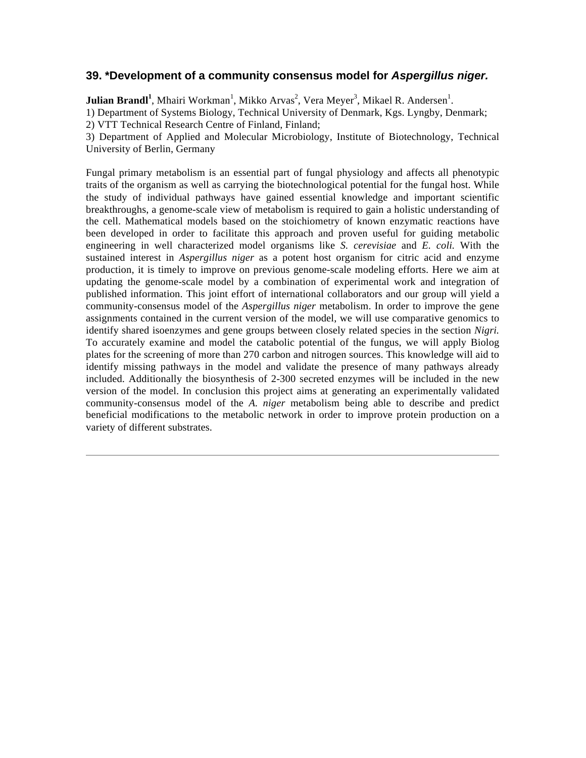### 39. *Development of a community consensus model for *Aspergillus niger.*

**Julian Brandl**[1], Mhairi Workman[1], Mikko Arvas[2], Vera Meyer[3], Mikael R. Andersen[1].

1) Department of Systems Biology, Technical University of Denmark, Kgs. Lyngby, Denmark;
2) VTT Technical Research Centre of Finland, Finland;
3) Department of Applied and Molecular Microbiology, Institute of Biotechnology, Technical University of Berlin, Germany

Fungal primary metabolism is an essential part of fungal physiology and affects all phenotypic traits of the organism as well as carrying the biotechnological potential for the fungal host. While the study of individual pathways have gained essential knowledge and important scientific breakthroughs, a genome-scale view of metabolism is required to gain a holistic understanding of the cell. Mathematical models based on the stoichiometry of known enzymatic reactions have been developed in order to facilitate this approach and proven useful for guiding metabolic engineering in well characterized model organisms like *S. cerevisiae* and *E. coli.* With the sustained interest in *Aspergillus niger* as a potent host organism for citric acid and enzyme production, it is timely to improve on previous genome-scale modeling efforts. Here we aim at updating the genome-scale model by a combination of experimental work and integration of published information. This joint effort of international collaborators and our group will yield a community-consensus model of the *Aspergillus niger* metabolism. In order to improve the gene assignments contained in the current version of the model, we will use comparative genomics to identify shared isoenzymes and gene groups between closely related species in the section *Nigri.* To accurately examine and model the catabolic potential of the fungus, we will apply Biolog plates for the screening of more than 270 carbon and nitrogen sources. This knowledge will aid to identify missing pathways in the model and validate the presence of many pathways already included. Additionally the biosynthesis of 2-300 secreted enzymes will be included in the new version of the model. In conclusion this project aims at generating an experimentally validated community-consensus model of the *A. niger* metabolism being able to describe and predict beneficial modifications to the metabolic network in order to improve protein production on a variety of different substrates.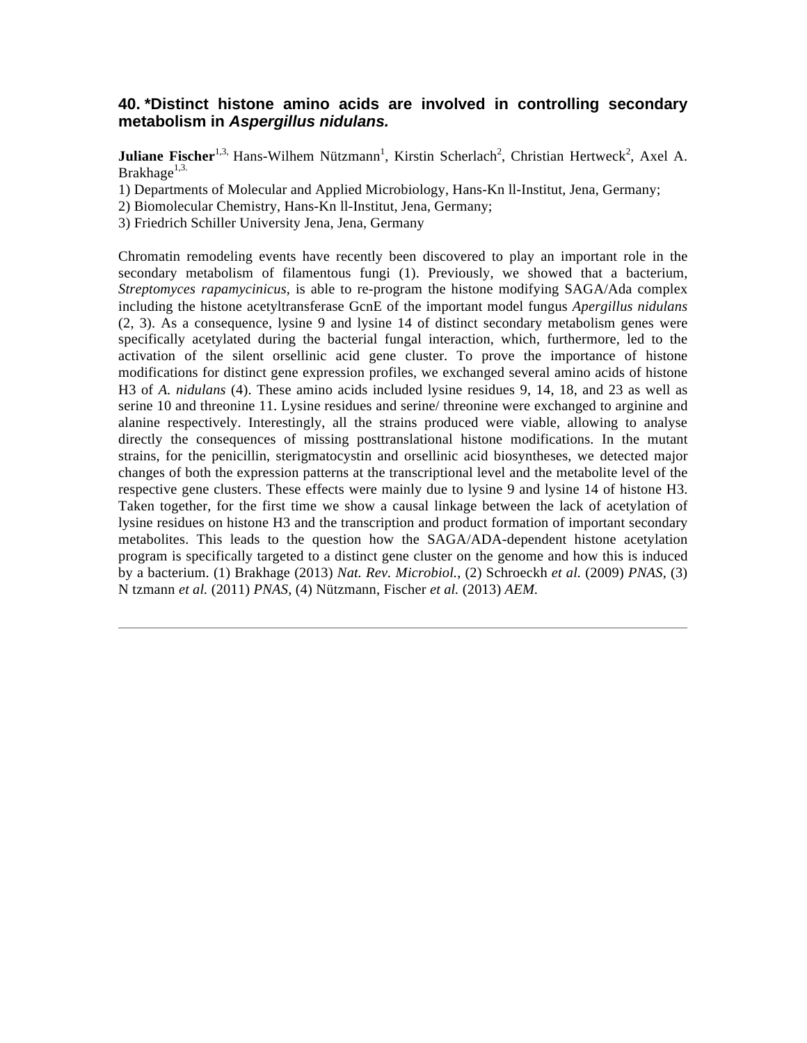### 40. *Distinct histone amino acids are involved in controlling secondary metabolism in *Aspergillus nidulans.*

**Juliane Fischer**[1,3], Hans-Wilhem Nützmann[1], Kirstin Scherlach[2], Christian Hertweck[2], Axel A. Brakhage[1,3]

1) Departments of Molecular and Applied Microbiology, Hans-Kn ll-Institut, Jena, Germany;
2) Biomolecular Chemistry, Hans-Kn ll-Institut, Jena, Germany;
3) Friedrich Schiller University Jena, Jena, Germany

Chromatin remodeling events have recently been discovered to play an important role in the secondary metabolism of filamentous fungi (1). Previously, we showed that a bacterium, *Streptomyces rapamycinicus*, is able to re-program the histone modifying SAGA/Ada complex including the histone acetyltransferase GcnE of the important model fungus *Apergillus nidulans* (2, 3). As a consequence, lysine 9 and lysine 14 of distinct secondary metabolism genes were specifically acetylated during the bacterial fungal interaction, which, furthermore, led to the activation of the silent orsellinic acid gene cluster. To prove the importance of histone modifications for distinct gene expression profiles, we exchanged several amino acids of histone H3 of *A. nidulans* (4). These amino acids included lysine residues 9, 14, 18, and 23 as well as serine 10 and threonine 11. Lysine residues and serine/ threonine were exchanged to arginine and alanine respectively. Interestingly, all the strains produced were viable, allowing to analyse directly the consequences of missing posttranslational histone modifications. In the mutant strains, for the penicillin, sterigmatocystin and orsellinic acid biosyntheses, we detected major changes of both the expression patterns at the transcriptional level and the metabolite level of the respective gene clusters. These effects were mainly due to lysine 9 and lysine 14 of histone H3. Taken together, for the first time we show a causal linkage between the lack of acetylation of lysine residues on histone H3 and the transcription and product formation of important secondary metabolites. This leads to the question how the SAGA/ADA-dependent histone acetylation program is specifically targeted to a distinct gene cluster on the genome and how this is induced by a bacterium. (1) Brakhage (2013) *Nat. Rev. Microbiol.*, (2) Schroeckh *et al.* (2009) *PNAS,* (3) N tzmann *et al.* (2011) *PNAS,* (4) Nützmann, Fischer *et al.* (2013) *AEM.*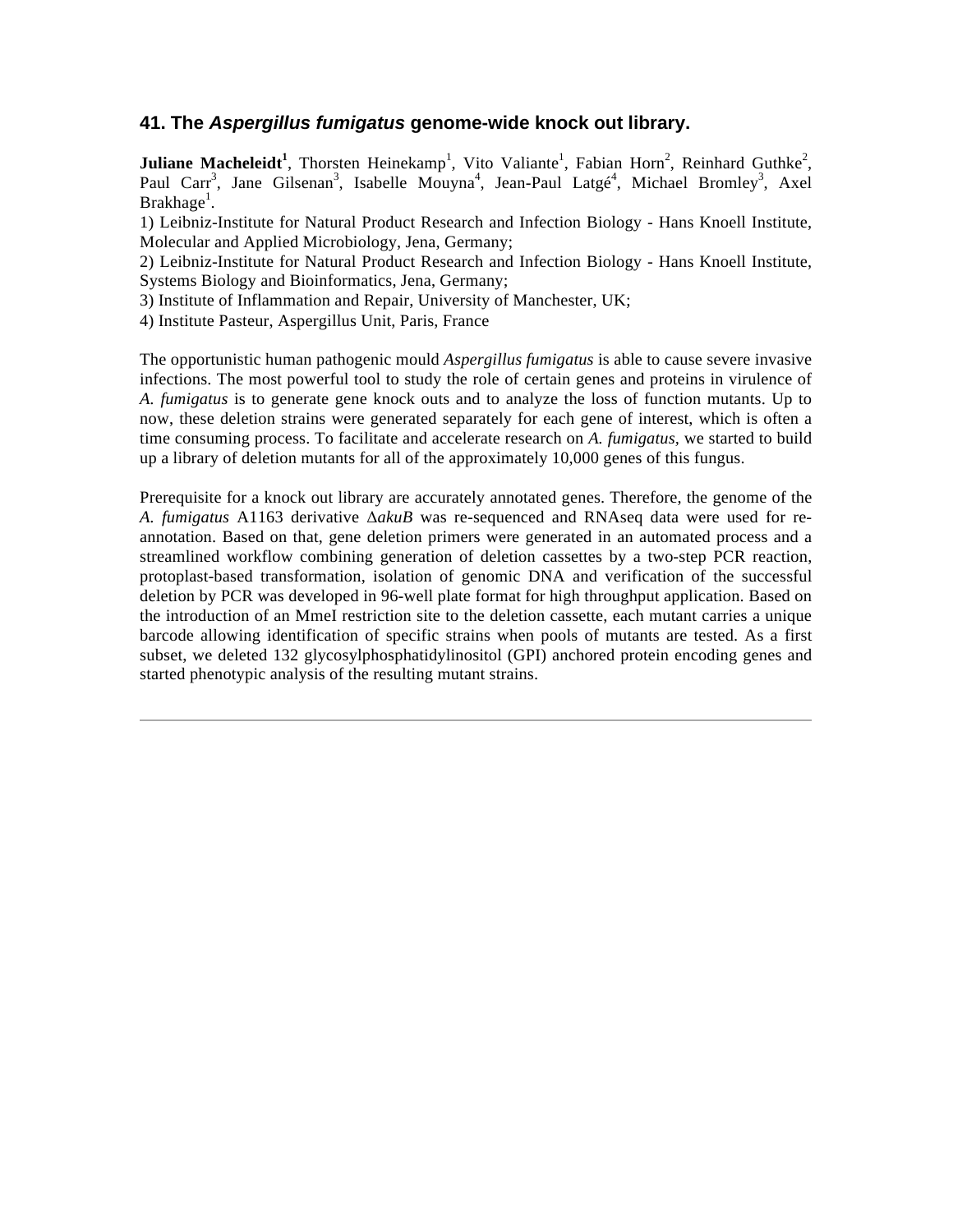## 41. The *Aspergillus fumigatus* genome-wide knock out library.

**Juliane Macheleidt**[1], Thorsten Heinekamp[1], Vito Valiante[1], Fabian Horn[2], Reinhard Guthke[2], Paul Carr[3], Jane Gilsenan[3], Isabelle Mouyna[4], Jean-Paul Latgé[4], Michael Bromley[3], Axel Brakhage[1].

1) Leibniz-Institute for Natural Product Research and Infection Biology - Hans Knoell Institute, Molecular and Applied Microbiology, Jena, Germany;
2) Leibniz-Institute for Natural Product Research and Infection Biology - Hans Knoell Institute, Systems Biology and Bioinformatics, Jena, Germany;
3) Institute of Inflammation and Repair, University of Manchester, UK;
4) Institute Pasteur, Aspergillus Unit, Paris, France

The opportunistic human pathogenic mould *Aspergillus fumigatus* is able to cause severe invasive infections. The most powerful tool to study the role of certain genes and proteins in virulence of *A. fumigatus* is to generate gene knock outs and to analyze the loss of function mutants. Up to now, these deletion strains were generated separately for each gene of interest, which is often a time consuming process. To facilitate and accelerate research on *A. fumigatus*, we started to build up a library of deletion mutants for all of the approximately 10,000 genes of this fungus.

Prerequisite for a knock out library are accurately annotated genes. Therefore, the genome of the *A. fumigatus* A1163 derivative Δ*akuB* was re-sequenced and RNAseq data were used for re-annotation. Based on that, gene deletion primers were generated in an automated process and a streamlined workflow combining generation of deletion cassettes by a two-step PCR reaction, protoplast-based transformation, isolation of genomic DNA and verification of the successful deletion by PCR was developed in 96-well plate format for high throughput application. Based on the introduction of an MmeI restriction site to the deletion cassette, each mutant carries a unique barcode allowing identification of specific strains when pools of mutants are tested. As a first subset, we deleted 132 glycosylphosphatidylinositol (GPI) anchored protein encoding genes and started phenotypic analysis of the resulting mutant strains.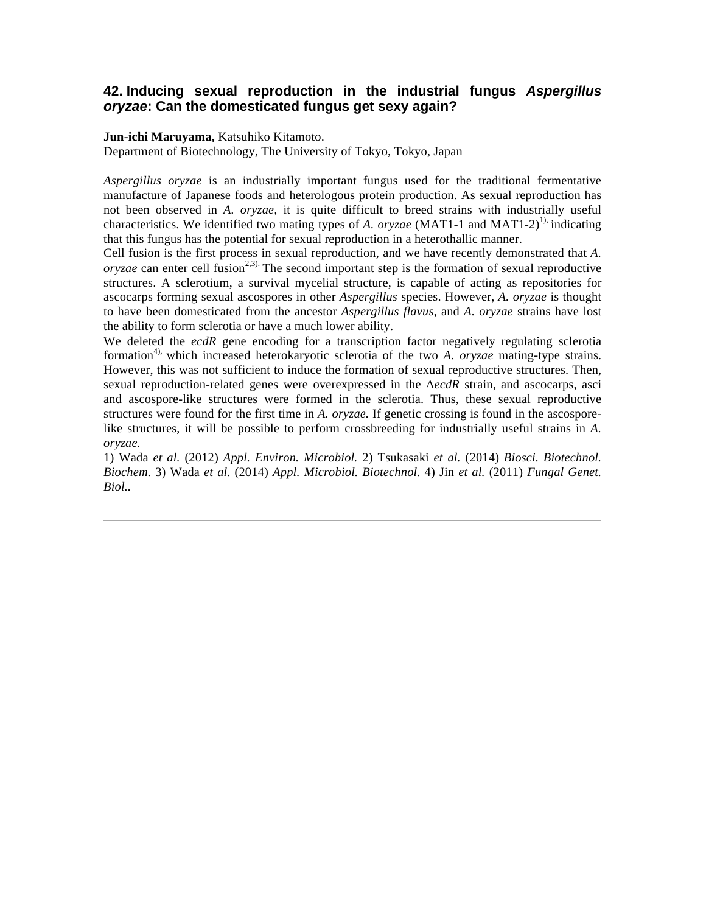## 42. Inducing sexual reproduction in the industrial fungus *Aspergillus oryzae*: Can the domesticated fungus get sexy again?

**Jun-ichi Maruyama,** Katsuhiko Kitamoto.
Department of Biotechnology, The University of Tokyo, Tokyo, Japan

*Aspergillus oryzae* is an industrially important fungus used for the traditional fermentative manufacture of Japanese foods and heterologous protein production. As sexual reproduction has not been observed in *A. oryzae*, it is quite difficult to breed strains with industrially useful characteristics. We identified two mating types of *A. oryzae* (MAT1-1 and MAT1-2)[1], indicating that this fungus has the potential for sexual reproduction in a heterothallic manner.

Cell fusion is the first process in sexual reproduction, and we have recently demonstrated that *A. oryzae* can enter cell fusion[2,3]. The second important step is the formation of sexual reproductive structures. A sclerotium, a survival mycelial structure, is capable of acting as repositories for ascocarps forming sexual ascospores in other *Aspergillus* species. However, *A. oryzae* is thought to have been domesticated from the ancestor *Aspergillus flavus*, and *A. oryzae* strains have lost the ability to form sclerotia or have a much lower ability.

We deleted the *ecdR* gene encoding for a transcription factor negatively regulating sclerotia formation[4], which increased heterokaryotic sclerotia of the two *A. oryzae* mating-type strains. However, this was not sufficient to induce the formation of sexual reproductive structures. Then, sexual reproduction-related genes were overexpressed in the Δ*ecdR* strain, and ascocarps, asci and ascospore-like structures were formed in the sclerotia. Thus, these sexual reproductive structures were found for the first time in *A. oryzae*. If genetic crossing is found in the ascospore-like structures, it will be possible to perform crossbreeding for industrially useful strains in *A. oryzae*.

1) Wada *et al.* (2012) *Appl. Environ. Microbiol.* 2) Tsukasaki *et al.* (2014) *Biosci. Biotechnol. Biochem.* 3) Wada *et al.* (2014) *Appl. Microbiol. Biotechnol.* 4) Jin *et al.* (2011) *Fungal Genet. Biol.*.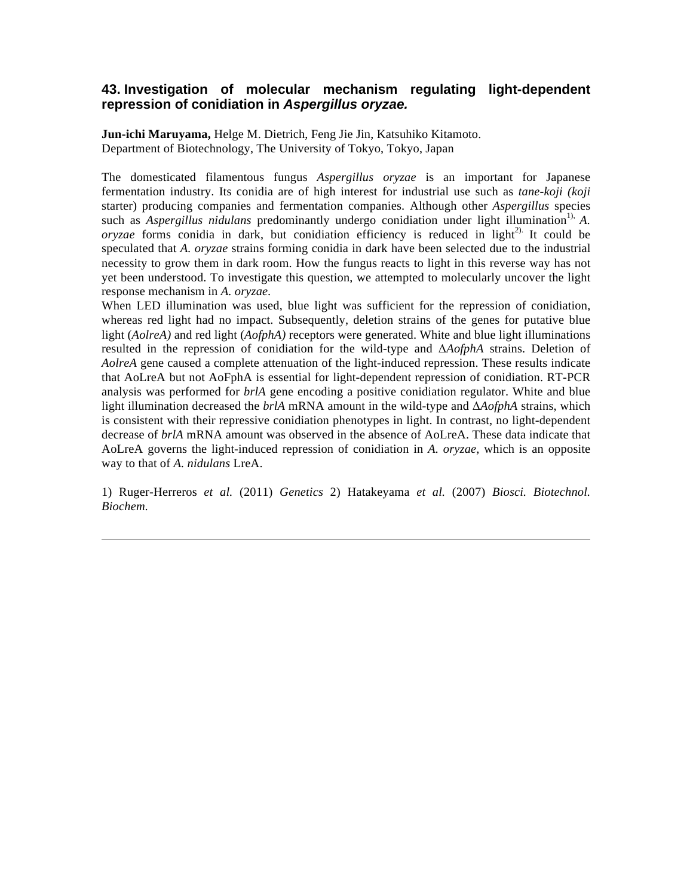## 43. Investigation of molecular mechanism regulating light-dependent repression of conidiation in *Aspergillus oryzae.*

**Jun-ichi Maruyama,** Helge M. Dietrich, Feng Jie Jin, Katsuhiko Kitamoto.
Department of Biotechnology, The University of Tokyo, Tokyo, Japan

The domesticated filamentous fungus *Aspergillus oryzae* is an important for Japanese fermentation industry. Its conidia are of high interest for industrial use such as *tane-koji (koji* starter) producing companies and fermentation companies. Although other *Aspergillus* species such as *Aspergillus nidulans* predominantly undergo conidiation under light illumination[1), ] *A. oryzae* forms conidia in dark, but conidiation efficiency is reduced in light[2).] It could be speculated that *A. oryzae* strains forming conidia in dark have been selected due to the industrial necessity to grow them in dark room. How the fungus reacts to light in this reverse way has not yet been understood. To investigate this question, we attempted to molecularly uncover the light response mechanism in *A. oryzae*.
When LED illumination was used, blue light was sufficient for the repression of conidiation, whereas red light had no impact. Subsequently, deletion strains of the genes for putative blue light (*AolreA)* and red light (*AofphA)* receptors were generated. White and blue light illuminations resulted in the repression of conidiation for the wild-type and Δ*AofphA* strains. Deletion of *AolreA* gene caused a complete attenuation of the light-induced repression. These results indicate that AoLreA but not AoFphA is essential for light-dependent repression of conidiation. RT-PCR analysis was performed for *brlA* gene encoding a positive conidiation regulator. White and blue light illumination decreased the *brlA* mRNA amount in the wild-type and Δ*AofphA* strains, which is consistent with their repressive conidiation phenotypes in light. In contrast, no light-dependent decrease of *brlA* mRNA amount was observed in the absence of AoLreA. These data indicate that AoLreA governs the light-induced repression of conidiation in *A. oryzae,* which is an opposite way to that of *A. nidulans* LreA.

1) Ruger-Herreros *et al.* (2011) *Genetics* 2) Hatakeyama *et al.* (2007) *Biosci. Biotechnol. Biochem.*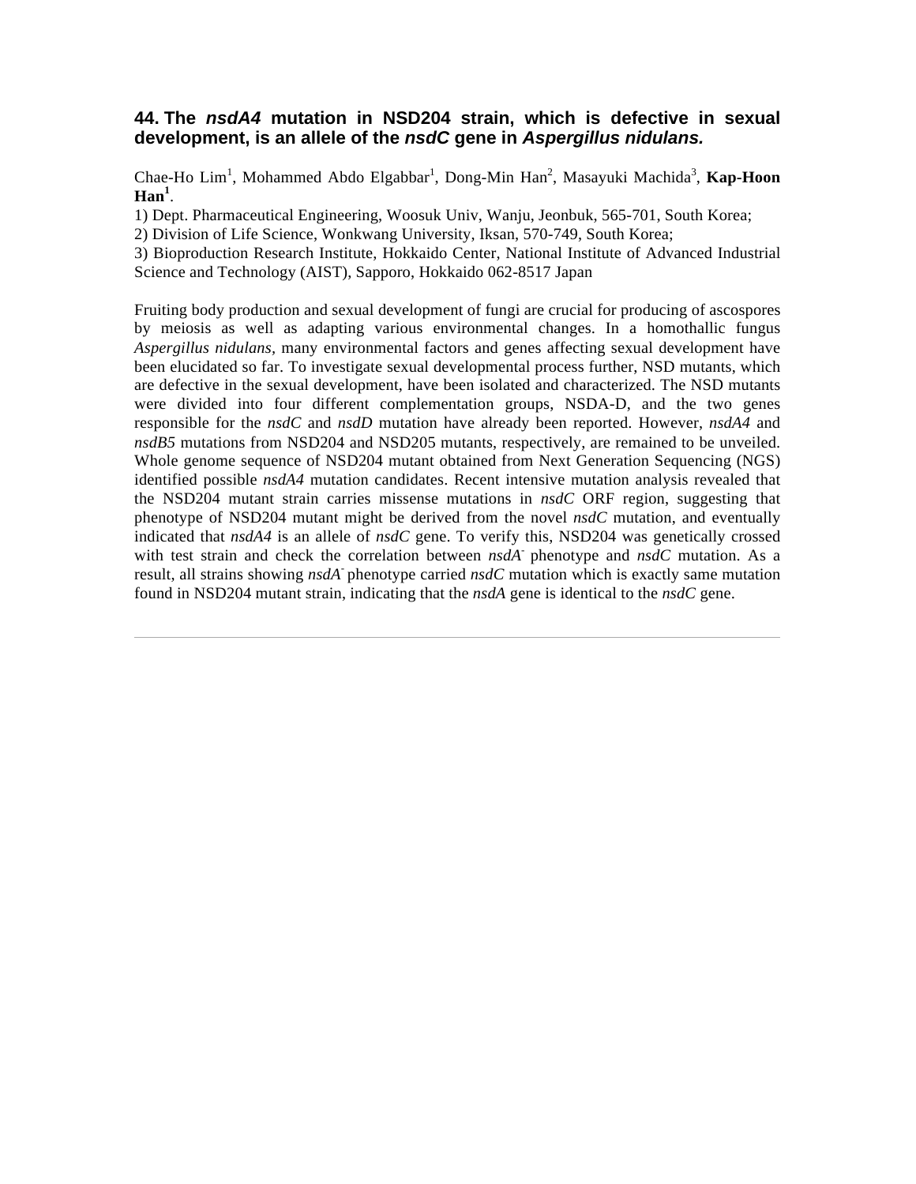## 44. The *nsdA4* mutation in NSD204 strain, which is defective in sexual development, is an allele of the *nsdC* gene in *Aspergillus nidulans.*

Chae-Ho Lim[1], Mohammed Abdo Elgabbar[1], Dong-Min Han[2], Masayuki Machida[3], **Kap-Hoon Han[1]**.

1) Dept. Pharmaceutical Engineering, Woosuk Univ, Wanju, Jeonbuk, 565-701, South Korea;

2) Division of Life Science, Wonkwang University, Iksan, 570-749, South Korea;

3) Bioproduction Research Institute, Hokkaido Center, National Institute of Advanced Industrial Science and Technology (AIST), Sapporo, Hokkaido 062-8517 Japan

Fruiting body production and sexual development of fungi are crucial for producing of ascospores by meiosis as well as adapting various environmental changes. In a homothallic fungus *Aspergillus nidulans,* many environmental factors and genes affecting sexual development have been elucidated so far. To investigate sexual developmental process further, NSD mutants, which are defective in the sexual development, have been isolated and characterized. The NSD mutants were divided into four different complementation groups, NSDA-D, and the two genes responsible for the *nsdC* and *nsdD* mutation have already been reported. However, *nsdA4* and *nsdB5* mutations from NSD204 and NSD205 mutants, respectively, are remained to be unveiled. Whole genome sequence of NSD204 mutant obtained from Next Generation Sequencing (NGS) identified possible *nsdA4* mutation candidates. Recent intensive mutation analysis revealed that the NSD204 mutant strain carries missense mutations in *nsdC* ORF region, suggesting that phenotype of NSD204 mutant might be derived from the novel *nsdC* mutation, and eventually indicated that *nsdA4* is an allele of *nsdC* gene. To verify this, NSD204 was genetically crossed with test strain and check the correlation between *nsdA*$^{-}$ phenotype and *nsdC* mutation. As a result, all strains showing *nsdA*$^{-}$ phenotype carried *nsdC* mutation which is exactly same mutation found in NSD204 mutant strain, indicating that the *nsdA* gene is identical to the *nsdC* gene.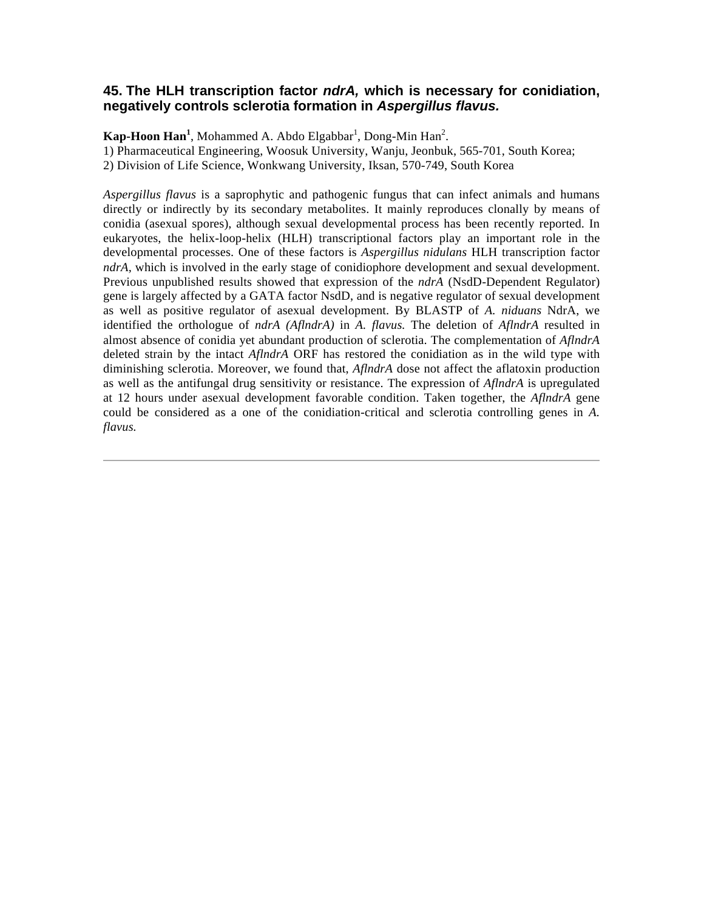## 45. The HLH transcription factor *ndrA,* which is necessary for conidiation, negatively controls sclerotia formation in *Aspergillus flavus.*

**Kap-Hoon Han**[1], Mohammed A. Abdo Elgabbar[1], Dong-Min Han[2].

1) Pharmaceutical Engineering, Woosuk University, Wanju, Jeonbuk, 565-701, South Korea;

2) Division of Life Science, Wonkwang University, Iksan, 570-749, South Korea

*Aspergillus flavus* is a saprophytic and pathogenic fungus that can infect animals and humans directly or indirectly by its secondary metabolites. It mainly reproduces clonally by means of conidia (asexual spores), although sexual developmental process has been recently reported. In eukaryotes, the helix-loop-helix (HLH) transcriptional factors play an important role in the developmental processes. One of these factors is *Aspergillus nidulans* HLH transcription factor *ndrA*, which is involved in the early stage of conidiophore development and sexual development. Previous unpublished results showed that expression of the *ndrA* (NsdD-Dependent Regulator) gene is largely affected by a GATA factor NsdD, and is negative regulator of sexual development as well as positive regulator of asexual development. By BLASTP of *A. niduans* NdrA, we identified the orthologue of *ndrA (AflndrA)* in *A. flavus.* The deletion of *AflndrA* resulted in almost absence of conidia yet abundant production of sclerotia. The complementation of *AflndrA* deleted strain by the intact *AflndrA* ORF has restored the conidiation as in the wild type with diminishing sclerotia. Moreover, we found that, *AflndrA* dose not affect the aflatoxin production as well as the antifungal drug sensitivity or resistance. The expression of *AflndrA* is upregulated at 12 hours under asexual development favorable condition. Taken together, the *AflndrA* gene could be considered as a one of the conidiation-critical and sclerotia controlling genes in *A. flavus.*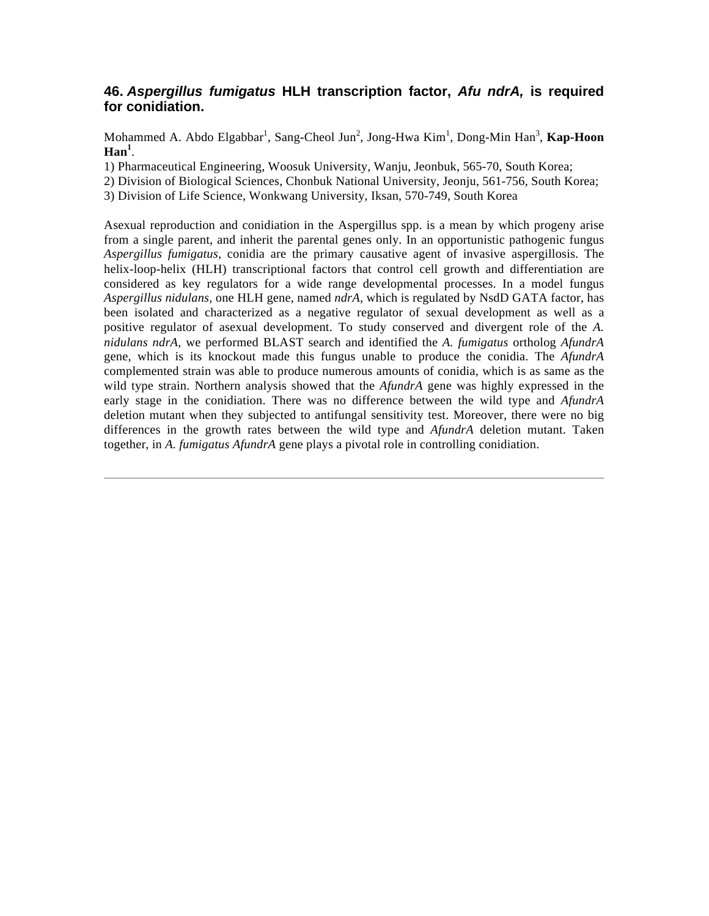### 46. *Aspergillus fumigatus* HLH transcription factor, *Afu ndrA,* is required for conidiation.

Mohammed A. Abdo Elgabbar[1], Sang-Cheol Jun[2], Jong-Hwa Kim[1], Dong-Min Han[3], **Kap-Hoon Han[1]**.

1) Pharmaceutical Engineering, Woosuk University, Wanju, Jeonbuk, 565-70, South Korea;
2) Division of Biological Sciences, Chonbuk National University, Jeonju, 561-756, South Korea;
3) Division of Life Science, Wonkwang University, Iksan, 570-749, South Korea

Asexual reproduction and conidiation in the Aspergillus spp. is a mean by which progeny arise from a single parent, and inherit the parental genes only. In an opportunistic pathogenic fungus *Aspergillus fumigatus,* conidia are the primary causative agent of invasive aspergillosis. The helix-loop-helix (HLH) transcriptional factors that control cell growth and differentiation are considered as key regulators for a wide range developmental processes. In a model fungus *Aspergillus nidulans,* one HLH gene, named *ndrA,* which is regulated by NsdD GATA factor, has been isolated and characterized as a negative regulator of sexual development as well as a positive regulator of asexual development. To study conserved and divergent role of the *A. nidulans ndrA,* we performed BLAST search and identified the *A. fumigatus* ortholog *AfundrA* gene, which is its knockout made this fungus unable to produce the conidia. The *AfundrA* complemented strain was able to produce numerous amounts of conidia, which is as same as the wild type strain. Northern analysis showed that the *AfundrA* gene was highly expressed in the early stage in the conidiation. There was no difference between the wild type and *AfundrA* deletion mutant when they subjected to antifungal sensitivity test. Moreover, there were no big differences in the growth rates between the wild type and *AfundrA* deletion mutant. Taken together, in *A. fumigatus AfundrA* gene plays a pivotal role in controlling conidiation.

---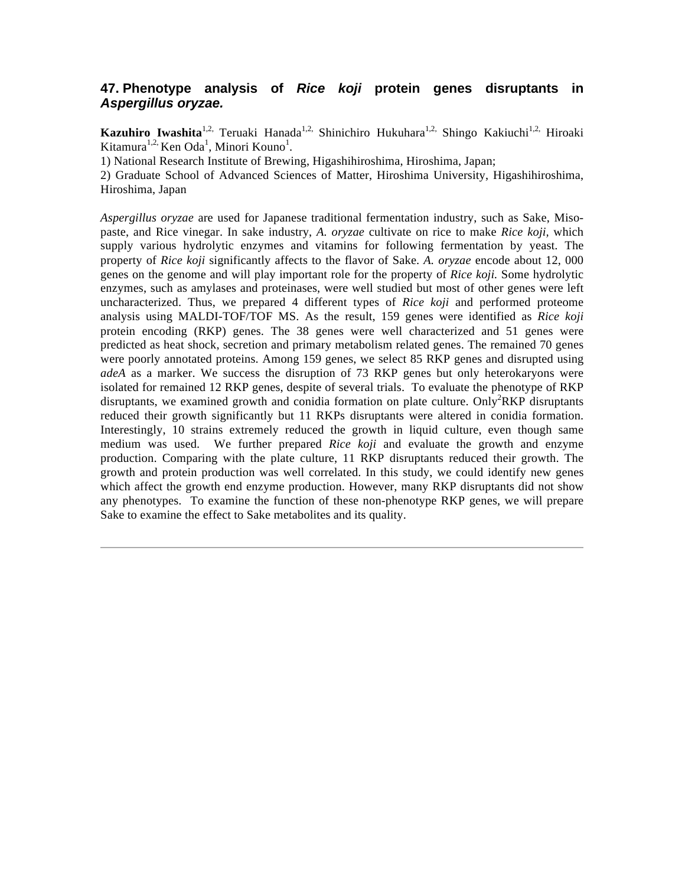## 47. Phenotype analysis of *Rice koji* protein genes disruptants in *Aspergillus oryzae.*

**Kazuhiro Iwashita**[1,2,] Teruaki Hanada[1,2,] Shinichiro Hukuhara[1,2,] Shingo Kakiuchi[1,2,] Hiroaki Kitamura[1,2,] Ken Oda[1], Minori Kouno[1].

1) National Research Institute of Brewing, Higashihiroshima, Hiroshima, Japan;

2) Graduate School of Advanced Sciences of Matter, Hiroshima University, Higashihiroshima, Hiroshima, Japan

*Aspergillus oryzae* are used for Japanese traditional fermentation industry, such as Sake, Miso-paste, and Rice vinegar. In sake industry, *A. oryzae* cultivate on rice to make *Rice koji,* which supply various hydrolytic enzymes and vitamins for following fermentation by yeast. The property of *Rice koji* significantly affects to the flavor of Sake. *A. oryzae* encode about 12, 000 genes on the genome and will play important role for the property of *Rice koji.* Some hydrolytic enzymes, such as amylases and proteinases, were well studied but most of other genes were left uncharacterized. Thus, we prepared 4 different types of *Rice koji* and performed proteome analysis using MALDI-TOF/TOF MS. As the result, 159 genes were identified as *Rice koji* protein encoding (RKP) genes. The 38 genes were well characterized and 51 genes were predicted as heat shock, secretion and primary metabolism related genes. The remained 70 genes were poorly annotated proteins. Among 159 genes, we select 85 RKP genes and disrupted using *adeA* as a marker. We success the disruption of 73 RKP genes but only heterokaryons were isolated for remained 12 RKP genes, despite of several trials. To evaluate the phenotype of RKP disruptants, we examined growth and conidia formation on plate culture. Only[2]RKP disruptants reduced their growth significantly but 11 RKPs disruptants were altered in conidia formation. Interestingly, 10 strains extremely reduced the growth in liquid culture, even though same medium was used. We further prepared *Rice koji* and evaluate the growth and enzyme production. Comparing with the plate culture, 11 RKP disruptants reduced their growth. The growth and protein production was well correlated. In this study, we could identify new genes which affect the growth end enzyme production. However, many RKP disruptants did not show any phenotypes. To examine the function of these non-phenotype RKP genes, we will prepare Sake to examine the effect to Sake metabolites and its quality.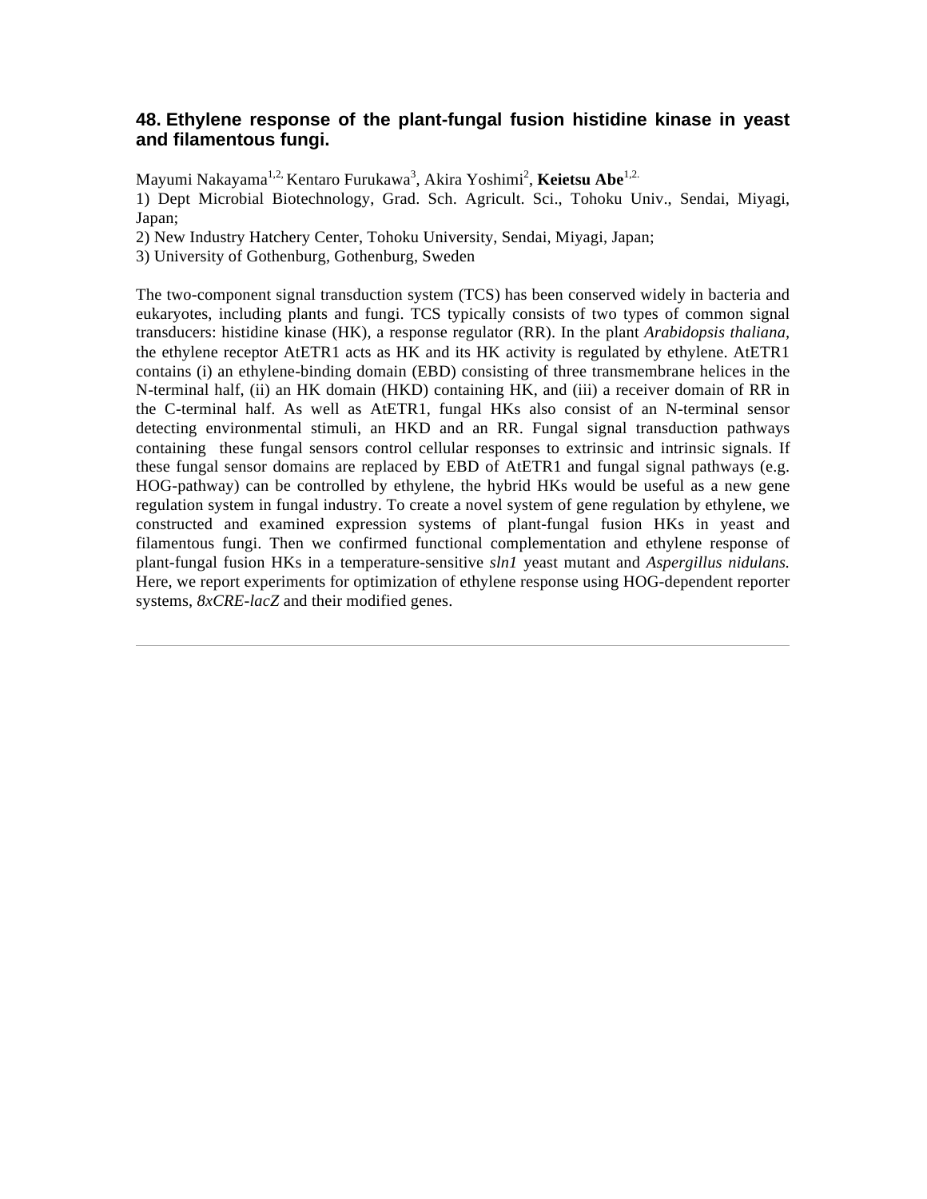## 48. Ethylene response of the plant-fungal fusion histidine kinase in yeast and filamentous fungi.

Mayumi Nakayama[1,2,] Kentaro Furukawa[3], Akira Yoshimi[2], **Keietsu Abe**[1,2.]

1) Dept Microbial Biotechnology, Grad. Sch. Agricult. Sci., Tohoku Univ., Sendai, Miyagi, Japan;

2) New Industry Hatchery Center, Tohoku University, Sendai, Miyagi, Japan;

3) University of Gothenburg, Gothenburg, Sweden

The two-component signal transduction system (TCS) has been conserved widely in bacteria and eukaryotes, including plants and fungi. TCS typically consists of two types of common signal transducers: histidine kinase (HK), a response regulator (RR). In the plant *Arabidopsis thaliana*, the ethylene receptor AtETR1 acts as HK and its HK activity is regulated by ethylene. AtETR1 contains (i) an ethylene-binding domain (EBD) consisting of three transmembrane helices in the N-terminal half, (ii) an HK domain (HKD) containing HK, and (iii) a receiver domain of RR in the C-terminal half. As well as AtETR1, fungal HKs also consist of an N-terminal sensor detecting environmental stimuli, an HKD and an RR. Fungal signal transduction pathways containing these fungal sensors control cellular responses to extrinsic and intrinsic signals. If these fungal sensor domains are replaced by EBD of AtETR1 and fungal signal pathways (e.g. HOG-pathway) can be controlled by ethylene, the hybrid HKs would be useful as a new gene regulation system in fungal industry. To create a novel system of gene regulation by ethylene, we constructed and examined expression systems of plant-fungal fusion HKs in yeast and filamentous fungi. Then we confirmed functional complementation and ethylene response of plant-fungal fusion HKs in a temperature-sensitive *sln1* yeast mutant and *Aspergillus nidulans.* Here, we report experiments for optimization of ethylene response using HOG-dependent reporter systems, *8xCRE-lacZ* and their modified genes.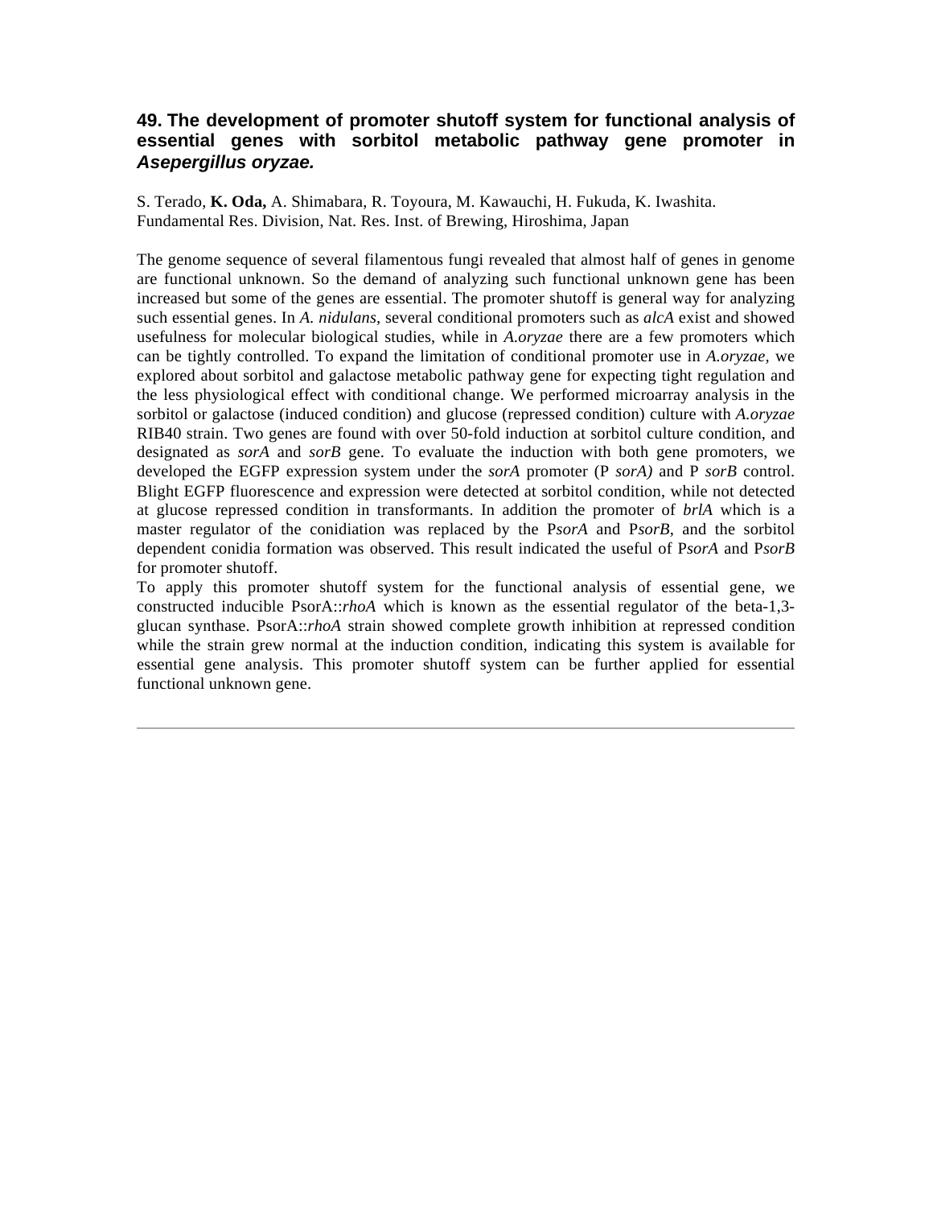### 49. The development of promoter shutoff system for functional analysis of essential genes with sorbitol metabolic pathway gene promoter in *Asepergillus oryzae.*

S. Terado, **K. Oda,** A. Shimabara, R. Toyoura, M. Kawauchi, H. Fukuda, K. Iwashita.
Fundamental Res. Division, Nat. Res. Inst. of Brewing, Hiroshima, Japan

The genome sequence of several filamentous fungi revealed that almost half of genes in genome are functional unknown. So the demand of analyzing such functional unknown gene has been increased but some of the genes are essential. The promoter shutoff is general way for analyzing such essential genes. In *A. nidulans,* several conditional promoters such as *alcA* exist and showed usefulness for molecular biological studies, while in *A.oryzae* there are a few promoters which can be tightly controlled. To expand the limitation of conditional promoter use in *A.oryzae,* we explored about sorbitol and galactose metabolic pathway gene for expecting tight regulation and the less physiological effect with conditional change. We performed microarray analysis in the sorbitol or galactose (induced condition) and glucose (repressed condition) culture with *A.oryzae* RIB40 strain. Two genes are found with over 50-fold induction at sorbitol culture condition, and designated as *sorA* and *sorB* gene. To evaluate the induction with both gene promoters, we developed the EGFP expression system under the *sorA* promoter (P *sorA)* and P *sorB* control. Blight EGFP fluorescence and expression were detected at sorbitol condition, while not detected at glucose repressed condition in transformants. In addition the promoter of *brlA* which is a master regulator of the conidiation was replaced by the P*sorA* and P*sorB,* and the sorbitol dependent conidia formation was observed. This result indicated the useful of P*sorA* and P*sorB* for promoter shutoff.

To apply this promoter shutoff system for the functional analysis of essential gene, we constructed inducible PsorA::*rhoA* which is known as the essential regulator of the beta-1,3-glucan synthase. PsorA::*rhoA* strain showed complete growth inhibition at repressed condition while the strain grew normal at the induction condition, indicating this system is available for essential gene analysis. This promoter shutoff system can be further applied for essential functional unknown gene.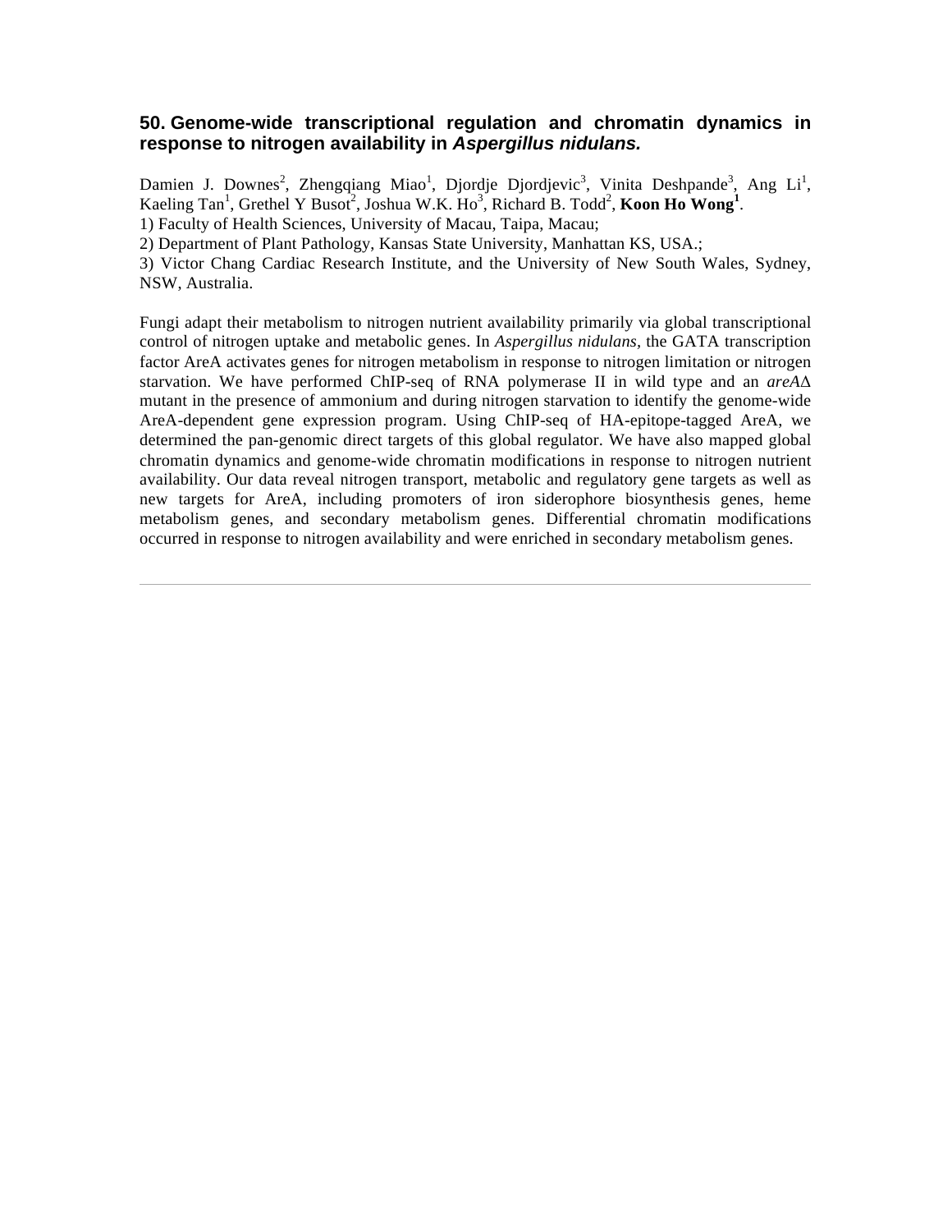### 50. Genome-wide transcriptional regulation and chromatin dynamics in response to nitrogen availability in *Aspergillus nidulans.*

Damien J. Downes[2], Zhengqiang Miao[1], Djordje Djordjevic[3], Vinita Deshpande[3], Ang Li[1], Kaeling Tan[1], Grethel Y Busot[2], Joshua W.K. Ho[3], Richard B. Todd[2], **Koon Ho Wong[1]**.
1) Faculty of Health Sciences, University of Macau, Taipa, Macau;
2) Department of Plant Pathology, Kansas State University, Manhattan KS, USA.;
3) Victor Chang Cardiac Research Institute, and the University of New South Wales, Sydney, NSW, Australia.

Fungi adapt their metabolism to nitrogen nutrient availability primarily via global transcriptional control of nitrogen uptake and metabolic genes. In *Aspergillus nidulans*, the GATA transcription factor AreA activates genes for nitrogen metabolism in response to nitrogen limitation or nitrogen starvation. We have performed ChIP-seq of RNA polymerase II in wild type and an *areA*Δ mutant in the presence of ammonium and during nitrogen starvation to identify the genome-wide AreA-dependent gene expression program. Using ChIP-seq of HA-epitope-tagged AreA, we determined the pan-genomic direct targets of this global regulator. We have also mapped global chromatin dynamics and genome-wide chromatin modifications in response to nitrogen nutrient availability. Our data reveal nitrogen transport, metabolic and regulatory gene targets as well as new targets for AreA, including promoters of iron siderophore biosynthesis genes, heme metabolism genes, and secondary metabolism genes. Differential chromatin modifications occurred in response to nitrogen availability and were enriched in secondary metabolism genes.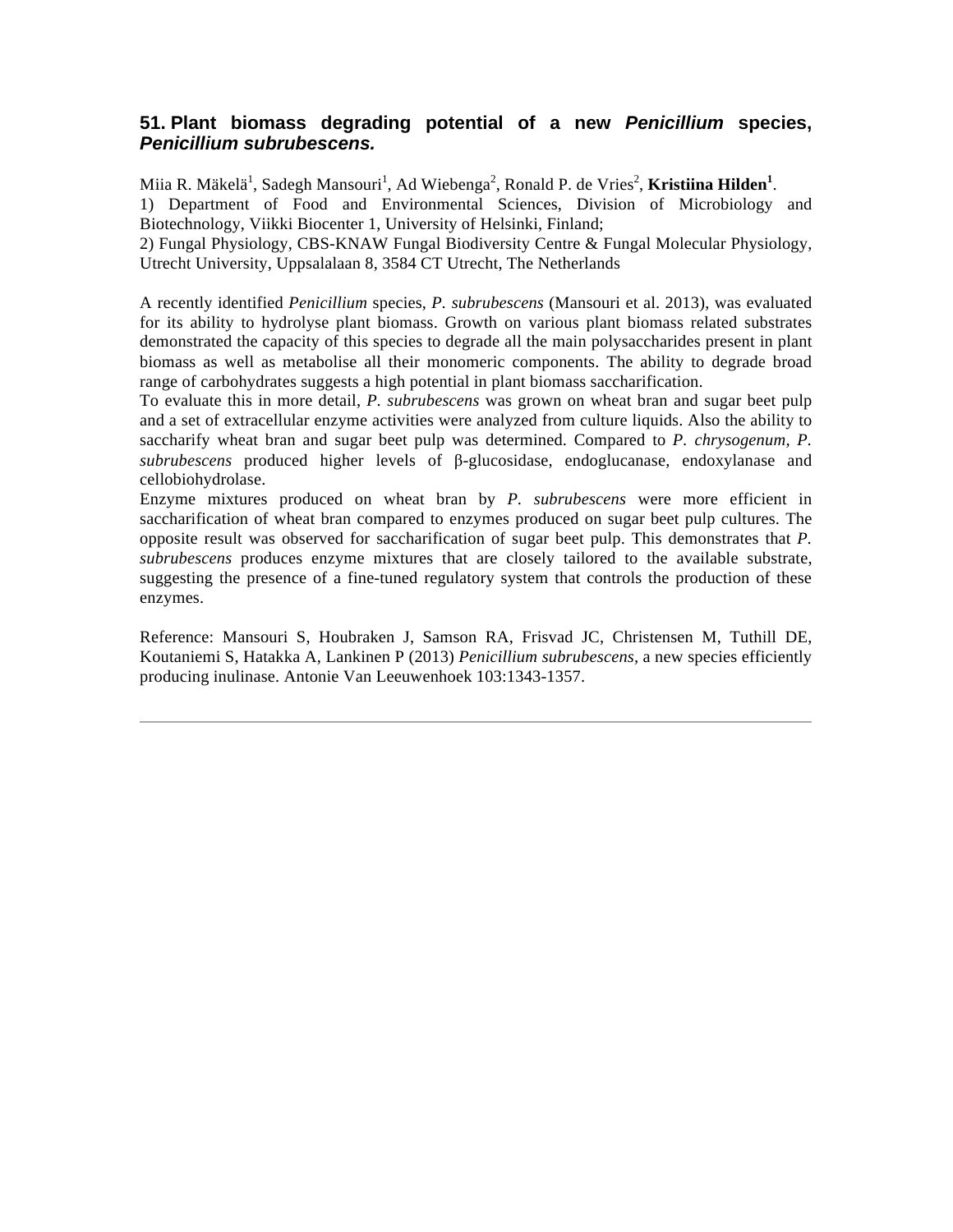## 51. Plant biomass degrading potential of a new *Penicillium* species, *Penicillium subrubescens.*

Miia R. Mäkelä[1], Sadegh Mansouri[1], Ad Wiebenga[2], Ronald P. de Vries[2], **Kristiina Hilden[1]**.

1) Department of Food and Environmental Sciences, Division of Microbiology and Biotechnology, Viikki Biocenter 1, University of Helsinki, Finland;

2) Fungal Physiology, CBS-KNAW Fungal Biodiversity Centre & Fungal Molecular Physiology, Utrecht University, Uppsalalaan 8, 3584 CT Utrecht, The Netherlands

A recently identified *Penicillium* species, *P. subrubescens* (Mansouri et al. 2013), was evaluated for its ability to hydrolyse plant biomass. Growth on various plant biomass related substrates demonstrated the capacity of this species to degrade all the main polysaccharides present in plant biomass as well as metabolise all their monomeric components. The ability to degrade broad range of carbohydrates suggests a high potential in plant biomass saccharification.

To evaluate this in more detail, *P. subrubescens* was grown on wheat bran and sugar beet pulp and a set of extracellular enzyme activities were analyzed from culture liquids. Also the ability to saccharify wheat bran and sugar beet pulp was determined. Compared to *P. chrysogenum, P. subrubescens* produced higher levels of β-glucosidase, endoglucanase, endoxylanase and cellobiohydrolase.

Enzyme mixtures produced on wheat bran by *P. subrubescens* were more efficient in saccharification of wheat bran compared to enzymes produced on sugar beet pulp cultures. The opposite result was observed for saccharification of sugar beet pulp. This demonstrates that *P. subrubescens* produces enzyme mixtures that are closely tailored to the available substrate, suggesting the presence of a fine-tuned regulatory system that controls the production of these enzymes.

Reference: Mansouri S, Houbraken J, Samson RA, Frisvad JC, Christensen M, Tuthill DE, Koutaniemi S, Hatakka A, Lankinen P (2013) *Penicillium subrubescens*, a new species efficiently producing inulinase. Antonie Van Leeuwenhoek 103:1343-1357.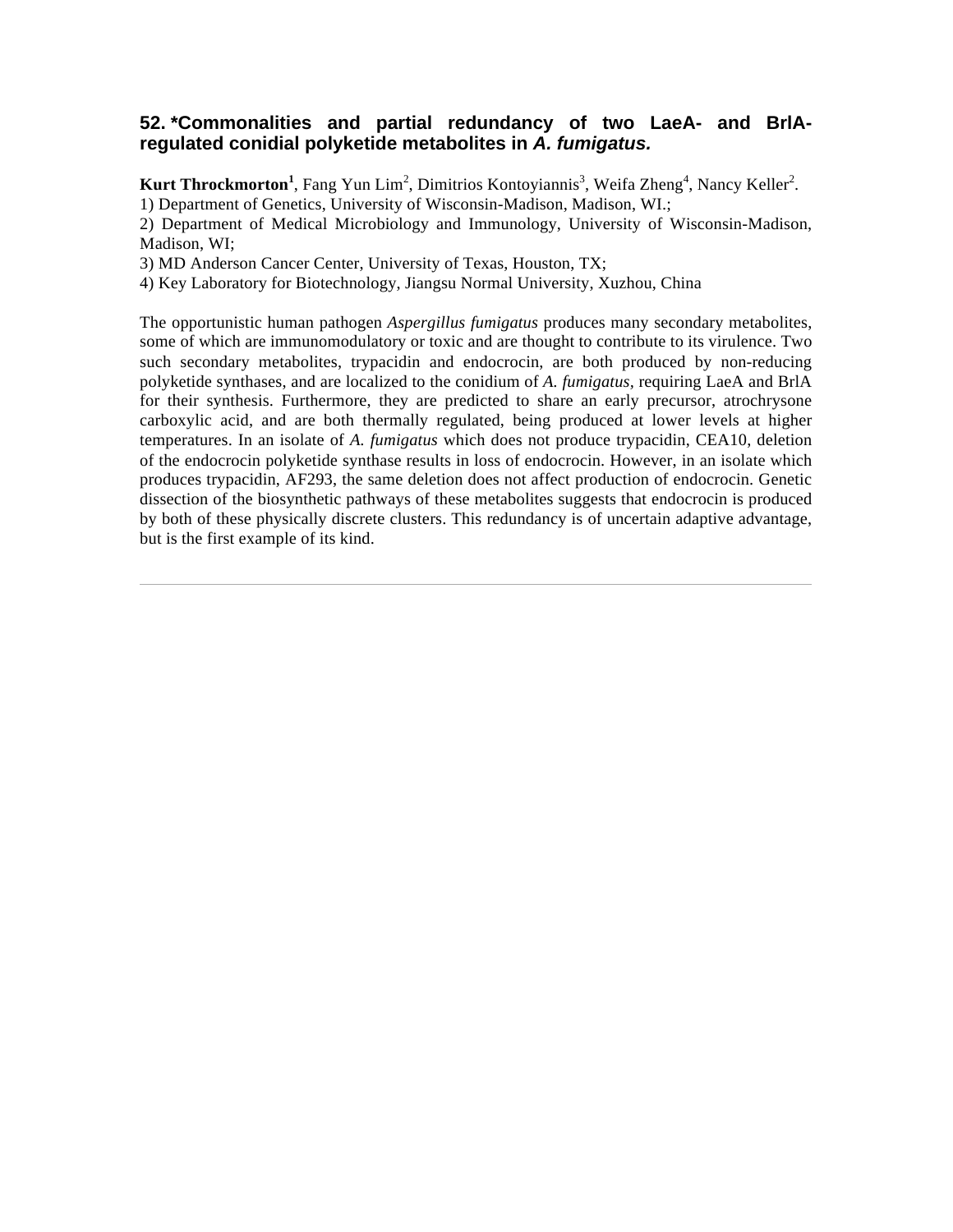### 52. *Commonalities and partial redundancy of two LaeA- and BrlA-regulated conidial polyketide metabolites in *A. fumigatus.*

**Kurt Throckmorton**[1], Fang Yun Lim[2], Dimitrios Kontoyiannis[3], Weifa Zheng[4], Nancy Keller[2].

1) Department of Genetics, University of Wisconsin-Madison, Madison, WI.;
2) Department of Medical Microbiology and Immunology, University of Wisconsin-Madison, Madison, WI;
3) MD Anderson Cancer Center, University of Texas, Houston, TX;
4) Key Laboratory for Biotechnology, Jiangsu Normal University, Xuzhou, China

The opportunistic human pathogen *Aspergillus fumigatus* produces many secondary metabolites, some of which are immunomodulatory or toxic and are thought to contribute to its virulence. Two such secondary metabolites, trypacidin and endocrocin, are both produced by non-reducing polyketide synthases, and are localized to the conidium of *A. fumigatus*, requiring LaeA and BrlA for their synthesis. Furthermore, they are predicted to share an early precursor, atrochrysone carboxylic acid, and are both thermally regulated, being produced at lower levels at higher temperatures. In an isolate of *A. fumigatus* which does not produce trypacidin, CEA10, deletion of the endocrocin polyketide synthase results in loss of endocrocin. However, in an isolate which produces trypacidin, AF293, the same deletion does not affect production of endocrocin. Genetic dissection of the biosynthetic pathways of these metabolites suggests that endocrocin is produced by both of these physically discrete clusters. This redundancy is of uncertain adaptive advantage, but is the first example of its kind.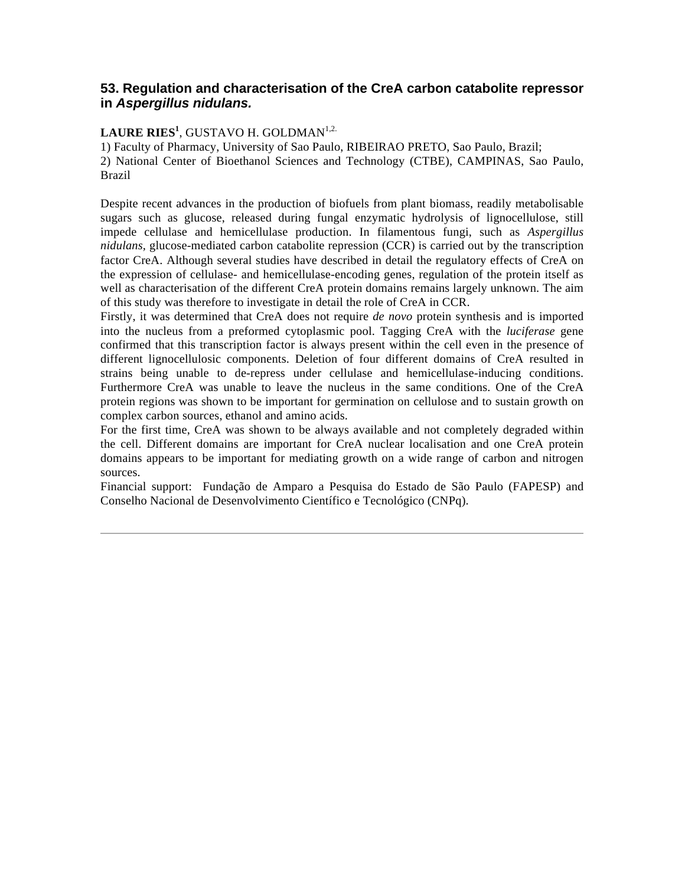## 53. Regulation and characterisation of the CreA carbon catabolite repressor in *Aspergillus nidulans.*

**LAURE RIES**[1], GUSTAVO H. GOLDMAN[1,2.]

1) Faculty of Pharmacy, University of Sao Paulo, RIBEIRAO PRETO, Sao Paulo, Brazil;
2) National Center of Bioethanol Sciences and Technology (CTBE), CAMPINAS, Sao Paulo, Brazil

Despite recent advances in the production of biofuels from plant biomass, readily metabolisable sugars such as glucose, released during fungal enzymatic hydrolysis of lignocellulose, still impede cellulase and hemicellulase production. In filamentous fungi, such as *Aspergillus nidulans*, glucose-mediated carbon catabolite repression (CCR) is carried out by the transcription factor CreA. Although several studies have described in detail the regulatory effects of CreA on the expression of cellulase- and hemicellulase-encoding genes, regulation of the protein itself as well as characterisation of the different CreA protein domains remains largely unknown. The aim of this study was therefore to investigate in detail the role of CreA in CCR.

Firstly, it was determined that CreA does not require *de novo* protein synthesis and is imported into the nucleus from a preformed cytoplasmic pool. Tagging CreA with the *luciferase* gene confirmed that this transcription factor is always present within the cell even in the presence of different lignocellulosic components. Deletion of four different domains of CreA resulted in strains being unable to de-repress under cellulase and hemicellulase-inducing conditions. Furthermore CreA was unable to leave the nucleus in the same conditions. One of the CreA protein regions was shown to be important for germination on cellulose and to sustain growth on complex carbon sources, ethanol and amino acids.

For the first time, CreA was shown to be always available and not completely degraded within the cell. Different domains are important for CreA nuclear localisation and one CreA protein domains appears to be important for mediating growth on a wide range of carbon and nitrogen sources.

Financial support: Fundação de Amparo a Pesquisa do Estado de São Paulo (FAPESP) and Conselho Nacional de Desenvolvimento Científico e Tecnológico (CNPq).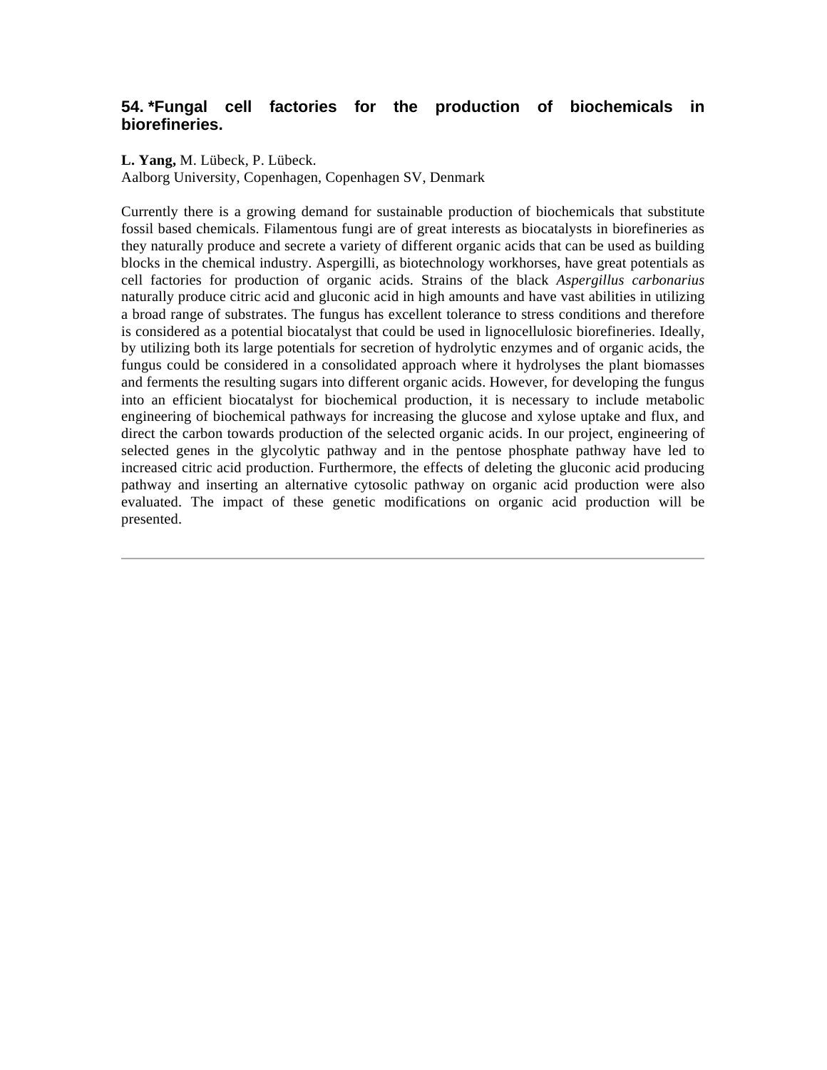### 54. *Fungal cell factories for the production of biochemicals in biorefineries.

**L. Yang,** M. Lübeck, P. Lübeck.
Aalborg University, Copenhagen, Copenhagen SV, Denmark

Currently there is a growing demand for sustainable production of biochemicals that substitute fossil based chemicals. Filamentous fungi are of great interests as biocatalysts in biorefineries as they naturally produce and secrete a variety of different organic acids that can be used as building blocks in the chemical industry. Aspergilli, as biotechnology workhorses, have great potentials as cell factories for production of organic acids. Strains of the black *Aspergillus carbonarius* naturally produce citric acid and gluconic acid in high amounts and have vast abilities in utilizing a broad range of substrates. The fungus has excellent tolerance to stress conditions and therefore is considered as a potential biocatalyst that could be used in lignocellulosic biorefineries. Ideally, by utilizing both its large potentials for secretion of hydrolytic enzymes and of organic acids, the fungus could be considered in a consolidated approach where it hydrolyses the plant biomasses and ferments the resulting sugars into different organic acids. However, for developing the fungus into an efficient biocatalyst for biochemical production, it is necessary to include metabolic engineering of biochemical pathways for increasing the glucose and xylose uptake and flux, and direct the carbon towards production of the selected organic acids. In our project, engineering of selected genes in the glycolytic pathway and in the pentose phosphate pathway have led to increased citric acid production. Furthermore, the effects of deleting the gluconic acid producing pathway and inserting an alternative cytosolic pathway on organic acid production were also evaluated. The impact of these genetic modifications on organic acid production will be presented.

---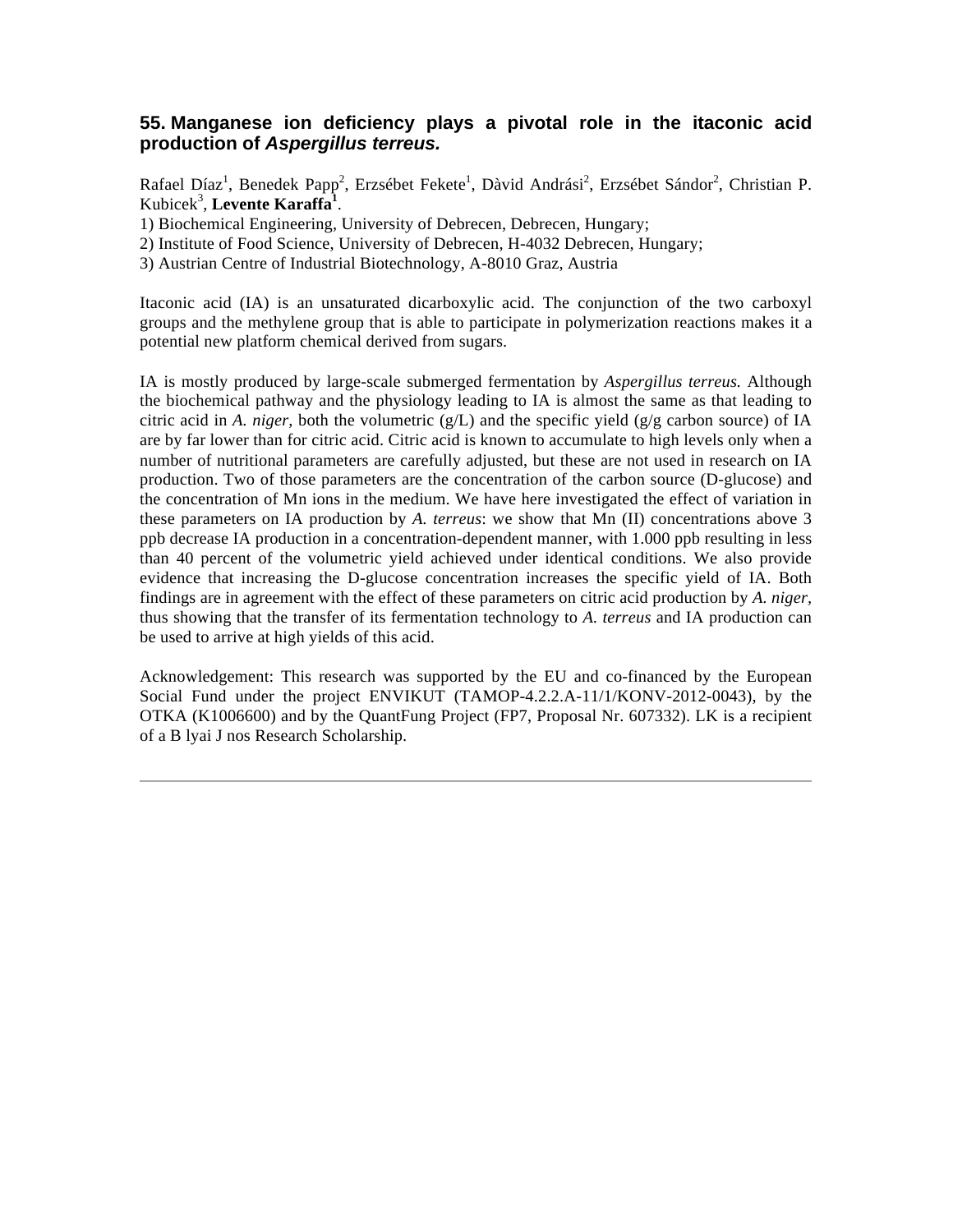## 55. Manganese ion deficiency plays a pivotal role in the itaconic acid production of *Aspergillus terreus.*

Rafael Díaz[1], Benedek Papp[2], Erzsébet Fekete[1], Dàvid Andrási[2], Erzsébet Sándor[2], Christian P. Kubicek[3], **Levente Karaffa[1]**.

1) Biochemical Engineering, University of Debrecen, Debrecen, Hungary;
2) Institute of Food Science, University of Debrecen, H-4032 Debrecen, Hungary;
3) Austrian Centre of Industrial Biotechnology, A-8010 Graz, Austria

Itaconic acid (IA) is an unsaturated dicarboxylic acid. The conjunction of the two carboxyl groups and the methylene group that is able to participate in polymerization reactions makes it a potential new platform chemical derived from sugars.

IA is mostly produced by large-scale submerged fermentation by *Aspergillus terreus.* Although the biochemical pathway and the physiology leading to IA is almost the same as that leading to citric acid in *A. niger*, both the volumetric (g/L) and the specific yield (g/g carbon source) of IA are by far lower than for citric acid. Citric acid is known to accumulate to high levels only when a number of nutritional parameters are carefully adjusted, but these are not used in research on IA production. Two of those parameters are the concentration of the carbon source (D-glucose) and the concentration of Mn ions in the medium. We have here investigated the effect of variation in these parameters on IA production by *A. terreus*: we show that Mn (II) concentrations above 3 ppb decrease IA production in a concentration-dependent manner, with 1.000 ppb resulting in less than 40 percent of the volumetric yield achieved under identical conditions. We also provide evidence that increasing the D-glucose concentration increases the specific yield of IA. Both findings are in agreement with the effect of these parameters on citric acid production by *A. niger*, thus showing that the transfer of its fermentation technology to *A. terreus* and IA production can be used to arrive at high yields of this acid.

Acknowledgement: This research was supported by the EU and co-financed by the European Social Fund under the project ENVIKUT (TAMOP-4.2.2.A-11/1/KONV-2012-0043), by the OTKA (K1006600) and by the QuantFung Project (FP7, Proposal Nr. 607332). LK is a recipient of a B lyai J nos Research Scholarship.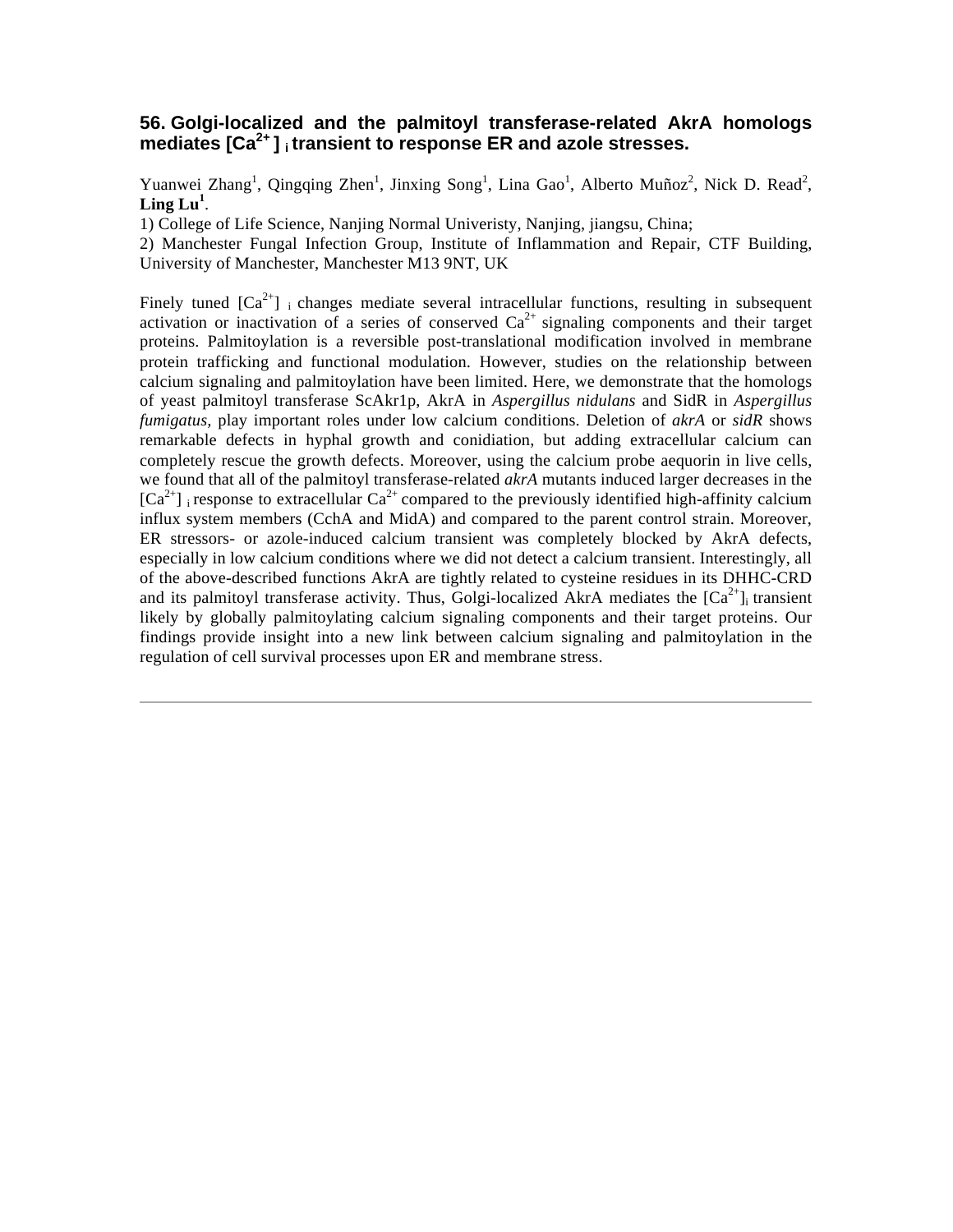### 56. Golgi-localized and the palmitoyl transferase-related AkrA homologs mediates $[Ca^{2+}]_i$ transient to response ER and azole stresses.

Yuanwei Zhang[1], Qingqing Zhen[1], Jinxing Song[1], Lina Gao[1], Alberto Muñoz[2], Nick D. Read[2], **Ling Lu[1]**.

1) College of Life Science, Nanjing Normal Univeristy, Nanjing, jiangsu, China;
2) Manchester Fungal Infection Group, Institute of Inflammation and Repair, CTF Building, University of Manchester, Manchester M13 9NT, UK

Finely tuned $[Ca^{2+}]_i$ changes mediate several intracellular functions, resulting in subsequent activation or inactivation of a series of conserved $Ca^{2+}$ signaling components and their target proteins. Palmitoylation is a reversible post-translational modification involved in membrane protein trafficking and functional modulation. However, studies on the relationship between calcium signaling and palmitoylation have been limited. Here, we demonstrate that the homologs of yeast palmitoyl transferase ScAkr1p, AkrA in *Aspergillus nidulans* and SidR in *Aspergillus fumigatus*, play important roles under low calcium conditions. Deletion of *akrA* or *sidR* shows remarkable defects in hyphal growth and conidiation, but adding extracellular calcium can completely rescue the growth defects. Moreover, using the calcium probe aequorin in live cells, we found that all of the palmitoyl transferase-related *akrA* mutants induced larger decreases in the $[Ca^{2+}]_i$ response to extracellular $Ca^{2+}$ compared to the previously identified high-affinity calcium influx system members (CchA and MidA) and compared to the parent control strain. Moreover, ER stressors- or azole-induced calcium transient was completely blocked by AkrA defects, especially in low calcium conditions where we did not detect a calcium transient. Interestingly, all of the above-described functions AkrA are tightly related to cysteine residues in its DHHC-CRD and its palmitoyl transferase activity. Thus, Golgi-localized AkrA mediates the $[Ca^{2+}]_i$ transient likely by globally palmitoylating calcium signaling components and their target proteins. Our findings provide insight into a new link between calcium signaling and palmitoylation in the regulation of cell survival processes upon ER and membrane stress.

---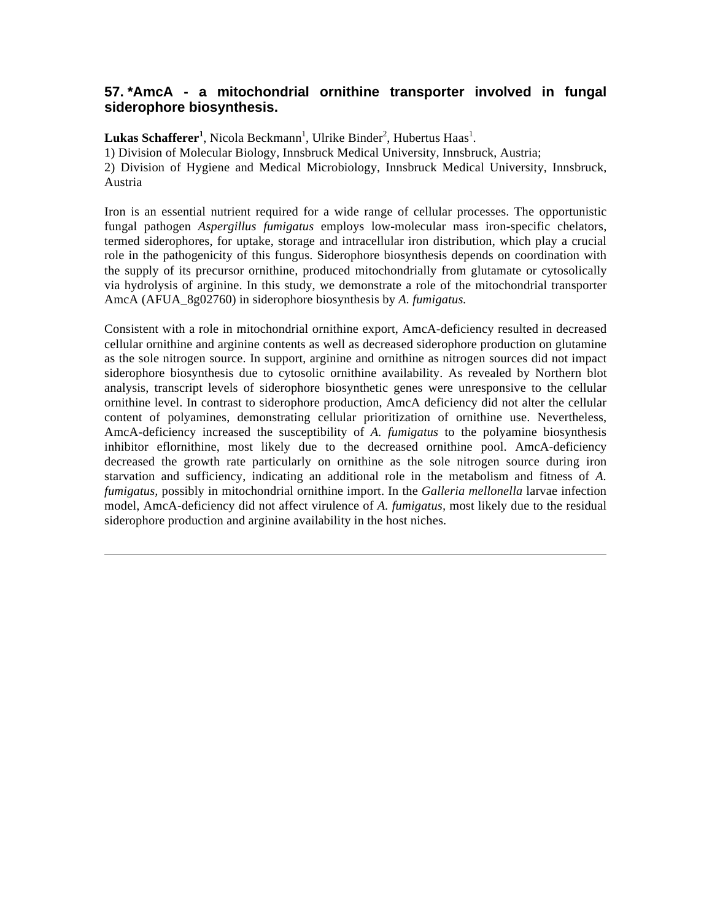## 57. *AmcA - a mitochondrial ornithine transporter involved in fungal siderophore biosynthesis.

**Lukas Schafferer**[1], Nicola Beckmann[1], Ulrike Binder[2], Hubertus Haas[1].

1) Division of Molecular Biology, Innsbruck Medical University, Innsbruck, Austria;
2) Division of Hygiene and Medical Microbiology, Innsbruck Medical University, Innsbruck, Austria

Iron is an essential nutrient required for a wide range of cellular processes. The opportunistic fungal pathogen *Aspergillus fumigatus* employs low-molecular mass iron-specific chelators, termed siderophores, for uptake, storage and intracellular iron distribution, which play a crucial role in the pathogenicity of this fungus. Siderophore biosynthesis depends on coordination with the supply of its precursor ornithine, produced mitochondrially from glutamate or cytosolically via hydrolysis of arginine. In this study, we demonstrate a role of the mitochondrial transporter AmcA (AFUA_8g02760) in siderophore biosynthesis by *A. fumigatus.*

Consistent with a role in mitochondrial ornithine export, AmcA-deficiency resulted in decreased cellular ornithine and arginine contents as well as decreased siderophore production on glutamine as the sole nitrogen source. In support, arginine and ornithine as nitrogen sources did not impact siderophore biosynthesis due to cytosolic ornithine availability. As revealed by Northern blot analysis, transcript levels of siderophore biosynthetic genes were unresponsive to the cellular ornithine level. In contrast to siderophore production, AmcA deficiency did not alter the cellular content of polyamines, demonstrating cellular prioritization of ornithine use. Nevertheless, AmcA-deficiency increased the susceptibility of *A. fumigatus* to the polyamine biosynthesis inhibitor eflornithine, most likely due to the decreased ornithine pool. AmcA-deficiency decreased the growth rate particularly on ornithine as the sole nitrogen source during iron starvation and sufficiency, indicating an additional role in the metabolism and fitness of *A. fumigatus,* possibly in mitochondrial ornithine import. In the *Galleria mellonella* larvae infection model, AmcA-deficiency did not affect virulence of *A. fumigatus,* most likely due to the residual siderophore production and arginine availability in the host niches.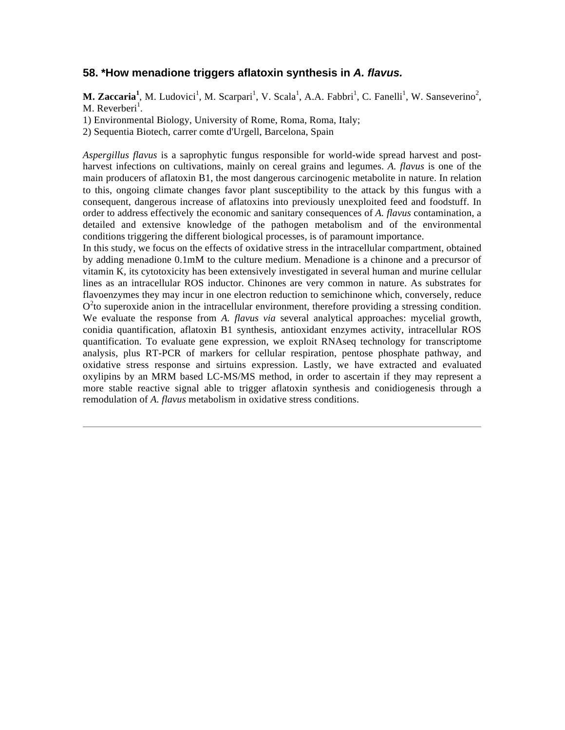## 58. *How menadione triggers aflatoxin synthesis in *A. flavus.*

**M. Zaccaria[1]**, M. Ludovici[1], M. Scarpari[1], V. Scala[1], A.A. Fabbri[1], C. Fanelli[1], W. Sanseverino[2], M. Reverberi[1].

1) Environmental Biology, University of Rome, Roma, Roma, Italy;
2) Sequentia Biotech, carrer comte d'Urgell, Barcelona, Spain

*Aspergillus flavus* is a saprophytic fungus responsible for world-wide spread harvest and post-harvest infections on cultivations, mainly on cereal grains and legumes. *A. flavus* is one of the main producers of aflatoxin B1, the most dangerous carcinogenic metabolite in nature. In relation to this, ongoing climate changes favor plant susceptibility to the attack by this fungus with a consequent, dangerous increase of aflatoxins into previously unexploited feed and foodstuff. In order to address effectively the economic and sanitary consequences of *A. flavus* contamination, a detailed and extensive knowledge of the pathogen metabolism and of the environmental conditions triggering the different biological processes, is of paramount importance.
In this study, we focus on the effects of oxidative stress in the intracellular compartment, obtained by adding menadione 0.1mM to the culture medium. Menadione is a chinone and a precursor of vitamin K, its cytotoxicity has been extensively investigated in several human and murine cellular lines as an intracellular ROS inductor. Chinones are very common in nature. As substrates for flavoenzymes they may incur in one electron reduction to semichinone which, conversely, reduce $O^2$to superoxide anion in the intracellular environment, therefore providing a stressing condition. We evaluate the response from *A. flavus via* several analytical approaches: mycelial growth, conidia quantification, aflatoxin B1 synthesis, antioxidant enzymes activity, intracellular ROS quantification. To evaluate gene expression, we exploit RNAseq technology for transcriptome analysis, plus RT-PCR of markers for cellular respiration, pentose phosphate pathway, and oxidative stress response and sirtuins expression. Lastly, we have extracted and evaluated oxylipins by an MRM based LC-MS/MS method, in order to ascertain if they may represent a more stable reactive signal able to trigger aflatoxin synthesis and conidiogenesis through a remodulation of *A. flavus* metabolism in oxidative stress conditions.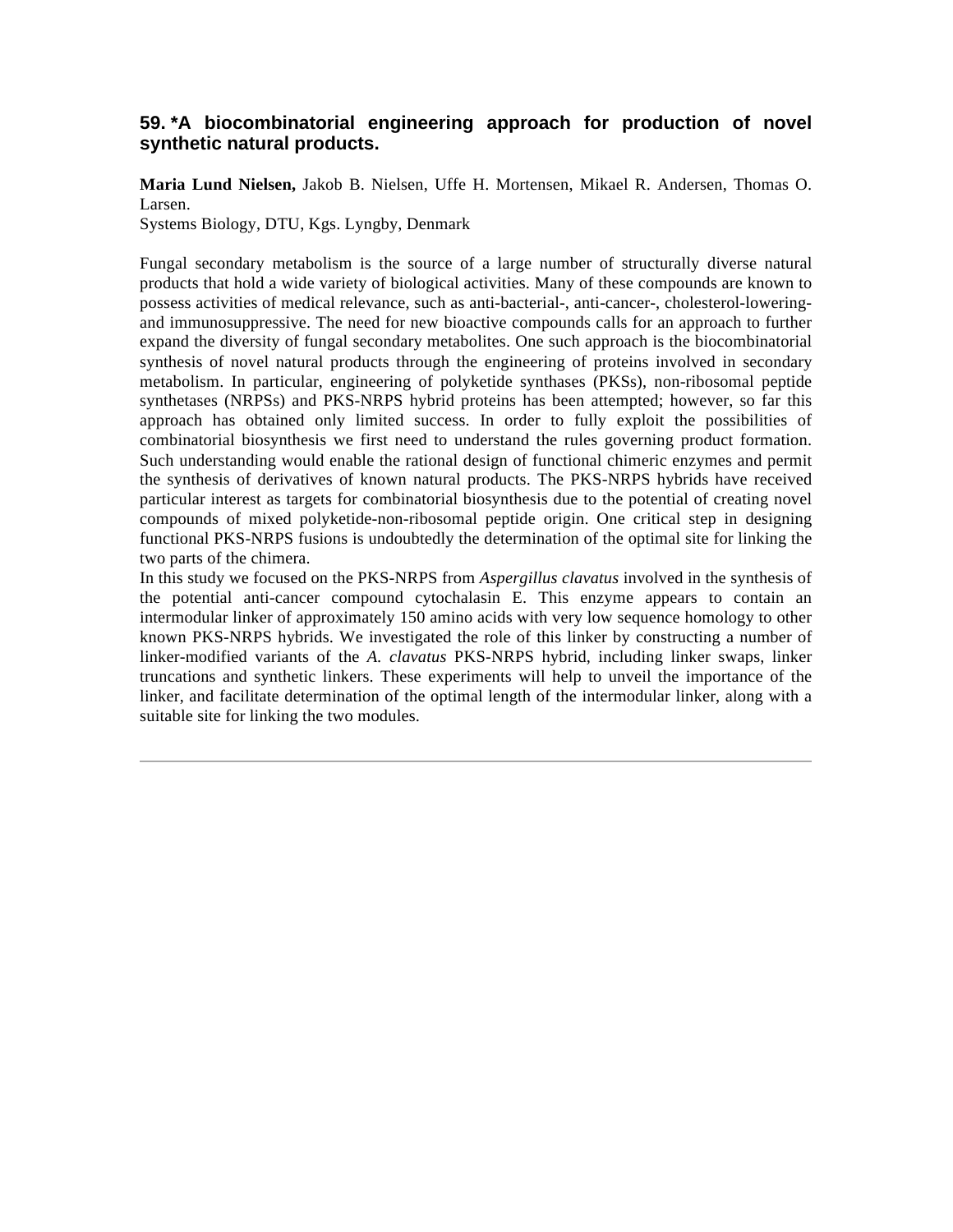### 59. *A biocombinatorial engineering approach for production of novel synthetic natural products.

**Maria Lund Nielsen,** Jakob B. Nielsen, Uffe H. Mortensen, Mikael R. Andersen, Thomas O. Larsen.
Systems Biology, DTU, Kgs. Lyngby, Denmark

Fungal secondary metabolism is the source of a large number of structurally diverse natural products that hold a wide variety of biological activities. Many of these compounds are known to possess activities of medical relevance, such as anti-bacterial-, anti-cancer-, cholesterol-lowering- and immunosuppressive. The need for new bioactive compounds calls for an approach to further expand the diversity of fungal secondary metabolites. One such approach is the biocombinatorial synthesis of novel natural products through the engineering of proteins involved in secondary metabolism. In particular, engineering of polyketide synthases (PKSs), non-ribosomal peptide synthetases (NRPSs) and PKS-NRPS hybrid proteins has been attempted; however, so far this approach has obtained only limited success. In order to fully exploit the possibilities of combinatorial biosynthesis we first need to understand the rules governing product formation. Such understanding would enable the rational design of functional chimeric enzymes and permit the synthesis of derivatives of known natural products. The PKS-NRPS hybrids have received particular interest as targets for combinatorial biosynthesis due to the potential of creating novel compounds of mixed polyketide-non-ribosomal peptide origin. One critical step in designing functional PKS-NRPS fusions is undoubtedly the determination of the optimal site for linking the two parts of the chimera.
In this study we focused on the PKS-NRPS from *Aspergillus clavatus* involved in the synthesis of the potential anti-cancer compound cytochalasin E. This enzyme appears to contain an intermodular linker of approximately 150 amino acids with very low sequence homology to other known PKS-NRPS hybrids. We investigated the role of this linker by constructing a number of linker-modified variants of the *A. clavatus* PKS-NRPS hybrid, including linker swaps, linker truncations and synthetic linkers. These experiments will help to unveil the importance of the linker, and facilitate determination of the optimal length of the intermodular linker, along with a suitable site for linking the two modules.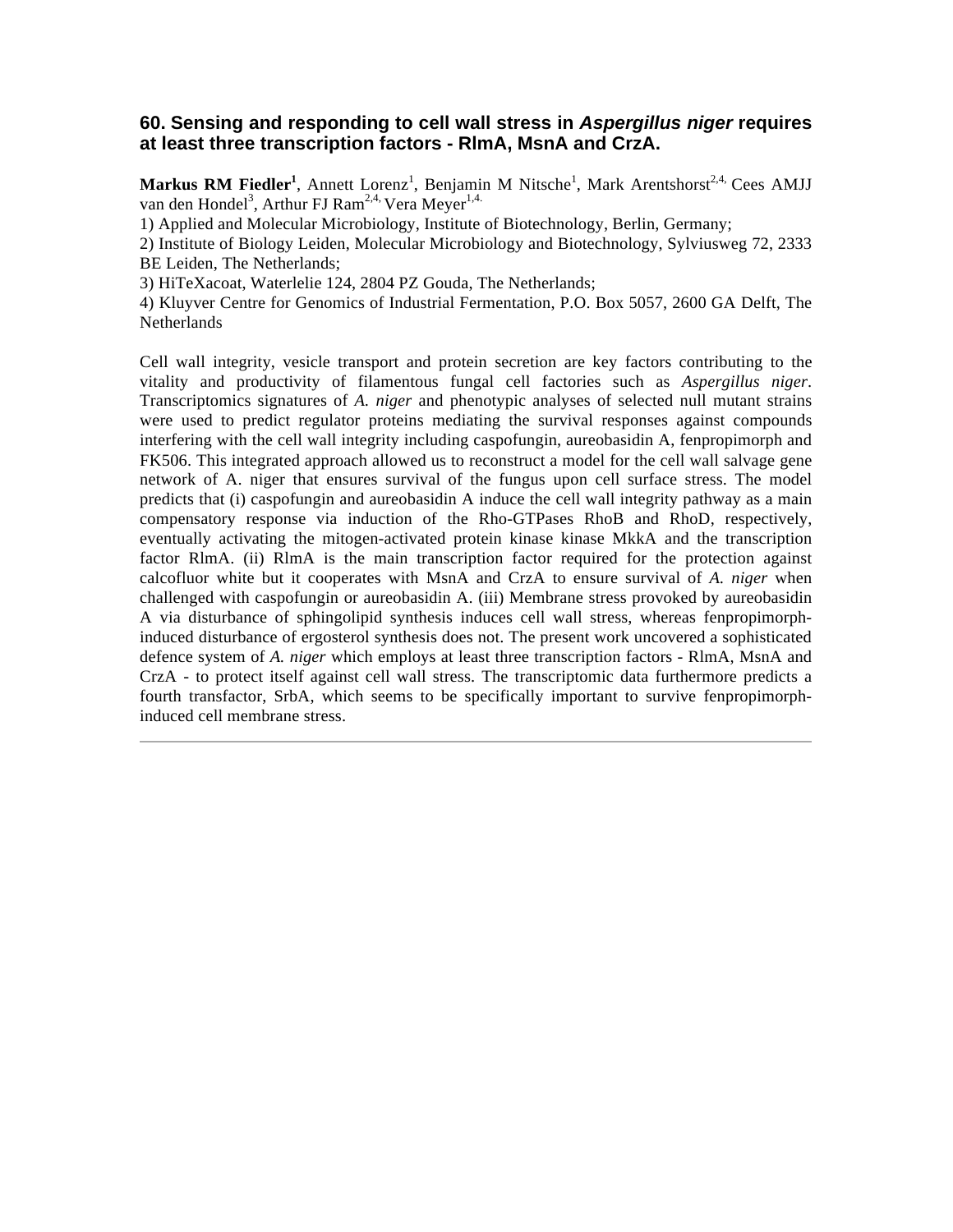## 60. Sensing and responding to cell wall stress in *Aspergillus niger* requires at least three transcription factors - RlmA, MsnA and CrzA.

**Markus RM Fiedler**[1], Annett Lorenz[1], Benjamin M Nitsche[1], Mark Arentshorst[2,4,] Cees AMJJ van den Hondel[3], Arthur FJ Ram[2,4,] Vera Meyer[1,4.]

1) Applied and Molecular Microbiology, Institute of Biotechnology, Berlin, Germany;
2) Institute of Biology Leiden, Molecular Microbiology and Biotechnology, Sylviusweg 72, 2333 BE Leiden, The Netherlands;
3) HiTeXacoat, Waterlelie 124, 2804 PZ Gouda, The Netherlands;
4) Kluyver Centre for Genomics of Industrial Fermentation, P.O. Box 5057, 2600 GA Delft, The Netherlands

Cell wall integrity, vesicle transport and protein secretion are key factors contributing to the vitality and productivity of filamentous fungal cell factories such as *Aspergillus niger*. Transcriptomics signatures of *A. niger* and phenotypic analyses of selected null mutant strains were used to predict regulator proteins mediating the survival responses against compounds interfering with the cell wall integrity including caspofungin, aureobasidin A, fenpropimorph and FK506. This integrated approach allowed us to reconstruct a model for the cell wall salvage gene network of A. niger that ensures survival of the fungus upon cell surface stress. The model predicts that (i) caspofungin and aureobasidin A induce the cell wall integrity pathway as a main compensatory response via induction of the Rho-GTPases RhoB and RhoD, respectively, eventually activating the mitogen-activated protein kinase kinase MkkA and the transcription factor RlmA. (ii) RlmA is the main transcription factor required for the protection against calcofluor white but it cooperates with MsnA and CrzA to ensure survival of *A. niger* when challenged with caspofungin or aureobasidin A. (iii) Membrane stress provoked by aureobasidin A via disturbance of sphingolipid synthesis induces cell wall stress, whereas fenpropimorph-induced disturbance of ergosterol synthesis does not. The present work uncovered a sophisticated defence system of *A. niger* which employs at least three transcription factors - RlmA, MsnA and CrzA - to protect itself against cell wall stress. The transcriptomic data furthermore predicts a fourth transfactor, SrbA, which seems to be specifically important to survive fenpropimorph-induced cell membrane stress.

---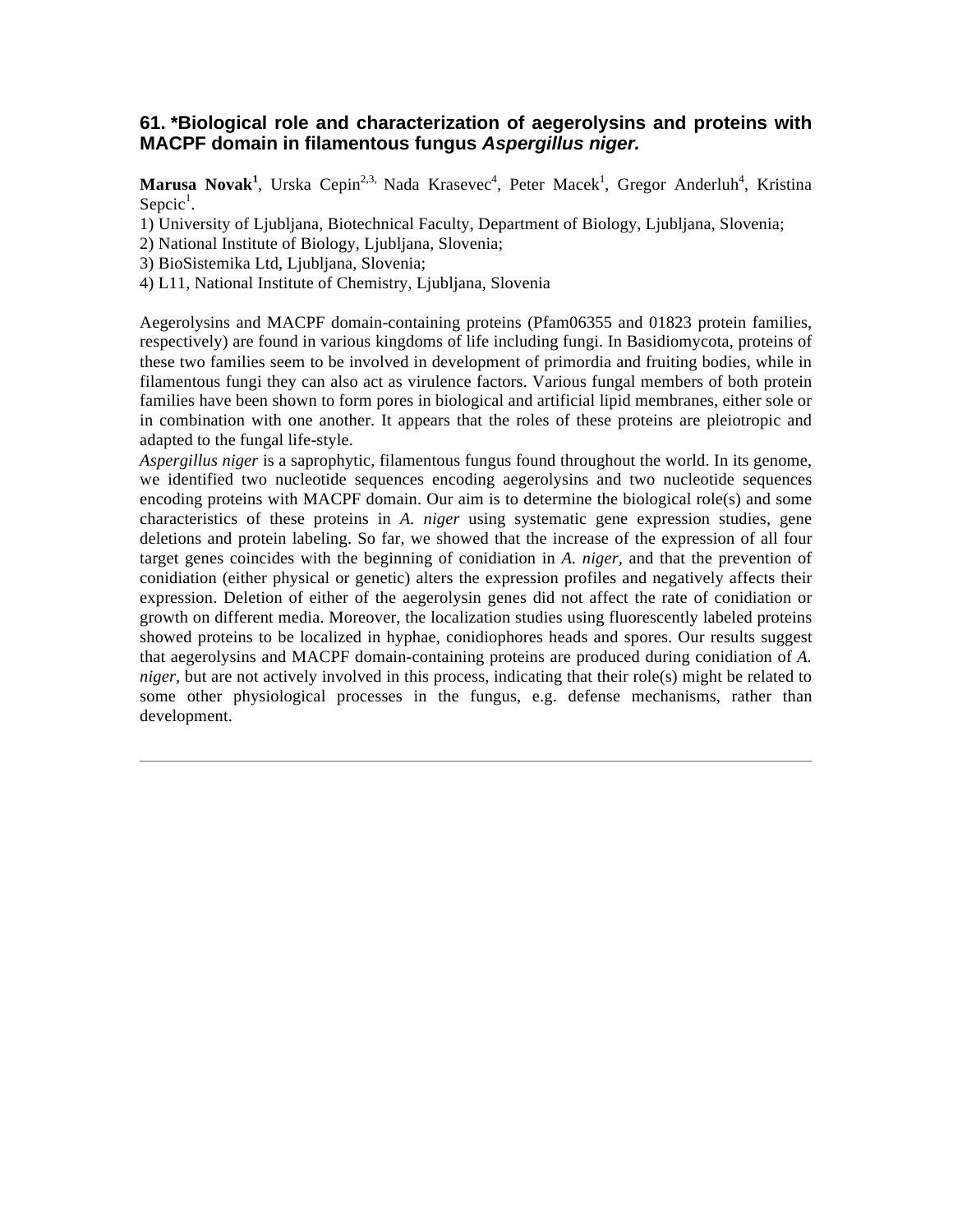## 61. *Biological role and characterization of aegerolysins and proteins with MACPF domain in filamentous fungus *Aspergillus niger.*

**Marusa Novak**[1], Urska Cepin[2,3], Nada Krasevec[4], Peter Macek[1], Gregor Anderluh[4], Kristina Sepcic[1].

1) University of Ljubljana, Biotechnical Faculty, Department of Biology, Ljubljana, Slovenia;
2) National Institute of Biology, Ljubljana, Slovenia;
3) BioSistemika Ltd, Ljubljana, Slovenia;
4) L11, National Institute of Chemistry, Ljubljana, Slovenia

Aegerolysins and MACPF domain-containing proteins (Pfam06355 and 01823 protein families, respectively) are found in various kingdoms of life including fungi. In Basidiomycota, proteins of these two families seem to be involved in development of primordia and fruiting bodies, while in filamentous fungi they can also act as virulence factors. Various fungal members of both protein families have been shown to form pores in biological and artificial lipid membranes, either sole or in combination with one another. It appears that the roles of these proteins are pleiotropic and adapted to the fungal life-style.

*Aspergillus niger* is a saprophytic, filamentous fungus found throughout the world. In its genome, we identified two nucleotide sequences encoding aegerolysins and two nucleotide sequences encoding proteins with MACPF domain. Our aim is to determine the biological role(s) and some characteristics of these proteins in *A. niger* using systematic gene expression studies, gene deletions and protein labeling. So far, we showed that the increase of the expression of all four target genes coincides with the beginning of conidiation in *A. niger*, and that the prevention of conidiation (either physical or genetic) alters the expression profiles and negatively affects their expression. Deletion of either of the aegerolysin genes did not affect the rate of conidiation or growth on different media. Moreover, the localization studies using fluorescently labeled proteins showed proteins to be localized in hyphae, conidiophores heads and spores. Our results suggest that aegerolysins and MACPF domain-containing proteins are produced during conidiation of *A. niger*, but are not actively involved in this process, indicating that their role(s) might be related to some other physiological processes in the fungus, e.g. defense mechanisms, rather than development.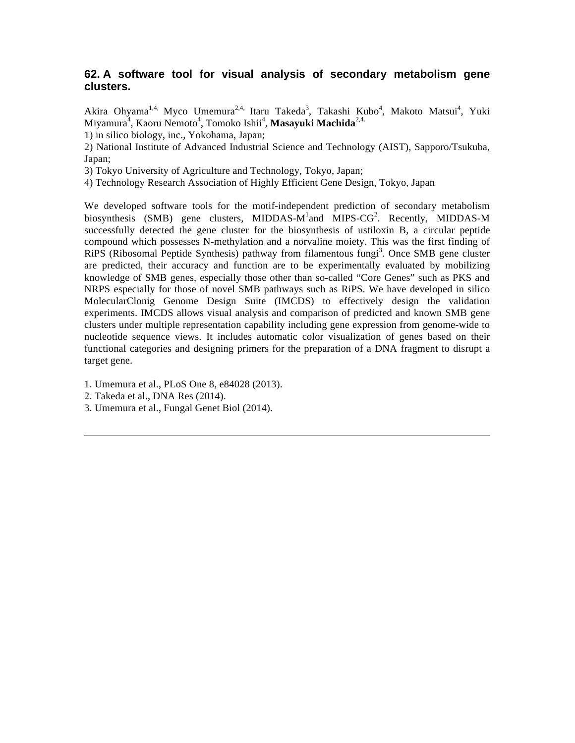## 62. A software tool for visual analysis of secondary metabolism gene clusters.

Akira Ohyama[1,4,] Myco Umemura[2,4,] Itaru Takeda[3], Takashi Kubo[4], Makoto Matsui[4], Yuki Miyamura[4], Kaoru Nemoto[4], Tomoko Ishii[4], **Masayuki Machida**[2,4.]

1) in silico biology, inc., Yokohama, Japan;

2) National Institute of Advanced Industrial Science and Technology (AIST), Sapporo/Tsukuba, Japan;

3) Tokyo University of Agriculture and Technology, Tokyo, Japan;

4) Technology Research Association of Highly Efficient Gene Design, Tokyo, Japan

We developed software tools for the motif-independent prediction of secondary metabolism biosynthesis (SMB) gene clusters, MIDDAS-M[1]and MIPS-CG[2]. Recently, MIDDAS-M successfully detected the gene cluster for the biosynthesis of ustiloxin B, a circular peptide compound which possesses N-methylation and a norvaline moiety. This was the first finding of RiPS (Ribosomal Peptide Synthesis) pathway from filamentous fungi[3]. Once SMB gene cluster are predicted, their accuracy and function are to be experimentally evaluated by mobilizing knowledge of SMB genes, especially those other than so-called "Core Genes" such as PKS and NRPS especially for those of novel SMB pathways such as RiPS. We have developed in silico MolecularClonig Genome Design Suite (IMCDS) to effectively design the validation experiments. IMCDS allows visual analysis and comparison of predicted and known SMB gene clusters under multiple representation capability including gene expression from genome-wide to nucleotide sequence views. It includes automatic color visualization of genes based on their functional categories and designing primers for the preparation of a DNA fragment to disrupt a target gene.

1. Umemura et al., PLoS One 8, e84028 (2013).
2. Takeda et al., DNA Res (2014).
3. Umemura et al., Fungal Genet Biol (2014).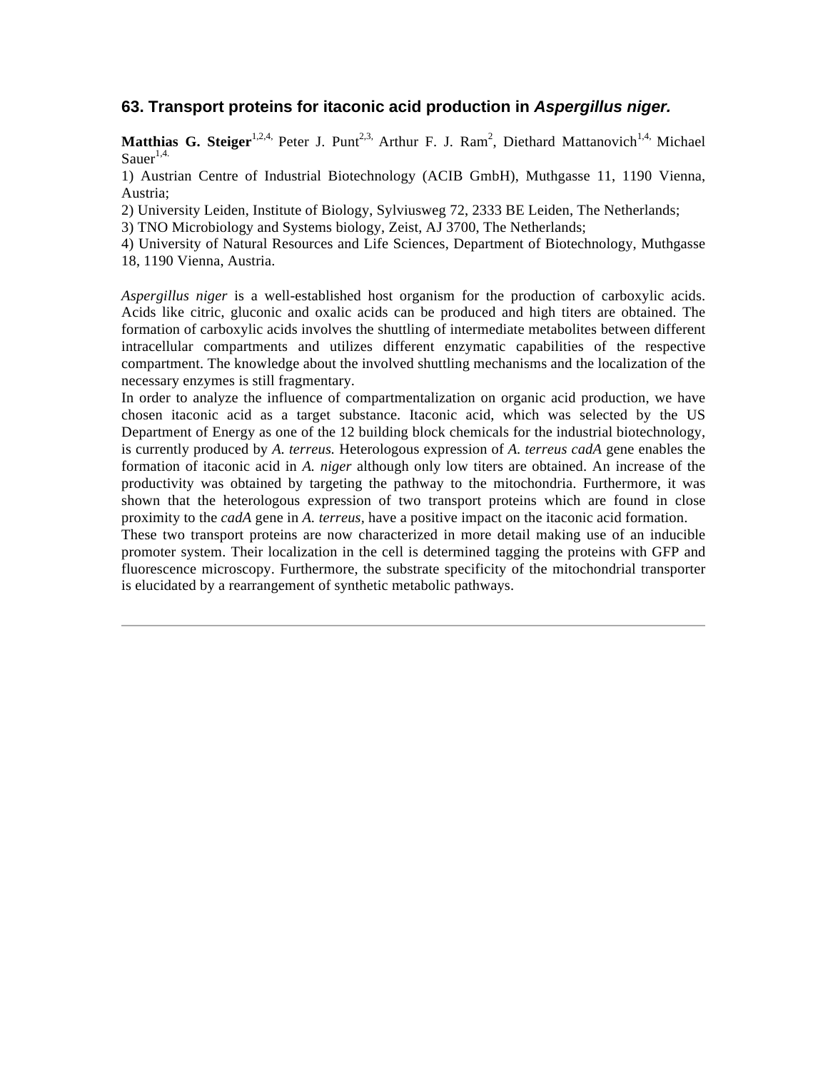### 63. Transport proteins for itaconic acid production in *Aspergillus niger.*

**Matthias G. Steiger**[1,2,4,] Peter J. Punt[2,3,] Arthur F. J. Ram[2], Diethard Mattanovich[1,4,] Michael Sauer[1,4.]

1) Austrian Centre of Industrial Biotechnology (ACIB GmbH), Muthgasse 11, 1190 Vienna, Austria;

2) University Leiden, Institute of Biology, Sylviusweg 72, 2333 BE Leiden, The Netherlands;

3) TNO Microbiology and Systems biology, Zeist, AJ 3700, The Netherlands;

4) University of Natural Resources and Life Sciences, Department of Biotechnology, Muthgasse 18, 1190 Vienna, Austria.

*Aspergillus niger* is a well-established host organism for the production of carboxylic acids. Acids like citric, gluconic and oxalic acids can be produced and high titers are obtained. The formation of carboxylic acids involves the shuttling of intermediate metabolites between different intracellular compartments and utilizes different enzymatic capabilities of the respective compartment. The knowledge about the involved shuttling mechanisms and the localization of the necessary enzymes is still fragmentary.

In order to analyze the influence of compartmentalization on organic acid production, we have chosen itaconic acid as a target substance. Itaconic acid, which was selected by the US Department of Energy as one of the 12 building block chemicals for the industrial biotechnology, is currently produced by *A. terreus.* Heterologous expression of *A. terreus cadA* gene enables the formation of itaconic acid in *A. niger* although only low titers are obtained. An increase of the productivity was obtained by targeting the pathway to the mitochondria. Furthermore, it was shown that the heterologous expression of two transport proteins which are found in close proximity to the *cadA* gene in *A. terreus,* have a positive impact on the itaconic acid formation.

These two transport proteins are now characterized in more detail making use of an inducible promoter system. Their localization in the cell is determined tagging the proteins with GFP and fluorescence microscopy. Furthermore, the substrate specificity of the mitochondrial transporter is elucidated by a rearrangement of synthetic metabolic pathways.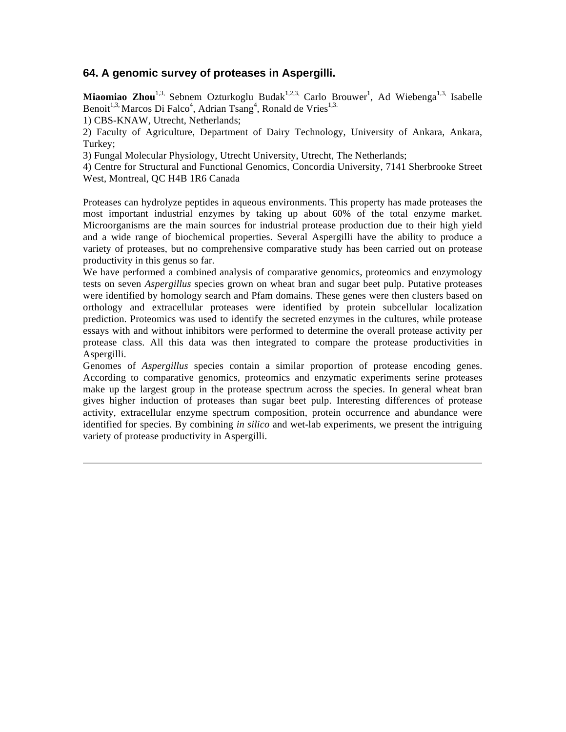## 64. A genomic survey of proteases in Aspergilli.

**Miaomiao Zhou**[1,3,] Sebnem Ozturkoglu Budak[1,2,3,] Carlo Brouwer[1], Ad Wiebenga[1,3,] Isabelle Benoit[1,3,] Marcos Di Falco[4], Adrian Tsang[4], Ronald de Vries[1,3.]

1) CBS-KNAW, Utrecht, Netherlands;

2) Faculty of Agriculture, Department of Dairy Technology, University of Ankara, Ankara, Turkey;

3) Fungal Molecular Physiology, Utrecht University, Utrecht, The Netherlands;

4) Centre for Structural and Functional Genomics, Concordia University, 7141 Sherbrooke Street West, Montreal, QC H4B 1R6 Canada

Proteases can hydrolyze peptides in aqueous environments. This property has made proteases the most important industrial enzymes by taking up about 60% of the total enzyme market. Microorganisms are the main sources for industrial protease production due to their high yield and a wide range of biochemical properties. Several Aspergilli have the ability to produce a variety of proteases, but no comprehensive comparative study has been carried out on protease productivity in this genus so far.

We have performed a combined analysis of comparative genomics, proteomics and enzymology tests on seven *Aspergillus* species grown on wheat bran and sugar beet pulp. Putative proteases were identified by homology search and Pfam domains. These genes were then clusters based on orthology and extracellular proteases were identified by protein subcellular localization prediction. Proteomics was used to identify the secreted enzymes in the cultures, while protease essays with and without inhibitors were performed to determine the overall protease activity per protease class. All this data was then integrated to compare the protease productivities in Aspergilli.

Genomes of *Aspergillus* species contain a similar proportion of protease encoding genes. According to comparative genomics, proteomics and enzymatic experiments serine proteases make up the largest group in the protease spectrum across the species. In general wheat bran gives higher induction of proteases than sugar beet pulp. Interesting differences of protease activity, extracellular enzyme spectrum composition, protein occurrence and abundance were identified for species. By combining *in silico* and wet-lab experiments, we present the intriguing variety of protease productivity in Aspergilli.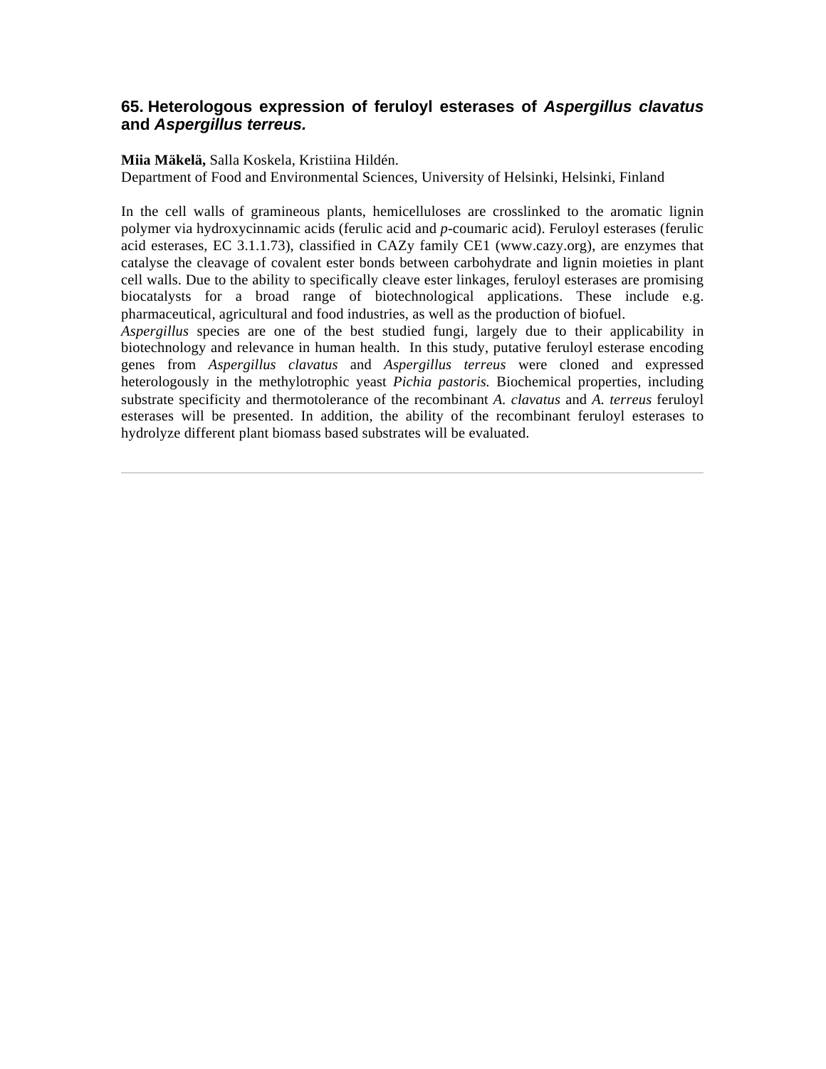## 65. Heterologous expression of feruloyl esterases of *Aspergillus clavatus* and *Aspergillus terreus.*

**Miia Mäkelä,** Salla Koskela, Kristiina Hildén.
Department of Food and Environmental Sciences, University of Helsinki, Helsinki, Finland

In the cell walls of gramineous plants, hemicelluloses are crosslinked to the aromatic lignin polymer via hydroxycinnamic acids (ferulic acid and *p*-coumaric acid). Feruloyl esterases (ferulic acid esterases, EC 3.1.1.73), classified in CAZy family CE1 (www.cazy.org), are enzymes that catalyse the cleavage of covalent ester bonds between carbohydrate and lignin moieties in plant cell walls. Due to the ability to specifically cleave ester linkages, feruloyl esterases are promising biocatalysts for a broad range of biotechnological applications. These include e.g. pharmaceutical, agricultural and food industries, as well as the production of biofuel.
*Aspergillus* species are one of the best studied fungi, largely due to their applicability in biotechnology and relevance in human health. In this study, putative feruloyl esterase encoding genes from *Aspergillus clavatus* and *Aspergillus terreus* were cloned and expressed heterologously in the methylotrophic yeast *Pichia pastoris.* Biochemical properties, including substrate specificity and thermotolerance of the recombinant *A. clavatus* and *A. terreus* feruloyl esterases will be presented. In addition, the ability of the recombinant feruloyl esterases to hydrolyze different plant biomass based substrates will be evaluated.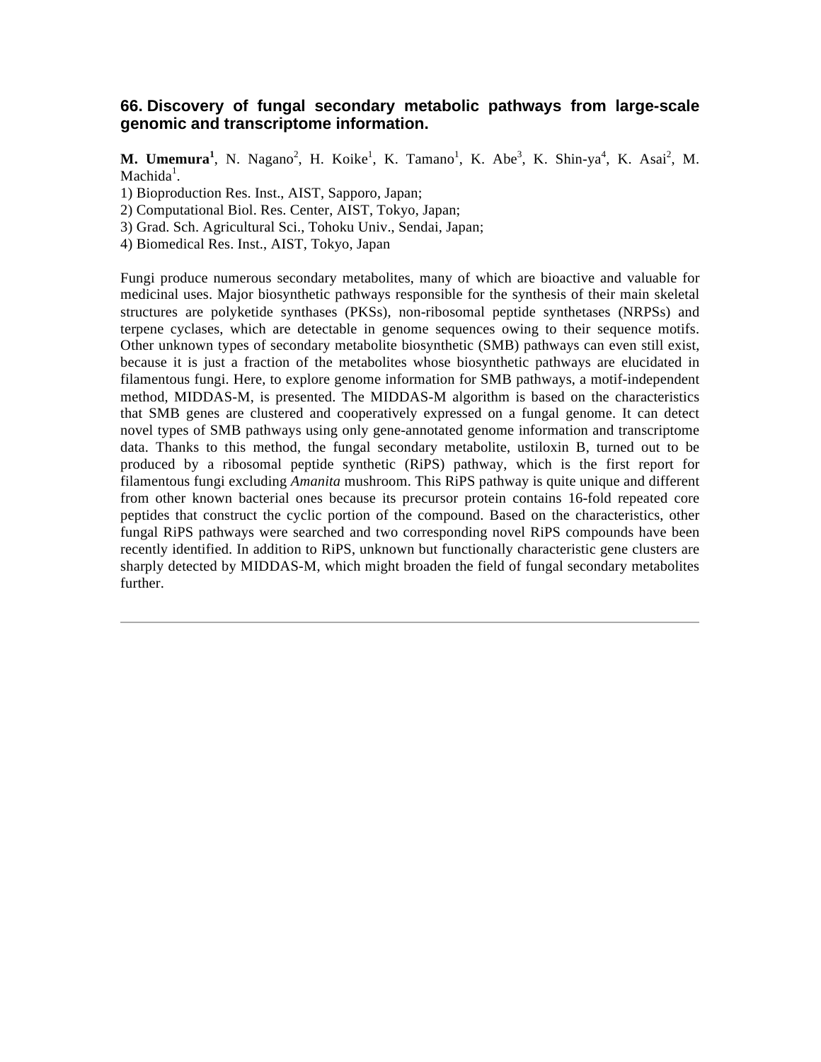### 66. Discovery of fungal secondary metabolic pathways from large-scale genomic and transcriptome information.

**M. Umemura**[1], N. Nagano[2], H. Koike[1], K. Tamano[1], K. Abe[3], K. Shin-ya[4], K. Asai[2], M. Machida[1].

1) Bioproduction Res. Inst., AIST, Sapporo, Japan;
2) Computational Biol. Res. Center, AIST, Tokyo, Japan;
3) Grad. Sch. Agricultural Sci., Tohoku Univ., Sendai, Japan;
4) Biomedical Res. Inst., AIST, Tokyo, Japan

Fungi produce numerous secondary metabolites, many of which are bioactive and valuable for medicinal uses. Major biosynthetic pathways responsible for the synthesis of their main skeletal structures are polyketide synthases (PKSs), non-ribosomal peptide synthetases (NRPSs) and terpene cyclases, which are detectable in genome sequences owing to their sequence motifs. Other unknown types of secondary metabolite biosynthetic (SMB) pathways can even still exist, because it is just a fraction of the metabolites whose biosynthetic pathways are elucidated in filamentous fungi. Here, to explore genome information for SMB pathways, a motif-independent method, MIDDAS-M, is presented. The MIDDAS-M algorithm is based on the characteristics that SMB genes are clustered and cooperatively expressed on a fungal genome. It can detect novel types of SMB pathways using only gene-annotated genome information and transcriptome data. Thanks to this method, the fungal secondary metabolite, ustiloxin B, turned out to be produced by a ribosomal peptide synthetic (RiPS) pathway, which is the first report for filamentous fungi excluding *Amanita* mushroom. This RiPS pathway is quite unique and different from other known bacterial ones because its precursor protein contains 16-fold repeated core peptides that construct the cyclic portion of the compound. Based on the characteristics, other fungal RiPS pathways were searched and two corresponding novel RiPS compounds have been recently identified. In addition to RiPS, unknown but functionally characteristic gene clusters are sharply detected by MIDDAS-M, which might broaden the field of fungal secondary metabolites further.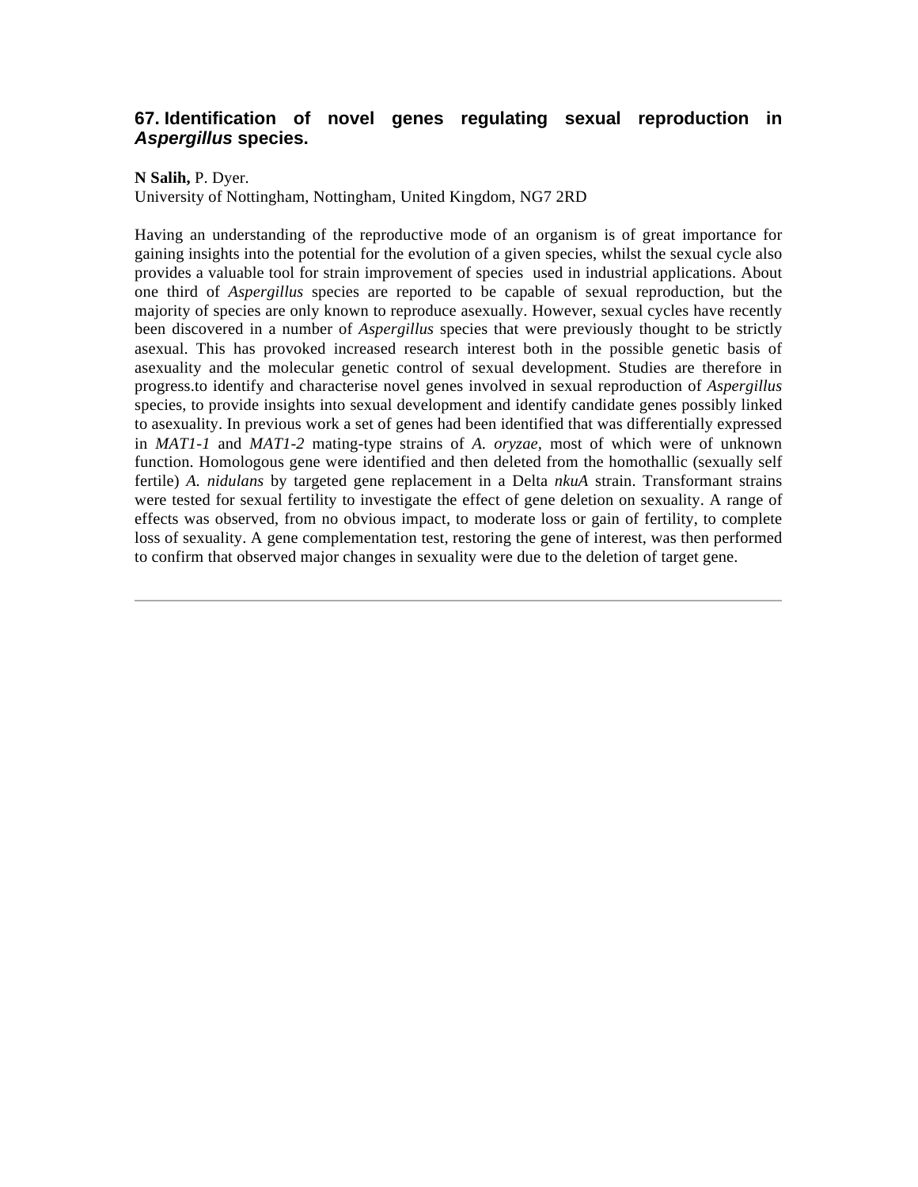### 67. Identification of novel genes regulating sexual reproduction in *Aspergillus* species.

**N Salih,** P. Dyer.
University of Nottingham, Nottingham, United Kingdom, NG7 2RD

Having an understanding of the reproductive mode of an organism is of great importance for gaining insights into the potential for the evolution of a given species, whilst the sexual cycle also provides a valuable tool for strain improvement of species used in industrial applications. About one third of *Aspergillus* species are reported to be capable of sexual reproduction, but the majority of species are only known to reproduce asexually. However, sexual cycles have recently been discovered in a number of *Aspergillus* species that were previously thought to be strictly asexual. This has provoked increased research interest both in the possible genetic basis of asexuality and the molecular genetic control of sexual development. Studies are therefore in progress.to identify and characterise novel genes involved in sexual reproduction of *Aspergillus* species, to provide insights into sexual development and identify candidate genes possibly linked to asexuality. In previous work a set of genes had been identified that was differentially expressed in *MAT1-1* and *MAT1-2* mating-type strains of *A. oryzae,* most of which were of unknown function. Homologous gene were identified and then deleted from the homothallic (sexually self fertile) *A. nidulans* by targeted gene replacement in a Delta *nkuA* strain. Transformant strains were tested for sexual fertility to investigate the effect of gene deletion on sexuality. A range of effects was observed, from no obvious impact, to moderate loss or gain of fertility, to complete loss of sexuality. A gene complementation test, restoring the gene of interest, was then performed to confirm that observed major changes in sexuality were due to the deletion of target gene.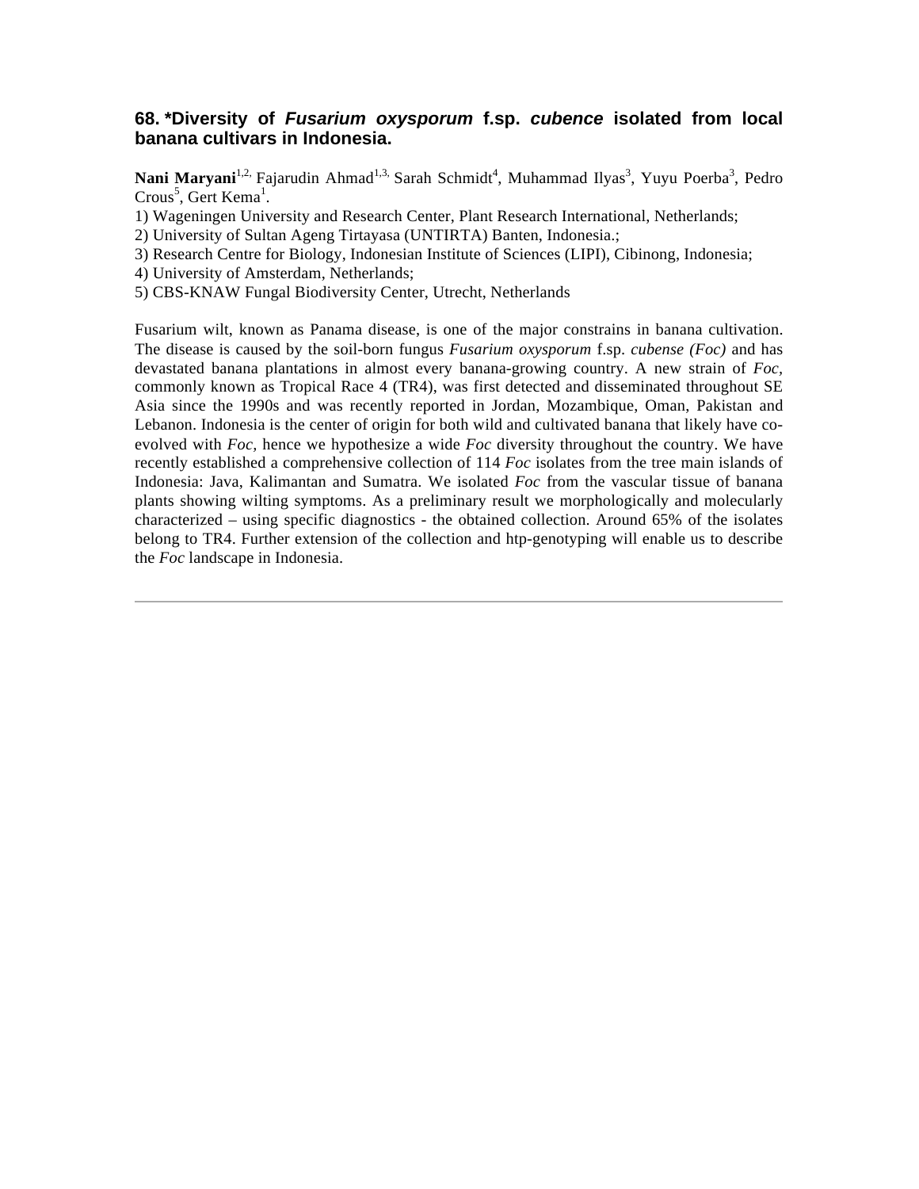### 68. *Diversity of ***Fusarium oxysporum*** f.sp. ***cubence*** isolated from local banana cultivars in Indonesia.

**Nani Maryani**[1,2,] Fajarudin Ahmad[1,3,] Sarah Schmidt[4], Muhammad Ilyas[3], Yuyu Poerba[3], Pedro Crous[5], Gert Kema[1].

1) Wageningen University and Research Center, Plant Research International, Netherlands;
2) University of Sultan Ageng Tirtayasa (UNTIRTA) Banten, Indonesia.;
3) Research Centre for Biology, Indonesian Institute of Sciences (LIPI), Cibinong, Indonesia;
4) University of Amsterdam, Netherlands;
5) CBS-KNAW Fungal Biodiversity Center, Utrecht, Netherlands

Fusarium wilt, known as Panama disease, is one of the major constrains in banana cultivation. The disease is caused by the soil-born fungus *Fusarium oxysporum* f.sp. *cubense (Foc)* and has devastated banana plantations in almost every banana-growing country. A new strain of *Foc*, commonly known as Tropical Race 4 (TR4), was first detected and disseminated throughout SE Asia since the 1990s and was recently reported in Jordan, Mozambique, Oman, Pakistan and Lebanon. Indonesia is the center of origin for both wild and cultivated banana that likely have co-evolved with *Foc*, hence we hypothesize a wide *Foc* diversity throughout the country. We have recently established a comprehensive collection of 114 *Foc* isolates from the tree main islands of Indonesia: Java, Kalimantan and Sumatra. We isolated *Foc* from the vascular tissue of banana plants showing wilting symptoms. As a preliminary result we morphologically and molecularly characterized – using specific diagnostics - the obtained collection. Around 65% of the isolates belong to TR4. Further extension of the collection and htp-genotyping will enable us to describe the *Foc* landscape in Indonesia.

---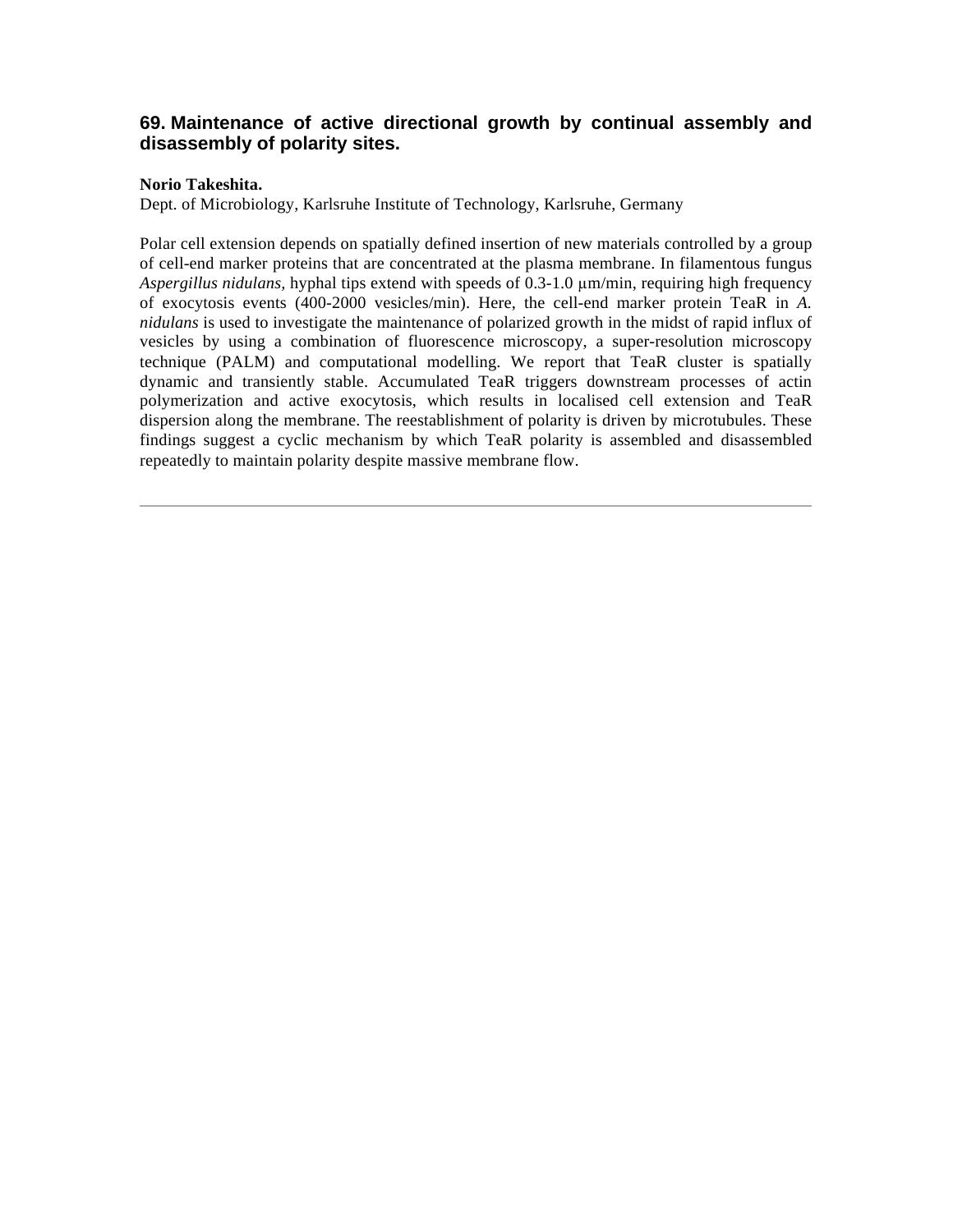### 69. Maintenance of active directional growth by continual assembly and disassembly of polarity sites.

**Norio Takeshita.**
Dept. of Microbiology, Karlsruhe Institute of Technology, Karlsruhe, Germany

Polar cell extension depends on spatially defined insertion of new materials controlled by a group of cell-end marker proteins that are concentrated at the plasma membrane. In filamentous fungus *Aspergillus nidulans,* hyphal tips extend with speeds of 0.3-1.0 µm/min, requiring high frequency of exocytosis events (400-2000 vesicles/min). Here, the cell-end marker protein TeaR in *A. nidulans* is used to investigate the maintenance of polarized growth in the midst of rapid influx of vesicles by using a combination of fluorescence microscopy, a super-resolution microscopy technique (PALM) and computational modelling. We report that TeaR cluster is spatially dynamic and transiently stable. Accumulated TeaR triggers downstream processes of actin polymerization and active exocytosis, which results in localised cell extension and TeaR dispersion along the membrane. The reestablishment of polarity is driven by microtubules. These findings suggest a cyclic mechanism by which TeaR polarity is assembled and disassembled repeatedly to maintain polarity despite massive membrane flow.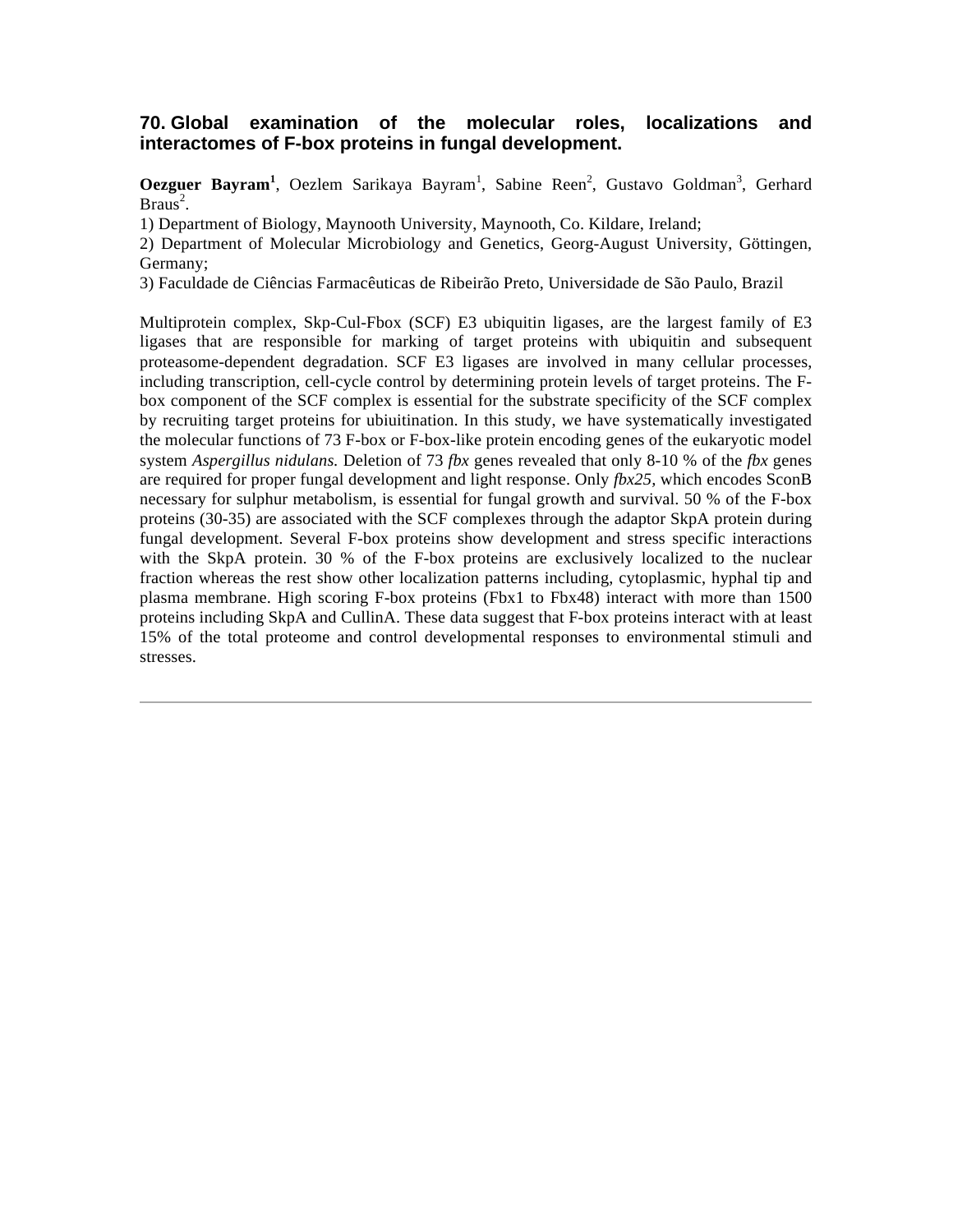### 70. Global examination of the molecular roles, localizations and interactomes of F-box proteins in fungal development.

**Oezguer Bayram[1]**, Oezlem Sarikaya Bayram[1], Sabine Reen[2], Gustavo Goldman[3], Gerhard Braus[2].

1) Department of Biology, Maynooth University, Maynooth, Co. Kildare, Ireland;
2) Department of Molecular Microbiology and Genetics, Georg-August University, Göttingen, Germany;
3) Faculdade de Ciências Farmacêuticas de Ribeirão Preto, Universidade de São Paulo, Brazil

Multiprotein complex, Skp-Cul-Fbox (SCF) E3 ubiquitin ligases, are the largest family of E3 ligases that are responsible for marking of target proteins with ubiquitin and subsequent proteasome-dependent degradation. SCF E3 ligases are involved in many cellular processes, including transcription, cell-cycle control by determining protein levels of target proteins. The F-box component of the SCF complex is essential for the substrate specificity of the SCF complex by recruiting target proteins for ubiuitination. In this study, we have systematically investigated the molecular functions of 73 F-box or F-box-like protein encoding genes of the eukaryotic model system *Aspergillus nidulans.* Deletion of 73 *fbx* genes revealed that only 8-10 % of the *fbx* genes are required for proper fungal development and light response. Only *fbx25,* which encodes SconB necessary for sulphur metabolism, is essential for fungal growth and survival. 50 % of the F-box proteins (30-35) are associated with the SCF complexes through the adaptor SkpA protein during fungal development. Several F-box proteins show development and stress specific interactions with the SkpA protein. 30 % of the F-box proteins are exclusively localized to the nuclear fraction whereas the rest show other localization patterns including, cytoplasmic, hyphal tip and plasma membrane. High scoring F-box proteins (Fbx1 to Fbx48) interact with more than 1500 proteins including SkpA and CullinA. These data suggest that F-box proteins interact with at least 15% of the total proteome and control developmental responses to environmental stimuli and stresses.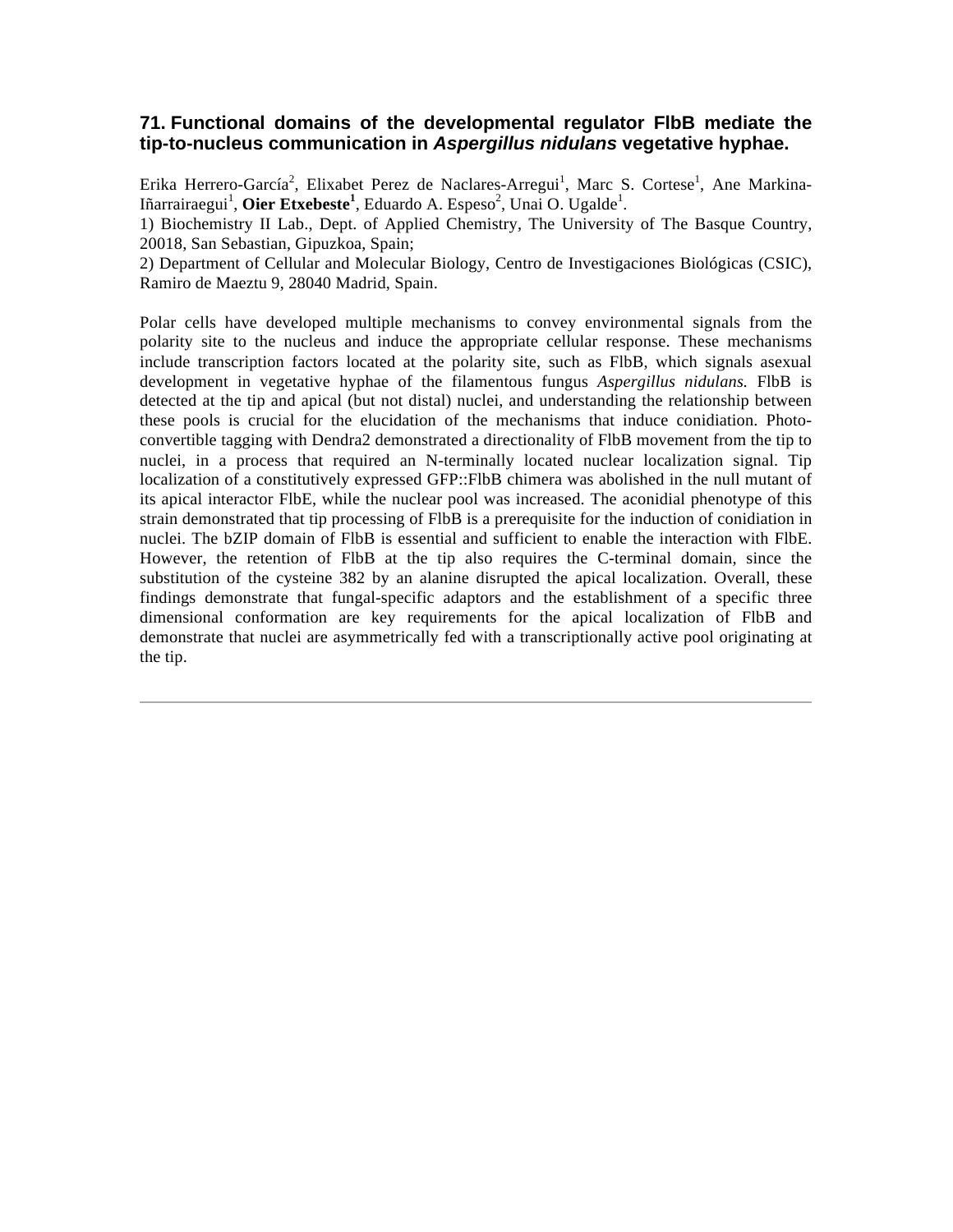### 71. Functional domains of the developmental regulator FlbB mediate the tip-to-nucleus communication in *Aspergillus nidulans* vegetative hyphae.

Erika Herrero-García[2], Elixabet Perez de Naclares-Arregui[1], Marc S. Cortese[1], Ane Markina-Iñarrairaegui[1], **Oier Etxebeste[1]**, Eduardo A. Espeso[2], Unai O. Ugalde[1].

1) Biochemistry II Lab., Dept. of Applied Chemistry, The University of The Basque Country, 20018, San Sebastian, Gipuzkoa, Spain;

2) Department of Cellular and Molecular Biology, Centro de Investigaciones Biológicas (CSIC), Ramiro de Maeztu 9, 28040 Madrid, Spain.

Polar cells have developed multiple mechanisms to convey environmental signals from the polarity site to the nucleus and induce the appropriate cellular response. These mechanisms include transcription factors located at the polarity site, such as FlbB, which signals asexual development in vegetative hyphae of the filamentous fungus *Aspergillus nidulans.* FlbB is detected at the tip and apical (but not distal) nuclei, and understanding the relationship between these pools is crucial for the elucidation of the mechanisms that induce conidiation. Photo-convertible tagging with Dendra2 demonstrated a directionality of FlbB movement from the tip to nuclei, in a process that required an N-terminally located nuclear localization signal. Tip localization of a constitutively expressed GFP::FlbB chimera was abolished in the null mutant of its apical interactor FlbE, while the nuclear pool was increased. The aconidial phenotype of this strain demonstrated that tip processing of FlbB is a prerequisite for the induction of conidiation in nuclei. The bZIP domain of FlbB is essential and sufficient to enable the interaction with FlbE. However, the retention of FlbB at the tip also requires the C-terminal domain, since the substitution of the cysteine 382 by an alanine disrupted the apical localization. Overall, these findings demonstrate that fungal-specific adaptors and the establishment of a specific three dimensional conformation are key requirements for the apical localization of FlbB and demonstrate that nuclei are asymmetrically fed with a transcriptionally active pool originating at the tip.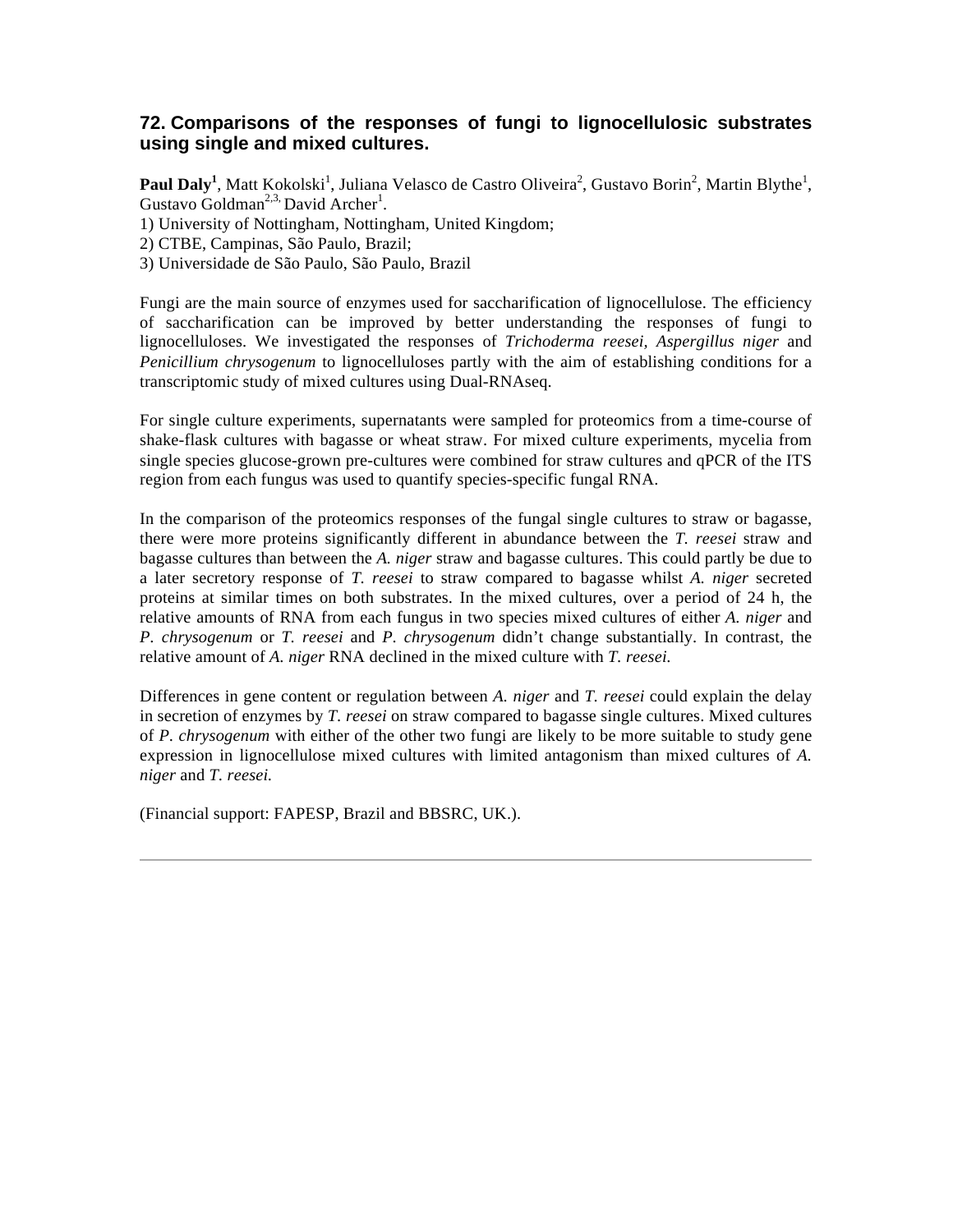## 72. Comparisons of the responses of fungi to lignocellulosic substrates using single and mixed cultures.

**Paul Daly**[1], Matt Kokolski[1], Juliana Velasco de Castro Oliveira[2], Gustavo Borin[2], Martin Blythe[1], Gustavo Goldman[2,3,] David Archer[1].

1) University of Nottingham, Nottingham, United Kingdom;
2) CTBE, Campinas, São Paulo, Brazil;
3) Universidade de São Paulo, São Paulo, Brazil

Fungi are the main source of enzymes used for saccharification of lignocellulose. The efficiency of saccharification can be improved by better understanding the responses of fungi to lignocelluloses. We investigated the responses of *Trichoderma reesei*, *Aspergillus niger* and *Penicillium chrysogenum* to lignocelluloses partly with the aim of establishing conditions for a transcriptomic study of mixed cultures using Dual-RNAseq.

For single culture experiments, supernatants were sampled for proteomics from a time-course of shake-flask cultures with bagasse or wheat straw. For mixed culture experiments, mycelia from single species glucose-grown pre-cultures were combined for straw cultures and qPCR of the ITS region from each fungus was used to quantify species-specific fungal RNA.

In the comparison of the proteomics responses of the fungal single cultures to straw or bagasse, there were more proteins significantly different in abundance between the *T. reesei* straw and bagasse cultures than between the *A. niger* straw and bagasse cultures. This could partly be due to a later secretory response of *T. reesei* to straw compared to bagasse whilst *A. niger* secreted proteins at similar times on both substrates. In the mixed cultures, over a period of 24 h, the relative amounts of RNA from each fungus in two species mixed cultures of either *A. niger* and *P. chrysogenum* or *T. reesei* and *P. chrysogenum* didn't change substantially. In contrast, the relative amount of *A. niger* RNA declined in the mixed culture with *T. reesei.*

Differences in gene content or regulation between *A. niger* and *T. reesei* could explain the delay in secretion of enzymes by *T. reesei* on straw compared to bagasse single cultures. Mixed cultures of *P. chrysogenum* with either of the other two fungi are likely to be more suitable to study gene expression in lignocellulose mixed cultures with limited antagonism than mixed cultures of *A. niger* and *T. reesei.*

(Financial support: FAPESP, Brazil and BBSRC, UK.).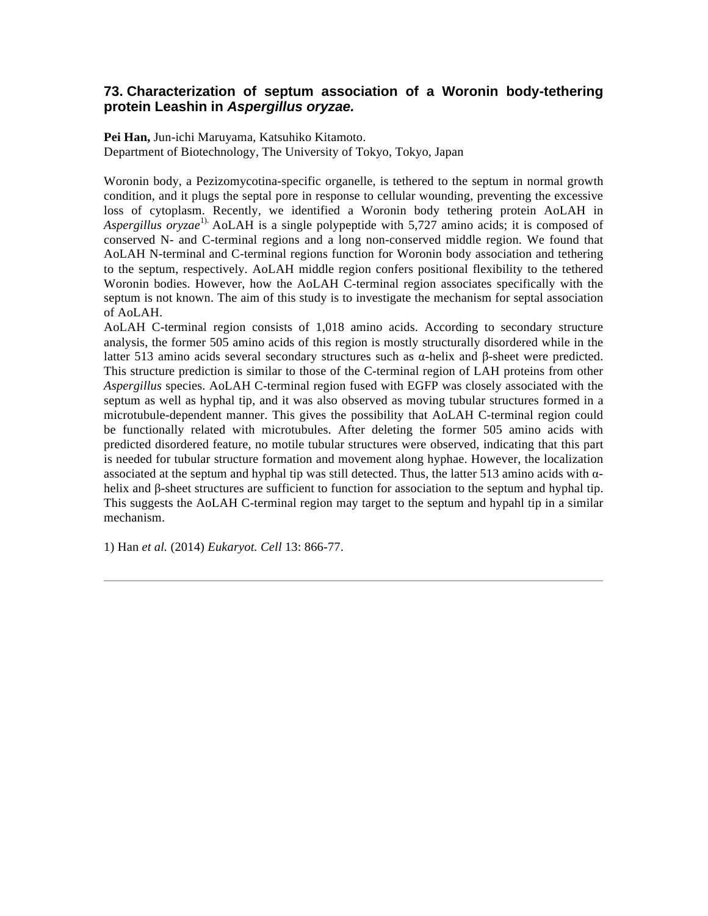### 73. Characterization of septum association of a Woronin body-tethering protein Leashin in *Aspergillus oryzae.*

**Pei Han,** Jun-ichi Maruyama, Katsuhiko Kitamoto.
Department of Biotechnology, The University of Tokyo, Tokyo, Japan

Woronin body, a Pezizomycotina-specific organelle, is tethered to the septum in normal growth condition, and it plugs the septal pore in response to cellular wounding, preventing the excessive loss of cytoplasm. Recently, we identified a Woronin body tethering protein AoLAH in *Aspergillus oryzae*[1]. AoLAH is a single polypeptide with 5,727 amino acids; it is composed of conserved N- and C-terminal regions and a long non-conserved middle region. We found that AoLAH N-terminal and C-terminal regions function for Woronin body association and tethering to the septum, respectively. AoLAH middle region confers positional flexibility to the tethered Woronin bodies. However, how the AoLAH C-terminal region associates specifically with the septum is not known. The aim of this study is to investigate the mechanism for septal association of AoLAH.

AoLAH C-terminal region consists of 1,018 amino acids. According to secondary structure analysis, the former 505 amino acids of this region is mostly structurally disordered while in the latter 513 amino acids several secondary structures such as α-helix and β-sheet were predicted. This structure prediction is similar to those of the C-terminal region of LAH proteins from other *Aspergillus* species. AoLAH C-terminal region fused with EGFP was closely associated with the septum as well as hyphal tip, and it was also observed as moving tubular structures formed in a microtubule-dependent manner. This gives the possibility that AoLAH C-terminal region could be functionally related with microtubules. After deleting the former 505 amino acids with predicted disordered feature, no motile tubular structures were observed, indicating that this part is needed for tubular structure formation and movement along hyphae. However, the localization associated at the septum and hyphal tip was still detected. Thus, the latter 513 amino acids with α-helix and β-sheet structures are sufficient to function for association to the septum and hyphal tip. This suggests the AoLAH C-terminal region may target to the septum and hypahl tip in a similar mechanism.

1) Han *et al.* (2014) *Eukaryot. Cell* 13: 866-77.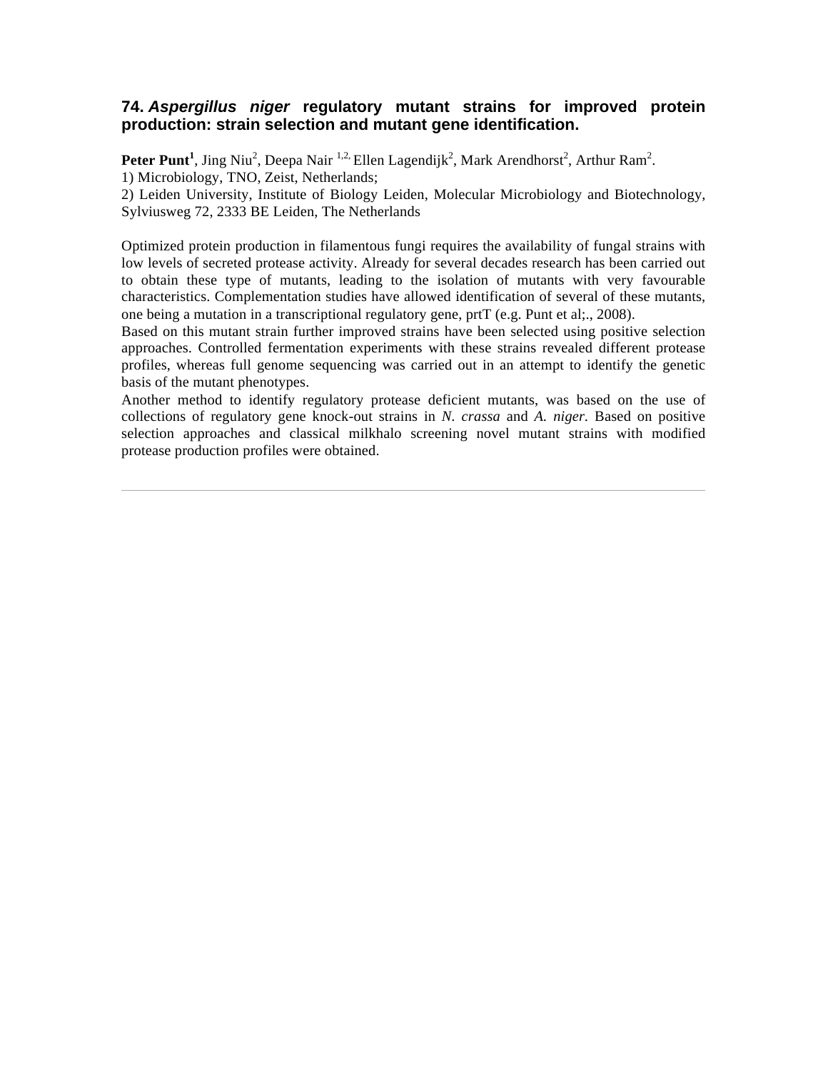## 74. *Aspergillus niger* regulatory mutant strains for improved protein production: strain selection and mutant gene identification.

**Peter Punt[1]**, Jing Niu[2], Deepa Nair [1,2,] Ellen Lagendijk[2], Mark Arendhorst[2], Arthur Ram[2].
1) Microbiology, TNO, Zeist, Netherlands;
2) Leiden University, Institute of Biology Leiden, Molecular Microbiology and Biotechnology, Sylviusweg 72, 2333 BE Leiden, The Netherlands

Optimized protein production in filamentous fungi requires the availability of fungal strains with low levels of secreted protease activity. Already for several decades research has been carried out to obtain these type of mutants, leading to the isolation of mutants with very favourable characteristics. Complementation studies have allowed identification of several of these mutants, one being a mutation in a transcriptional regulatory gene, prtT (e.g. Punt et al;., 2008).
Based on this mutant strain further improved strains have been selected using positive selection approaches. Controlled fermentation experiments with these strains revealed different protease profiles, whereas full genome sequencing was carried out in an attempt to identify the genetic basis of the mutant phenotypes.
Another method to identify regulatory protease deficient mutants, was based on the use of collections of regulatory gene knock-out strains in *N. crassa* and *A. niger*. Based on positive selection approaches and classical milkhalo screening novel mutant strains with modified protease production profiles were obtained.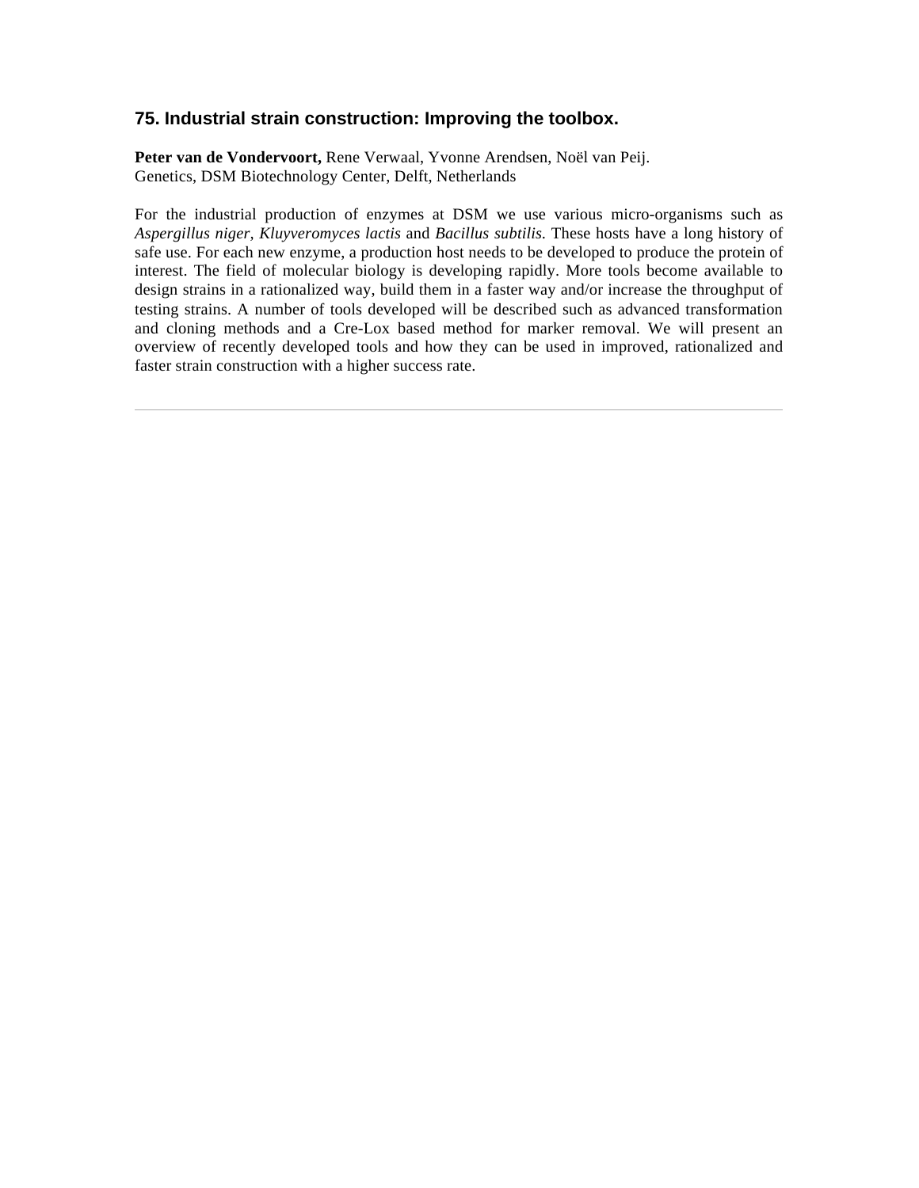### 75. Industrial strain construction: Improving the toolbox.

**Peter van de Vondervoort,** Rene Verwaal, Yvonne Arendsen, Noël van Peij.
Genetics, DSM Biotechnology Center, Delft, Netherlands

For the industrial production of enzymes at DSM we use various micro-organisms such as *Aspergillus niger, Kluyveromyces lactis* and *Bacillus subtilis.* These hosts have a long history of safe use. For each new enzyme, a production host needs to be developed to produce the protein of interest. The field of molecular biology is developing rapidly. More tools become available to design strains in a rationalized way, build them in a faster way and/or increase the throughput of testing strains. A number of tools developed will be described such as advanced transformation and cloning methods and a Cre-Lox based method for marker removal. We will present an overview of recently developed tools and how they can be used in improved, rationalized and faster strain construction with a higher success rate.

---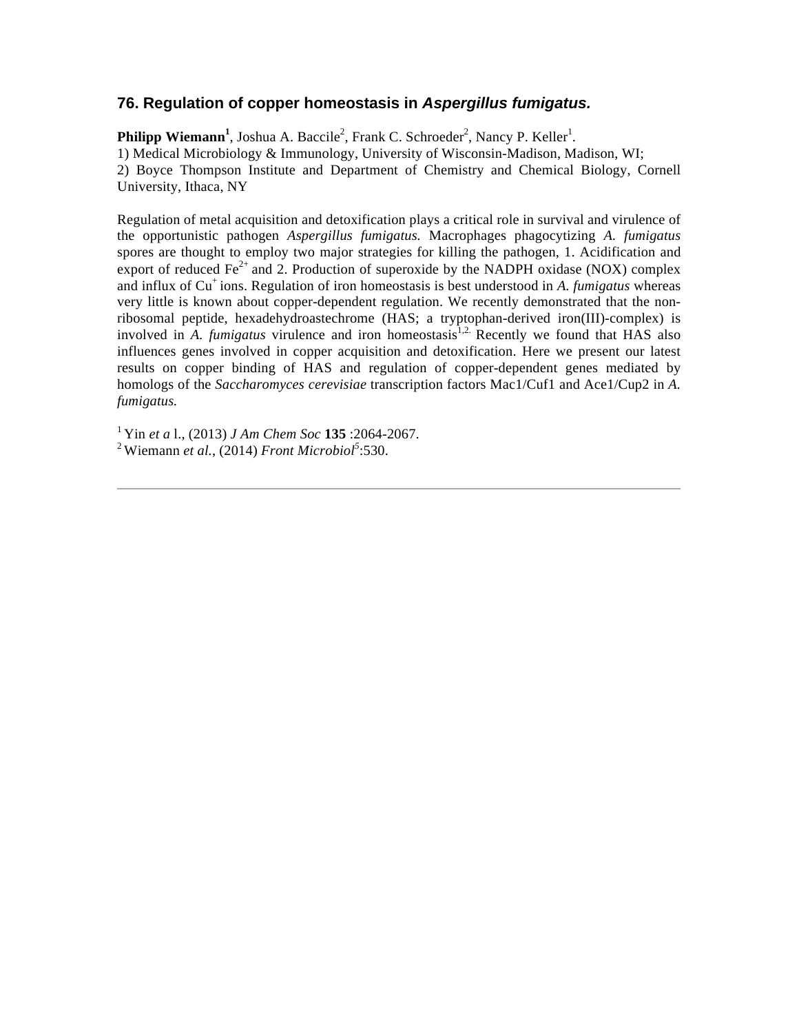### 76. Regulation of copper homeostasis in *Aspergillus fumigatus.*

**Philipp Wiemann**[1], Joshua A. Baccile[2], Frank C. Schroeder[2], Nancy P. Keller[1].
1) Medical Microbiology & Immunology, University of Wisconsin-Madison, Madison, WI;
2) Boyce Thompson Institute and Department of Chemistry and Chemical Biology, Cornell University, Ithaca, NY

Regulation of metal acquisition and detoxification plays a critical role in survival and virulence of the opportunistic pathogen *Aspergillus fumigatus.* Macrophages phagocytizing *A. fumigatus* spores are thought to employ two major strategies for killing the pathogen, 1. Acidification and export of reduced $Fe^{2+}$ and 2. Production of superoxide by the NADPH oxidase (NOX) complex and influx of $Cu^{+}$ ions. Regulation of iron homeostasis is best understood in *A. fumigatus* whereas very little is known about copper-dependent regulation. We recently demonstrated that the non-ribosomal peptide, hexadehydroastechrome (HAS; a tryptophan-derived iron(III)-complex) is involved in *A. fumigatus* virulence and iron homeostasis[1,2.] Recently we found that HAS also influences genes involved in copper acquisition and detoxification. Here we present our latest results on copper binding of HAS and regulation of copper-dependent genes mediated by homologs of the *Saccharomyces cerevisiae* transcription factors Mac1/Cuf1 and Ace1/Cup2 in *A. fumigatus.*

[1] Yin *et a* l., (2013) *J Am Chem Soc* **135** :2064-2067.
[2] Wiemann *et al.*, (2014) *Front Microbiol*[5]:530.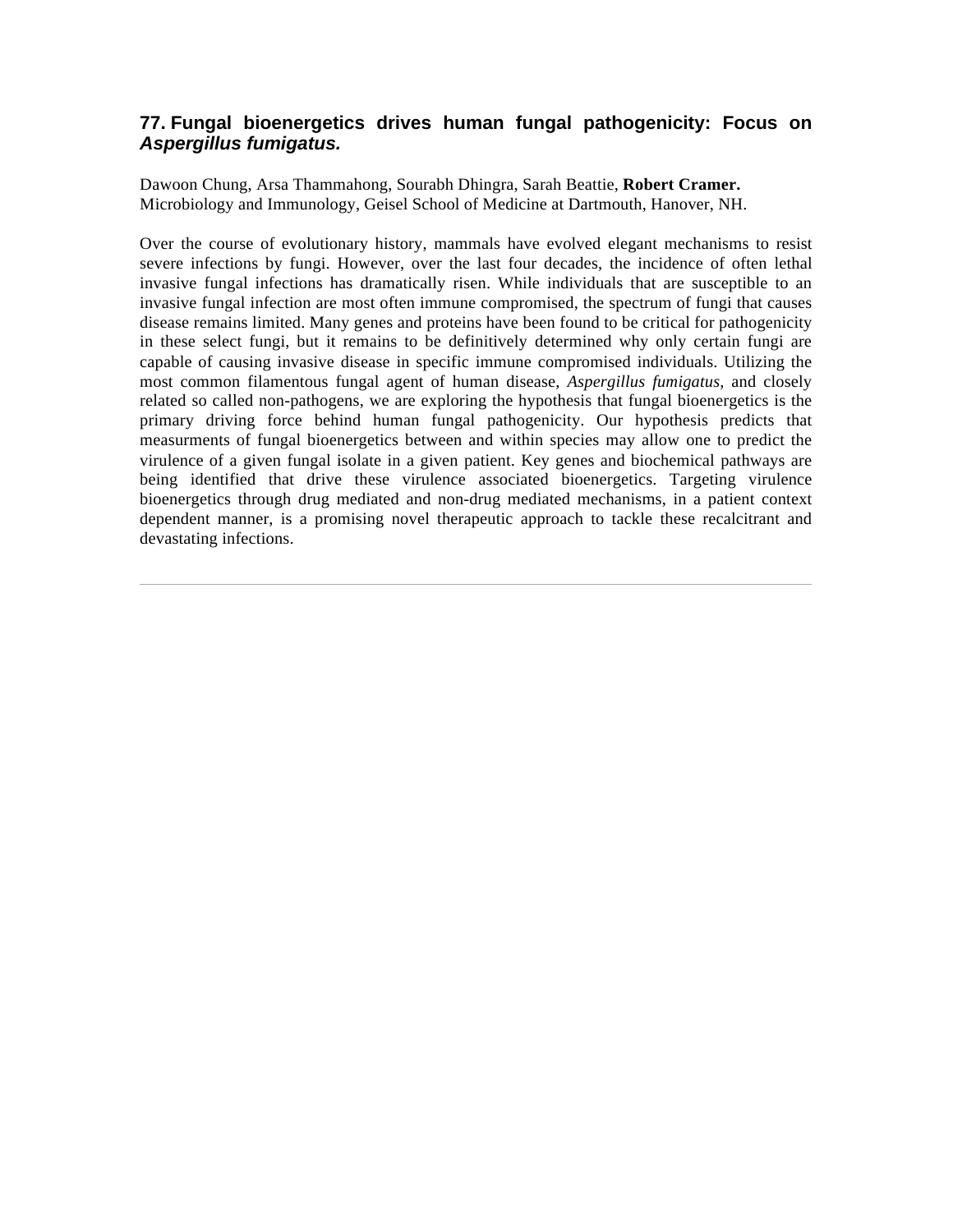### 77. Fungal bioenergetics drives human fungal pathogenicity: Focus on *Aspergillus fumigatus.*

Dawoon Chung, Arsa Thammahong, Sourabh Dhingra, Sarah Beattie, **Robert Cramer.**
Microbiology and Immunology, Geisel School of Medicine at Dartmouth, Hanover, NH.

Over the course of evolutionary history, mammals have evolved elegant mechanisms to resist severe infections by fungi. However, over the last four decades, the incidence of often lethal invasive fungal infections has dramatically risen. While individuals that are susceptible to an invasive fungal infection are most often immune compromised, the spectrum of fungi that causes disease remains limited. Many genes and proteins have been found to be critical for pathogenicity in these select fungi, but it remains to be definitively determined why only certain fungi are capable of causing invasive disease in specific immune compromised individuals. Utilizing the most common filamentous fungal agent of human disease, *Aspergillus fumigatus,* and closely related so called non-pathogens, we are exploring the hypothesis that fungal bioenergetics is the primary driving force behind human fungal pathogenicity. Our hypothesis predicts that measurments of fungal bioenergetics between and within species may allow one to predict the virulence of a given fungal isolate in a given patient. Key genes and biochemical pathways are being identified that drive these virulence associated bioenergetics. Targeting virulence bioenergetics through drug mediated and non-drug mediated mechanisms, in a patient context dependent manner, is a promising novel therapeutic approach to tackle these recalcitrant and devastating infections.

---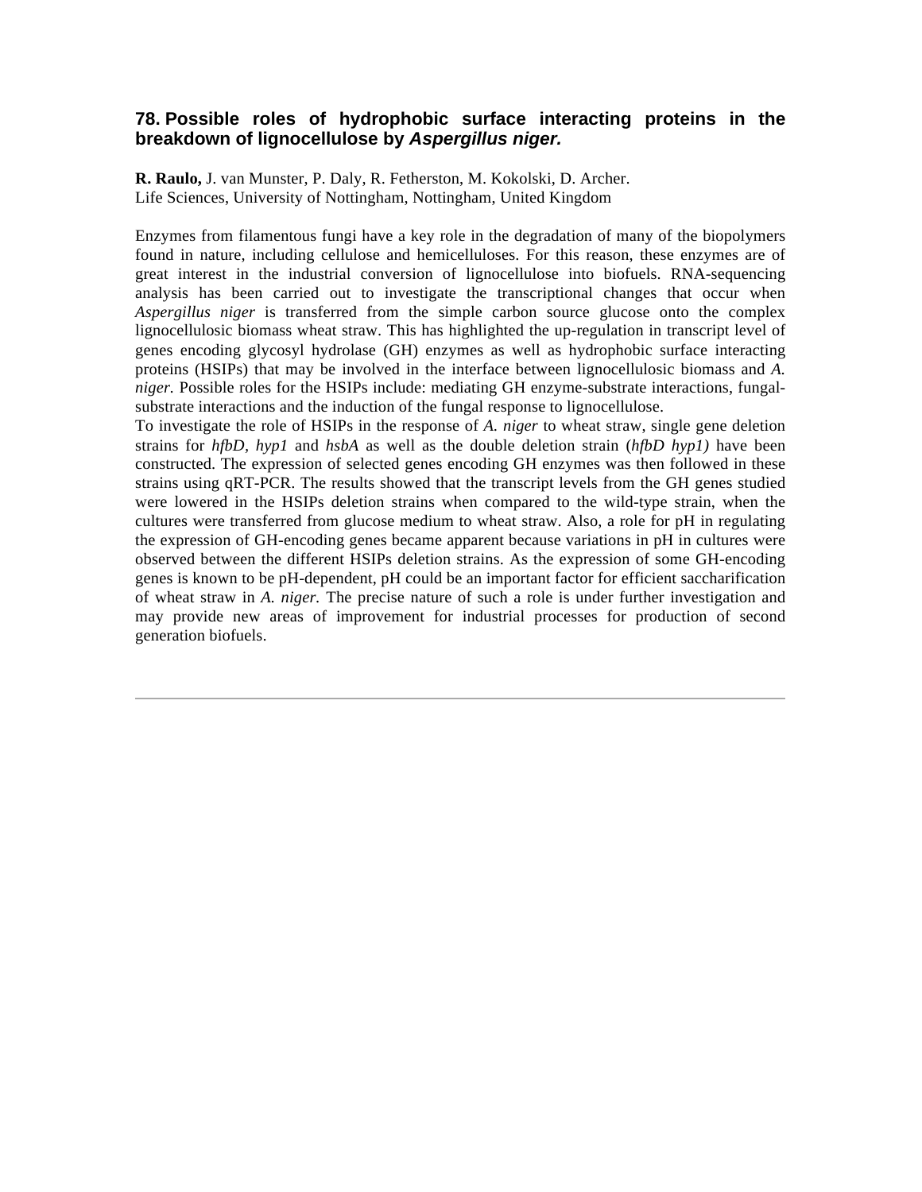## 78. Possible roles of hydrophobic surface interacting proteins in the breakdown of lignocellulose by *Aspergillus niger.*

**R. Raulo,** J. van Munster, P. Daly, R. Fetherston, M. Kokolski, D. Archer.
Life Sciences, University of Nottingham, Nottingham, United Kingdom

Enzymes from filamentous fungi have a key role in the degradation of many of the biopolymers found in nature, including cellulose and hemicelluloses. For this reason, these enzymes are of great interest in the industrial conversion of lignocellulose into biofuels. RNA-sequencing analysis has been carried out to investigate the transcriptional changes that occur when *Aspergillus niger* is transferred from the simple carbon source glucose onto the complex lignocellulosic biomass wheat straw. This has highlighted the up-regulation in transcript level of genes encoding glycosyl hydrolase (GH) enzymes as well as hydrophobic surface interacting proteins (HSIPs) that may be involved in the interface between lignocellulosic biomass and *A. niger.* Possible roles for the HSIPs include: mediating GH enzyme-substrate interactions, fungal-substrate interactions and the induction of the fungal response to lignocellulose.
To investigate the role of HSIPs in the response of *A. niger* to wheat straw, single gene deletion strains for *hfbD, hyp1* and *hsbA* as well as the double deletion strain (*hfbD hyp1)* have been constructed. The expression of selected genes encoding GH enzymes was then followed in these strains using qRT-PCR. The results showed that the transcript levels from the GH genes studied were lowered in the HSIPs deletion strains when compared to the wild-type strain, when the cultures were transferred from glucose medium to wheat straw. Also, a role for pH in regulating the expression of GH-encoding genes became apparent because variations in pH in cultures were observed between the different HSIPs deletion strains. As the expression of some GH-encoding genes is known to be pH-dependent, pH could be an important factor for efficient saccharification of wheat straw in *A. niger.* The precise nature of such a role is under further investigation and may provide new areas of improvement for industrial processes for production of second generation biofuels.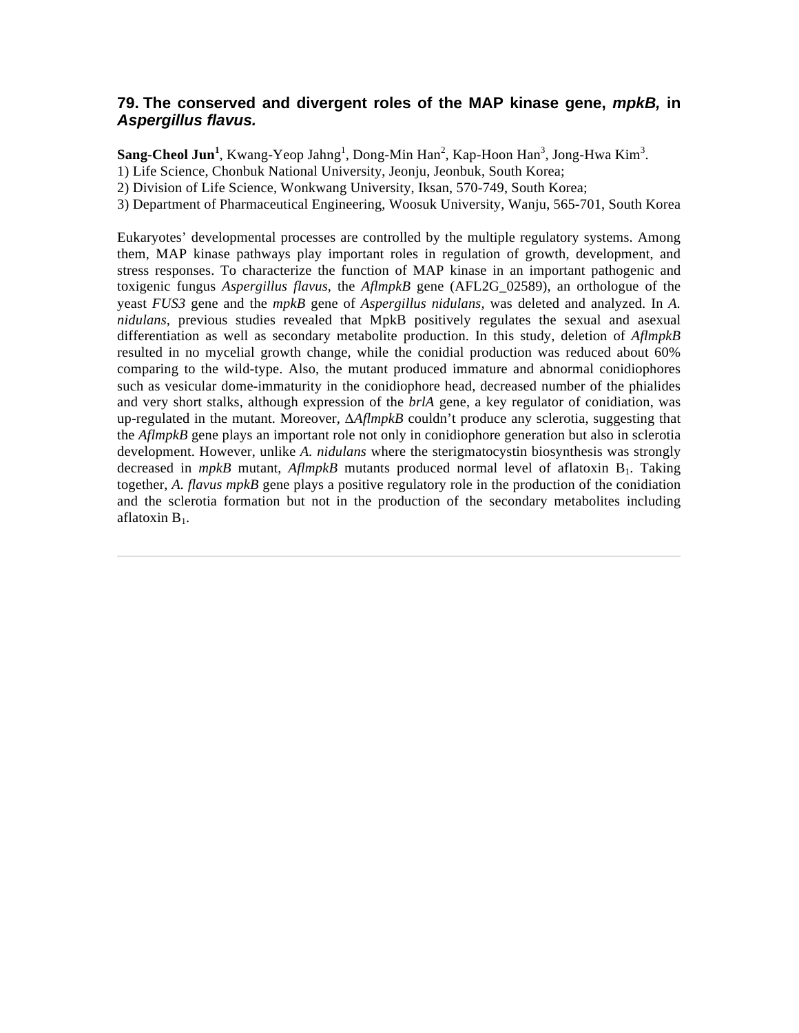## 79. The conserved and divergent roles of the MAP kinase gene, *mpkB,* in *Aspergillus flavus.*

**Sang-Cheol Jun[1]**, Kwang-Yeop Jahng[1], Dong-Min Han[2], Kap-Hoon Han[3], Jong-Hwa Kim[3].
1) Life Science, Chonbuk National University, Jeonju, Jeonbuk, South Korea;
2) Division of Life Science, Wonkwang University, Iksan, 570-749, South Korea;
3) Department of Pharmaceutical Engineering, Woosuk University, Wanju, 565-701, South Korea

Eukaryotes' developmental processes are controlled by the multiple regulatory systems. Among them, MAP kinase pathways play important roles in regulation of growth, development, and stress responses. To characterize the function of MAP kinase in an important pathogenic and toxigenic fungus *Aspergillus flavus*, the *AflmpkB* gene (AFL2G_02589), an orthologue of the yeast *FUS3* gene and the *mpkB* gene of *Aspergillus nidulans*, was deleted and analyzed. In *A. nidulans*, previous studies revealed that MpkB positively regulates the sexual and asexual differentiation as well as secondary metabolite production. In this study, deletion of *AflmpkB* resulted in no mycelial growth change, while the conidial production was reduced about 60% comparing to the wild-type. Also, the mutant produced immature and abnormal conidiophores such as vesicular dome-immaturity in the conidiophore head, decreased number of the phialides and very short stalks, although expression of the *brlA* gene, a key regulator of conidiation, was up-regulated in the mutant. Moreover, Δ*AflmpkB* couldn't produce any sclerotia, suggesting that the *AflmpkB* gene plays an important role not only in conidiophore generation but also in sclerotia development. However, unlike *A. nidulans* where the sterigmatocystin biosynthesis was strongly decreased in *mpkB* mutant, *AflmpkB* mutants produced normal level of aflatoxin $B_1$. Taking together, *A. flavus mpkB* gene plays a positive regulatory role in the production of the conidiation and the sclerotia formation but not in the production of the secondary metabolites including aflatoxin $B_1$.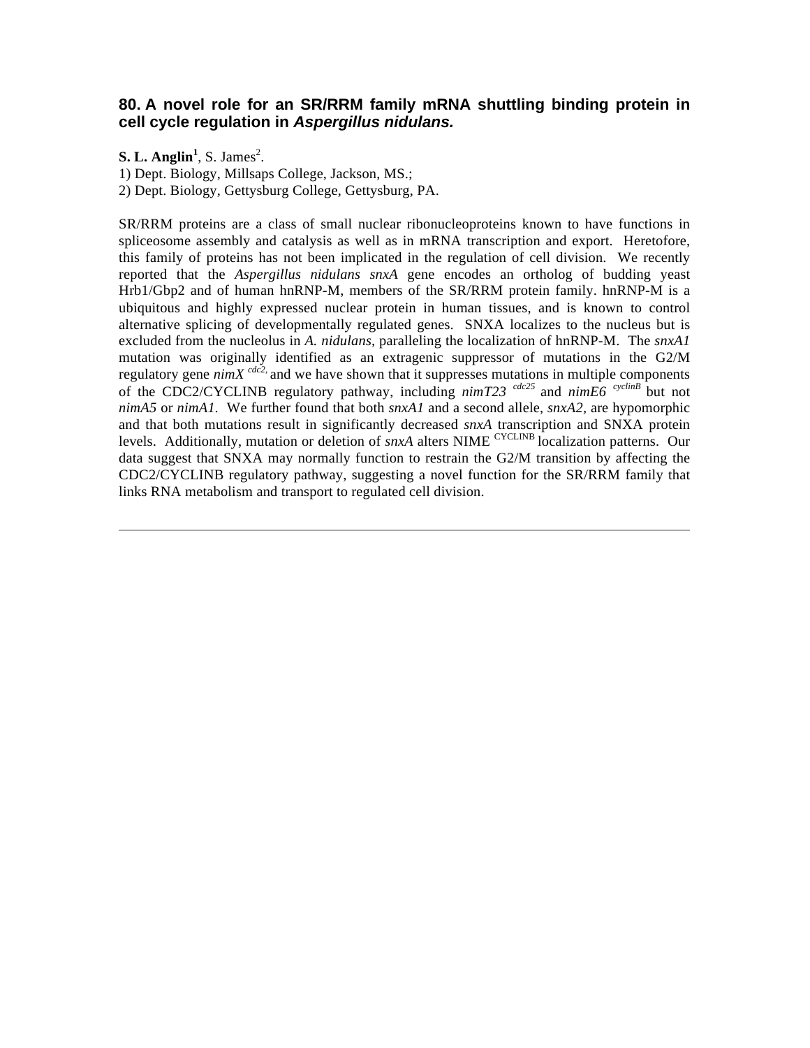### 80. A novel role for an SR/RRM family mRNA shuttling binding protein in cell cycle regulation in *Aspergillus nidulans.*

**S. L. Anglin**[1], S. James[2].

1) Dept. Biology, Millsaps College, Jackson, MS.;
2) Dept. Biology, Gettysburg College, Gettysburg, PA.

SR/RRM proteins are a class of small nuclear ribonucleoproteins known to have functions in spliceosome assembly and catalysis as well as in mRNA transcription and export. Heretofore, this family of proteins has not been implicated in the regulation of cell division. We recently reported that the *Aspergillus nidulans snxA* gene encodes an ortholog of budding yeast Hrb1/Gbp2 and of human hnRNP-M, members of the SR/RRM protein family. hnRNP-M is a ubiquitous and highly expressed nuclear protein in human tissues, and is known to control alternative splicing of developmentally regulated genes. SNXA localizes to the nucleus but is excluded from the nucleolus in *A. nidulans*, paralleling the localization of hnRNP-M. The *snxA1* mutation was originally identified as an extragenic suppressor of mutations in the G2/M regulatory gene *nimX* $^{cdc2,}$ and we have shown that it suppresses mutations in multiple components of the CDC2/CYCLINB regulatory pathway, including *nimT23* $^{cdc25}$ and *nimE6* $^{cyclinB}$ but not *nimA5* or *nimA1*. We further found that both *snxA1* and a second allele, *snxA2*, are hypomorphic and that both mutations result in significantly decreased *snxA* transcription and SNXA protein levels. Additionally, mutation or deletion of *snxA* alters NIME $^{CYCLINB}$ localization patterns. Our data suggest that SNXA may normally function to restrain the G2/M transition by affecting the CDC2/CYCLINB regulatory pathway, suggesting a novel function for the SR/RRM family that links RNA metabolism and transport to regulated cell division.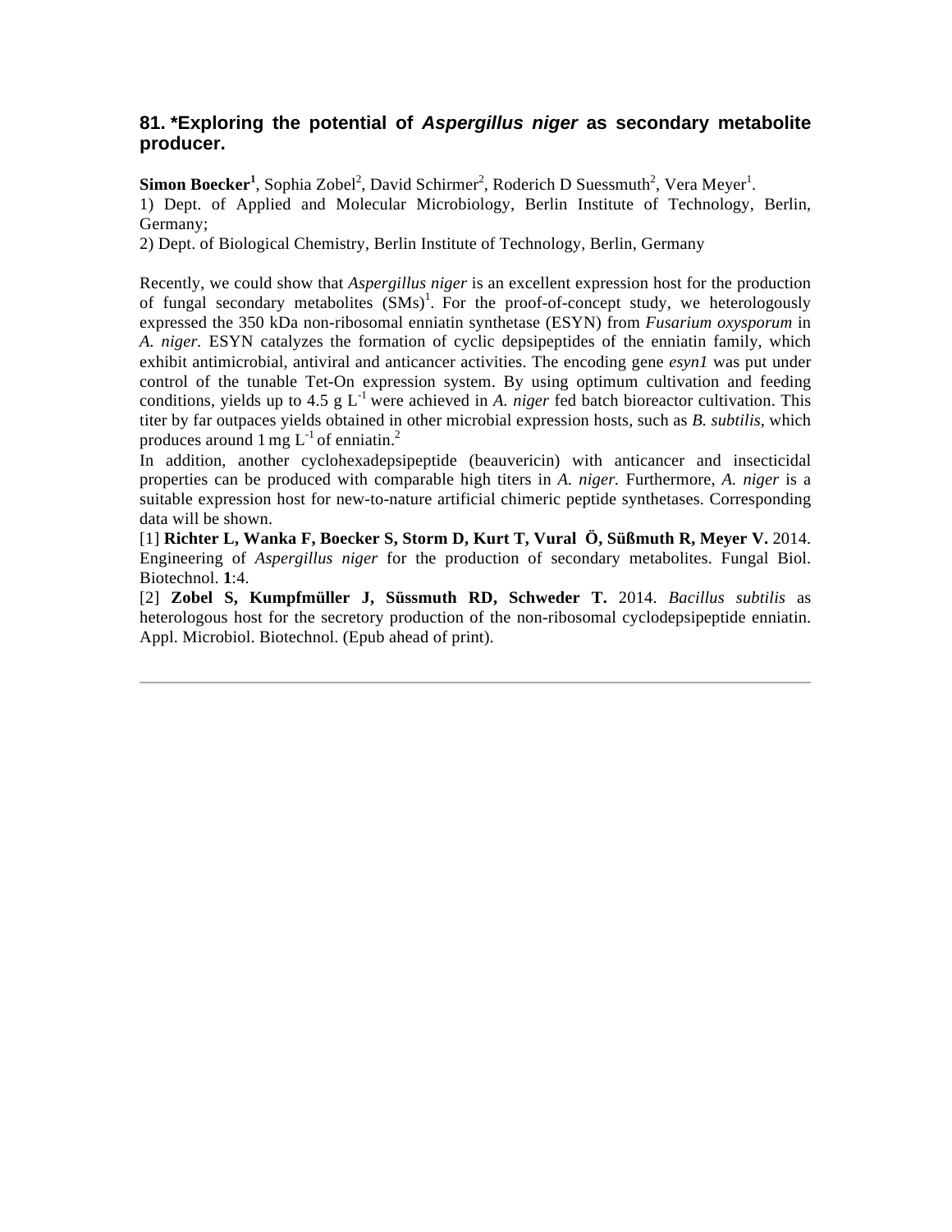## 81. *Exploring the potential of *Aspergillus niger* as secondary metabolite producer.

**Simon Boecker[1]**, Sophia Zobel[2], David Schirmer[2], Roderich D Suessmuth[2], Vera Meyer[1].
1) Dept. of Applied and Molecular Microbiology, Berlin Institute of Technology, Berlin, Germany;
2) Dept. of Biological Chemistry, Berlin Institute of Technology, Berlin, Germany

Recently, we could show that *Aspergillus niger* is an excellent expression host for the production of fungal secondary metabolites (SMs)[1]. For the proof-of-concept study, we heterologously expressed the 350 kDa non-ribosomal enniatin synthetase (ESYN) from *Fusarium oxysporum* in *A. niger*. ESYN catalyzes the formation of cyclic depsipeptides of the enniatin family, which exhibit antimicrobial, antiviral and anticancer activities. The encoding gene *esyn1* was put under control of the tunable Tet-On expression system. By using optimum cultivation and feeding conditions, yields up to 4.5 g $L^{-1}$ were achieved in *A. niger* fed batch bioreactor cultivation. This titer by far outpaces yields obtained in other microbial expression hosts, such as *B. subtilis*, which produces around 1 mg $L^{-1}$ of enniatin.[2]
In addition, another cyclohexadepsipeptide (beauvericin) with anticancer and insecticidal properties can be produced with comparable high titers in *A. niger*. Furthermore, *A. niger* is a suitable expression host for new-to-nature artificial chimeric peptide synthetases. Corresponding data will be shown.

[1] **Richter L, Wanka F, Boecker S, Storm D, Kurt T, Vural Ö, Süßmuth R, Meyer V.** 2014. Engineering of *Aspergillus niger* for the production of secondary metabolites. Fungal Biol. Biotechnol. **1**:4.

[2] **Zobel S, Kumpfmüller J, Süssmuth RD, Schweder T.** 2014. *Bacillus subtilis* as heterologous host for the secretory production of the non-ribosomal cyclodepsipeptide enniatin. Appl. Microbiol. Biotechnol. (Epub ahead of print).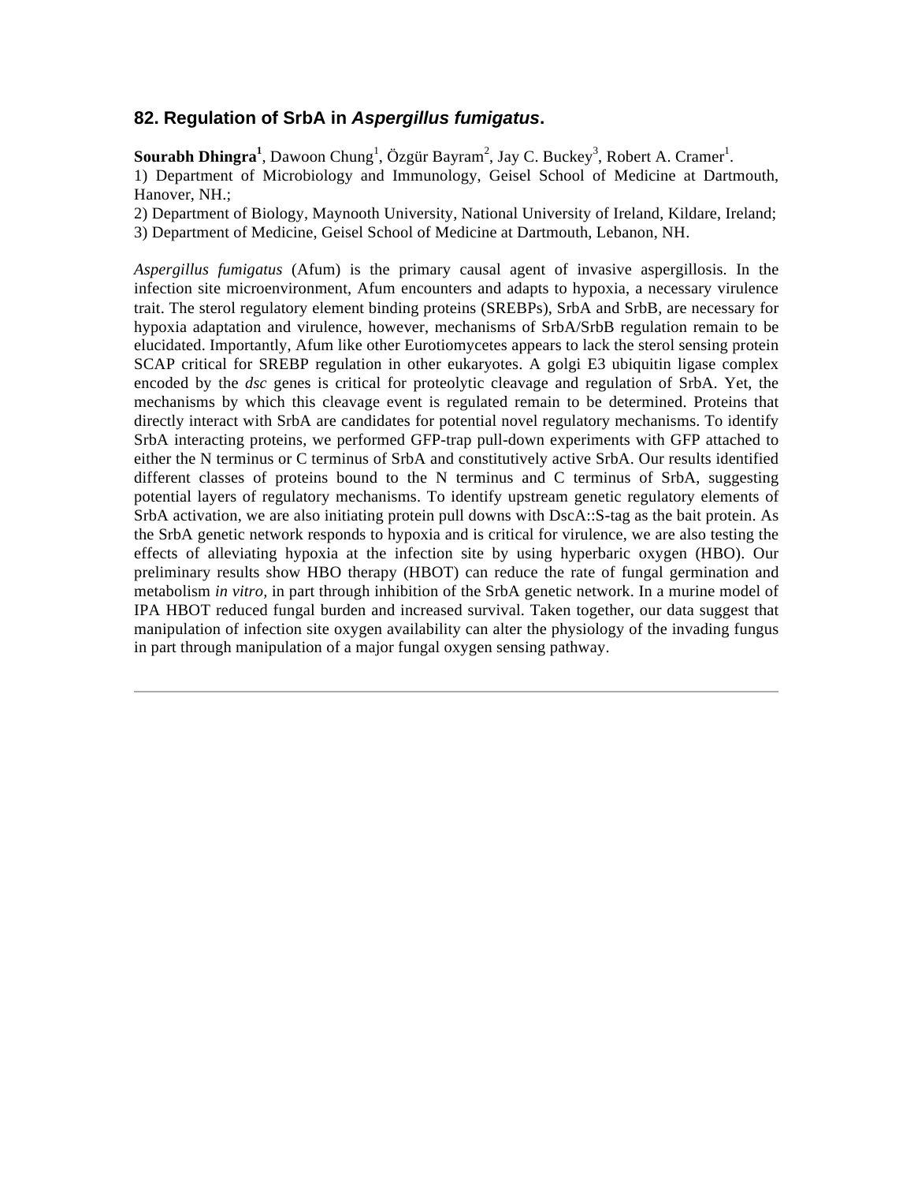## 82. Regulation of SrbA in *Aspergillus fumigatus*.

**Sourabh Dhingra[1]**, Dawoon Chung[1], Özgür Bayram[2], Jay C. Buckey[3], Robert A. Cramer[1].

1) Department of Microbiology and Immunology, Geisel School of Medicine at Dartmouth, Hanover, NH.;

2) Department of Biology, Maynooth University, National University of Ireland, Kildare, Ireland;

3) Department of Medicine, Geisel School of Medicine at Dartmouth, Lebanon, NH.

*Aspergillus fumigatus* (Afum) is the primary causal agent of invasive aspergillosis. In the infection site microenvironment, Afum encounters and adapts to hypoxia, a necessary virulence trait. The sterol regulatory element binding proteins (SREBPs), SrbA and SrbB, are necessary for hypoxia adaptation and virulence, however, mechanisms of SrbA/SrbB regulation remain to be elucidated. Importantly, Afum like other Eurotiomycetes appears to lack the sterol sensing protein SCAP critical for SREBP regulation in other eukaryotes. A golgi E3 ubiquitin ligase complex encoded by the *dsc* genes is critical for proteolytic cleavage and regulation of SrbA. Yet, the mechanisms by which this cleavage event is regulated remain to be determined. Proteins that directly interact with SrbA are candidates for potential novel regulatory mechanisms. To identify SrbA interacting proteins, we performed GFP-trap pull-down experiments with GFP attached to either the N terminus or C terminus of SrbA and constitutively active SrbA. Our results identified different classes of proteins bound to the N terminus and C terminus of SrbA, suggesting potential layers of regulatory mechanisms. To identify upstream genetic regulatory elements of SrbA activation, we are also initiating protein pull downs with DscA::S-tag as the bait protein. As the SrbA genetic network responds to hypoxia and is critical for virulence, we are also testing the effects of alleviating hypoxia at the infection site by using hyperbaric oxygen (HBO). Our preliminary results show HBO therapy (HBOT) can reduce the rate of fungal germination and metabolism *in vitro*, in part through inhibition of the SrbA genetic network. In a murine model of IPA HBOT reduced fungal burden and increased survival. Taken together, our data suggest that manipulation of infection site oxygen availability can alter the physiology of the invading fungus in part through manipulation of a major fungal oxygen sensing pathway.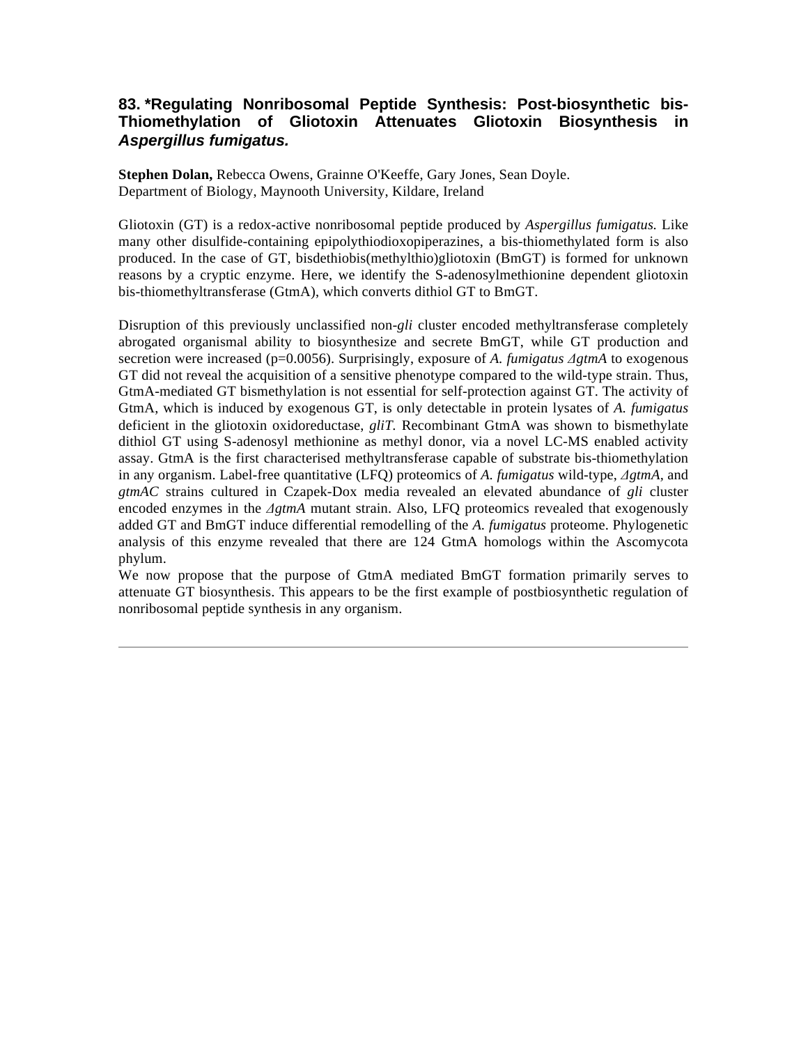## 83. *Regulating Nonribosomal Peptide Synthesis: Post-biosynthetic bis-Thiomethylation of Gliotoxin Attenuates Gliotoxin Biosynthesis in *Aspergillus fumigatus.*

**Stephen Dolan,** Rebecca Owens, Grainne O'Keeffe, Gary Jones, Sean Doyle.
Department of Biology, Maynooth University, Kildare, Ireland

Gliotoxin (GT) is a redox-active nonribosomal peptide produced by *Aspergillus fumigatus.* Like many other disulfide-containing epipolythiodioxopiperazines, a bis-thiomethylated form is also produced. In the case of GT, bisdethiobis(methylthio)gliotoxin (BmGT) is formed for unknown reasons by a cryptic enzyme. Here, we identify the S-adenosylmethionine dependent gliotoxin bis-thiomethyltransferase (GtmA), which converts dithiol GT to BmGT.

Disruption of this previously unclassified non-*gli* cluster encoded methyltransferase completely abrogated organismal ability to biosynthesize and secrete BmGT, while GT production and secretion were increased ($p=0.0056$). Surprisingly, exposure of *A. fumigatus ΔgtmA* to exogenous GT did not reveal the acquisition of a sensitive phenotype compared to the wild-type strain. Thus, GtmA-mediated GT bismethylation is not essential for self-protection against GT. The activity of GtmA, which is induced by exogenous GT, is only detectable in protein lysates of *A. fumigatus* deficient in the gliotoxin oxidoreductase, *gliT*. Recombinant GtmA was shown to bismethylate dithiol GT using S-adenosyl methionine as methyl donor, via a novel LC-MS enabled activity assay. GtmA is the first characterised methyltransferase capable of substrate bis-thiomethylation in any organism. Label-free quantitative (LFQ) proteomics of *A. fumigatus* wild-type, *ΔgtmA*, and *gtmAC* strains cultured in Czapek-Dox media revealed an elevated abundance of *gli* cluster encoded enzymes in the *ΔgtmA* mutant strain. Also, LFQ proteomics revealed that exogenously added GT and BmGT induce differential remodelling of the *A. fumigatus* proteome. Phylogenetic analysis of this enzyme revealed that there are 124 GtmA homologs within the Ascomycota phylum.

We now propose that the purpose of GtmA mediated BmGT formation primarily serves to attenuate GT biosynthesis. This appears to be the first example of postbiosynthetic regulation of nonribosomal peptide synthesis in any organism.

---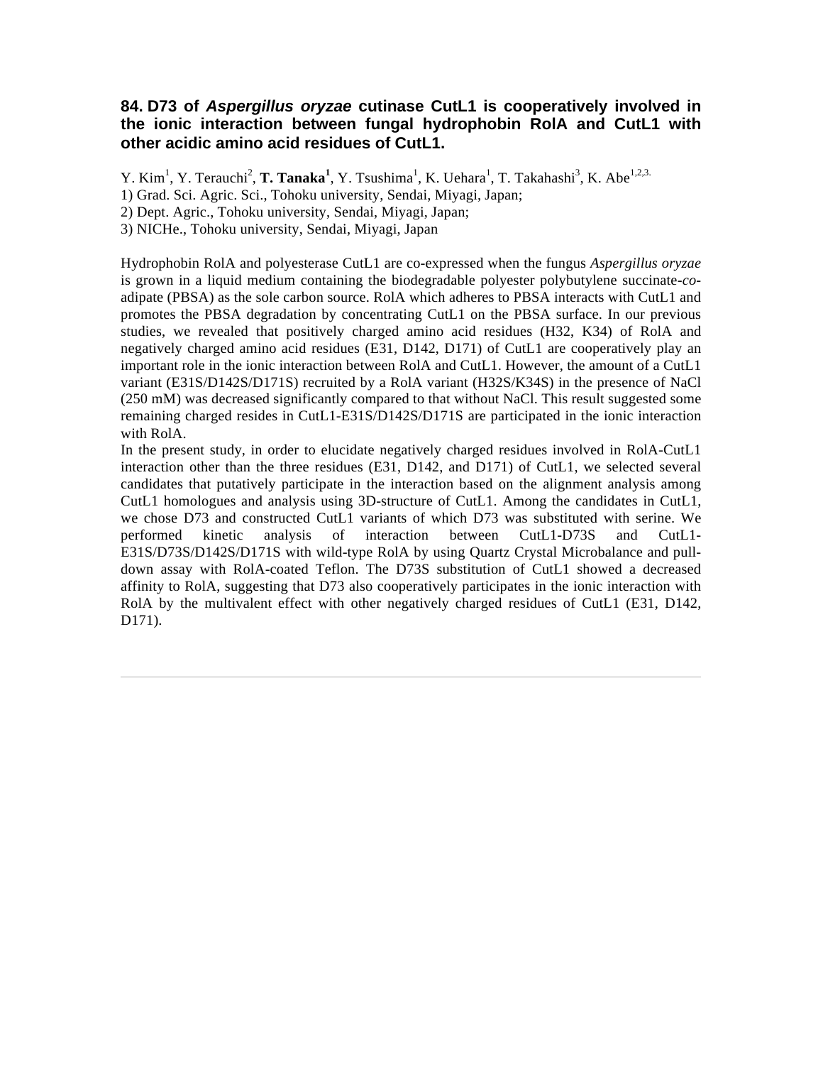### 84. D73 of *Aspergillus oryzae* cutinase CutL1 is cooperatively involved in the ionic interaction between fungal hydrophobin RolA and CutL1 with other acidic amino acid residues of CutL1.

Y. Kim[1], Y. Terauchi[2], **T. Tanaka[1]**, Y. Tsushima[1], K. Uehara[1], T. Takahashi[3], K. Abe[1,2,3.]

1) Grad. Sci. Agric. Sci., Tohoku university, Sendai, Miyagi, Japan;
2) Dept. Agric., Tohoku university, Sendai, Miyagi, Japan;
3) NICHe., Tohoku university, Sendai, Miyagi, Japan

Hydrophobin RolA and polyesterase CutL1 are co-expressed when the fungus *Aspergillus oryzae* is grown in a liquid medium containing the biodegradable polyester polybutylene succinate-*co*-adipate (PBSA) as the sole carbon source. RolA which adheres to PBSA interacts with CutL1 and promotes the PBSA degradation by concentrating CutL1 on the PBSA surface. In our previous studies, we revealed that positively charged amino acid residues (H32, K34) of RolA and negatively charged amino acid residues (E31, D142, D171) of CutL1 are cooperatively play an important role in the ionic interaction between RolA and CutL1. However, the amount of a CutL1 variant (E31S/D142S/D171S) recruited by a RolA variant (H32S/K34S) in the presence of NaCl (250 mM) was decreased significantly compared to that without NaCl. This result suggested some remaining charged resides in CutL1-E31S/D142S/D171S are participated in the ionic interaction with RolA.

In the present study, in order to elucidate negatively charged residues involved in RolA-CutL1 interaction other than the three residues (E31, D142, and D171) of CutL1, we selected several candidates that putatively participate in the interaction based on the alignment analysis among CutL1 homologues and analysis using 3D-structure of CutL1. Among the candidates in CutL1, we chose D73 and constructed CutL1 variants of which D73 was substituted with serine. We performed kinetic analysis of interaction between CutL1-D73S and CutL1-E31S/D73S/D142S/D171S with wild-type RolA by using Quartz Crystal Microbalance and pull-down assay with RolA-coated Teflon. The D73S substitution of CutL1 showed a decreased affinity to RolA, suggesting that D73 also cooperatively participates in the ionic interaction with RolA by the multivalent effect with other negatively charged residues of CutL1 (E31, D142, D171).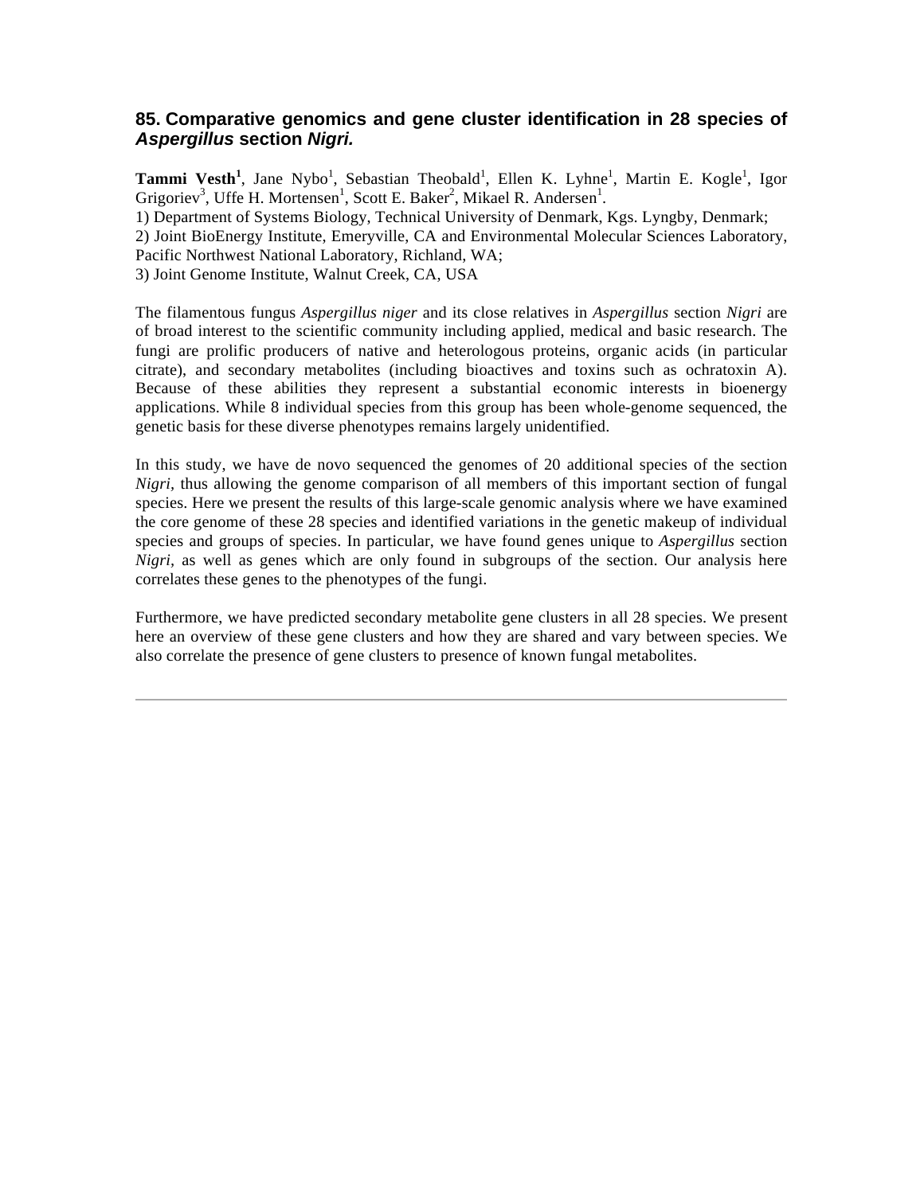## 85. Comparative genomics and gene cluster identification in 28 species of *Aspergillus* section *Nigri.*

**Tammi Vesth**[1], Jane Nybo[1], Sebastian Theobald[1], Ellen K. Lyhne[1], Martin E. Kogle[1], Igor Grigoriev[3], Uffe H. Mortensen[1], Scott E. Baker[2], Mikael R. Andersen[1].

1) Department of Systems Biology, Technical University of Denmark, Kgs. Lyngby, Denmark;
2) Joint BioEnergy Institute, Emeryville, CA and Environmental Molecular Sciences Laboratory, Pacific Northwest National Laboratory, Richland, WA;
3) Joint Genome Institute, Walnut Creek, CA, USA

The filamentous fungus *Aspergillus niger* and its close relatives in *Aspergillus* section *Nigri* are of broad interest to the scientific community including applied, medical and basic research. The fungi are prolific producers of native and heterologous proteins, organic acids (in particular citrate), and secondary metabolites (including bioactives and toxins such as ochratoxin A). Because of these abilities they represent a substantial economic interests in bioenergy applications. While 8 individual species from this group has been whole-genome sequenced, the genetic basis for these diverse phenotypes remains largely unidentified.

In this study, we have de novo sequenced the genomes of 20 additional species of the section *Nigri*, thus allowing the genome comparison of all members of this important section of fungal species. Here we present the results of this large-scale genomic analysis where we have examined the core genome of these 28 species and identified variations in the genetic makeup of individual species and groups of species. In particular, we have found genes unique to *Aspergillus* section *Nigri,* as well as genes which are only found in subgroups of the section. Our analysis here correlates these genes to the phenotypes of the fungi.

Furthermore, we have predicted secondary metabolite gene clusters in all 28 species. We present here an overview of these gene clusters and how they are shared and vary between species. We also correlate the presence of gene clusters to presence of known fungal metabolites.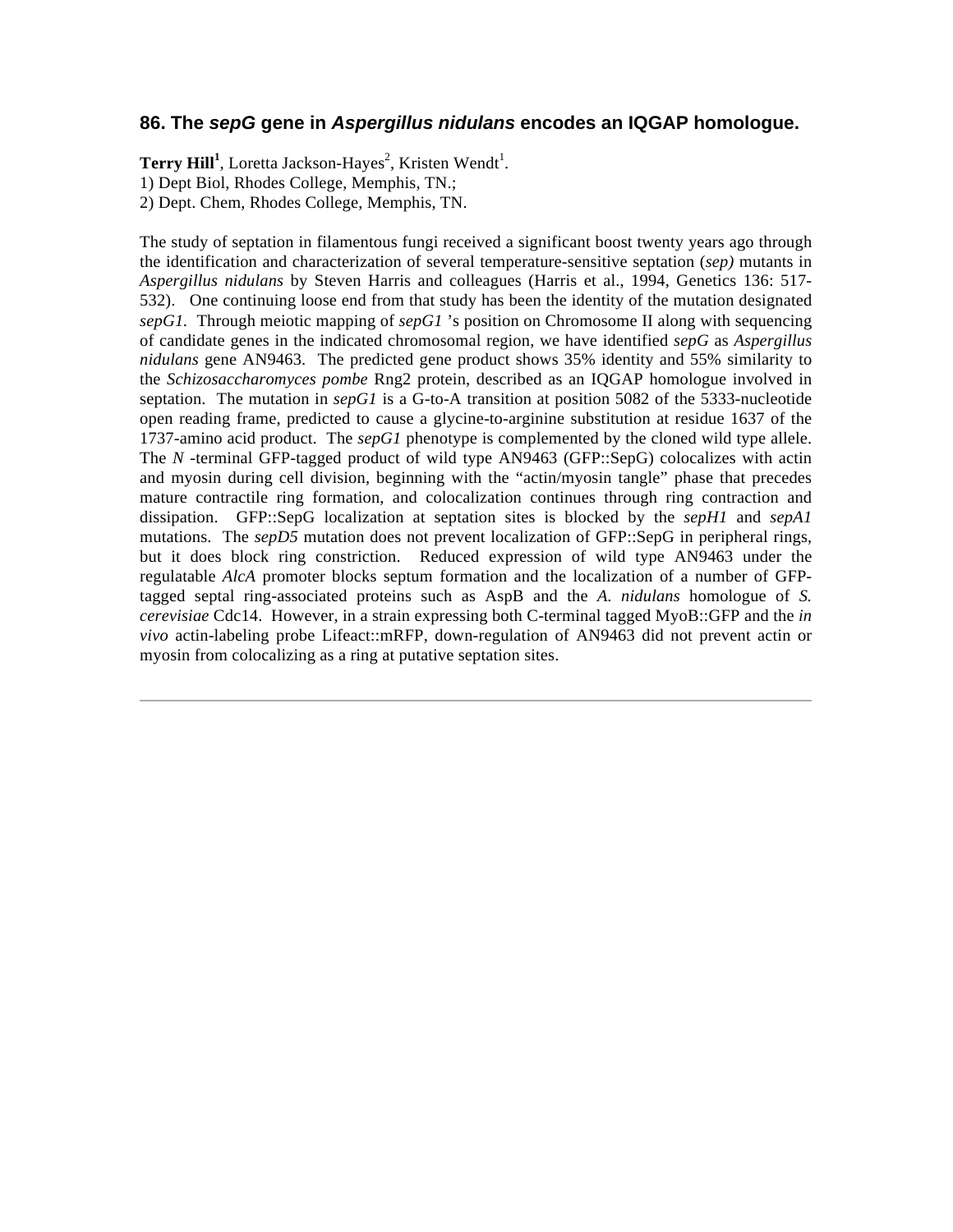## 86. The *sepG* gene in *Aspergillus nidulans* encodes an IQGAP homologue.

**Terry Hill**[1], Loretta Jackson-Hayes[2], Kristen Wendt[1].
1) Dept Biol, Rhodes College, Memphis, TN.;
2) Dept. Chem, Rhodes College, Memphis, TN.

The study of septation in filamentous fungi received a significant boost twenty years ago through the identification and characterization of several temperature-sensitive septation (*sep)* mutants in *Aspergillus nidulans* by Steven Harris and colleagues (Harris et al., 1994, Genetics 136: 517-532). One continuing loose end from that study has been the identity of the mutation designated *sepG1.* Through meiotic mapping of *sepG1* 's position on Chromosome II along with sequencing of candidate genes in the indicated chromosomal region, we have identified *sepG* as *Aspergillus nidulans* gene AN9463. The predicted gene product shows 35% identity and 55% similarity to the *Schizosaccharomyces pombe* Rng2 protein, described as an IQGAP homologue involved in septation. The mutation in *sepG1* is a G-to-A transition at position 5082 of the 5333-nucleotide open reading frame, predicted to cause a glycine-to-arginine substitution at residue 1637 of the 1737-amino acid product. The *sepG1* phenotype is complemented by the cloned wild type allele. The *N* -terminal GFP-tagged product of wild type AN9463 (GFP::SepG) colocalizes with actin and myosin during cell division, beginning with the "actin/myosin tangle" phase that precedes mature contractile ring formation, and colocalization continues through ring contraction and dissipation. GFP::SepG localization at septation sites is blocked by the *sepH1* and *sepA1* mutations. The *sepD5* mutation does not prevent localization of GFP::SepG in peripheral rings, but it does block ring constriction. Reduced expression of wild type AN9463 under the regulatable *AlcA* promoter blocks septum formation and the localization of a number of GFP-tagged septal ring-associated proteins such as AspB and the *A. nidulans* homologue of *S. cerevisiae* Cdc14. However, in a strain expressing both C-terminal tagged MyoB::GFP and the *in vivo* actin-labeling probe Lifeact::mRFP, down-regulation of AN9463 did not prevent actin or myosin from colocalizing as a ring at putative septation sites.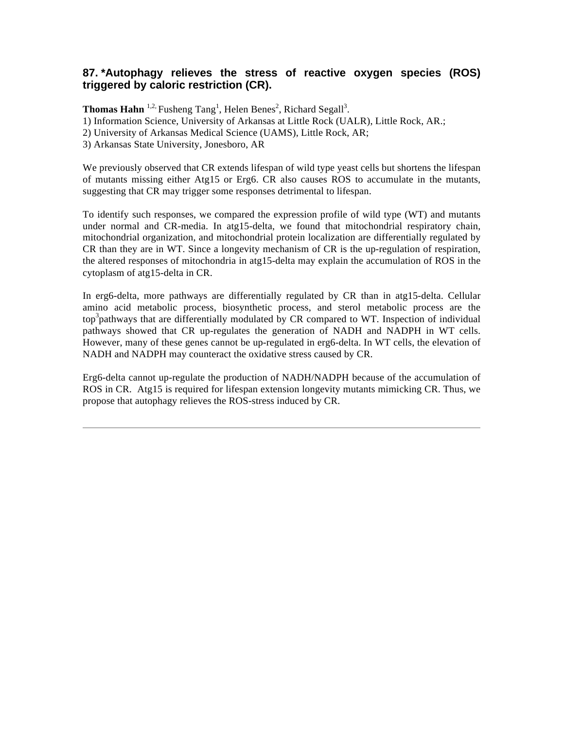### 87. *Autophagy relieves the stress of reactive oxygen species (ROS) triggered by caloric restriction (CR).

**Thomas Hahn** [1,2,] Fusheng Tang[1], Helen Benes[2], Richard Segall[3].

1) Information Science, University of Arkansas at Little Rock (UALR), Little Rock, AR.;
2) University of Arkansas Medical Science (UAMS), Little Rock, AR;
3) Arkansas State University, Jonesboro, AR

We previously observed that CR extends lifespan of wild type yeast cells but shortens the lifespan of mutants missing either Atg15 or Erg6. CR also causes ROS to accumulate in the mutants, suggesting that CR may trigger some responses detrimental to lifespan.

To identify such responses, we compared the expression profile of wild type (WT) and mutants under normal and CR-media. In atg15-delta, we found that mitochondrial respiratory chain, mitochondrial organization, and mitochondrial protein localization are differentially regulated by CR than they are in WT. Since a longevity mechanism of CR is the up-regulation of respiration, the altered responses of mitochondria in atg15-delta may explain the accumulation of ROS in the cytoplasm of atg15-delta in CR.

In erg6-delta, more pathways are differentially regulated by CR than in atg15-delta. Cellular amino acid metabolic process, biosynthetic process, and sterol metabolic process are the top[3]pathways that are differentially modulated by CR compared to WT. Inspection of individual pathways showed that CR up-regulates the generation of NADH and NADPH in WT cells. However, many of these genes cannot be up-regulated in erg6-delta. In WT cells, the elevation of NADH and NADPH may counteract the oxidative stress caused by CR.

Erg6-delta cannot up-regulate the production of NADH/NADPH because of the accumulation of ROS in CR. Atg15 is required for lifespan extension longevity mutants mimicking CR. Thus, we propose that autophagy relieves the ROS-stress induced by CR.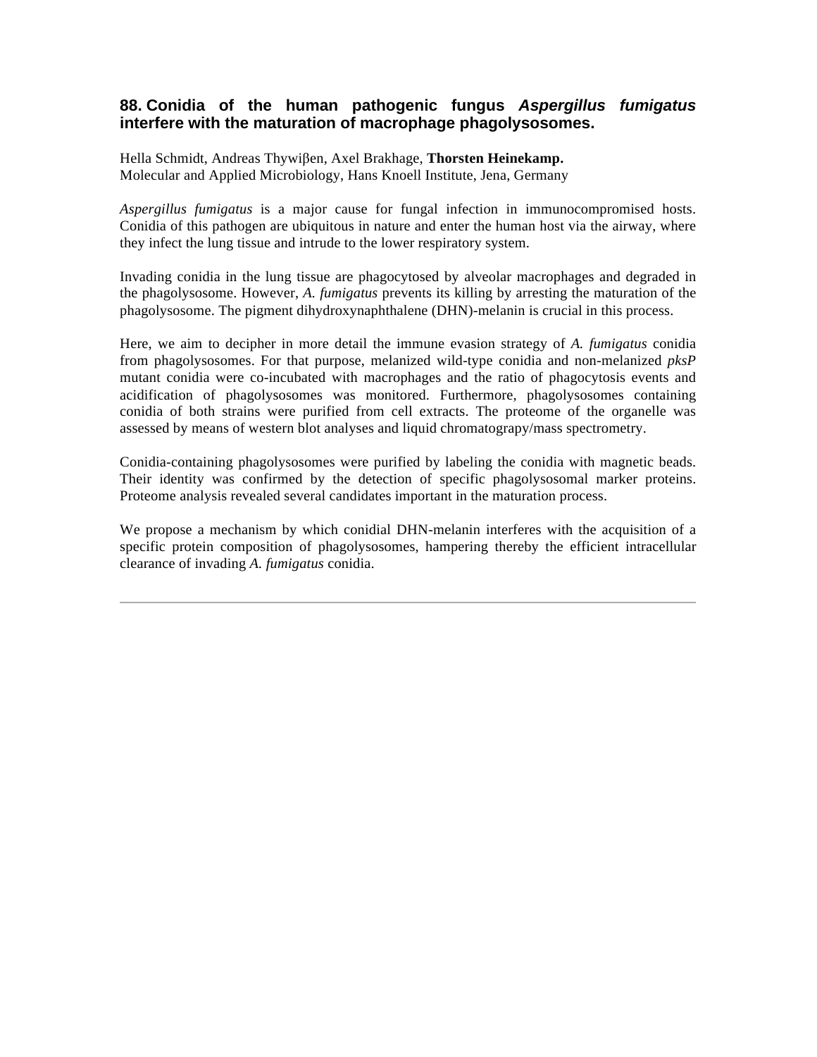## 88. Conidia of the human pathogenic fungus *Aspergillus fumigatus* interfere with the maturation of macrophage phagolysosomes.

Hella Schmidt, Andreas Thywiβen, Axel Brakhage, **Thorsten Heinekamp.**
Molecular and Applied Microbiology, Hans Knoell Institute, Jena, Germany

*Aspergillus fumigatus* is a major cause for fungal infection in immunocompromised hosts. Conidia of this pathogen are ubiquitous in nature and enter the human host via the airway, where they infect the lung tissue and intrude to the lower respiratory system.

Invading conidia in the lung tissue are phagocytosed by alveolar macrophages and degraded in the phagolysosome. However, *A. fumigatus* prevents its killing by arresting the maturation of the phagolysosome. The pigment dihydroxynaphthalene (DHN)-melanin is crucial in this process.

Here, we aim to decipher in more detail the immune evasion strategy of *A. fumigatus* conidia from phagolysosomes. For that purpose, melanized wild-type conidia and non-melanized *pksP* mutant conidia were co-incubated with macrophages and the ratio of phagocytosis events and acidification of phagolysosomes was monitored. Furthermore, phagolysosomes containing conidia of both strains were purified from cell extracts. The proteome of the organelle was assessed by means of western blot analyses and liquid chromatograpy/mass spectrometry.

Conidia-containing phagolysosomes were purified by labeling the conidia with magnetic beads. Their identity was confirmed by the detection of specific phagolysosomal marker proteins. Proteome analysis revealed several candidates important in the maturation process.

We propose a mechanism by which conidial DHN-melanin interferes with the acquisition of a specific protein composition of phagolysosomes, hampering thereby the efficient intracellular clearance of invading *A. fumigatus* conidia.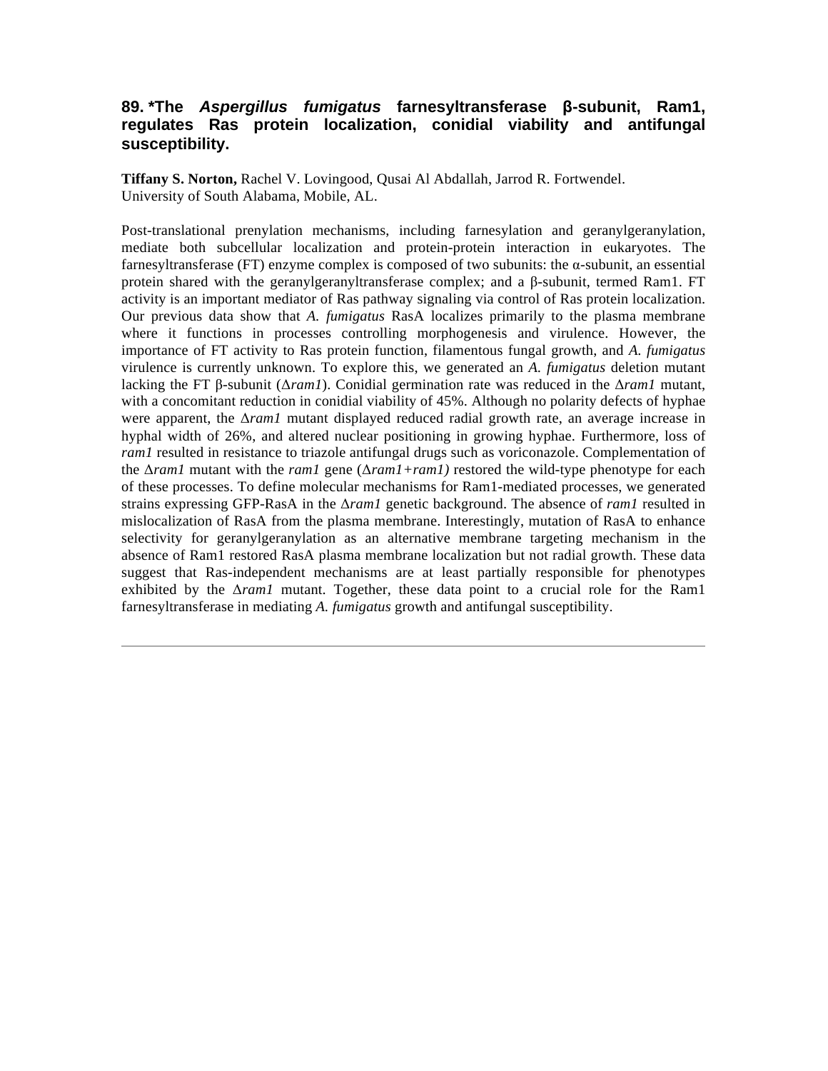### 89. *The *Aspergillus fumigatus* farnesyltransferase β-subunit, Ram1, regulates Ras protein localization, conidial viability and antifungal susceptibility.

**Tiffany S. Norton,** Rachel V. Lovingood, Qusai Al Abdallah, Jarrod R. Fortwendel.
University of South Alabama, Mobile, AL.

Post-translational prenylation mechanisms, including farnesylation and geranylgeranylation, mediate both subcellular localization and protein-protein interaction in eukaryotes. The farnesyltransferase (FT) enzyme complex is composed of two subunits: the α-subunit, an essential protein shared with the geranylgeranyltransferase complex; and a β-subunit, termed Ram1. FT activity is an important mediator of Ras pathway signaling via control of Ras protein localization. Our previous data show that *A. fumigatus* RasA localizes primarily to the plasma membrane where it functions in processes controlling morphogenesis and virulence. However, the importance of FT activity to Ras protein function, filamentous fungal growth, and *A. fumigatus* virulence is currently unknown. To explore this, we generated an *A. fumigatus* deletion mutant lacking the FT β-subunit (Δ*ram1*). Conidial germination rate was reduced in the Δ*ram1* mutant, with a concomitant reduction in conidial viability of 45%. Although no polarity defects of hyphae were apparent, the Δ*ram1* mutant displayed reduced radial growth rate, an average increase in hyphal width of 26%, and altered nuclear positioning in growing hyphae. Furthermore, loss of *ram1* resulted in resistance to triazole antifungal drugs such as voriconazole. Complementation of the Δ*ram1* mutant with the *ram1* gene (Δ*ram1+ram1)* restored the wild-type phenotype for each of these processes. To define molecular mechanisms for Ram1-mediated processes, we generated strains expressing GFP-RasA in the Δ*ram1* genetic background. The absence of *ram1* resulted in mislocalization of RasA from the plasma membrane. Interestingly, mutation of RasA to enhance selectivity for geranylgeranylation as an alternative membrane targeting mechanism in the absence of Ram1 restored RasA plasma membrane localization but not radial growth. These data suggest that Ras-independent mechanisms are at least partially responsible for phenotypes exhibited by the Δ*ram1* mutant. Together, these data point to a crucial role for the Ram1 farnesyltransferase in mediating *A. fumigatus* growth and antifungal susceptibility.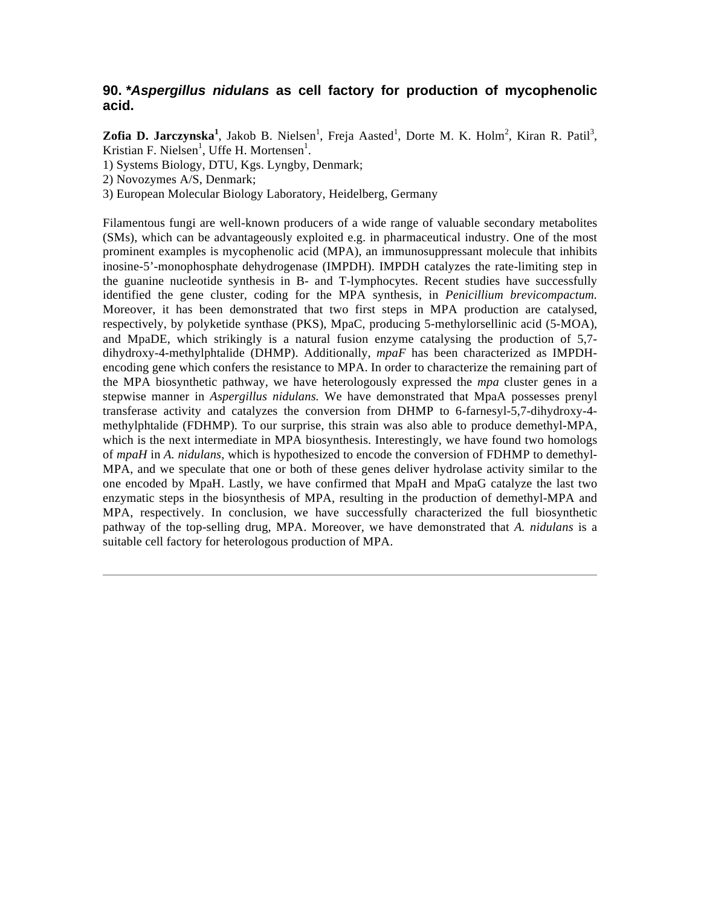## 90. **Aspergillus nidulans* as cell factory for production of mycophenolic acid.

**Zofia D. Jarczynska[1]**, Jakob B. Nielsen[1], Freja Aasted[1], Dorte M. K. Holm[2], Kiran R. Patil[3], Kristian F. Nielsen[1], Uffe H. Mortensen[1].

1) Systems Biology, DTU, Kgs. Lyngby, Denmark;
2) Novozymes A/S, Denmark;
3) European Molecular Biology Laboratory, Heidelberg, Germany

Filamentous fungi are well-known producers of a wide range of valuable secondary metabolites (SMs), which can be advantageously exploited e.g. in pharmaceutical industry. One of the most prominent examples is mycophenolic acid (MPA), an immunosuppressant molecule that inhibits inosine-5'-monophosphate dehydrogenase (IMPDH). IMPDH catalyzes the rate-limiting step in the guanine nucleotide synthesis in B- and T-lymphocytes. Recent studies have successfully identified the gene cluster, coding for the MPA synthesis, in *Penicillium brevicompactum.* Moreover, it has been demonstrated that two first steps in MPA production are catalysed, respectively, by polyketide synthase (PKS), MpaC, producing 5-methylorsellinic acid (5-MOA), and MpaDE, which strikingly is a natural fusion enzyme catalysing the production of 5,7-dihydroxy-4-methylphtalide (DHMP). Additionally, *mpaF* has been characterized as IMPDH-encoding gene which confers the resistance to MPA. In order to characterize the remaining part of the MPA biosynthetic pathway, we have heterologously expressed the *mpa* cluster genes in a stepwise manner in *Aspergillus nidulans.* We have demonstrated that MpaA possesses prenyl transferase activity and catalyzes the conversion from DHMP to 6-farnesyl-5,7-dihydroxy-4-methylphtalide (FDHMP). To our surprise, this strain was also able to produce demethyl-MPA, which is the next intermediate in MPA biosynthesis. Interestingly, we have found two homologs of *mpaH* in *A. nidulans,* which is hypothesized to encode the conversion of FDHMP to demethyl-MPA, and we speculate that one or both of these genes deliver hydrolase activity similar to the one encoded by MpaH. Lastly, we have confirmed that MpaH and MpaG catalyze the last two enzymatic steps in the biosynthesis of MPA, resulting in the production of demethyl-MPA and MPA, respectively. In conclusion, we have successfully characterized the full biosynthetic pathway of the top-selling drug, MPA. Moreover, we have demonstrated that *A. nidulans* is a suitable cell factory for heterologous production of MPA.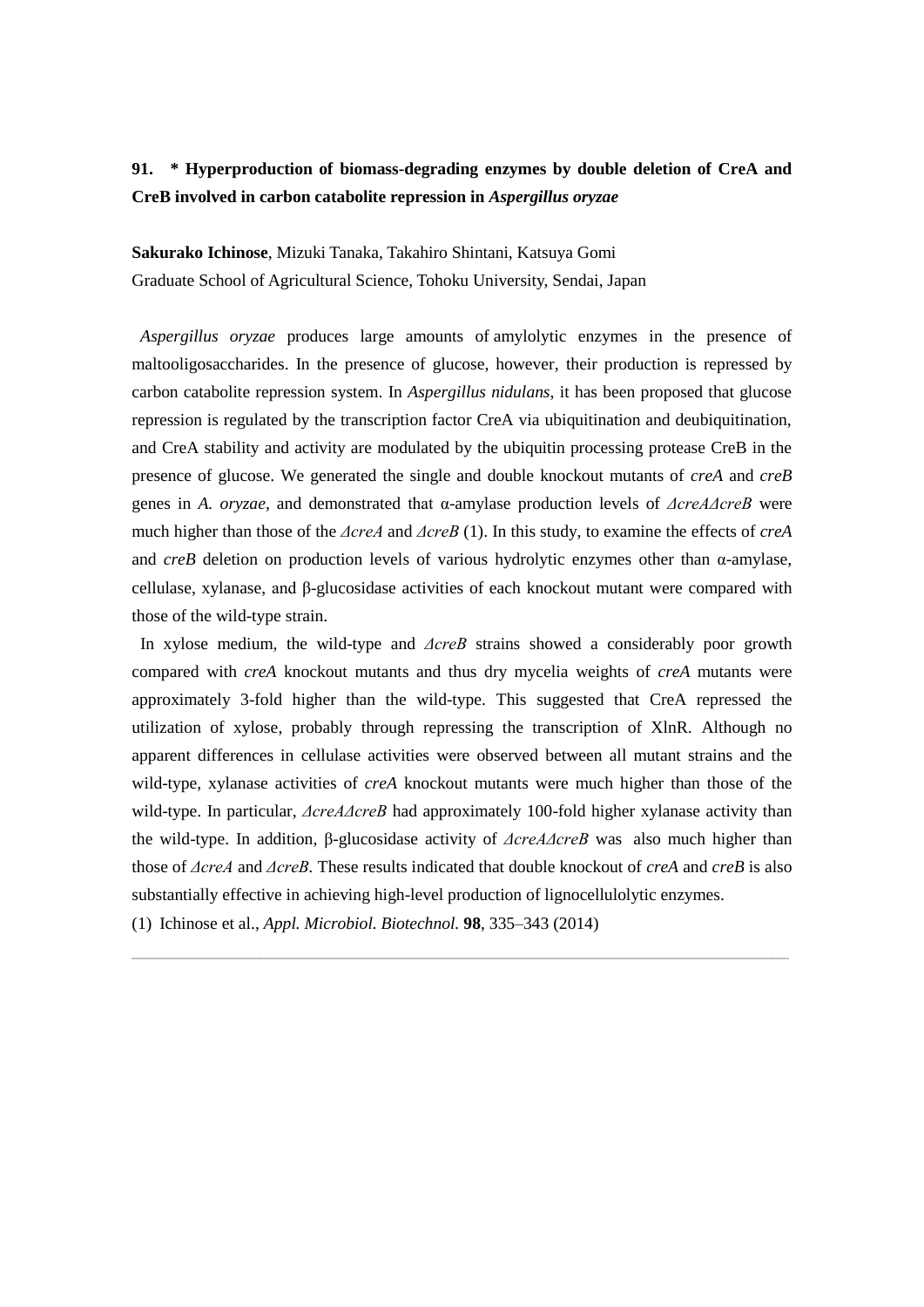**91. * Hyperproduction of biomass-degrading enzymes by double deletion of CreA and CreB involved in carbon catabolite repression in *Aspergillus oryzae***

**Sakurako Ichinose**, Mizuki Tanaka, Takahiro Shintani, Katsuya Gomi
Graduate School of Agricultural Science, Tohoku University, Sendai, Japan

*Aspergillus oryzae* produces large amounts of amylolytic enzymes in the presence of maltooligosaccharides. In the presence of glucose, however, their production is repressed by carbon catabolite repression system. In *Aspergillus nidulans*, it has been proposed that glucose repression is regulated by the transcription factor CreA via ubiquitination and deubiquitination, and CreA stability and activity are modulated by the ubiquitin processing protease CreB in the presence of glucose. We generated the single and double knockout mutants of *creA* and *creB* genes in *A. oryzae*, and demonstrated that α-amylase production levels of *ΔcreAΔcreB* were much higher than those of the *ΔcreA* and *ΔcreB* (1). In this study, to examine the effects of *creA* and *creB* deletion on production levels of various hydrolytic enzymes other than α-amylase, cellulase, xylanase, and β-glucosidase activities of each knockout mutant were compared with those of the wild-type strain.

In xylose medium, the wild-type and *ΔcreB* strains showed a considerably poor growth compared with *creA* knockout mutants and thus dry mycelia weights of *creA* mutants were approximately 3-fold higher than the wild-type. This suggested that CreA repressed the utilization of xylose, probably through repressing the transcription of XlnR. Although no apparent differences in cellulase activities were observed between all mutant strains and the wild-type, xylanase activities of *creA* knockout mutants were much higher than those of the wild-type. In particular, *ΔcreAΔcreB* had approximately 100-fold higher xylanase activity than the wild-type. In addition, β-glucosidase activity of *ΔcreAΔcreB* was also much higher than those of *ΔcreA* and *ΔcreB*. These results indicated that double knockout of *creA* and *creB* is also substantially effective in achieving high-level production of lignocellulolytic enzymes.

(1) Ichinose et al., *Appl. Microbiol. Biotechnol.* **98**, 335–343 (2014)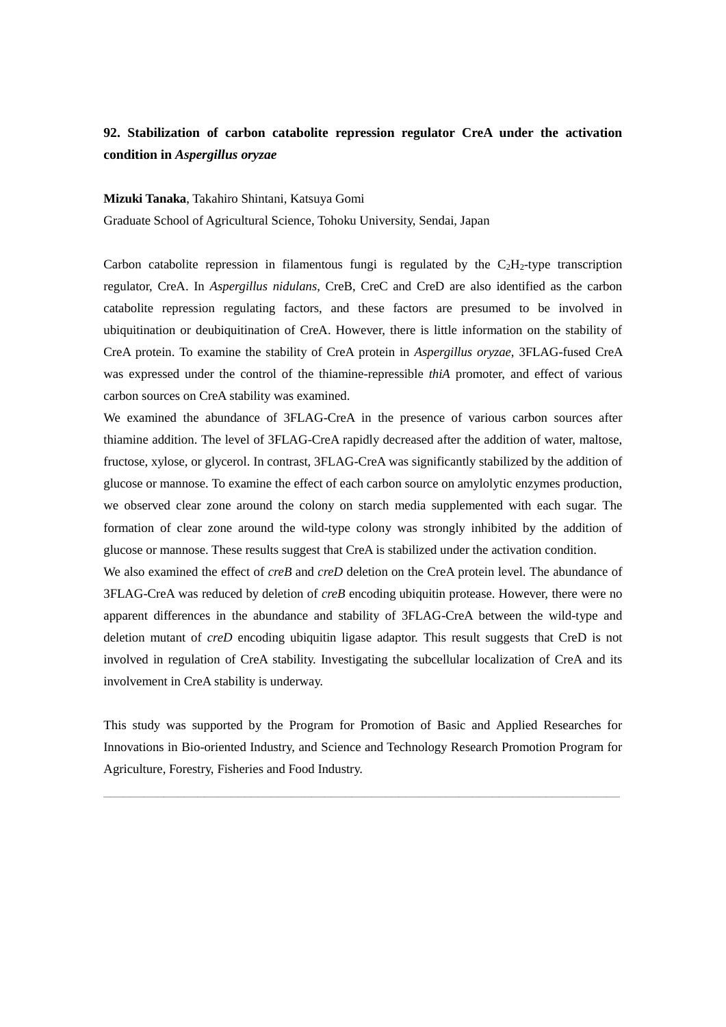## 92. Stabilization of carbon catabolite repression regulator CreA under the activation condition in *Aspergillus oryzae*

**Mizuki Tanaka**, Takahiro Shintani, Katsuya Gomi

Graduate School of Agricultural Science, Tohoku University, Sendai, Japan

Carbon catabolite repression in filamentous fungi is regulated by the $C_2H_2$-type transcription regulator, CreA. In *Aspergillus nidulans*, CreB, CreC and CreD are also identified as the carbon catabolite repression regulating factors, and these factors are presumed to be involved in ubiquitination or deubiquitination of CreA. However, there is little information on the stability of CreA protein. To examine the stability of CreA protein in *Aspergillus oryzae*, 3FLAG-fused CreA was expressed under the control of the thiamine-repressible *thiA* promoter, and effect of various carbon sources on CreA stability was examined.

We examined the abundance of 3FLAG-CreA in the presence of various carbon sources after thiamine addition. The level of 3FLAG-CreA rapidly decreased after the addition of water, maltose, fructose, xylose, or glycerol. In contrast, 3FLAG-CreA was significantly stabilized by the addition of glucose or mannose. To examine the effect of each carbon source on amylolytic enzymes production, we observed clear zone around the colony on starch media supplemented with each sugar. The formation of clear zone around the wild-type colony was strongly inhibited by the addition of glucose or mannose. These results suggest that CreA is stabilized under the activation condition.

We also examined the effect of *creB* and *creD* deletion on the CreA protein level. The abundance of 3FLAG-CreA was reduced by deletion of *creB* encoding ubiquitin protease. However, there were no apparent differences in the abundance and stability of 3FLAG-CreA between the wild-type and deletion mutant of *creD* encoding ubiquitin ligase adaptor. This result suggests that CreD is not involved in regulation of CreA stability. Investigating the subcellular localization of CreA and its involvement in CreA stability is underway.

This study was supported by the Program for Promotion of Basic and Applied Researches for Innovations in Bio-oriented Industry, and Science and Technology Research Promotion Program for Agriculture, Forestry, Fisheries and Food Industry.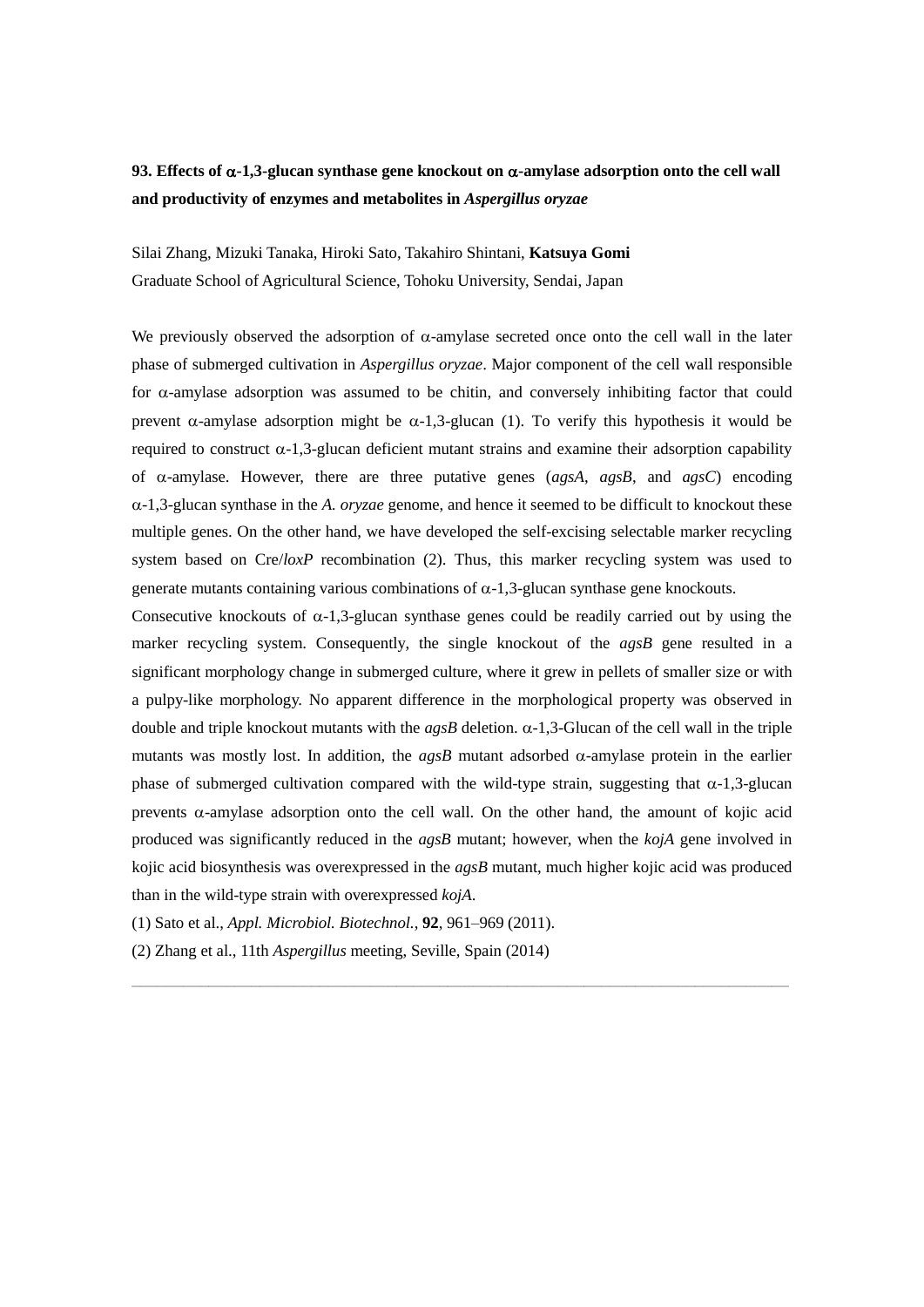### 93. Effects of α-1,3-glucan synthase gene knockout on α-amylase adsorption onto the cell wall and productivity of enzymes and metabolites in *Aspergillus oryzae*

Silai Zhang, Mizuki Tanaka, Hiroki Sato, Takahiro Shintani, **Katsuya Gomi**
Graduate School of Agricultural Science, Tohoku University, Sendai, Japan

We previously observed the adsorption of α-amylase secreted once onto the cell wall in the later phase of submerged cultivation in *Aspergillus oryzae*. Major component of the cell wall responsible for α-amylase adsorption was assumed to be chitin, and conversely inhibiting factor that could prevent α-amylase adsorption might be α-1,3-glucan (1). To verify this hypothesis it would be required to construct α-1,3-glucan deficient mutant strains and examine their adsorption capability of α-amylase. However, there are three putative genes (*agsA*, *agsB*, and *agsC*) encoding α-1,3-glucan synthase in the *A. oryzae* genome, and hence it seemed to be difficult to knockout these multiple genes. On the other hand, we have developed the self-excising selectable marker recycling system based on Cre/*loxP* recombination (2). Thus, this marker recycling system was used to generate mutants containing various combinations of α-1,3-glucan synthase gene knockouts.

Consecutive knockouts of α-1,3-glucan synthase genes could be readily carried out by using the marker recycling system. Consequently, the single knockout of the *agsB* gene resulted in a significant morphology change in submerged culture, where it grew in pellets of smaller size or with a pulpy-like morphology. No apparent difference in the morphological property was observed in double and triple knockout mutants with the *agsB* deletion. α-1,3-Glucan of the cell wall in the triple mutants was mostly lost. In addition, the *agsB* mutant adsorbed α-amylase protein in the earlier phase of submerged cultivation compared with the wild-type strain, suggesting that α-1,3-glucan prevents α-amylase adsorption onto the cell wall. On the other hand, the amount of kojic acid produced was significantly reduced in the *agsB* mutant; however, when the *kojA* gene involved in kojic acid biosynthesis was overexpressed in the *agsB* mutant, much higher kojic acid was produced than in the wild-type strain with overexpressed *kojA*.

(1) Sato et al., *Appl. Microbiol. Biotechnol.*, **92**, 961–969 (2011).

(2) Zhang et al., 11th *Aspergillus* meeting, Seville, Spain (2014)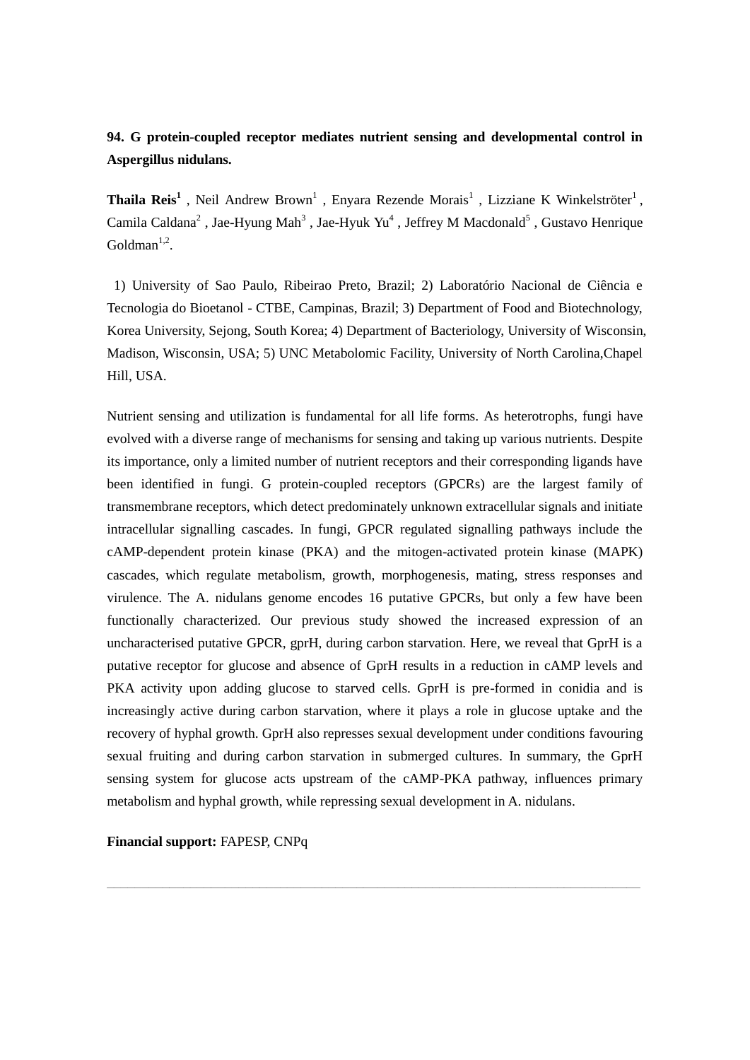**94. G protein-coupled receptor mediates nutrient sensing and developmental control in Aspergillus nidulans.**

**Thaila Reis[1]** , Neil Andrew Brown[1] , Enyara Rezende Morais[1] , Lizziane K Winkelströter[1] , Camila Caldana[2] , Jae-Hyung Mah[3] , Jae-Hyuk Yu[4] , Jeffrey M Macdonald[5] , Gustavo Henrique Goldman[1,2].

1) University of Sao Paulo, Ribeirao Preto, Brazil; 2) Laboratório Nacional de Ciência e Tecnologia do Bioetanol - CTBE, Campinas, Brazil; 3) Department of Food and Biotechnology, Korea University, Sejong, South Korea; 4) Department of Bacteriology, University of Wisconsin, Madison, Wisconsin, USA; 5) UNC Metabolomic Facility, University of North Carolina,Chapel Hill, USA.

Nutrient sensing and utilization is fundamental for all life forms. As heterotrophs, fungi have evolved with a diverse range of mechanisms for sensing and taking up various nutrients. Despite its importance, only a limited number of nutrient receptors and their corresponding ligands have been identified in fungi. G protein-coupled receptors (GPCRs) are the largest family of transmembrane receptors, which detect predominately unknown extracellular signals and initiate intracellular signalling cascades. In fungi, GPCR regulated signalling pathways include the cAMP-dependent protein kinase (PKA) and the mitogen-activated protein kinase (MAPK) cascades, which regulate metabolism, growth, morphogenesis, mating, stress responses and virulence. The A. nidulans genome encodes 16 putative GPCRs, but only a few have been functionally characterized. Our previous study showed the increased expression of an uncharacterised putative GPCR, gprH, during carbon starvation. Here, we reveal that GprH is a putative receptor for glucose and absence of GprH results in a reduction in cAMP levels and PKA activity upon adding glucose to starved cells. GprH is pre-formed in conidia and is increasingly active during carbon starvation, where it plays a role in glucose uptake and the recovery of hyphal growth. GprH also represses sexual development under conditions favouring sexual fruiting and during carbon starvation in submerged cultures. In summary, the GprH sensing system for glucose acts upstream of the cAMP-PKA pathway, influences primary metabolism and hyphal growth, while repressing sexual development in A. nidulans.

**Financial support:** FAPESP, CNPq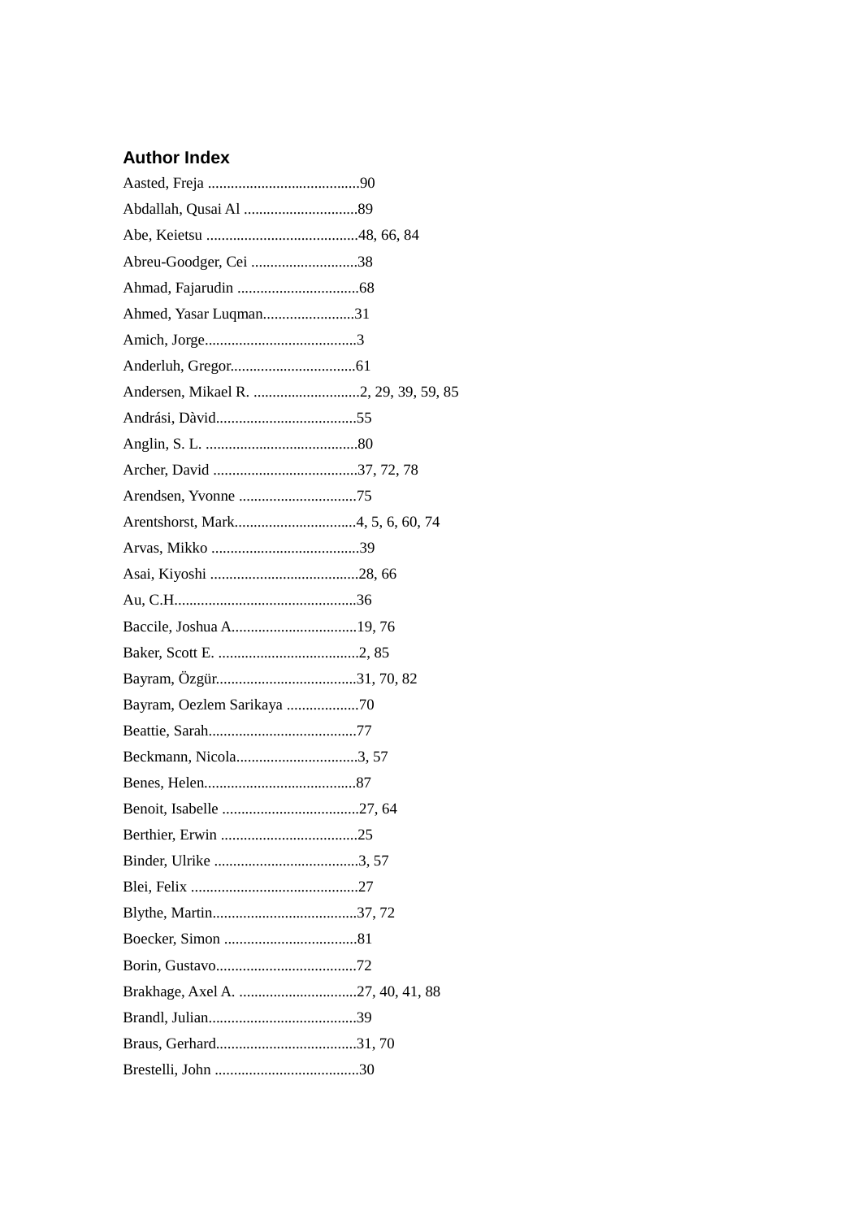## Author Index

Aasted, Freja ........................................90

Abdallah, Qusai Al ..............................89

Abe, Keietsu ........................................48, 66, 84

Abreu-Goodger, Cei ............................38

Ahmad, Fajarudin ................................68

Ahmed, Yasar Luqman........................31

Amich, Jorge........................................3

Anderluh, Gregor.................................61

Andersen, Mikael R. ............................2, 29, 39, 59, 85

András, Dàvid.....................................55

Anglin, S. L. ........................................80

Archer, David ......................................37, 72, 78

Arendsen, Yvonne ...............................75

Arentshorst, Mark................................4, 5, 6, 60, 74

Arvas, Mikko .......................................39

Asai, Kiyoshi .......................................28, 66

Au, C.H................................................36

Baccile, Joshua A.................................19, 76

Baker, Scott E. .....................................2, 85

Bayram, Özgür.....................................31, 70, 82

Bayram, Oezlem Sarikaya ...................70

Beattie, Sarah.......................................77

Beckmann, Nicola................................3, 57

Benes, Helen........................................87

Benoit, Isabelle ....................................27, 64

Berthier, Erwin ....................................25

Binder, Ulrike ......................................3, 57

Blei, Felix ............................................27

Blythe, Martin......................................37, 72

Boecker, Simon ...................................81

Borin, Gustavo.....................................72

Brakhage, Axel A. ...............................27, 40, 41, 88

Brandl, Julian.......................................39

Braus, Gerhard.....................................31, 70

Brestelli, John ......................................30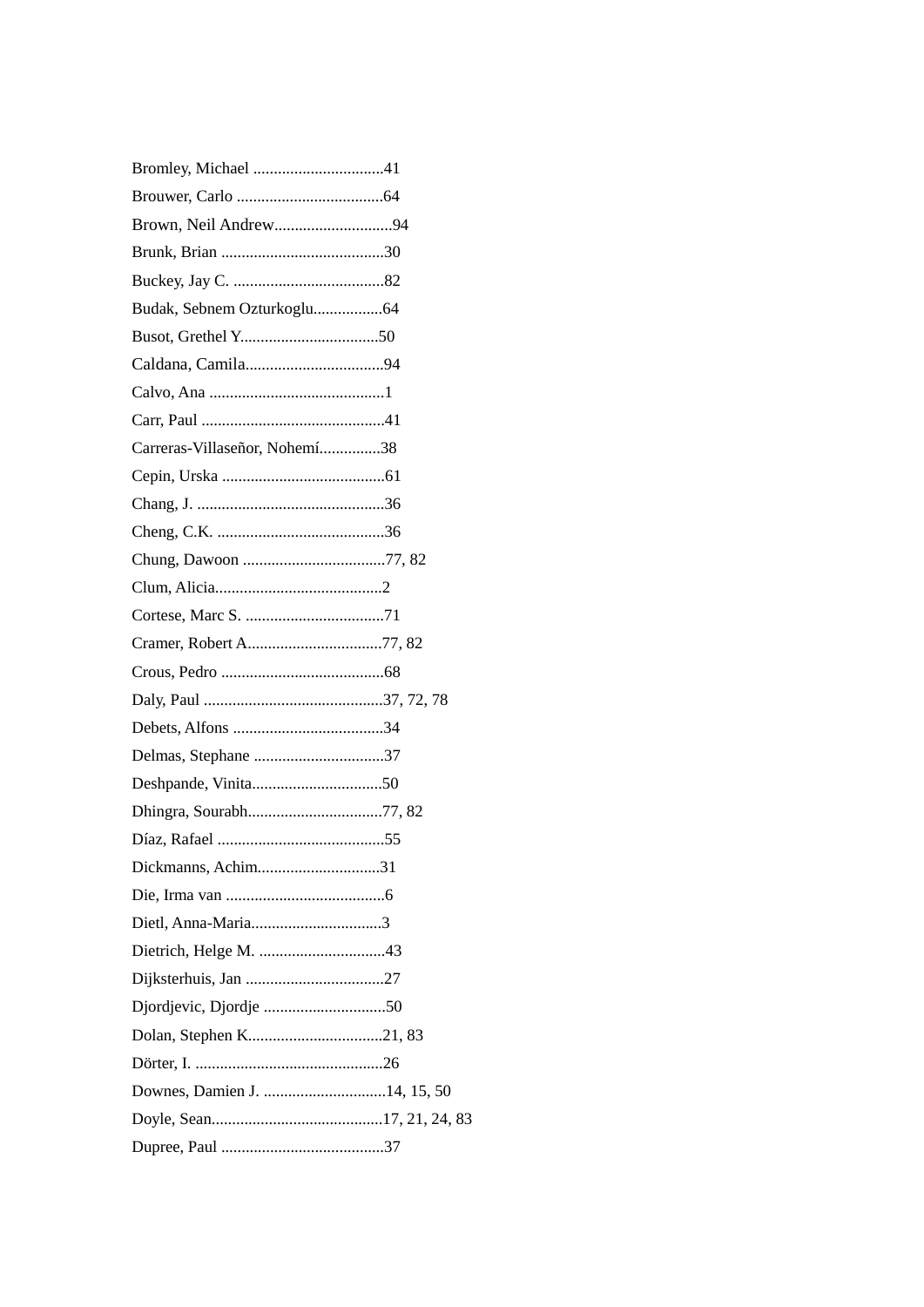Bromley, Michael ................................41

Brouwer, Carlo ....................................64

Brown, Neil Andrew.............................94

Brunk, Brian ........................................30

Buckey, Jay C. .....................................82

Budak, Sebnem Ozturkoglu.................64

Busot, Grethel Y..................................50

Caldana, Camila..................................94

Calvo, Ana ...........................................1

Carr, Paul .............................................41

Carreras-Villaseñor, Nohemí...............38

Cepin, Urska ........................................61

Chang, J. ..............................................36

Cheng, C.K. .........................................36

Chung, Dawoon ...................................77, 82

Clum, Alicia.........................................2

Cortese, Marc S. ..................................71

Cramer, Robert A.................................77, 82

Crous, Pedro ........................................68

Daly, Paul ............................................37, 72, 78

Debets, Alfons .....................................34

Delmas, Stephane ................................37

Deshpande, Vinita................................50

Dhingra, Sourabh.................................77, 82

Díaz, Rafael .........................................55

Dickmanns, Achim..............................31

Die, Irma van .......................................6

Dietl, Anna-Maria................................3

Dietrich, Helge M. ...............................43

Dijksterhuis, Jan ..................................27

Djordjevic, Djordje ..............................50

Dolan, Stephen K.................................21, 83

Dörter, I. ..............................................26

Downes, Damien J. ..............................14, 15, 50

Doyle, Sean..........................................17, 21, 24, 83

Dupree, Paul ........................................37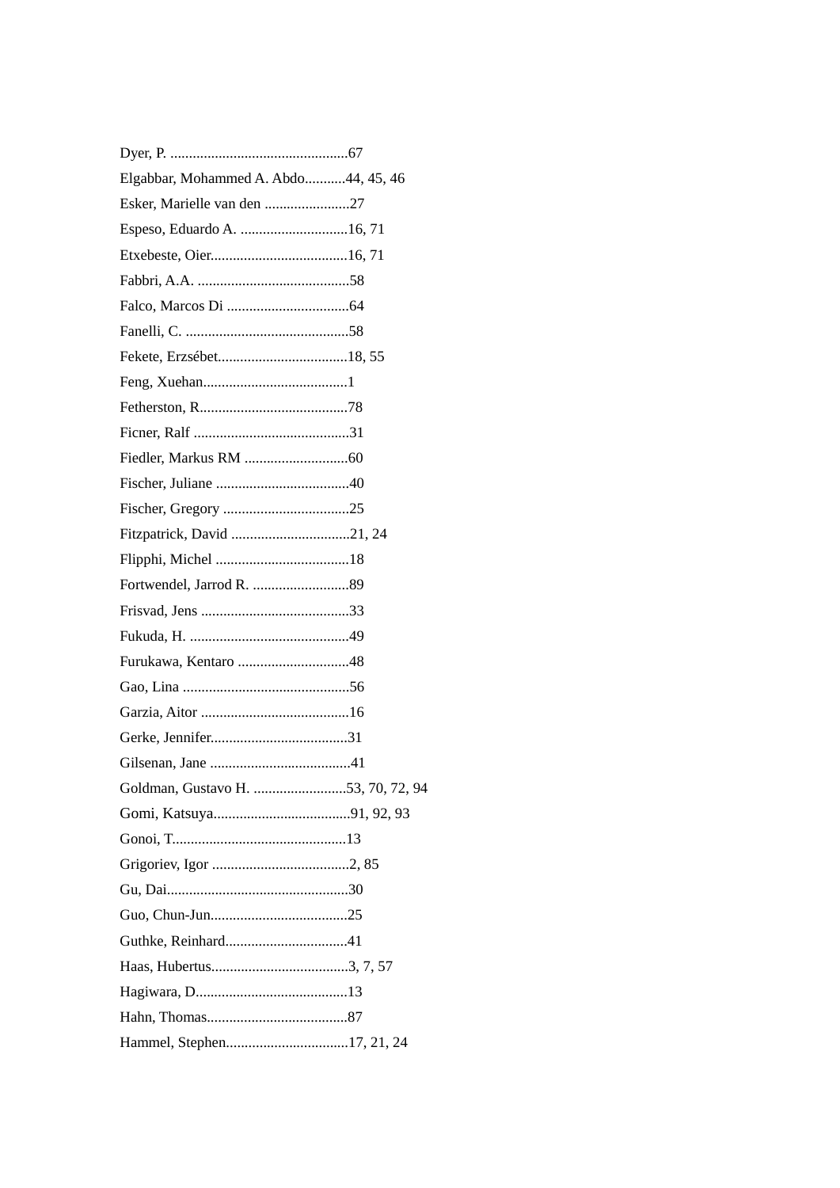Dyer, P. ................................................67

Elgabbar, Mohammed A. Abdo...........44, 45, 46

Esker, Marielle van den .......................27

Espeso, Eduardo A. .............................16, 71

Etxebeste, Oier.....................................16, 71

Fabbri, A.A. .........................................58

Falco, Marcos Di .................................64

Fanelli, C. ............................................58

Fekete, Erzsébet...................................18, 55

Feng, Xuehan.......................................1

Fetherston, R........................................78

Ficner, Ralf ..........................................31

Fiedler, Markus RM ............................60

Fischer, Juliane ....................................40

Fischer, Gregory ..................................25

Fitzpatrick, David ................................21, 24

Flipphi, Michel ....................................18

Fortwendel, Jarrod R. ..........................89

Frisvad, Jens ........................................33

Fukuda, H. ...........................................49

Furukawa, Kentaro ..............................48

Gao, Lina .............................................56

Garzia, Aitor ........................................16

Gerke, Jennifer.....................................31

Gilsenan, Jane ......................................41

Goldman, Gustavo H. .........................53, 70, 72, 94

Gomi, Katsuya.....................................91, 92, 93

Gonoi, T...............................................13

Grigoriev, Igor .....................................2, 85

Gu, Dai.................................................30

Guo, Chun-Jun.....................................25

Guthke, Reinhard.................................41

Haas, Hubertus.....................................3, 7, 57

Hagiwara, D.........................................13

Hahn, Thomas......................................87

Hammel, Stephen.................................17, 21, 24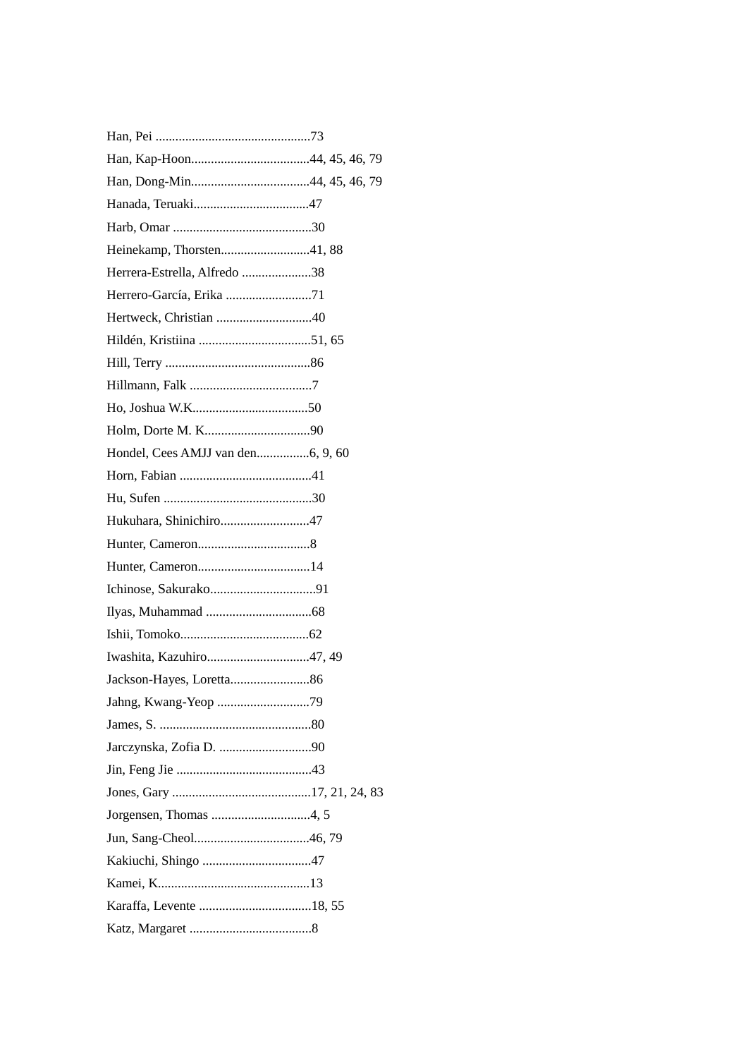Han, Pei ...............................................73

Han, Kap-Hoon....................................44, 45, 46, 79

Han, Dong-Min....................................44, 45, 46, 79

Hanada, Teruaki...................................47

Harb, Omar ..........................................30

Heinekamp, Thorsten...........................41, 88

Herrera-Estrella, Alfredo .....................38

Herrero-García, Erika ..........................71

Hertweck, Christian .............................40

Hildén, Kristiina ..................................51, 65

Hill, Terry ............................................86

Hillmann, Falk .....................................7

Ho, Joshua W.K...................................50

Holm, Dorte M. K................................90

Hondel, Cees AMJJ van den................6, 9, 60

Horn, Fabian ........................................41

Hu, Sufen .............................................30

Hukuhara, Shinichiro...........................47

Hunter, Cameron..................................8

Hunter, Cameron..................................14

Ichinose, Sakurako................................91

Ilyas, Muhammad ................................68

Ishii, Tomoko.......................................62

Iwashita, Kazuhiro...............................47, 49

Jackson-Hayes, Loretta........................86

Jahng, Kwang-Yeop ............................79

James, S. ..............................................80

Jarczynska, Zofia D. ............................90

Jin, Feng Jie .........................................43

Jones, Gary ..........................................17, 21, 24, 83

Jorgensen, Thomas ..............................4, 5

Jun, Sang-Cheol...................................46, 79

Kakiuchi, Shingo .................................47

Kamei, K..............................................13

Karaffa, Levente ..................................18, 55

Katz, Margaret .....................................8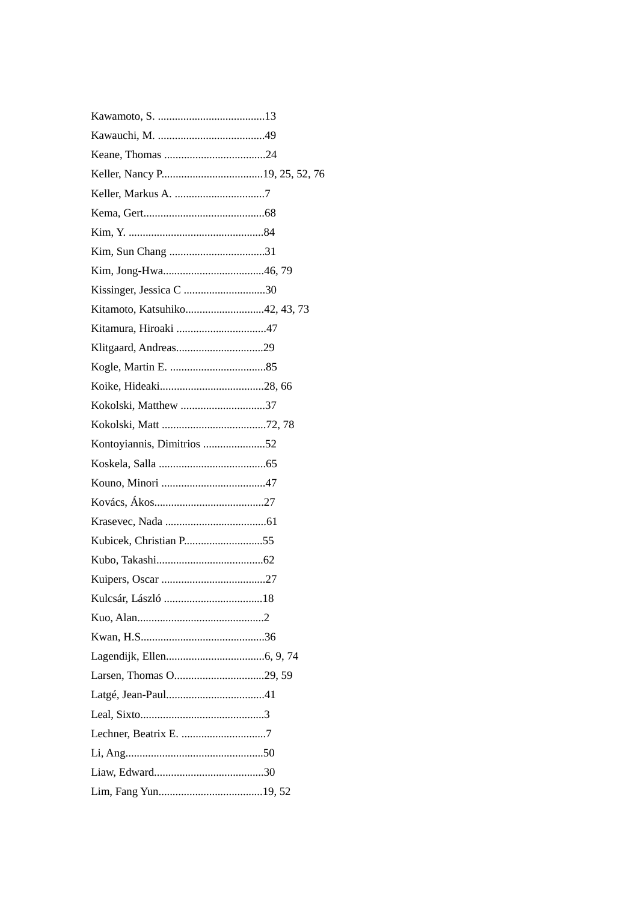Kawamoto, S. ......................................13

Kawauchi, M. ......................................49

Keane, Thomas ....................................24

Keller, Nancy P....................................19, 25, 52, 76

Keller, Markus A. ................................7

Kema, Gert...........................................68

Kim, Y. ................................................84

Kim, Sun Chang ..................................31

Kim, Jong-Hwa....................................46, 79

Kissinger, Jessica C .............................30

Kitamoto, Katsuhiko............................42, 43, 73

Kitamura, Hiroaki ................................47

Klitgaard, Andreas...............................29

Kogle, Martin E. ..................................85

Koike, Hideaki.....................................28, 66

Kokolski, Matthew ..............................37

Kokolski, Matt .....................................72, 78

Kontoyiannis, Dimitrios ......................52

Koskela, Salla ......................................65

Kouno, Minori .....................................47

Kovács, Ákos.......................................27

Krasevec, Nada ....................................61

Kubicek, Christian P............................55

Kubo, Takashi......................................62

Kuipers, Oscar .....................................27

Kulcsár, László ...................................18

Kuo, Alan.............................................2

Kwan, H.S............................................36

Lagendijk, Ellen...................................6, 9, 74

Larsen, Thomas O................................29, 59

Latgé, Jean-Paul...................................41

Leal, Sixto............................................3

Lechner, Beatrix E. ..............................7

Li, Ang.................................................50

Liaw, Edward.......................................30

Lim, Fang Yun.....................................19, 52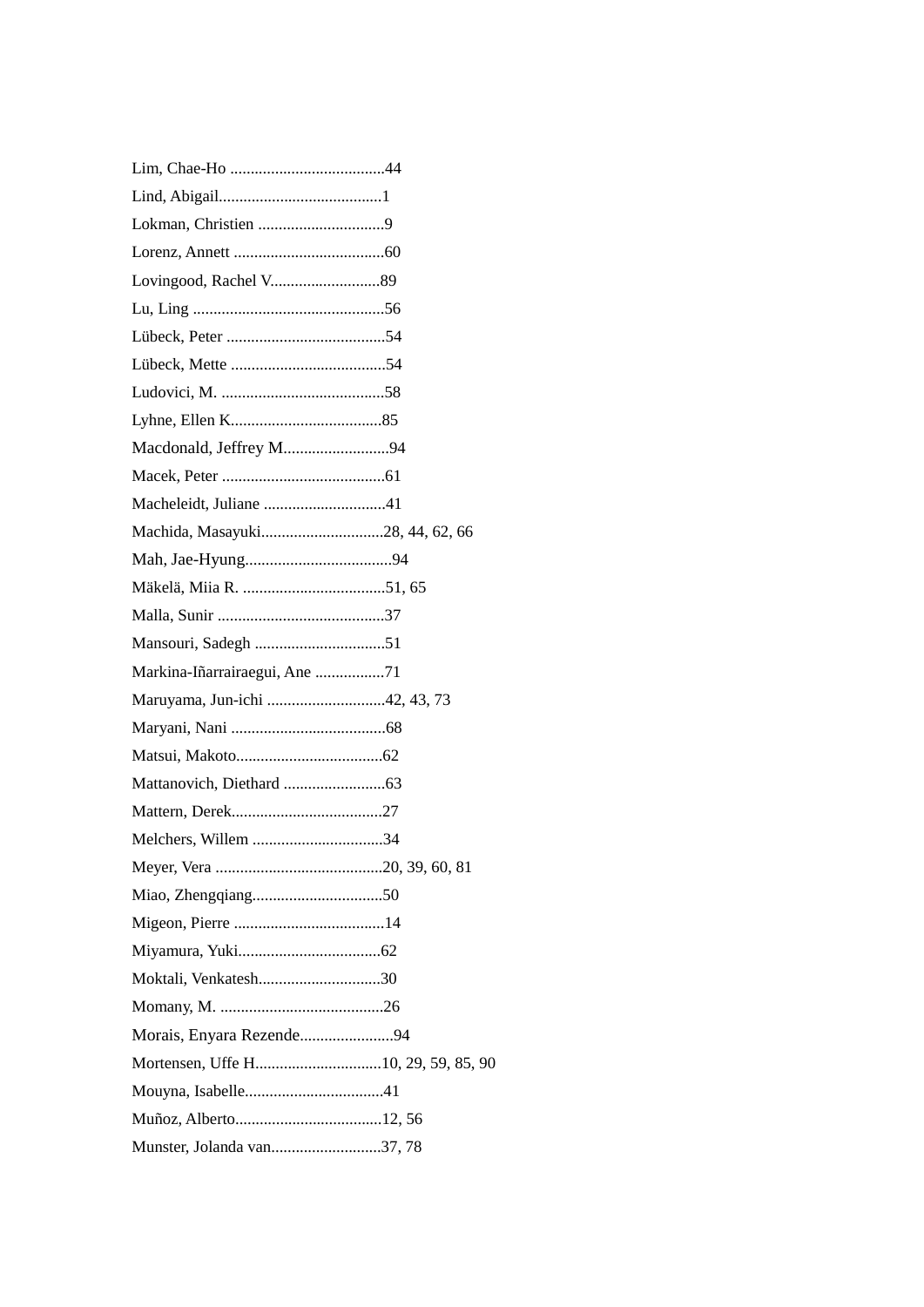Lim, Chae-Ho ......................................44

Lind, Abigail........................................1

Lokman, Christien ...............................9

Lorenz, Annett .....................................60

Lovingood, Rachel V...........................89

Lu, Ling ...............................................56

Lübeck, Peter .......................................54

Lübeck, Mette ......................................54

Ludovici, M. ........................................58

Lyhne, Ellen K.....................................85

Macdonald, Jeffrey M..........................94

Macek, Peter ........................................61

Macheleidt, Juliane ..............................41

Machida, Masayuki..............................28, 44, 62, 66

Mah, Jae-Hyung....................................94

Mäkelä, Miia R. ...................................51, 65

Malla, Sunir .........................................37

Mansouri, Sadegh ................................51

Markina-Iñarrairaegui, Ane .................71

Maruyama, Jun-ichi .............................42, 43, 73

Maryani, Nani ......................................68

Matsui, Makoto....................................62

Mattanovich, Diethard .........................63

Mattern, Derek.....................................27

Melchers, Willem ................................34

Meyer, Vera .........................................20, 39, 60, 81

Miao, Zhengqiang................................50

Migeon, Pierre .....................................14

Miyamura, Yuki...................................62

Moktali, Venkatesh..............................30

Momany, M. ........................................26

Morais, Enyara Rezende.......................94

Mortensen, Uffe H...............................10, 29, 59, 85, 90

Mouyna, Isabelle..................................41

Muñoz, Alberto....................................12, 56

Munster, Jolanda van...........................37, 78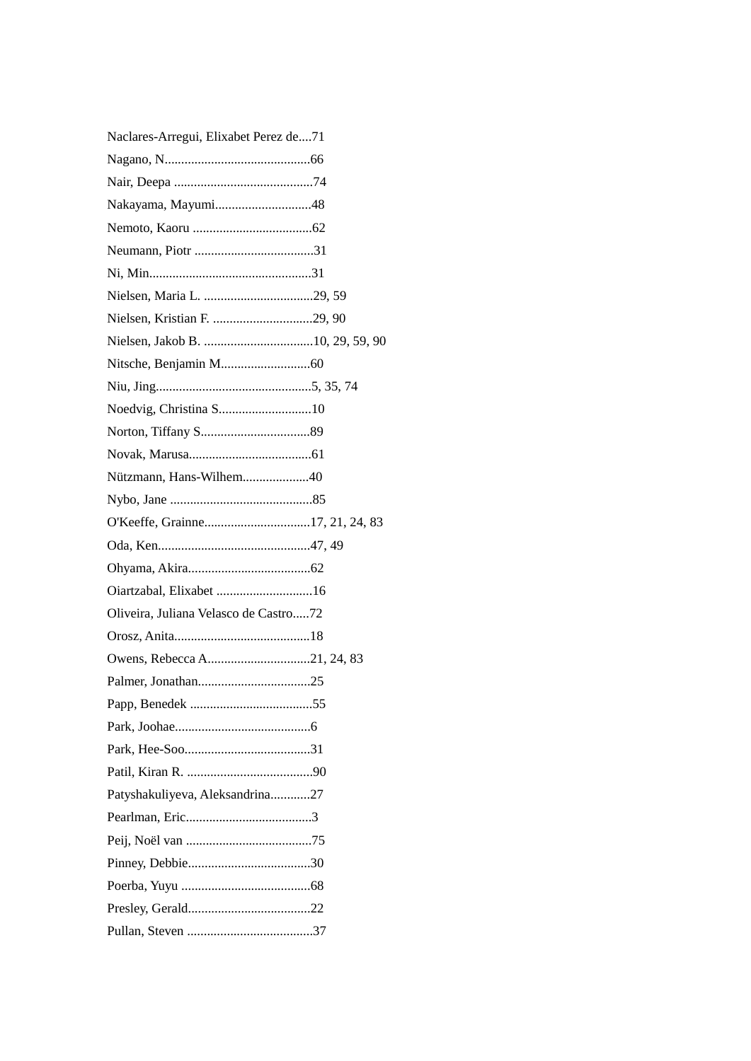Naclares-Arregui, Elixabet Perez de....71

Nagano, N............................................66

Nair, Deepa ..........................................74

Nakayama, Mayumi.............................48

Nemoto, Kaoru ....................................62

Neumann, Piotr ....................................31

Ni, Min.................................................31

Nielsen, Maria L. .................................29, 59

Nielsen, Kristian F. ..............................29, 90

Nielsen, Jakob B. .................................10, 29, 59, 90

Nitsche, Benjamin M...........................60

Niu, Jing...............................................5, 35, 74

Noedvig, Christina S............................10

Norton, Tiffany S.................................89

Novak, Marusa.....................................61

Nützmann, Hans-Wilhem....................40

Nybo, Jane ...........................................85

O'Keeffe, Grainne................................17, 21, 24, 83

Oda, Ken..............................................47, 49

Ohyama, Akira.....................................62

Oiartzabal, Elixabet .............................16

Oliveira, Juliana Velasco de Castro.....72

Orosz, Anita.........................................18

Owens, Rebecca A...............................21, 24, 83

Palmer, Jonathan..................................25

Papp, Benedek .....................................55

Park, Joohae.........................................6

Park, Hee-Soo......................................31

Patil, Kiran R. ......................................90

Patyshakuliyeva, Aleksandrina............27

Pearlman, Eric......................................3

Peij, Noël van ......................................75

Pinney, Debbie.....................................30

Poerba, Yuyu .......................................68

Presley, Gerald.....................................22

Pullan, Steven ......................................37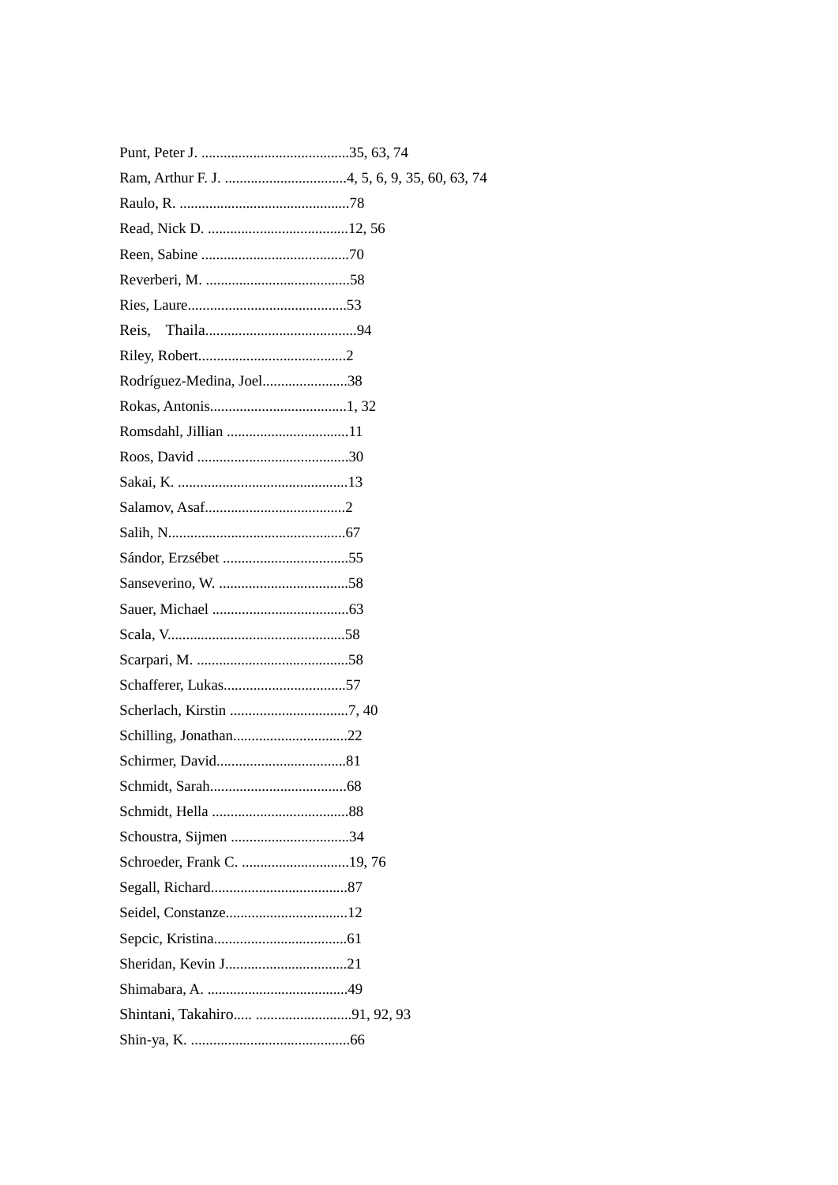Punt, Peter J. ........................................35, 63, 74

Ram, Arthur F. J. .................................4, 5, 6, 9, 35, 60, 63, 74

Raulo, R. ..............................................78

Read, Nick D. ......................................12, 56

Reen, Sabine ........................................70

Reverberi, M. .......................................58

Ries, Laure...........................................53

Reis, Thaila.........................................94

Riley, Robert........................................2

Rodríguez-Medina, Joel.......................38

Rokas, Antonis.....................................1, 32

Romsdahl, Jillian .................................11

Roos, David .........................................30

Sakai, K. ..............................................13

Salamov, Asaf......................................2

Salih, N................................................67

Sándor, Erzsébet ..................................55

Sanseverino, W. ...................................58

Sauer, Michael .....................................63

Scala, V................................................58

Scarpari, M. .........................................58

Schafferer, Lukas.................................57

Scherlach, Kirstin ................................7, 40

Schilling, Jonathan...............................22

Schirmer, David...................................81

Schmidt, Sarah.....................................68

Schmidt, Hella .....................................88

Schoustra, Sijmen ................................34

Schroeder, Frank C. .............................19, 76

Segall, Richard.....................................87

Seidel, Constanze.................................12

Sepcic, Kristina....................................61

Sheridan, Kevin J.................................21

Shimabara, A. ......................................49

Shintani, Takahiro..... ..........................91, 92, 93

Shin-ya, K. ...........................................66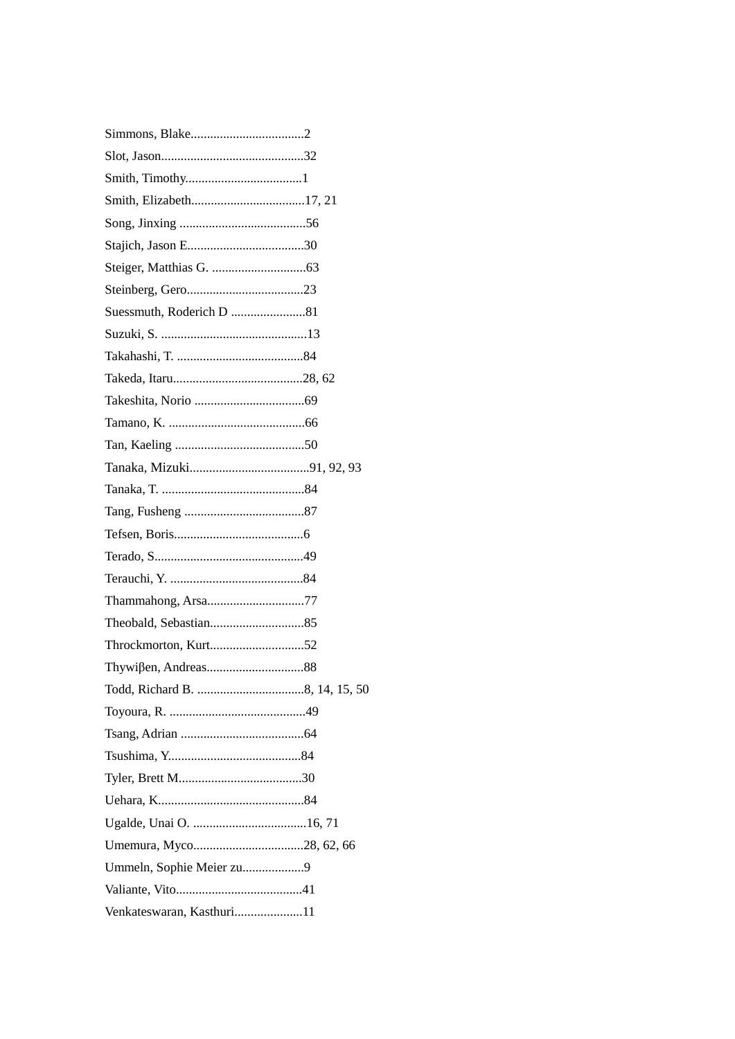Simmons, Blake...................................2

Slot, Jason............................................32

Smith, Timothy....................................1

Smith, Elizabeth...................................17, 21

Song, Jinxing .......................................56

Stajich, Jason E....................................30

Steiger, Matthias G. .............................63

Steinberg, Gero....................................23

Suessmuth, Roderich D .......................81

Suzuki, S. .............................................13

Takahashi, T. .......................................84

Takeda, Itaru........................................28, 62

Takeshita, Norio ..................................69

Tamano, K. ..........................................66

Tan, Kaeling ........................................50

Tanaka, Mizuki.....................................91, 92, 93

Tanaka, T. ............................................84

Tang, Fusheng .....................................87

Tefsen, Boris........................................6

Terado, S..............................................49

Terauchi, Y. .........................................84

Thammahong, Arsa..............................77

Theobald, Sebastian.............................85

Throckmorton, Kurt.............................52

Thywiβen, Andreas..............................88

Todd, Richard B. .................................8, 14, 15, 50

Toyoura, R. ..........................................49

Tsang, Adrian ......................................64

Tsushima, Y.........................................84

Tyler, Brett M......................................30

Uehara, K.............................................84

Ugalde, Unai O. ...................................16, 71

Umemura, Myco..................................28, 62, 66

Ummeln, Sophie Meier zu...................9

Valiante, Vito.......................................41

Venkateswaran, Kasthuri.....................11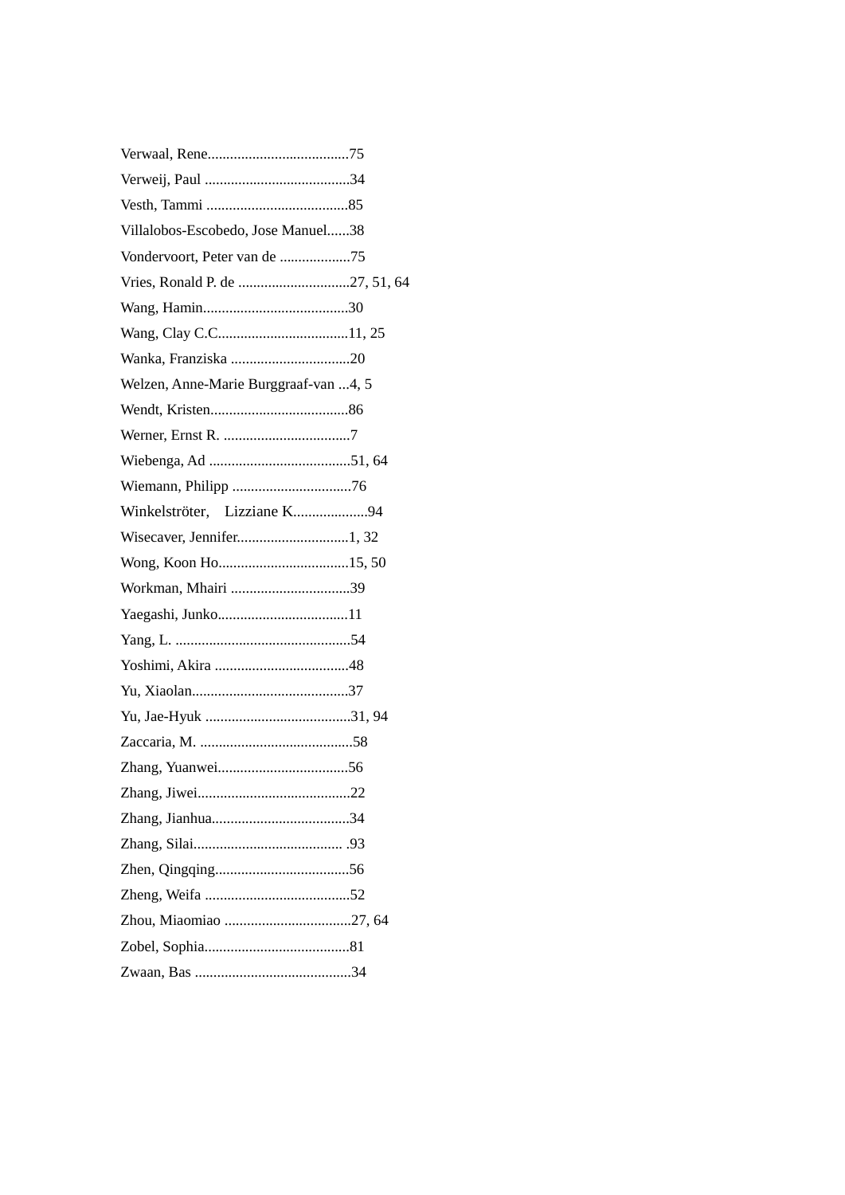Verwaal, Rene......................................75

Verweij, Paul .......................................34

Vesth, Tammi ......................................85

Villalobos-Escobedo, Jose Manuel......38

Vondervoort, Peter van de ...................75

Vries, Ronald P. de ..............................27, 51, 64

Wang, Hamin.......................................30

Wang, Clay C.C...................................11, 25

Wanka, Franziska ................................20

Welzen, Anne-Marie Burggraaf-van ...4, 5

Wendt, Kristen.....................................86

Werner, Ernst R. ..................................7

Wiebenga, Ad ......................................51, 64

Wiemann, Philipp ................................76

Winkelströter,　Lizziane K...................94

Wisecaver, Jennifer..............................1, 32

Wong, Koon Ho...................................15, 50

Workman, Mhairi ................................39

Yaegashi, Junko...................................11

Yang, L. ...............................................54

Yoshimi, Akira ....................................48

Yu, Xiaolan..........................................37

Yu, Jae-Hyuk .......................................31, 94

Zaccaria, M. .........................................58

Zhang, Yuanwei...................................56

Zhang, Jiwei.........................................22

Zhang, Jianhua.....................................34

Zhang, Silai........................................ .93

Zhen, Qingqing....................................56

Zheng, Weifa .......................................52

Zhou, Miaomiao ..................................27, 64

Zobel, Sophia.......................................81

Zwaan, Bas ..........................................34